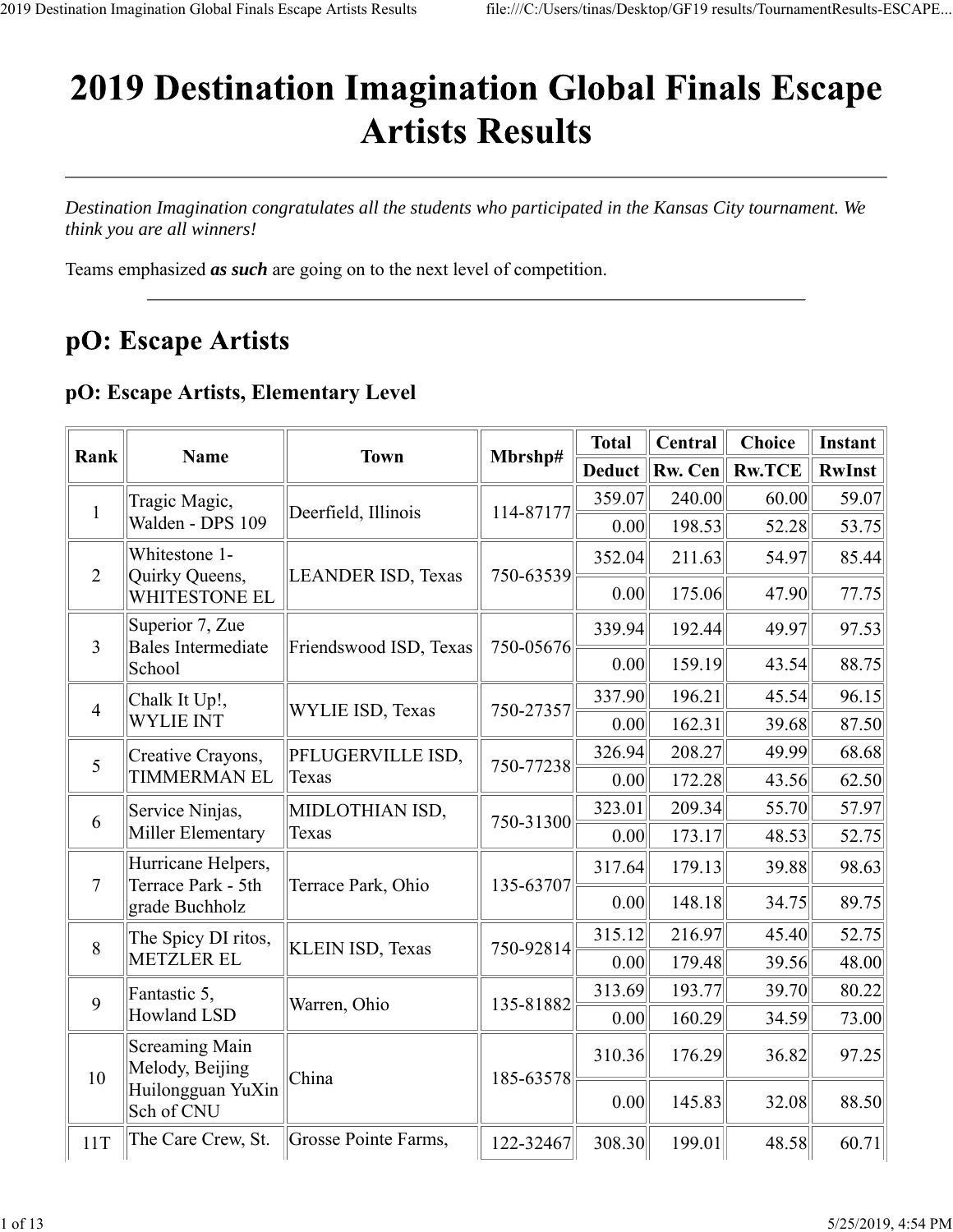# 2019 Destination Imagination Global Finals Escape Artists Results

*Destination Imagination congratulates all the students who participated in the Kansas City tournament. We think you are all winners!*

Teams emphasized ***as such*** are going on to the next level of competition.

---

## pO: Escape Artists

### pO: Escape Artists, Elementary Level

| Rank | Name | Town | Mbrshp# | Total | Central | Choice | Instant |
|---|---|---|---|---|---|---|---|
| | | | | Deduct | Rw. Cen | Rw.TCE | RwInst |
| 1 | Tragic Magic, Walden - DPS 109 | Deerfield, Illinois | 114-87177 | 359.07 | 240.00 | 60.00 | 59.07 |
| | | | | 0.00 | 198.53 | 52.28 | 53.75 |
| 2 | Whitestone 1-Quirky Queens, WHITESTONE EL | LEANDER ISD, Texas | 750-63539 | 352.04 | 211.63 | 54.97 | 85.44 |
| | | | | 0.00 | 175.06 | 47.90 | 77.75 |
| 3 | Superior 7, Zue Bales Intermediate School | Friendswood ISD, Texas | 750-05676 | 339.94 | 192.44 | 49.97 | 97.53 |
| | | | | 0.00 | 159.19 | 43.54 | 88.75 |
| 4 | Chalk It Up!, WYLIE INT | WYLIE ISD, Texas | 750-27357 | 337.90 | 196.21 | 45.54 | 96.15 |
| | | | | 0.00 | 162.31 | 39.68 | 87.50 |
| 5 | Creative Crayons, TIMMERMAN EL | PFLUGERVILLE ISD, Texas | 750-77238 | 326.94 | 208.27 | 49.99 | 68.68 |
| | | | | 0.00 | 172.28 | 43.56 | 62.50 |
| 6 | Service Ninjas, Miller Elementary | MIDLOTHIAN ISD, Texas | 750-31300 | 323.01 | 209.34 | 55.70 | 57.97 |
| | | | | 0.00 | 173.17 | 48.53 | 52.75 |
| 7 | Hurricane Helpers, Terrace Park - 5th grade Buchholz | Terrace Park, Ohio | 135-63707 | 317.64 | 179.13 | 39.88 | 98.63 |
| | | | | 0.00 | 148.18 | 34.75 | 89.75 |
| 8 | The Spicy DI ritos, METZLER EL | KLEIN ISD, Texas | 750-92814 | 315.12 | 216.97 | 45.40 | 52.75 |
| | | | | 0.00 | 179.48 | 39.56 | 48.00 |
| 9 | Fantastic 5, Howland LSD | Warren, Ohio | 135-81882 | 313.69 | 193.77 | 39.70 | 80.22 |
| | | | | 0.00 | 160.29 | 34.59 | 73.00 |
| 10 | Screaming Main Melody, Beijing Huilongguan YuXin Sch of CNU | China | 185-63578 | 310.36 | 176.29 | 36.82 | 97.25 |
| | | | | 0.00 | 145.83 | 32.08 | 88.50 |
| 11T | The Care Crew, St. | Grosse Pointe Farms, | 122-32467 | 308.30 | 199.01 | 48.58 | 60.71 |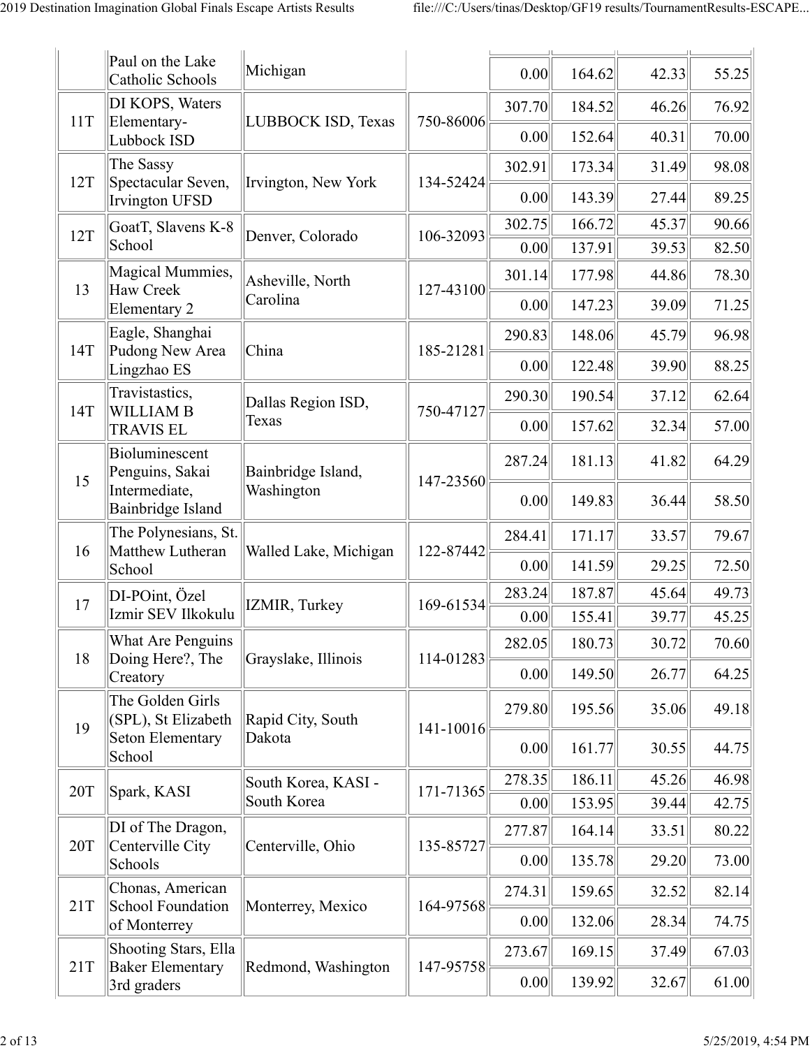| | | | | | | | |
|---|---|---|---|---|---|---|---|
| | Paul on the Lake Catholic Schools | Michigan | | 0.00 | 164.62 | 42.33 | 55.25 |
| 11T | DI KOPS, Waters Elementary-Lubbock ISD | LUBBOCK ISD, Texas | 750-86006 | 307.70 | 184.52 | 46.26 | 76.92 |
| | | | | 0.00 | 152.64 | 40.31 | 70.00 |
| 12T | The Sassy Spectacular Seven, Irvington UFSD | Irvington, New York | 134-52424 | 302.91 | 173.34 | 31.49 | 98.08 |
| | | | | 0.00 | 143.39 | 27.44 | 89.25 |
| 12T | GoatT, Slavens K-8 School | Denver, Colorado | 106-32093 | 302.75 | 166.72 | 45.37 | 90.66 |
| | | | | 0.00 | 137.91 | 39.53 | 82.50 |
| 13 | Magical Mummies, Haw Creek Elementary 2 | Asheville, North Carolina | 127-43100 | 301.14 | 177.98 | 44.86 | 78.30 |
| | | | | 0.00 | 147.23 | 39.09 | 71.25 |
| 14T | Eagle, Shanghai Pudong New Area Lingzhao ES | China | 185-21281 | 290.83 | 148.06 | 45.79 | 96.98 |
| | | | | 0.00 | 122.48 | 39.90 | 88.25 |
| 14T | Travistastics, WILLIAM B TRAVIS EL | Dallas Region ISD, Texas | 750-47127 | 290.30 | 190.54 | 37.12 | 62.64 |
| | | | | 0.00 | 157.62 | 32.34 | 57.00 |
| 15 | Bioluminescent Penguins, Sakai Intermediate, Bainbridge Island | Bainbridge Island, Washington | 147-23560 | 287.24 | 181.13 | 41.82 | 64.29 |
| | | | | 0.00 | 149.83 | 36.44 | 58.50 |
| 16 | The Polynesians, St. Matthew Lutheran School | Walled Lake, Michigan | 122-87442 | 284.41 | 171.17 | 33.57 | 79.67 |
| | | | | 0.00 | 141.59 | 29.25 | 72.50 |
| 17 | DI-POint, Özel Izmir SEV Ilkokulu | IZMIR, Turkey | 169-61534 | 283.24 | 187.87 | 45.64 | 49.73 |
| | | | | 0.00 | 155.41 | 39.77 | 45.25 |
| 18 | What Are Penguins Doing Here?, The Creatory | Grayslake, Illinois | 114-01283 | 282.05 | 180.73 | 30.72 | 70.60 |
| | | | | 0.00 | 149.50 | 26.77 | 64.25 |
| 19 | The Golden Girls (SPL), St Elizabeth Seton Elementary School | Rapid City, South Dakota | 141-10016 | 279.80 | 195.56 | 35.06 | 49.18 |
| | | | | 0.00 | 161.77 | 30.55 | 44.75 |
| 20T | Spark, KASI | South Korea, KASI - South Korea | 171-71365 | 278.35 | 186.11 | 45.26 | 46.98 |
| | | | | 0.00 | 153.95 | 39.44 | 42.75 |
| 20T | DI of The Dragon, Centerville City Schools | Centerville, Ohio | 135-85727 | 277.87 | 164.14 | 33.51 | 80.22 |
| | | | | 0.00 | 135.78 | 29.20 | 73.00 |
| 21T | Chonas, American School Foundation of Monterrey | Monterrey, Mexico | 164-97568 | 274.31 | 159.65 | 32.52 | 82.14 |
| | | | | 0.00 | 132.06 | 28.34 | 74.75 |
| 21T | Shooting Stars, Ella Baker Elementary 3rd graders | Redmond, Washington | 147-95758 | 273.67 | 169.15 | 37.49 | 67.03 |
| | | | | 0.00 | 139.92 | 32.67 | 61.00 |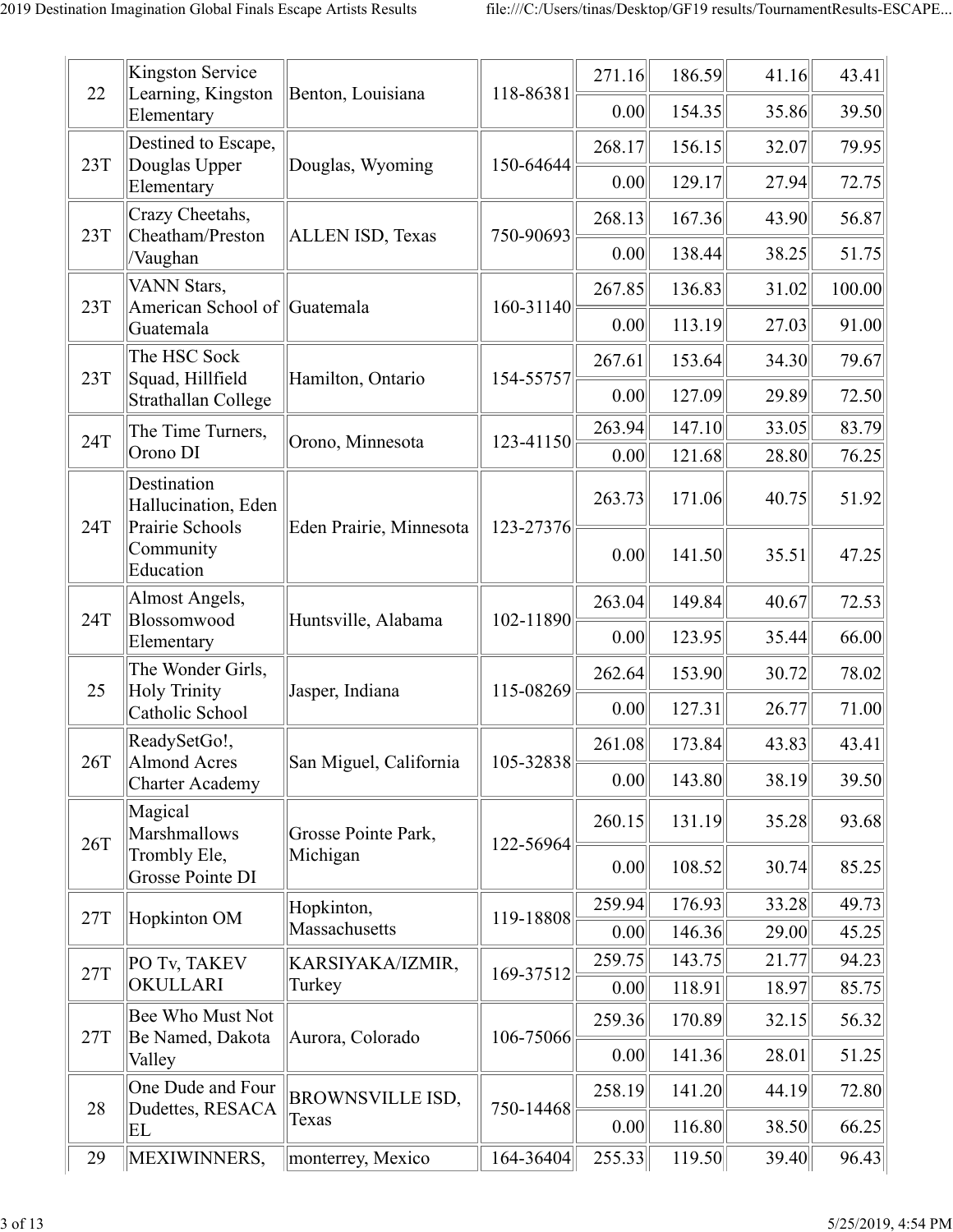| | | | | | | | |
|---|---|---|---|---|---|---|---|
| 22 | Kingston Service Learning, Kingston Elementary | Benton, Louisiana | 118-86381 | 271.16 | 186.59 | 41.16 | 43.41 |
| | | | | 0.00 | 154.35 | 35.86 | 39.50 |
| 23T | Destined to Escape, Douglas Upper Elementary | Douglas, Wyoming | 150-64644 | 268.17 | 156.15 | 32.07 | 79.95 |
| | | | | 0.00 | 129.17 | 27.94 | 72.75 |
| 23T | Crazy Cheetahs, Cheatham/Preston /Vaughan | ALLEN ISD, Texas | 750-90693 | 268.13 | 167.36 | 43.90 | 56.87 |
| | | | | 0.00 | 138.44 | 38.25 | 51.75 |
| 23T | VANN Stars, American School of Guatemala | Guatemala | 160-31140 | 267.85 | 136.83 | 31.02 | 100.00 |
| | | | | 0.00 | 113.19 | 27.03 | 91.00 |
| 23T | The HSC Sock Squad, Hillfield Strathallan College | Hamilton, Ontario | 154-55757 | 267.61 | 153.64 | 34.30 | 79.67 |
| | | | | 0.00 | 127.09 | 29.89 | 72.50 |
| 24T | The Time Turners, Orono DI | Orono, Minnesota | 123-41150 | 263.94 | 147.10 | 33.05 | 83.79 |
| | | | | 0.00 | 121.68 | 28.80 | 76.25 |
| 24T | Destination Hallucination, Eden Prairie Schools Community Education | Eden Prairie, Minnesota | 123-27376 | 263.73 | 171.06 | 40.75 | 51.92 |
| | | | | 0.00 | 141.50 | 35.51 | 47.25 |
| 24T | Almost Angels, Blossomwood Elementary | Huntsville, Alabama | 102-11890 | 263.04 | 149.84 | 40.67 | 72.53 |
| | | | | 0.00 | 123.95 | 35.44 | 66.00 |
| 25 | The Wonder Girls, Holy Trinity Catholic School | Jasper, Indiana | 115-08269 | 262.64 | 153.90 | 30.72 | 78.02 |
| | | | | 0.00 | 127.31 | 26.77 | 71.00 |
| 26T | ReadySetGo!, Almond Acres Charter Academy | San Miguel, California | 105-32838 | 261.08 | 173.84 | 43.83 | 43.41 |
| | | | | 0.00 | 143.80 | 38.19 | 39.50 |
| 26T | Magical Marshmallows Trombly Ele, Grosse Pointe DI | Grosse Pointe Park, Michigan | 122-56964 | 260.15 | 131.19 | 35.28 | 93.68 |
| | | | | 0.00 | 108.52 | 30.74 | 85.25 |
| 27T | Hopkinton OM | Hopkinton, Massachusetts | 119-18808 | 259.94 | 176.93 | 33.28 | 49.73 |
| | | | | 0.00 | 146.36 | 29.00 | 45.25 |
| 27T | PO Tv, TAKEV OKULLARI | KARSIYAKA/IZMIR, Turkey | 169-37512 | 259.75 | 143.75 | 21.77 | 94.23 |
| | | | | 0.00 | 118.91 | 18.97 | 85.75 |
| 27T | Bee Who Must Not Be Named, Dakota Valley | Aurora, Colorado | 106-75066 | 259.36 | 170.89 | 32.15 | 56.32 |
| | | | | 0.00 | 141.36 | 28.01 | 51.25 |
| 28 | One Dude and Four Dudettes, RESACA EL | BROWNSVILLE ISD, Texas | 750-14468 | 258.19 | 141.20 | 44.19 | 72.80 |
| | | | | 0.00 | 116.80 | 38.50 | 66.25 |
| 29 | MEXIWINNERS, | monterrey, Mexico | 164-36404 | 255.33 | 119.50 | 39.40 | 96.43 |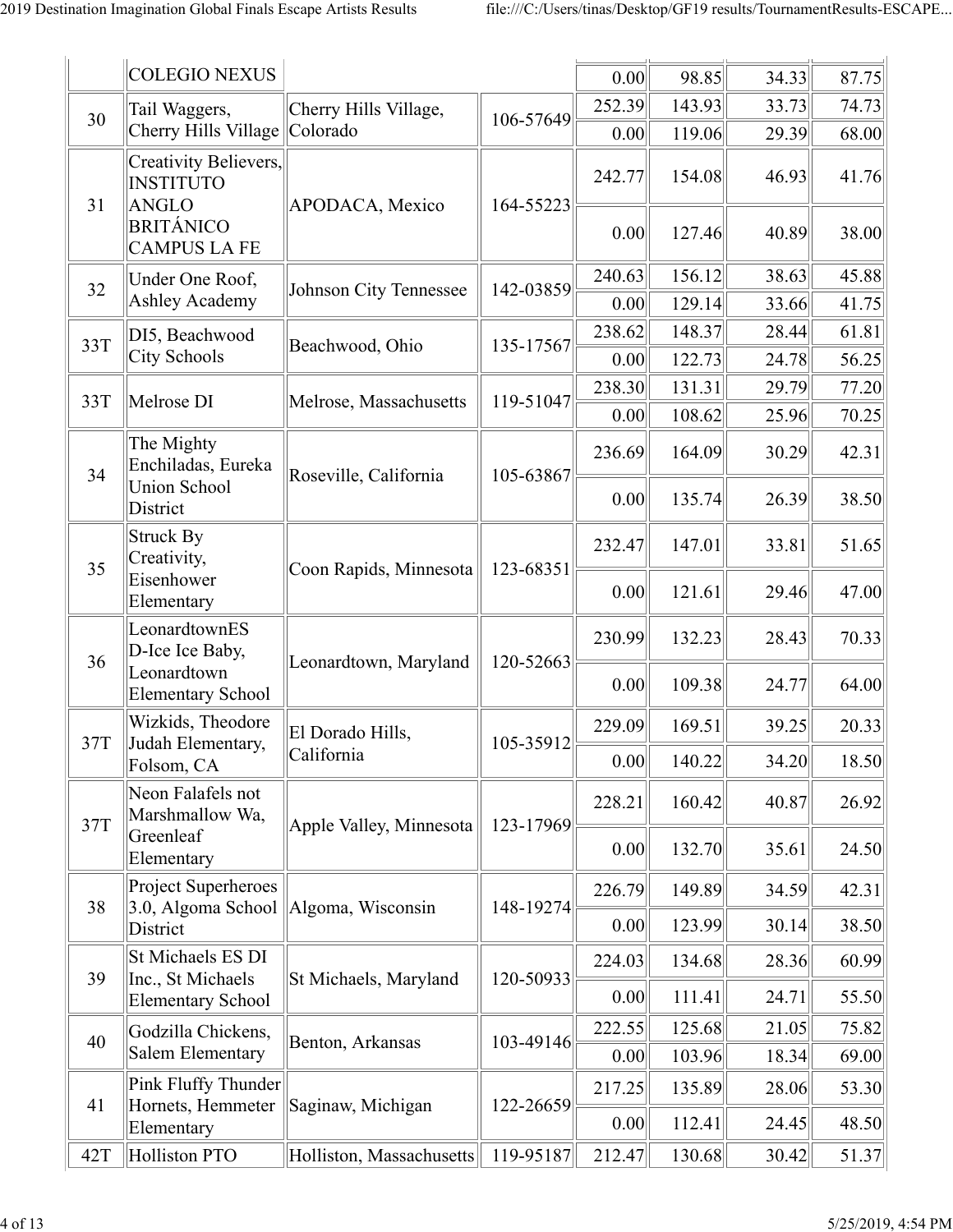| | | | | | | | |
|---|---|---|---|---|---|---|---|
| | COLEGIO NEXUS | | | 0.00 | 98.85 | 34.33 | 87.75 |
| 30 | Tail Waggers, Cherry Hills Village | Cherry Hills Village, Colorado | 106-57649 | 252.39 | 143.93 | 33.73 | 74.73 |
| | | | | 0.00 | 119.06 | 29.39 | 68.00 |
| 31 | Creativity Believers, INSTITUTO ANGLO BRITÁNICO CAMPUS LA FE | APODACA, Mexico | 164-55223 | 242.77 | 154.08 | 46.93 | 41.76 |
| | | | | 0.00 | 127.46 | 40.89 | 38.00 |
| 32 | Under One Roof, Ashley Academy | Johnson City Tennessee | 142-03859 | 240.63 | 156.12 | 38.63 | 45.88 |
| | | | | 0.00 | 129.14 | 33.66 | 41.75 |
| 33T | DI5, Beachwood City Schools | Beachwood, Ohio | 135-17567 | 238.62 | 148.37 | 28.44 | 61.81 |
| | | | | 0.00 | 122.73 | 24.78 | 56.25 |
| 33T | Melrose DI | Melrose, Massachusetts | 119-51047 | 238.30 | 131.31 | 29.79 | 77.20 |
| | | | | 0.00 | 108.62 | 25.96 | 70.25 |
| 34 | The Mighty Enchiladas, Eureka Union School District | Roseville, California | 105-63867 | 236.69 | 164.09 | 30.29 | 42.31 |
| | | | | 0.00 | 135.74 | 26.39 | 38.50 |
| 35 | Struck By Creativity, Eisenhower Elementary | Coon Rapids, Minnesota | 123-68351 | 232.47 | 147.01 | 33.81 | 51.65 |
| | | | | 0.00 | 121.61 | 29.46 | 47.00 |
| 36 | LeonardtownES D-Ice Ice Baby, Leonardtown Elementary School | Leonardtown, Maryland | 120-52663 | 230.99 | 132.23 | 28.43 | 70.33 |
| | | | | 0.00 | 109.38 | 24.77 | 64.00 |
| 37T | Wizkids, Theodore Judah Elementary, Folsom, CA | El Dorado Hills, California | 105-35912 | 229.09 | 169.51 | 39.25 | 20.33 |
| | | | | 0.00 | 140.22 | 34.20 | 18.50 |
| 37T | Neon Falafels not Marshmallow Wa, Greenleaf Elementary | Apple Valley, Minnesota | 123-17969 | 228.21 | 160.42 | 40.87 | 26.92 |
| | | | | 0.00 | 132.70 | 35.61 | 24.50 |
| 38 | Project Superheroes 3.0, Algoma School District | Algoma, Wisconsin | 148-19274 | 226.79 | 149.89 | 34.59 | 42.31 |
| | | | | 0.00 | 123.99 | 30.14 | 38.50 |
| 39 | St Michaels ES DI Inc., St Michaels Elementary School | St Michaels, Maryland | 120-50933 | 224.03 | 134.68 | 28.36 | 60.99 |
| | | | | 0.00 | 111.41 | 24.71 | 55.50 |
| 40 | Godzilla Chickens, Salem Elementary | Benton, Arkansas | 103-49146 | 222.55 | 125.68 | 21.05 | 75.82 |
| | | | | 0.00 | 103.96 | 18.34 | 69.00 |
| 41 | Pink Fluffy Thunder Hornets, Hemmeter Elementary | Saginaw, Michigan | 122-26659 | 217.25 | 135.89 | 28.06 | 53.30 |
| | | | | 0.00 | 112.41 | 24.45 | 48.50 |
| 42T | Holliston PTO | Holliston, Massachusetts | 119-95187 | 212.47 | 130.68 | 30.42 | 51.37 |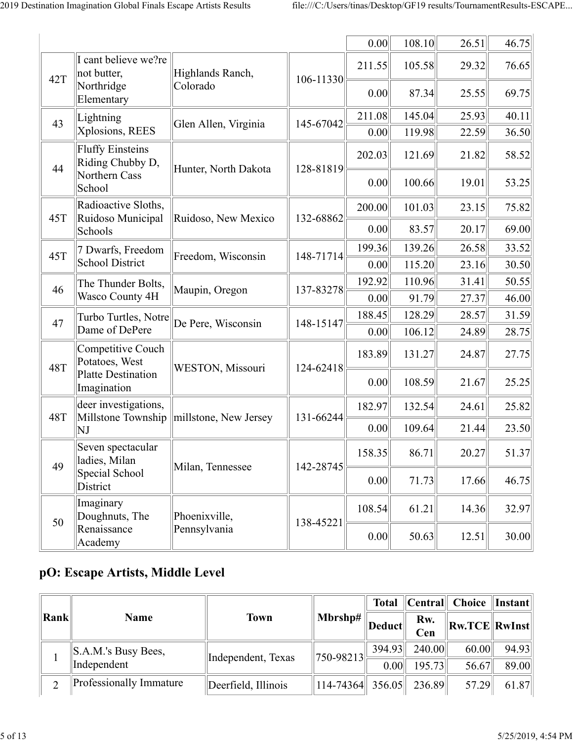| | | | | 0.00 | 108.10 | 26.51 | 46.75 |
|---|---|---|---|---|---|---|---|
| 42T | I cant believe we?re not butter, Northridge Elementary | Highlands Ranch, Colorado | 106-11330 | 211.55 | 105.58 | 29.32 | 76.65 |
| | | | | 0.00 | 87.34 | 25.55 | 69.75 |
| 43 | Lightning Xplosions, REES | Glen Allen, Virginia | 145-67042 | 211.08 | 145.04 | 25.93 | 40.11 |
| | | | | 0.00 | 119.98 | 22.59 | 36.50 |
| 44 | Fluffy Einsteins Riding Chubby D, Northern Cass School | Hunter, North Dakota | 128-81819 | 202.03 | 121.69 | 21.82 | 58.52 |
| | | | | 0.00 | 100.66 | 19.01 | 53.25 |
| 45T | Radioactive Sloths, Ruidoso Municipal Schools | Ruidoso, New Mexico | 132-68862 | 200.00 | 101.03 | 23.15 | 75.82 |
| | | | | 0.00 | 83.57 | 20.17 | 69.00 |
| 45T | 7 Dwarfs, Freedom School District | Freedom, Wisconsin | 148-71714 | 199.36 | 139.26 | 26.58 | 33.52 |
| | | | | 0.00 | 115.20 | 23.16 | 30.50 |
| 46 | The Thunder Bolts, Wasco County 4H | Maupin, Oregon | 137-83278 | 192.92 | 110.96 | 31.41 | 50.55 |
| | | | | 0.00 | 91.79 | 27.37 | 46.00 |
| 47 | Turbo Turtles, Notre Dame of DePere | De Pere, Wisconsin | 148-15147 | 188.45 | 128.29 | 28.57 | 31.59 |
| | | | | 0.00 | 106.12 | 24.89 | 28.75 |
| 48T | Competitive Couch Potatoes, West Platte Destination Imagination | WESTON, Missouri | 124-62418 | 183.89 | 131.27 | 24.87 | 27.75 |
| | | | | 0.00 | 108.59 | 21.67 | 25.25 |
| 48T | deer investigations, Millstone Township NJ | millstone, New Jersey | 131-66244 | 182.97 | 132.54 | 24.61 | 25.82 |
| | | | | 0.00 | 109.64 | 21.44 | 23.50 |
| 49 | Seven spectacular ladies, Milan Special School District | Milan, Tennessee | 142-28745 | 158.35 | 86.71 | 20.27 | 51.37 |
| | | | | 0.00 | 71.73 | 17.66 | 46.75 |
| 50 | Imaginary Doughnuts, The Renaissance Academy | Phoenixville, Pennsylvania | 138-45221 | 108.54 | 61.21 | 14.36 | 32.97 |
| | | | | 0.00 | 50.63 | 12.51 | 30.00 |

## pO: Escape Artists, Middle Level

| Rank | Name | Town | Mbrshp# | Total | Central | Choice | Instant |
|---|---|---|---|---|---|---|---|
| | | | | Deduct | Rw. Cen | Rw.TCE | RwInst |
| 1 | S.A.M.'s Busy Bees, Independent | Independent, Texas | 750-98213 | 394.93 | 240.00 | 60.00 | 94.93 |
| | | | | 0.00 | 195.73 | 56.67 | 89.00 |
| 2 | Professionally Immature | Deerfield, Illinois | 114-74364 | 356.05 | 236.89 | 57.29 | 61.87 |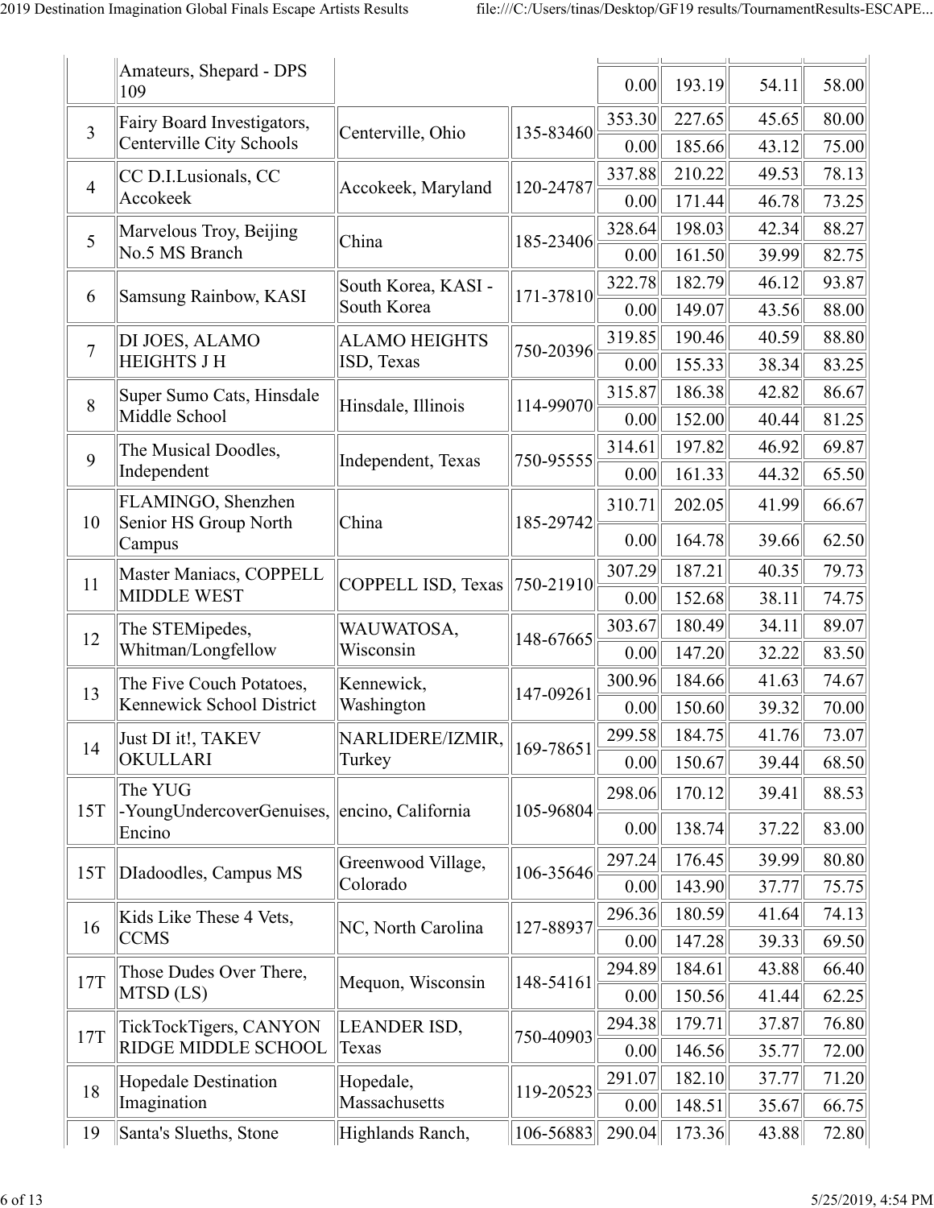| | Amateurs, Shepard - DPS 109 | | | 0.00 | 193.19 | 54.11 | 58.00 |
|---|---|---|---|---|---|---|---|
| 3 | Fairy Board Investigators, Centerville City Schools | Centerville, Ohio | 135-83460 | 353.30 | 227.65 | 45.65 | 80.00 |
| | | | | 0.00 | 185.66 | 43.12 | 75.00 |
| 4 | CC D.I.Lusionals, CC Accokeek | Accokeek, Maryland | 120-24787 | 337.88 | 210.22 | 49.53 | 78.13 |
| | | | | 0.00 | 171.44 | 46.78 | 73.25 |
| 5 | Marvelous Troy, Beijing No.5 MS Branch | China | 185-23406 | 328.64 | 198.03 | 42.34 | 88.27 |
| | | | | 0.00 | 161.50 | 39.99 | 82.75 |
| 6 | Samsung Rainbow, KASI | South Korea, KASI - South Korea | 171-37810 | 322.78 | 182.79 | 46.12 | 93.87 |
| | | | | 0.00 | 149.07 | 43.56 | 88.00 |
| 7 | DI JOES, ALAMO HEIGHTS J H | ALAMO HEIGHTS ISD, Texas | 750-20396 | 319.85 | 190.46 | 40.59 | 88.80 |
| | | | | 0.00 | 155.33 | 38.34 | 83.25 |
| 8 | Super Sumo Cats, Hinsdale Middle School | Hinsdale, Illinois | 114-99070 | 315.87 | 186.38 | 42.82 | 86.67 |
| | | | | 0.00 | 152.00 | 40.44 | 81.25 |
| 9 | The Musical Doodles, Independent | Independent, Texas | 750-95555 | 314.61 | 197.82 | 46.92 | 69.87 |
| | | | | 0.00 | 161.33 | 44.32 | 65.50 |
| 10 | FLAMINGO, Shenzhen Senior HS Group North Campus | China | 185-29742 | 310.71 | 202.05 | 41.99 | 66.67 |
| | | | | 0.00 | 164.78 | 39.66 | 62.50 |
| 11 | Master Maniacs, COPPELL MIDDLE WEST | COPPELL ISD, Texas | 750-21910 | 307.29 | 187.21 | 40.35 | 79.73 |
| | | | | 0.00 | 152.68 | 38.11 | 74.75 |
| 12 | The STEMipedes, Whitman/Longfellow | WAUWATOSA, Wisconsin | 148-67665 | 303.67 | 180.49 | 34.11 | 89.07 |
| | | | | 0.00 | 147.20 | 32.22 | 83.50 |
| 13 | The Five Couch Potatoes, Kennewick School District | Kennewick, Washington | 147-09261 | 300.96 | 184.66 | 41.63 | 74.67 |
| | | | | 0.00 | 150.60 | 39.32 | 70.00 |
| 14 | Just DI it!, TAKEV OKULLARI | NARLIDERE/IZMIR, Turkey | 169-78651 | 299.58 | 184.75 | 41.76 | 73.07 |
| | | | | 0.00 | 150.67 | 39.44 | 68.50 |
| 15T | The YUG -YoungUndercoverGenuises, Encino | encino, California | 105-96804 | 298.06 | 170.12 | 39.41 | 88.53 |
| | | | | 0.00 | 138.74 | 37.22 | 83.00 |
| 15T | DIadoodles, Campus MS | Greenwood Village, Colorado | 106-35646 | 297.24 | 176.45 | 39.99 | 80.80 |
| | | | | 0.00 | 143.90 | 37.77 | 75.75 |
| 16 | Kids Like These 4 Vets, CCMS | NC, North Carolina | 127-88937 | 296.36 | 180.59 | 41.64 | 74.13 |
| | | | | 0.00 | 147.28 | 39.33 | 69.50 |
| 17T | Those Dudes Over There, MTSD (LS) | Mequon, Wisconsin | 148-54161 | 294.89 | 184.61 | 43.88 | 66.40 |
| | | | | 0.00 | 150.56 | 41.44 | 62.25 |
| 17T | TickTockTigers, CANYON RIDGE MIDDLE SCHOOL | LEANDER ISD, Texas | 750-40903 | 294.38 | 179.71 | 37.87 | 76.80 |
| | | | | 0.00 | 146.56 | 35.77 | 72.00 |
| 18 | Hopedale Destination Imagination | Hopedale, Massachusetts | 119-20523 | 291.07 | 182.10 | 37.77 | 71.20 |
| | | | | 0.00 | 148.51 | 35.67 | 66.75 |
| 19 | Santa's Slueths, Stone | Highlands Ranch, | 106-56883 | 290.04 | 173.36 | 43.88 | 72.80 |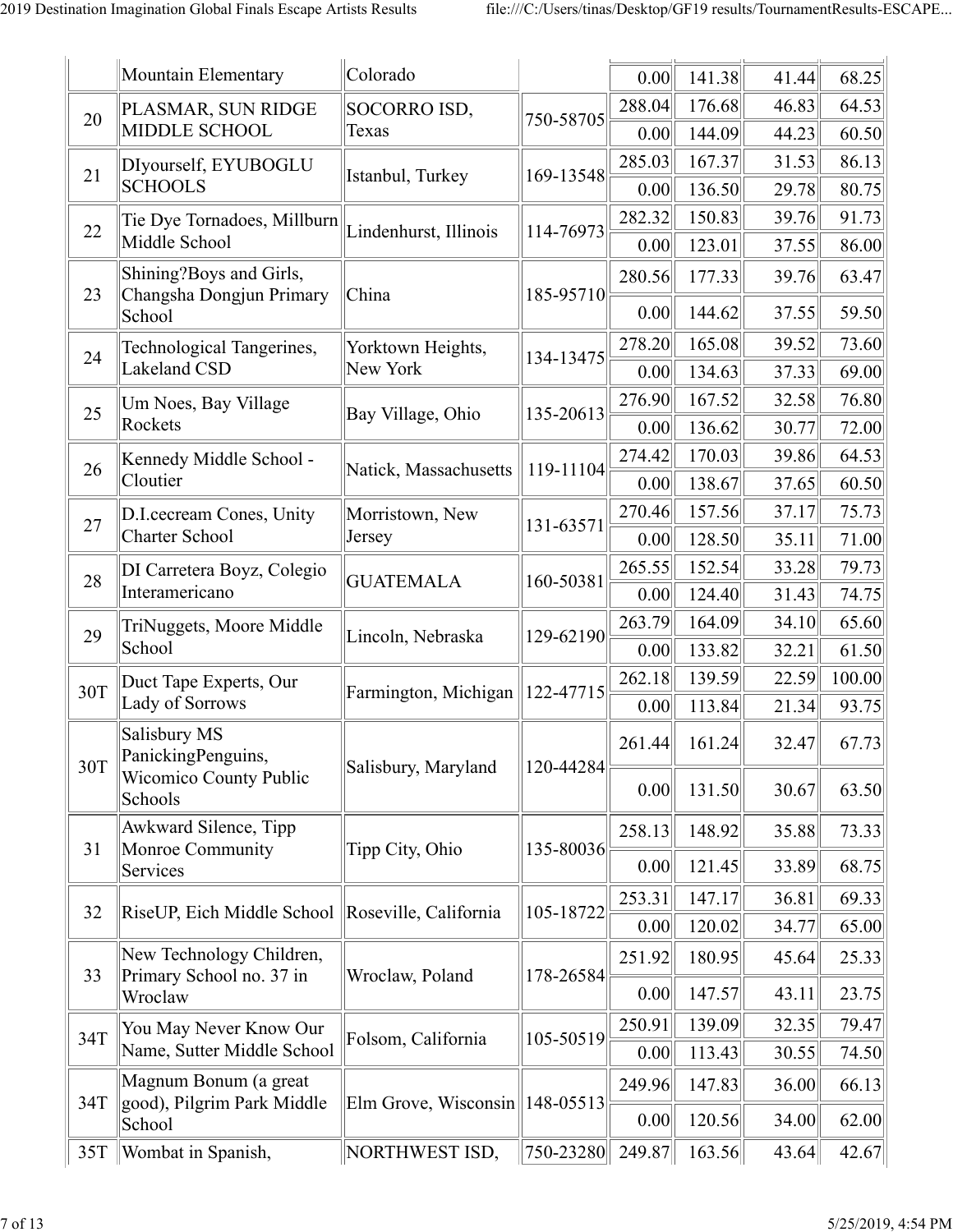| | | | | | | | |
|---|---|---|---|---|---|---|---|
| | Mountain Elementary | Colorado | | 0.00 | 141.38 | 41.44 | 68.25 |
| 20 | PLASMAR, SUN RIDGE MIDDLE SCHOOL | SOCORRO ISD, Texas | 750-58705 | 288.04 | 176.68 | 46.83 | 64.53 |
| | | | | 0.00 | 144.09 | 44.23 | 60.50 |
| 21 | DIyourself, EYUBOGLU SCHOOLS | Istanbul, Turkey | 169-13548 | 285.03 | 167.37 | 31.53 | 86.13 |
| | | | | 0.00 | 136.50 | 29.78 | 80.75 |
| 22 | Tie Dye Tornadoes, Millburn Middle School | Lindenhurst, Illinois | 114-76973 | 282.32 | 150.83 | 39.76 | 91.73 |
| | | | | 0.00 | 123.01 | 37.55 | 86.00 |
| 23 | Shining?Boys and Girls, Changsha Dongjun Primary School | China | 185-95710 | 280.56 | 177.33 | 39.76 | 63.47 |
| | | | | 0.00 | 144.62 | 37.55 | 59.50 |
| 24 | Technological Tangerines, Lakeland CSD | Yorktown Heights, New York | 134-13475 | 278.20 | 165.08 | 39.52 | 73.60 |
| | | | | 0.00 | 134.63 | 37.33 | 69.00 |
| 25 | Um Noes, Bay Village Rockets | Bay Village, Ohio | 135-20613 | 276.90 | 167.52 | 32.58 | 76.80 |
| | | | | 0.00 | 136.62 | 30.77 | 72.00 |
| 26 | Kennedy Middle School - Cloutier | Natick, Massachusetts | 119-11104 | 274.42 | 170.03 | 39.86 | 64.53 |
| | | | | 0.00 | 138.67 | 37.65 | 60.50 |
| 27 | D.I.cecream Cones, Unity Charter School | Morristown, New Jersey | 131-63571 | 270.46 | 157.56 | 37.17 | 75.73 |
| | | | | 0.00 | 128.50 | 35.11 | 71.00 |
| 28 | DI Carretera Boyz, Colegio Interamericano | GUATEMALA | 160-50381 | 265.55 | 152.54 | 33.28 | 79.73 |
| | | | | 0.00 | 124.40 | 31.43 | 74.75 |
| 29 | TriNuggets, Moore Middle School | Lincoln, Nebraska | 129-62190 | 263.79 | 164.09 | 34.10 | 65.60 |
| | | | | 0.00 | 133.82 | 32.21 | 61.50 |
| 30T | Duct Tape Experts, Our Lady of Sorrows | Farmington, Michigan | 122-47715 | 262.18 | 139.59 | 22.59 | 100.00 |
| | | | | 0.00 | 113.84 | 21.34 | 93.75 |
| 30T | Salisbury MS PanickingPenguins, Wicomico County Public Schools | Salisbury, Maryland | 120-44284 | 261.44 | 161.24 | 32.47 | 67.73 |
| | | | | 0.00 | 131.50 | 30.67 | 63.50 |
| 31 | Awkward Silence, Tipp Monroe Community Services | Tipp City, Ohio | 135-80036 | 258.13 | 148.92 | 35.88 | 73.33 |
| | | | | 0.00 | 121.45 | 33.89 | 68.75 |
| 32 | RiseUP, Eich Middle School | Roseville, California | 105-18722 | 253.31 | 147.17 | 36.81 | 69.33 |
| | | | | 0.00 | 120.02 | 34.77 | 65.00 |
| 33 | New Technology Children, Primary School no. 37 in Wroclaw | Wroclaw, Poland | 178-26584 | 251.92 | 180.95 | 45.64 | 25.33 |
| | | | | 0.00 | 147.57 | 43.11 | 23.75 |
| 34T | You May Never Know Our Name, Sutter Middle School | Folsom, California | 105-50519 | 250.91 | 139.09 | 32.35 | 79.47 |
| | | | | 0.00 | 113.43 | 30.55 | 74.50 |
| 34T | Magnum Bonum (a great good), Pilgrim Park Middle School | Elm Grove, Wisconsin | 148-05513 | 249.96 | 147.83 | 36.00 | 66.13 |
| | | | | 0.00 | 120.56 | 34.00 | 62.00 |
| 35T | Wombat in Spanish, | NORTHWEST ISD, | 750-23280 | 249.87 | 163.56 | 43.64 | 42.67 |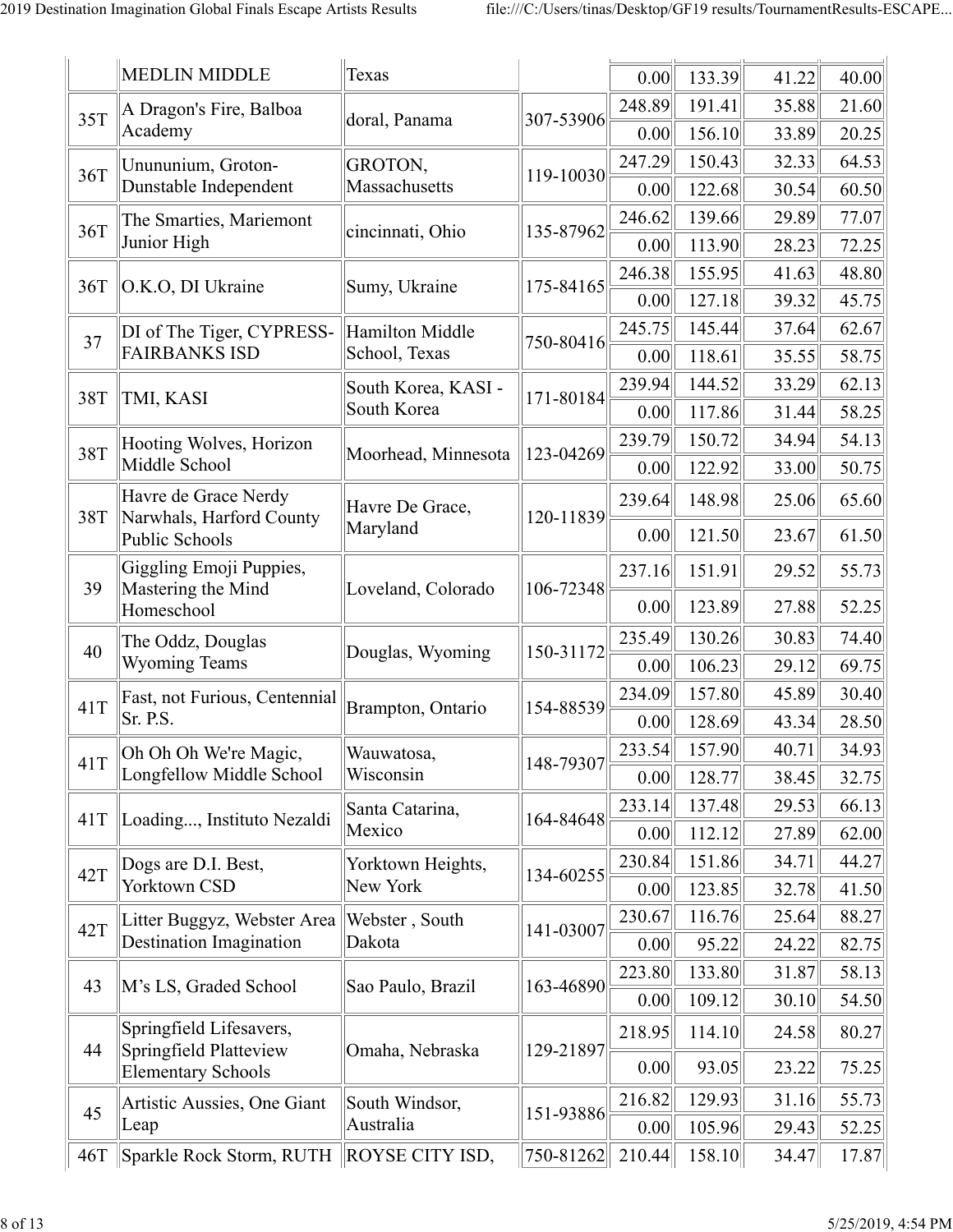| | MEDLIN MIDDLE | Texas | | 0.00 | 133.39 | 41.22 | 40.00 |
|---|---|---|---|---|---|---|---|
| 35T | A Dragon's Fire, Balboa Academy | doral, Panama | 307-53906 | 248.89 | 191.41 | 35.88 | 21.60 |
| | | | | 0.00 | 156.10 | 33.89 | 20.25 |
| 36T | Ununumium, Groton-Dunstable Independent | GROTON, Massachusetts | 119-10030 | 247.29 | 150.43 | 32.33 | 64.53 |
| | | | | 0.00 | 122.68 | 30.54 | 60.50 |
| 36T | The Smarties, Mariemont Junior High | cincinnati, Ohio | 135-87962 | 246.62 | 139.66 | 29.89 | 77.07 |
| | | | | 0.00 | 113.90 | 28.23 | 72.25 |
| 36T | O.K.O, DI Ukraine | Sumy, Ukraine | 175-84165 | 246.38 | 155.95 | 41.63 | 48.80 |
| | | | | 0.00 | 127.18 | 39.32 | 45.75 |
| 37 | DI of The Tiger, CYPRESS-FAIRBANKS ISD | Hamilton Middle School, Texas | 750-80416 | 245.75 | 145.44 | 37.64 | 62.67 |
| | | | | 0.00 | 118.61 | 35.55 | 58.75 |
| 38T | TMI, KASI | South Korea, KASI - South Korea | 171-80184 | 239.94 | 144.52 | 33.29 | 62.13 |
| | | | | 0.00 | 117.86 | 31.44 | 58.25 |
| 38T | Hooting Wolves, Horizon Middle School | Moorhead, Minnesota | 123-04269 | 239.79 | 150.72 | 34.94 | 54.13 |
| | | | | 0.00 | 122.92 | 33.00 | 50.75 |
| 38T | Havre de Grace Nerdy Narwhals, Harford County Public Schools | Havre De Grace, Maryland | 120-11839 | 239.64 | 148.98 | 25.06 | 65.60 |
| | | | | 0.00 | 121.50 | 23.67 | 61.50 |
| 39 | Giggling Emoji Puppies, Mastering the Mind Homeschool | Loveland, Colorado | 106-72348 | 237.16 | 151.91 | 29.52 | 55.73 |
| | | | | 0.00 | 123.89 | 27.88 | 52.25 |
| 40 | The Oddz, Douglas Wyoming Teams | Douglas, Wyoming | 150-31172 | 235.49 | 130.26 | 30.83 | 74.40 |
| | | | | 0.00 | 106.23 | 29.12 | 69.75 |
| 41T | Fast, not Furious, Centennial Sr. P.S. | Brampton, Ontario | 154-88539 | 234.09 | 157.80 | 45.89 | 30.40 |
| | | | | 0.00 | 128.69 | 43.34 | 28.50 |
| 41T | Oh Oh Oh We're Magic, Longfellow Middle School | Wauwatosa, Wisconsin | 148-79307 | 233.54 | 157.90 | 40.71 | 34.93 |
| | | | | 0.00 | 128.77 | 38.45 | 32.75 |
| 41T | Loading..., Instituto Nezaldi | Santa Catarina, Mexico | 164-84648 | 233.14 | 137.48 | 29.53 | 66.13 |
| | | | | 0.00 | 112.12 | 27.89 | 62.00 |
| 42T | Dogs are D.I. Best, Yorktown CSD | Yorktown Heights, New York | 134-60255 | 230.84 | 151.86 | 34.71 | 44.27 |
| | | | | 0.00 | 123.85 | 32.78 | 41.50 |
| 42T | Litter Buggyz, Webster Area Destination Imagination | Webster , South Dakota | 141-03007 | 230.67 | 116.76 | 25.64 | 88.27 |
| | | | | 0.00 | 95.22 | 24.22 | 82.75 |
| 43 | M's LS, Graded School | Sao Paulo, Brazil | 163-46890 | 223.80 | 133.80 | 31.87 | 58.13 |
| | | | | 0.00 | 109.12 | 30.10 | 54.50 |
| 44 | Springfield Lifesavers, Springfield Platteview Elementary Schools | Omaha, Nebraska | 129-21897 | 218.95 | 114.10 | 24.58 | 80.27 |
| | | | | 0.00 | 93.05 | 23.22 | 75.25 |
| 45 | Artistic Aussies, One Giant Leap | South Windsor, Australia | 151-93886 | 216.82 | 129.93 | 31.16 | 55.73 |
| | | | | 0.00 | 105.96 | 29.43 | 52.25 |
| 46T | Sparkle Rock Storm, RUTH | ROYSE CITY ISD, | 750-81262 | 210.44 | 158.10 | 34.47 | 17.87 |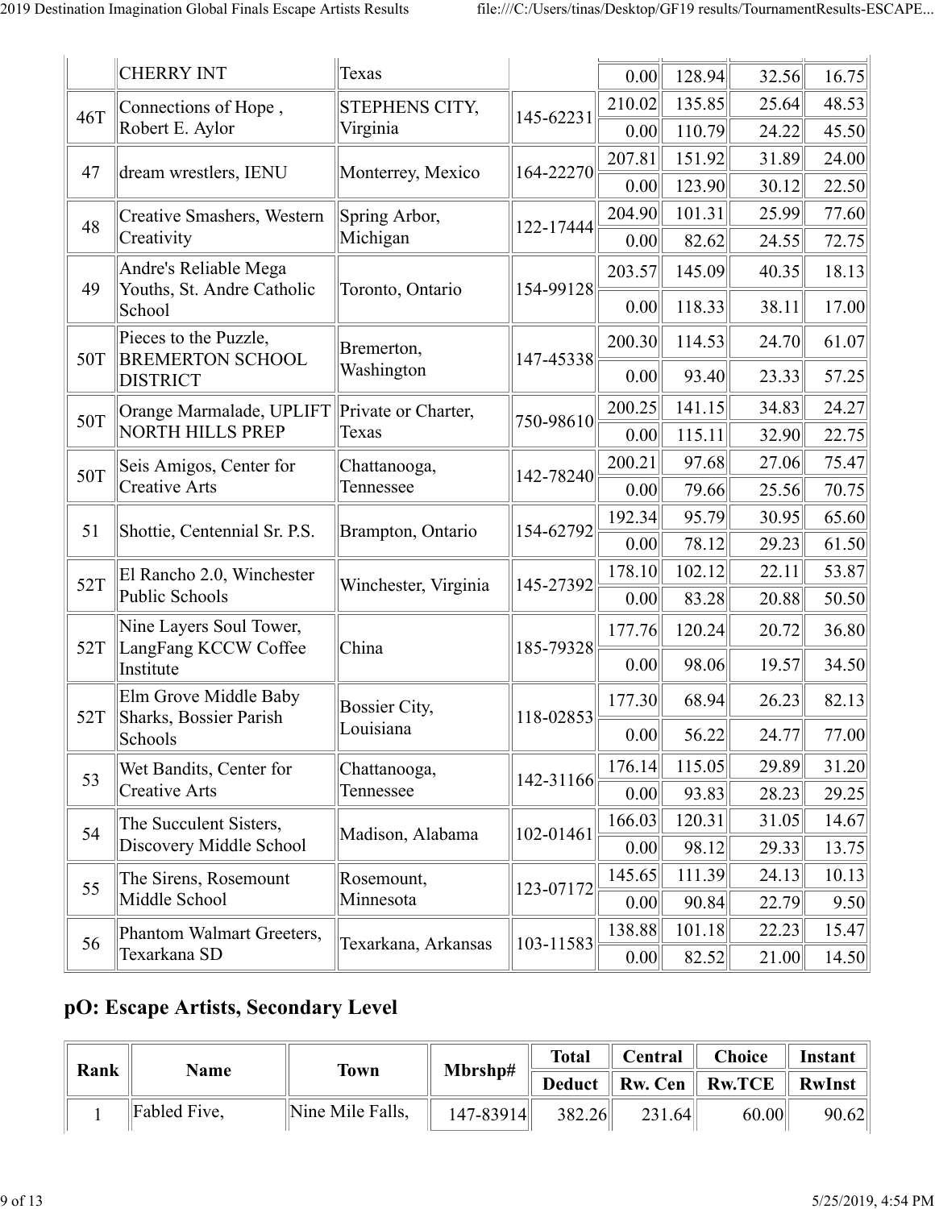| | CHERRY INT | Texas | | 0.00 | 128.94 | 32.56 | 16.75 |
|---|---|---|---|---|---|---|---|
| 46T | Connections of Hope , Robert E. Aylor | STEPHENS CITY, Virginia | 145-62231 | 210.02 | 135.85 | 25.64 | 48.53 |
| | | | | 0.00 | 110.79 | 24.22 | 45.50 |
| 47 | dream wrestlers, IENU | Monterrey, Mexico | 164-22270 | 207.81 | 151.92 | 31.89 | 24.00 |
| | | | | 0.00 | 123.90 | 30.12 | 22.50 |
| 48 | Creative Smashers, Western Creativity | Spring Arbor, Michigan | 122-17444 | 204.90 | 101.31 | 25.99 | 77.60 |
| | | | | 0.00 | 82.62 | 24.55 | 72.75 |
| 49 | Andre's Reliable Mega Youths, St. Andre Catholic School | Toronto, Ontario | 154-99128 | 203.57 | 145.09 | 40.35 | 18.13 |
| | | | | 0.00 | 118.33 | 38.11 | 17.00 |
| 50T | Pieces to the Puzzle, BREMERTON SCHOOL DISTRICT | Bremerton, Washington | 147-45338 | 200.30 | 114.53 | 24.70 | 61.07 |
| | | | | 0.00 | 93.40 | 23.33 | 57.25 |
| 50T | Orange Marmalade, UPLIFT NORTH HILLS PREP | Private or Charter, Texas | 750-98610 | 200.25 | 141.15 | 34.83 | 24.27 |
| | | | | 0.00 | 115.11 | 32.90 | 22.75 |
| 50T | Seis Amigos, Center for Creative Arts | Chattanooga, Tennessee | 142-78240 | 200.21 | 97.68 | 27.06 | 75.47 |
| | | | | 0.00 | 79.66 | 25.56 | 70.75 |
| 51 | Shottie, Centennial Sr. P.S. | Brampton, Ontario | 154-62792 | 192.34 | 95.79 | 30.95 | 65.60 |
| | | | | 0.00 | 78.12 | 29.23 | 61.50 |
| 52T | El Rancho 2.0, Winchester Public Schools | Winchester, Virginia | 145-27392 | 178.10 | 102.12 | 22.11 | 53.87 |
| | | | | 0.00 | 83.28 | 20.88 | 50.50 |
| 52T | Nine Layers Soul Tower, LangFang KCCW Coffee Institute | China | 185-79328 | 177.76 | 120.24 | 20.72 | 36.80 |
| | | | | 0.00 | 98.06 | 19.57 | 34.50 |
| 52T | Elm Grove Middle Baby Sharks, Bossier Parish Schools | Bossier City, Louisiana | 118-02853 | 177.30 | 68.94 | 26.23 | 82.13 |
| | | | | 0.00 | 56.22 | 24.77 | 77.00 |
| 53 | Wet Bandits, Center for Creative Arts | Chattanooga, Tennessee | 142-31166 | 176.14 | 115.05 | 29.89 | 31.20 |
| | | | | 0.00 | 93.83 | 28.23 | 29.25 |
| 54 | The Succulent Sisters, Discovery Middle School | Madison, Alabama | 102-01461 | 166.03 | 120.31 | 31.05 | 14.67 |
| | | | | 0.00 | 98.12 | 29.33 | 13.75 |
| 55 | The Sirens, Rosemount Middle School | Rosemount, Minnesota | 123-07172 | 145.65 | 111.39 | 24.13 | 10.13 |
| | | | | 0.00 | 90.84 | 22.79 | 9.50 |
| 56 | Phantom Walmart Greeters, Texarkana SD | Texarkana, Arkansas | 103-11583 | 138.88 | 101.18 | 22.23 | 15.47 |
| | | | | 0.00 | 82.52 | 21.00 | 14.50 |

## pO: Escape Artists, Secondary Level

| Rank | Name | Town | Mbrshp# | Total | Central | Choice | Instant |
|---|---|---|---|---|---|---|---|
| | | | | Deduct | Rw. Cen | Rw.TCE | RwInst |
| 1 | Fabled Five, | Nine Mile Falls, | 147-83914 | 382.26 | 231.64 | 60.00 | 90.62 |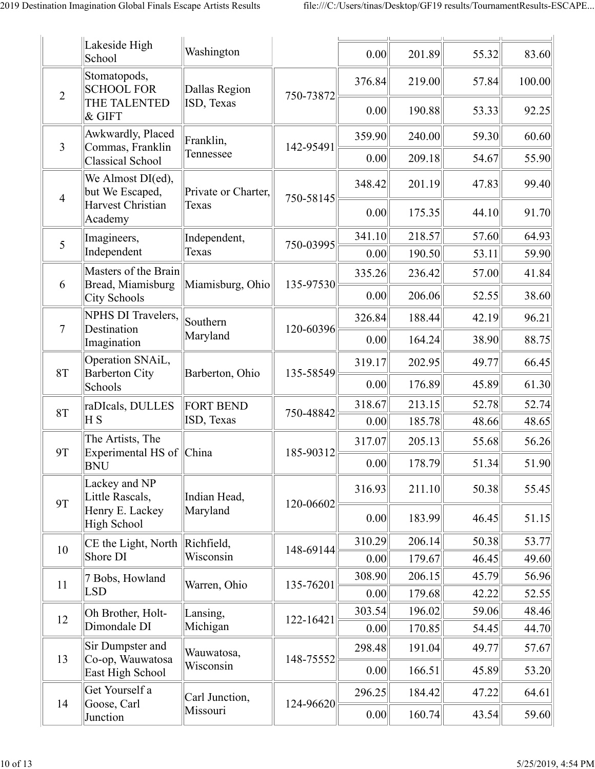| | | | | | | | |
|---|---|---|---|---|---|---|---|
| | Lakeside High School | Washington | | 0.00 | 201.89 | 55.32 | 83.60 |
| 2 | Stomatopods, SCHOOL FOR THE TALENTED & GIFT | Dallas Region ISD, Texas | 750-73872 | 376.84 | 219.00 | 57.84 | 100.00 |
| | | | | 0.00 | 190.88 | 53.33 | 92.25 |
| 3 | Awkwardly, Placed Commas, Franklin Classical School | Franklin, Tennessee | 142-95491 | 359.90 | 240.00 | 59.30 | 60.60 |
| | | | | 0.00 | 209.18 | 54.67 | 55.90 |
| 4 | We Almost DI(ed), but We Escaped, Harvest Christian Academy | Private or Charter, Texas | 750-58145 | 348.42 | 201.19 | 47.83 | 99.40 |
| | | | | 0.00 | 175.35 | 44.10 | 91.70 |
| 5 | Imagineers, Independent | Independent, Texas | 750-03995 | 341.10 | 218.57 | 57.60 | 64.93 |
| | | | | 0.00 | 190.50 | 53.11 | 59.90 |
| 6 | Masters of the Brain Bread, Miamisburg City Schools | Miamisburg, Ohio | 135-97530 | 335.26 | 236.42 | 57.00 | 41.84 |
| | | | | 0.00 | 206.06 | 52.55 | 38.60 |
| 7 | NPHS DI Travelers, Destination Imagination | Southern Maryland | 120-60396 | 326.84 | 188.44 | 42.19 | 96.21 |
| | | | | 0.00 | 164.24 | 38.90 | 88.75 |
| 8T | Operation SNAiL, Barberton City Schools | Barberton, Ohio | 135-58549 | 319.17 | 202.95 | 49.77 | 66.45 |
| | | | | 0.00 | 176.89 | 45.89 | 61.30 |
| 8T | raDIcals, DULLES H S | FORT BEND ISD, Texas | 750-48842 | 318.67 | 213.15 | 52.78 | 52.74 |
| | | | | 0.00 | 185.78 | 48.66 | 48.65 |
| 9T | The Artists, The Experimental HS of BNU | China | 185-90312 | 317.07 | 205.13 | 55.68 | 56.26 |
| | | | | 0.00 | 178.79 | 51.34 | 51.90 |
| 9T | Lackey and NP Little Rascals, Henry E. Lackey High School | Indian Head, Maryland | 120-06602 | 316.93 | 211.10 | 50.38 | 55.45 |
| | | | | 0.00 | 183.99 | 46.45 | 51.15 |
| 10 | CE the Light, North Shore DI | Richfield, Wisconsin | 148-69144 | 310.29 | 206.14 | 50.38 | 53.77 |
| | | | | 0.00 | 179.67 | 46.45 | 49.60 |
| 11 | 7 Bobs, Howland LSD | Warren, Ohio | 135-76201 | 308.90 | 206.15 | 45.79 | 56.96 |
| | | | | 0.00 | 179.68 | 42.22 | 52.55 |
| 12 | Oh Brother, Holt-Dimondale DI | Lansing, Michigan | 122-16421 | 303.54 | 196.02 | 59.06 | 48.46 |
| | | | | 0.00 | 170.85 | 54.45 | 44.70 |
| 13 | Sir Dumpster and Co-op, Wauwatosa East High School | Wauwatosa, Wisconsin | 148-75552 | 298.48 | 191.04 | 49.77 | 57.67 |
| | | | | 0.00 | 166.51 | 45.89 | 53.20 |
| 14 | Get Yourself a Goose, Carl Junction | Carl Junction, Missouri | 124-96620 | 296.25 | 184.42 | 47.22 | 64.61 |
| | | | | 0.00 | 160.74 | 43.54 | 59.60 |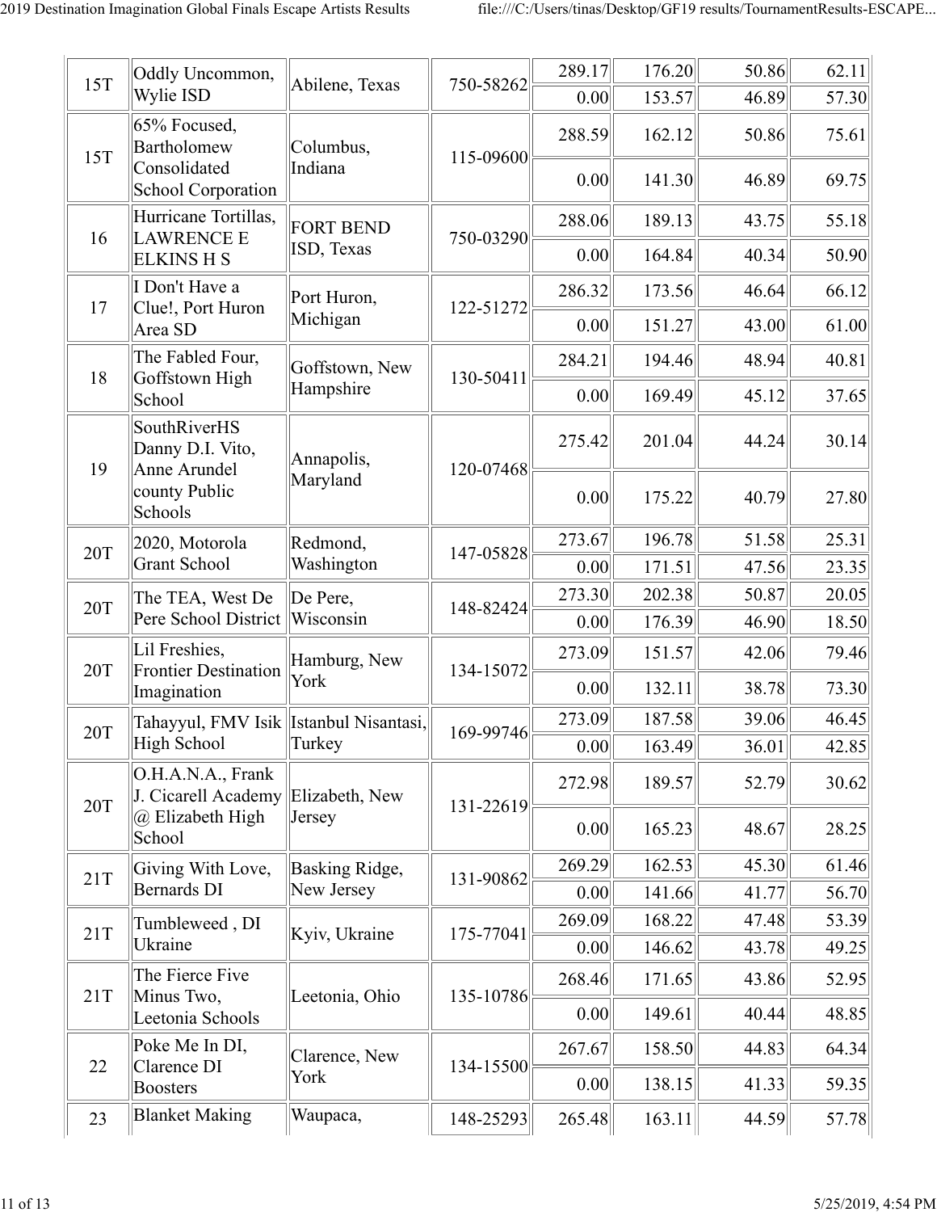| | | | | | | | |
|---|---|---|---|---|---|---|---|
| 15T | Oddly Uncommon, Wylie ISD | Abilene, Texas | 750-58262 | 289.17 | 176.20 | 50.86 | 62.11 |
| | | | | 0.00 | 153.57 | 46.89 | 57.30 |
| 15T | 65% Focused, Bartholomew Consolidated School Corporation | Columbus, Indiana | 115-09600 | 288.59 | 162.12 | 50.86 | 75.61 |
| | | | | 0.00 | 141.30 | 46.89 | 69.75 |
| 16 | Hurricane Tortillas, LAWRENCE E ELKINS H S | FORT BEND ISD, Texas | 750-03290 | 288.06 | 189.13 | 43.75 | 55.18 |
| | | | | 0.00 | 164.84 | 40.34 | 50.90 |
| 17 | I Don't Have a Clue!, Port Huron Area SD | Port Huron, Michigan | 122-51272 | 286.32 | 173.56 | 46.64 | 66.12 |
| | | | | 0.00 | 151.27 | 43.00 | 61.00 |
| 18 | The Fabled Four, Goffstown High School | Goffstown, New Hampshire | 130-50411 | 284.21 | 194.46 | 48.94 | 40.81 |
| | | | | 0.00 | 169.49 | 45.12 | 37.65 |
| 19 | SouthRiverHS Danny D.I. Vito, Anne Arundel county Public Schools | Annapolis, Maryland | 120-07468 | 275.42 | 201.04 | 44.24 | 30.14 |
| | | | | 0.00 | 175.22 | 40.79 | 27.80 |
| 20T | 2020, Motorola Grant School | Redmond, Washington | 147-05828 | 273.67 | 196.78 | 51.58 | 25.31 |
| | | | | 0.00 | 171.51 | 47.56 | 23.35 |
| 20T | The TEA, West De Pere School District | De Pere, Wisconsin | 148-82424 | 273.30 | 202.38 | 50.87 | 20.05 |
| | | | | 0.00 | 176.39 | 46.90 | 18.50 |
| 20T | Lil Freshies, Frontier Destination Imagination | Hamburg, New York | 134-15072 | 273.09 | 151.57 | 42.06 | 79.46 |
| | | | | 0.00 | 132.11 | 38.78 | 73.30 |
| 20T | Tahayyul, FMV Isik High School | Istanbul Nisantasi, Turkey | 169-99746 | 273.09 | 187.58 | 39.06 | 46.45 |
| | | | | 0.00 | 163.49 | 36.01 | 42.85 |
| 20T | O.H.A.N.A., Frank J. Cicarell Academy @ Elizabeth High School | Elizabeth, New Jersey | 131-22619 | 272.98 | 189.57 | 52.79 | 30.62 |
| | | | | 0.00 | 165.23 | 48.67 | 28.25 |
| 21T | Giving With Love, Bernards DI | Basking Ridge, New Jersey | 131-90862 | 269.29 | 162.53 | 45.30 | 61.46 |
| | | | | 0.00 | 141.66 | 41.77 | 56.70 |
| 21T | Tumbleweed , DI Ukraine | Kyiv, Ukraine | 175-77041 | 269.09 | 168.22 | 47.48 | 53.39 |
| | | | | 0.00 | 146.62 | 43.78 | 49.25 |
| 21T | The Fierce Five Minus Two, Leetonia Schools | Leetonia, Ohio | 135-10786 | 268.46 | 171.65 | 43.86 | 52.95 |
| | | | | 0.00 | 149.61 | 40.44 | 48.85 |
| 22 | Poke Me In DI, Clarence DI Boosters | Clarence, New York | 134-15500 | 267.67 | 158.50 | 44.83 | 64.34 |
| | | | | 0.00 | 138.15 | 41.33 | 59.35 |
| 23 | Blanket Making | Waupaca, | 148-25293 | 265.48 | 163.11 | 44.59 | 57.78 |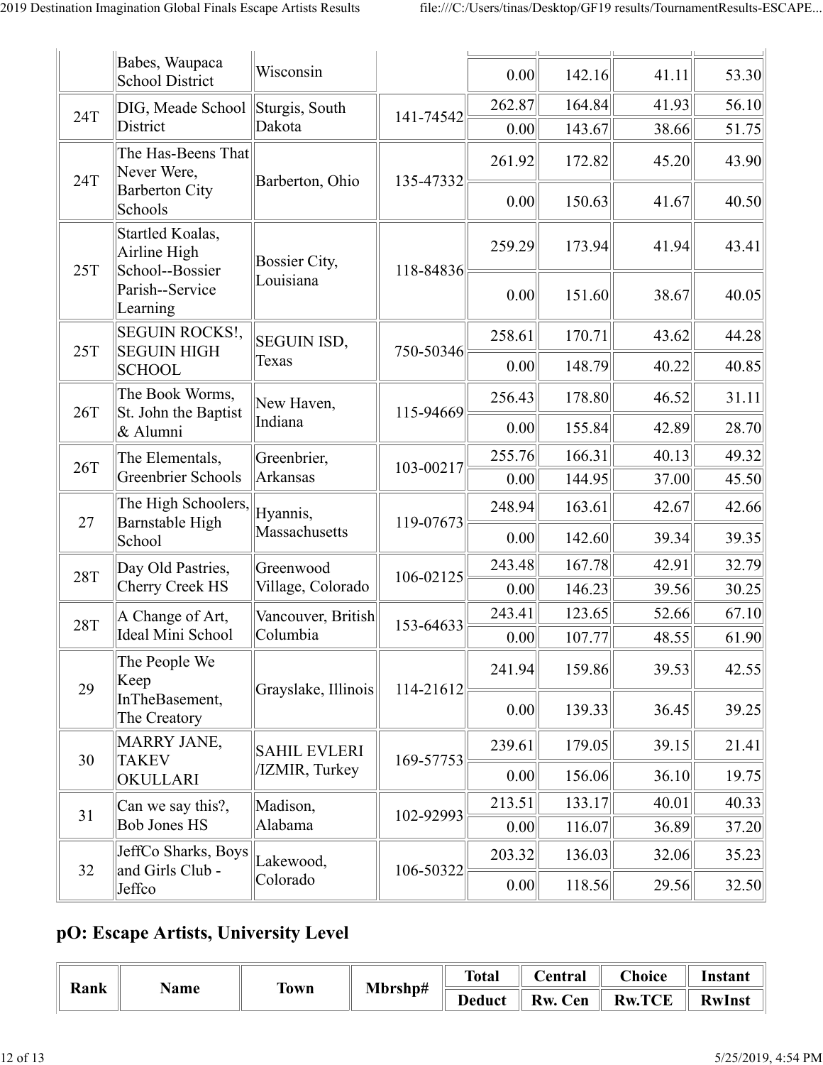| Rank | Name | Town | Mbrshp# | Total / Deduct | Central / Rw. Cen | Choice / Rw.TCE | Instant / RwInst |
|---|---|---|---|---|---|---|---|
| | Babes, Waupaca School District | Wisconsin | | 0.00 | 142.16 | 41.11 | 53.30 |
| 24T | DIG, Meade School District | Sturgis, South Dakota | 141-74542 | 262.87 | 164.84 | 41.93 | 56.10 |
| | | | | 0.00 | 143.67 | 38.66 | 51.75 |
| 24T | The Has-Beens That Never Were, Barberton City Schools | Barberton, Ohio | 135-47332 | 261.92 | 172.82 | 45.20 | 43.90 |
| | | | | 0.00 | 150.63 | 41.67 | 40.50 |
| 25T | Startled Koalas, Airline High School--Bossier Parish--Service Learning | Bossier City, Louisiana | 118-84836 | 259.29 | 173.94 | 41.94 | 43.41 |
| | | | | 0.00 | 151.60 | 38.67 | 40.05 |
| 25T | SEGUIN ROCKS!, SEGUIN HIGH SCHOOL | SEGUIN ISD, Texas | 750-50346 | 258.61 | 170.71 | 43.62 | 44.28 |
| | | | | 0.00 | 148.79 | 40.22 | 40.85 |
| 26T | The Book Worms, St. John the Baptist & Alumni | New Haven, Indiana | 115-94669 | 256.43 | 178.80 | 46.52 | 31.11 |
| | | | | 0.00 | 155.84 | 42.89 | 28.70 |
| 26T | The Elementals, Greenbrier Schools | Greenbrier, Arkansas | 103-00217 | 255.76 | 166.31 | 40.13 | 49.32 |
| | | | | 0.00 | 144.95 | 37.00 | 45.50 |
| 27 | The High Schoolers, Barnstable High School | Hyannis, Massachusetts | 119-07673 | 248.94 | 163.61 | 42.67 | 42.66 |
| | | | | 0.00 | 142.60 | 39.34 | 39.35 |
| 28T | Day Old Pastries, Cherry Creek HS | Greenwood Village, Colorado | 106-02125 | 243.48 | 167.78 | 42.91 | 32.79 |
| | | | | 0.00 | 146.23 | 39.56 | 30.25 |
| 28T | A Change of Art, Ideal Mini School | Vancouver, British Columbia | 153-64633 | 243.41 | 123.65 | 52.66 | 67.10 |
| | | | | 0.00 | 107.77 | 48.55 | 61.90 |
| 29 | The People We Keep InTheBasement, The Creatory | Grayslake, Illinois | 114-21612 | 241.94 | 159.86 | 39.53 | 42.55 |
| | | | | 0.00 | 139.33 | 36.45 | 39.25 |
| 30 | MARRY JANE, TAKEV OKULLARI | SAHIL EVLERI /IZMIR, Turkey | 169-57753 | 239.61 | 179.05 | 39.15 | 21.41 |
| | | | | 0.00 | 156.06 | 36.10 | 19.75 |
| 31 | Can we say this?, Bob Jones HS | Madison, Alabama | 102-92993 | 213.51 | 133.17 | 40.01 | 40.33 |
| | | | | 0.00 | 116.07 | 36.89 | 37.20 |
| 32 | JeffCo Sharks, Boys and Girls Club - Jeffco | Lakewood, Colorado | 106-50322 | 203.32 | 136.03 | 32.06 | 35.23 |
| | | | | 0.00 | 118.56 | 29.56 | 32.50 |

## pO: Escape Artists, University Level

| Rank | Name | Town | Mbrshp# | Total | Central | Choice | Instant |
|---|---|---|---|---|---|---|---|
| | | | | Deduct | Rw. Cen | Rw.TCE | RwInst |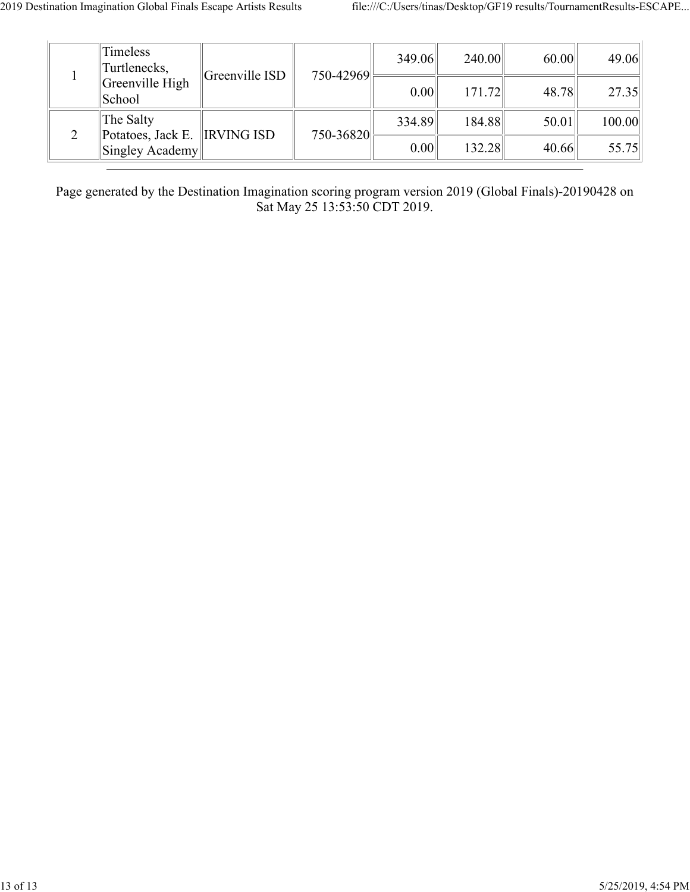| | | | | | | | |
|---|---|---|---|---|---|---|---|
| 1 | Timeless Turtlenecks, Greenville High School | Greenville ISD | 750-42969 | 349.06 | 240.00 | 60.00 | 49.06 |
| | | | | 0.00 | 171.72 | 48.78 | 27.35 |
| 2 | The Salty Potatoes, Jack E. Singley Academy | IRVING ISD | 750-36820 | 334.89 | 184.88 | 50.01 | 100.00 |
| | | | | 0.00 | 132.28 | 40.66 | 55.75 |

---

Page generated by the Destination Imagination scoring program version 2019 (Global Finals)-20190428 on Sat May 25 13:53:50 CDT 2019.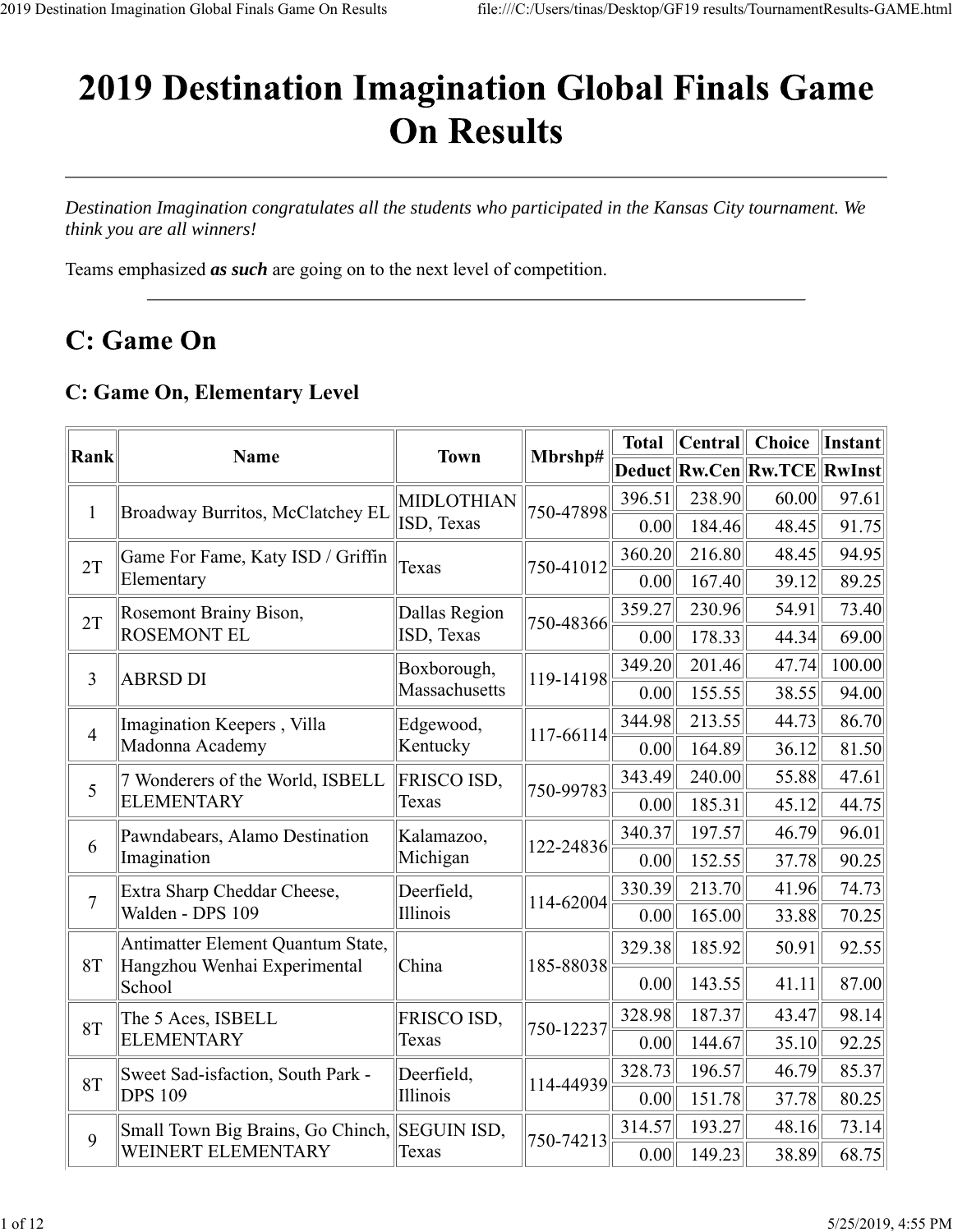# 2019 Destination Imagination Global Finals Game On Results

---

*Destination Imagination congratulates all the students who participated in the Kansas City tournament. We think you are all winners!*

Teams emphasized ***as such*** are going on to the next level of competition.

---

## C: Game On

### C: Game On, Elementary Level

| Rank | Name | Town | Mbrshp# | Total | Central | Choice | Instant |
|---|---|---|---|---|---|---|---|
| | | | | Deduct | Rw.Cen | Rw.TCE | RwInst |
| 1 | Broadway Burritos, McClatchey EL | MIDLOTHIAN ISD, Texas | 750-47898 | 396.51 | 238.90 | 60.00 | 97.61 |
| | | | | 0.00 | 184.46 | 48.45 | 91.75 |
| 2T | Game For Fame, Katy ISD / Griffin Elementary | Texas | 750-41012 | 360.20 | 216.80 | 48.45 | 94.95 |
| | | | | 0.00 | 167.40 | 39.12 | 89.25 |
| 2T | Rosemont Brainy Bison, ROSEMONT EL | Dallas Region ISD, Texas | 750-48366 | 359.27 | 230.96 | 54.91 | 73.40 |
| | | | | 0.00 | 178.33 | 44.34 | 69.00 |
| 3 | ABRSD DI | Boxborough, Massachusetts | 119-14198 | 349.20 | 201.46 | 47.74 | 100.00 |
| | | | | 0.00 | 155.55 | 38.55 | 94.00 |
| 4 | Imagination Keepers , Villa Madonna Academy | Edgewood, Kentucky | 117-66114 | 344.98 | 213.55 | 44.73 | 86.70 |
| | | | | 0.00 | 164.89 | 36.12 | 81.50 |
| 5 | 7 Wonderers of the World, ISBELL ELEMENTARY | FRISCO ISD, Texas | 750-99783 | 343.49 | 240.00 | 55.88 | 47.61 |
| | | | | 0.00 | 185.31 | 45.12 | 44.75 |
| 6 | Pawndabears, Alamo Destination Imagination | Kalamazoo, Michigan | 122-24836 | 340.37 | 197.57 | 46.79 | 96.01 |
| | | | | 0.00 | 152.55 | 37.78 | 90.25 |
| 7 | Extra Sharp Cheddar Cheese, Walden - DPS 109 | Deerfield, Illinois | 114-62004 | 330.39 | 213.70 | 41.96 | 74.73 |
| | | | | 0.00 | 165.00 | 33.88 | 70.25 |
| 8T | Antimatter Element Quantum State, Hangzhou Wenhai Experimental School | China | 185-88038 | 329.38 | 185.92 | 50.91 | 92.55 |
| | | | | 0.00 | 143.55 | 41.11 | 87.00 |
| 8T | The 5 Aces, ISBELL ELEMENTARY | FRISCO ISD, Texas | 750-12237 | 328.98 | 187.37 | 43.47 | 98.14 |
| | | | | 0.00 | 144.67 | 35.10 | 92.25 |
| 8T | Sweet Sad-isfaction, South Park - DPS 109 | Deerfield, Illinois | 114-44939 | 328.73 | 196.57 | 46.79 | 85.37 |
| | | | | 0.00 | 151.78 | 37.78 | 80.25 |
| 9 | Small Town Big Brains, Go Chinch, WEINERT ELEMENTARY | SEGUIN ISD, Texas | 750-74213 | 314.57 | 193.27 | 48.16 | 73.14 |
| | | | | 0.00 | 149.23 | 38.89 | 68.75 |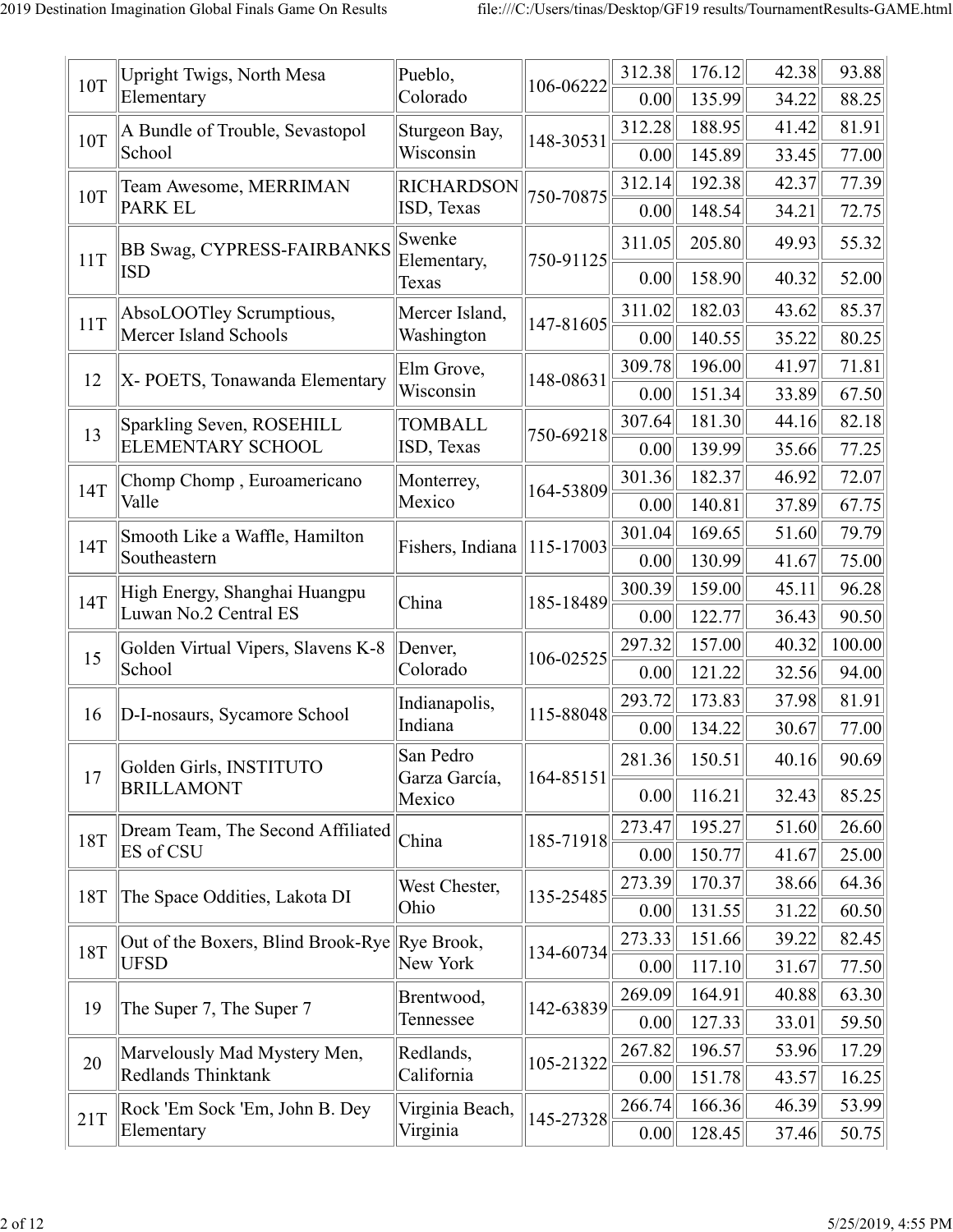| | | | | | | | |
|---|---|---|---|---|---|---|---|
| 10T | Upright Twigs, North Mesa Elementary | Pueblo, Colorado | 106-06222 | 312.38 | 176.12 | 42.38 | 93.88 |
| | | | | 0.00 | 135.99 | 34.22 | 88.25 |
| 10T | A Bundle of Trouble, Sevastopol School | Sturgeon Bay, Wisconsin | 148-30531 | 312.28 | 188.95 | 41.42 | 81.91 |
| | | | | 0.00 | 145.89 | 33.45 | 77.00 |
| 10T | Team Awesome, MERRIMAN PARK EL | RICHARDSON ISD, Texas | 750-70875 | 312.14 | 192.38 | 42.37 | 77.39 |
| | | | | 0.00 | 148.54 | 34.21 | 72.75 |
| 11T | BB Swag, CYPRESS-FAIRBANKS ISD | Swenke Elementary, Texas | 750-91125 | 311.05 | 205.80 | 49.93 | 55.32 |
| | | | | 0.00 | 158.90 | 40.32 | 52.00 |
| 11T | AbsoLOOTley Scrumptious, Mercer Island Schools | Mercer Island, Washington | 147-81605 | 311.02 | 182.03 | 43.62 | 85.37 |
| | | | | 0.00 | 140.55 | 35.22 | 80.25 |
| 12 | X- POETS, Tonawanda Elementary | Elm Grove, Wisconsin | 148-08631 | 309.78 | 196.00 | 41.97 | 71.81 |
| | | | | 0.00 | 151.34 | 33.89 | 67.50 |
| 13 | Sparkling Seven, ROSEHILL ELEMENTARY SCHOOL | TOMBALL ISD, Texas | 750-69218 | 307.64 | 181.30 | 44.16 | 82.18 |
| | | | | 0.00 | 139.99 | 35.66 | 77.25 |
| 14T | Chomp Chomp , Euroamericano Valle | Monterrey, Mexico | 164-53809 | 301.36 | 182.37 | 46.92 | 72.07 |
| | | | | 0.00 | 140.81 | 37.89 | 67.75 |
| 14T | Smooth Like a Waffle, Hamilton Southeastern | Fishers, Indiana | 115-17003 | 301.04 | 169.65 | 51.60 | 79.79 |
| | | | | 0.00 | 130.99 | 41.67 | 75.00 |
| 14T | High Energy, Shanghai Huangpu Luwan No.2 Central ES | China | 185-18489 | 300.39 | 159.00 | 45.11 | 96.28 |
| | | | | 0.00 | 122.77 | 36.43 | 90.50 |
| 15 | Golden Virtual Vipers, Slavens K-8 School | Denver, Colorado | 106-02525 | 297.32 | 157.00 | 40.32 | 100.00 |
| | | | | 0.00 | 121.22 | 32.56 | 94.00 |
| 16 | D-I-nosaurs, Sycamore School | Indianapolis, Indiana | 115-88048 | 293.72 | 173.83 | 37.98 | 81.91 |
| | | | | 0.00 | 134.22 | 30.67 | 77.00 |
| 17 | Golden Girls, INSTITUTO BRILLAMONT | San Pedro Garza García, Mexico | 164-85151 | 281.36 | 150.51 | 40.16 | 90.69 |
| | | | | 0.00 | 116.21 | 32.43 | 85.25 |
| 18T | Dream Team, The Second Affiliated ES of CSU | China | 185-71918 | 273.47 | 195.27 | 51.60 | 26.60 |
| | | | | 0.00 | 150.77 | 41.67 | 25.00 |
| 18T | The Space Oddities, Lakota DI | West Chester, Ohio | 135-25485 | 273.39 | 170.37 | 38.66 | 64.36 |
| | | | | 0.00 | 131.55 | 31.22 | 60.50 |
| 18T | Out of the Boxers, Blind Brook-Rye UFSD | Rye Brook, New York | 134-60734 | 273.33 | 151.66 | 39.22 | 82.45 |
| | | | | 0.00 | 117.10 | 31.67 | 77.50 |
| 19 | The Super 7, The Super 7 | Brentwood, Tennessee | 142-63839 | 269.09 | 164.91 | 40.88 | 63.30 |
| | | | | 0.00 | 127.33 | 33.01 | 59.50 |
| 20 | Marvelously Mad Mystery Men, Redlands Thinktank | Redlands, California | 105-21322 | 267.82 | 196.57 | 53.96 | 17.29 |
| | | | | 0.00 | 151.78 | 43.57 | 16.25 |
| 21T | Rock 'Em Sock 'Em, John B. Dey Elementary | Virginia Beach, Virginia | 145-27328 | 266.74 | 166.36 | 46.39 | 53.99 |
| | | | | 0.00 | 128.45 | 37.46 | 50.75 |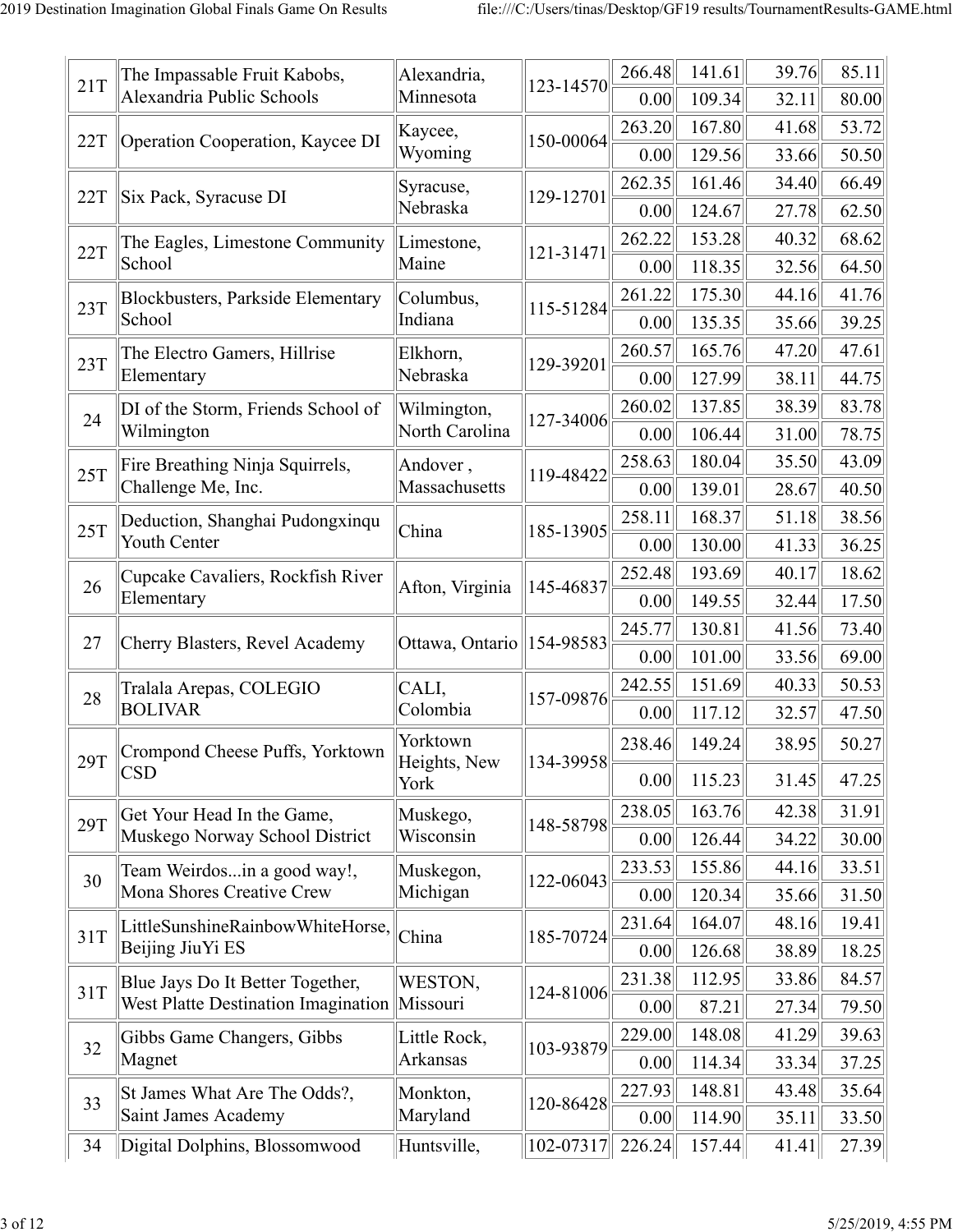| | | | | | | | |
|---|---|---|---|---|---|---|---|
| 21T | The Impassable Fruit Kabobs, Alexandria Public Schools | Alexandria, Minnesota | 123-14570 | 266.48 | 141.61 | 39.76 | 85.11 |
| | | | | 0.00 | 109.34 | 32.11 | 80.00 |
| 22T | Operation Cooperation, Kaycee DI | Kaycee, Wyoming | 150-00064 | 263.20 | 167.80 | 41.68 | 53.72 |
| | | | | 0.00 | 129.56 | 33.66 | 50.50 |
| 22T | Six Pack, Syracuse DI | Syracuse, Nebraska | 129-12701 | 262.35 | 161.46 | 34.40 | 66.49 |
| | | | | 0.00 | 124.67 | 27.78 | 62.50 |
| 22T | The Eagles, Limestone Community School | Limestone, Maine | 121-31471 | 262.22 | 153.28 | 40.32 | 68.62 |
| | | | | 0.00 | 118.35 | 32.56 | 64.50 |
| 23T | Blockbusters, Parkside Elementary School | Columbus, Indiana | 115-51284 | 261.22 | 175.30 | 44.16 | 41.76 |
| | | | | 0.00 | 135.35 | 35.66 | 39.25 |
| 23T | The Electro Gamers, Hillrise Elementary | Elkhorn, Nebraska | 129-39201 | 260.57 | 165.76 | 47.20 | 47.61 |
| | | | | 0.00 | 127.99 | 38.11 | 44.75 |
| 24 | DI of the Storm, Friends School of Wilmington | Wilmington, North Carolina | 127-34006 | 260.02 | 137.85 | 38.39 | 83.78 |
| | | | | 0.00 | 106.44 | 31.00 | 78.75 |
| 25T | Fire Breathing Ninja Squirrels, Challenge Me, Inc. | Andover , Massachusetts | 119-48422 | 258.63 | 180.04 | 35.50 | 43.09 |
| | | | | 0.00 | 139.01 | 28.67 | 40.50 |
| 25T | Deduction, Shanghai Pudongxinqu Youth Center | China | 185-13905 | 258.11 | 168.37 | 51.18 | 38.56 |
| | | | | 0.00 | 130.00 | 41.33 | 36.25 |
| 26 | Cupcake Cavaliers, Rockfish River Elementary | Afton, Virginia | 145-46837 | 252.48 | 193.69 | 40.17 | 18.62 |
| | | | | 0.00 | 149.55 | 32.44 | 17.50 |
| 27 | Cherry Blasters, Revel Academy | Ottawa, Ontario | 154-98583 | 245.77 | 130.81 | 41.56 | 73.40 |
| | | | | 0.00 | 101.00 | 33.56 | 69.00 |
| 28 | Tralala Arepas, COLEGIO BOLIVAR | CALI, Colombia | 157-09876 | 242.55 | 151.69 | 40.33 | 50.53 |
| | | | | 0.00 | 117.12 | 32.57 | 47.50 |
| 29T | Crompond Cheese Puffs, Yorktown CSD | Yorktown Heights, New York | 134-39958 | 238.46 | 149.24 | 38.95 | 50.27 |
| | | | | 0.00 | 115.23 | 31.45 | 47.25 |
| 29T | Get Your Head In the Game, Muskego Norway School District | Muskego, Wisconsin | 148-58798 | 238.05 | 163.76 | 42.38 | 31.91 |
| | | | | 0.00 | 126.44 | 34.22 | 30.00 |
| 30 | Team Weirdos...in a good way!, Mona Shores Creative Crew | Muskegon, Michigan | 122-06043 | 233.53 | 155.86 | 44.16 | 33.51 |
| | | | | 0.00 | 120.34 | 35.66 | 31.50 |
| 31T | LittleSunshineRainbowWhiteHorse, Beijing JiuYi ES | China | 185-70724 | 231.64 | 164.07 | 48.16 | 19.41 |
| | | | | 0.00 | 126.68 | 38.89 | 18.25 |
| 31T | Blue Jays Do It Better Together, West Platte Destination Imagination | WESTON, Missouri | 124-81006 | 231.38 | 112.95 | 33.86 | 84.57 |
| | | | | 0.00 | 87.21 | 27.34 | 79.50 |
| 32 | Gibbs Game Changers, Gibbs Magnet | Little Rock, Arkansas | 103-93879 | 229.00 | 148.08 | 41.29 | 39.63 |
| | | | | 0.00 | 114.34 | 33.34 | 37.25 |
| 33 | St James What Are The Odds?, Saint James Academy | Monkton, Maryland | 120-86428 | 227.93 | 148.81 | 43.48 | 35.64 |
| | | | | 0.00 | 114.90 | 35.11 | 33.50 |
| 34 | Digital Dolphins, Blossomwood | Huntsville, | 102-07317 | 226.24 | 157.44 | 41.41 | 27.39 |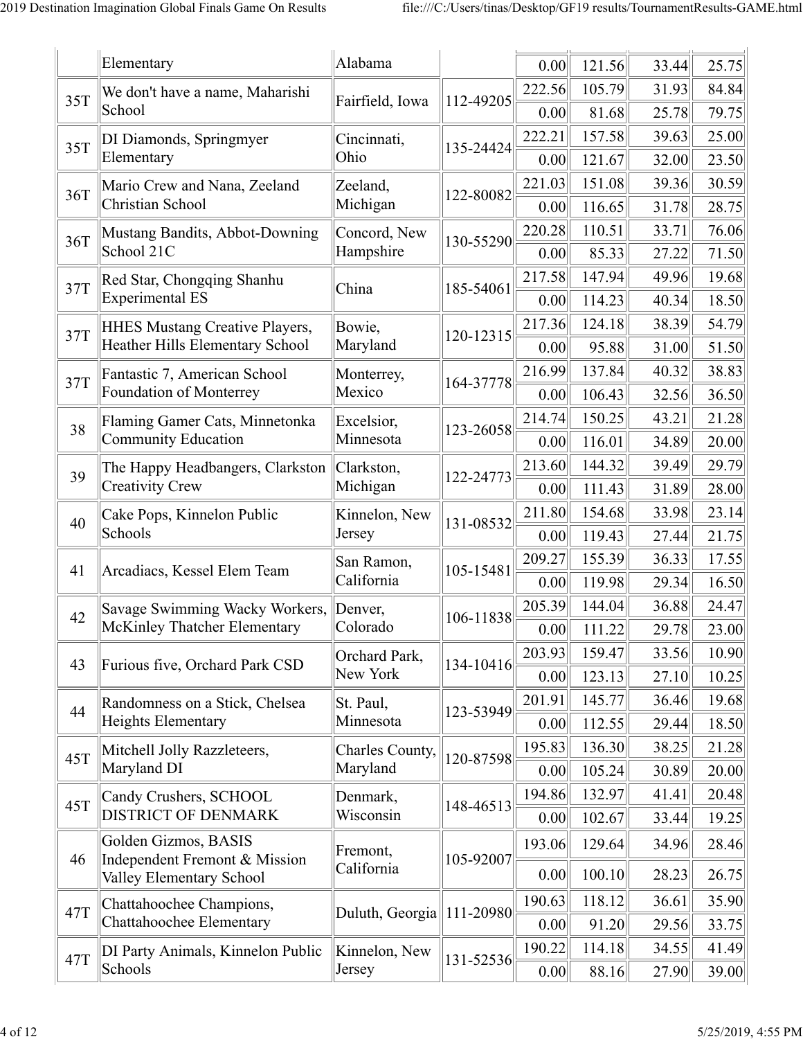| | | | | | | | |
|---|---|---|---|---|---|---|---|
| | Elementary | Alabama | | 0.00 | 121.56 | 33.44 | 25.75 |
| 35T | We don't have a name, Maharishi School | Fairfield, Iowa | 112-49205 | 222.56 | 105.79 | 31.93 | 84.84 |
| | | | | 0.00 | 81.68 | 25.78 | 79.75 |
| 35T | DI Diamonds, Springmyer Elementary | Cincinnati, Ohio | 135-24424 | 222.21 | 157.58 | 39.63 | 25.00 |
| | | | | 0.00 | 121.67 | 32.00 | 23.50 |
| 36T | Mario Crew and Nana, Zeeland Christian School | Zeeland, Michigan | 122-80082 | 221.03 | 151.08 | 39.36 | 30.59 |
| | | | | 0.00 | 116.65 | 31.78 | 28.75 |
| 36T | Mustang Bandits, Abbot-Downing School 21C | Concord, New Hampshire | 130-55290 | 220.28 | 110.51 | 33.71 | 76.06 |
| | | | | 0.00 | 85.33 | 27.22 | 71.50 |
| 37T | Red Star, Chongqing Shanhu Experimental ES | China | 185-54061 | 217.58 | 147.94 | 49.96 | 19.68 |
| | | | | 0.00 | 114.23 | 40.34 | 18.50 |
| 37T | HHES Mustang Creative Players, Heather Hills Elementary School | Bowie, Maryland | 120-12315 | 217.36 | 124.18 | 38.39 | 54.79 |
| | | | | 0.00 | 95.88 | 31.00 | 51.50 |
| 37T | Fantastic 7, American School Foundation of Monterrey | Monterrey, Mexico | 164-37778 | 216.99 | 137.84 | 40.32 | 38.83 |
| | | | | 0.00 | 106.43 | 32.56 | 36.50 |
| 38 | Flaming Gamer Cats, Minnetonka Community Education | Excelsior, Minnesota | 123-26058 | 214.74 | 150.25 | 43.21 | 21.28 |
| | | | | 0.00 | 116.01 | 34.89 | 20.00 |
| 39 | The Happy Headbangers, Clarkston Creativity Crew | Clarkston, Michigan | 122-24773 | 213.60 | 144.32 | 39.49 | 29.79 |
| | | | | 0.00 | 111.43 | 31.89 | 28.00 |
| 40 | Cake Pops, Kinnelon Public Schools | Kinnelon, New Jersey | 131-08532 | 211.80 | 154.68 | 33.98 | 23.14 |
| | | | | 0.00 | 119.43 | 27.44 | 21.75 |
| 41 | Arcadiacs, Kessel Elem Team | San Ramon, California | 105-15481 | 209.27 | 155.39 | 36.33 | 17.55 |
| | | | | 0.00 | 119.98 | 29.34 | 16.50 |
| 42 | Savage Swimming Wacky Workers, McKinley Thatcher Elementary | Denver, Colorado | 106-11838 | 205.39 | 144.04 | 36.88 | 24.47 |
| | | | | 0.00 | 111.22 | 29.78 | 23.00 |
| 43 | Furious five, Orchard Park CSD | Orchard Park, New York | 134-10416 | 203.93 | 159.47 | 33.56 | 10.90 |
| | | | | 0.00 | 123.13 | 27.10 | 10.25 |
| 44 | Randomness on a Stick, Chelsea Heights Elementary | St. Paul, Minnesota | 123-53949 | 201.91 | 145.77 | 36.46 | 19.68 |
| | | | | 0.00 | 112.55 | 29.44 | 18.50 |
| 45T | Mitchell Jolly Razzleteers, Maryland DI | Charles County, Maryland | 120-87598 | 195.83 | 136.30 | 38.25 | 21.28 |
| | | | | 0.00 | 105.24 | 30.89 | 20.00 |
| 45T | Candy Crushers, SCHOOL DISTRICT OF DENMARK | Denmark, Wisconsin | 148-46513 | 194.86 | 132.97 | 41.41 | 20.48 |
| | | | | 0.00 | 102.67 | 33.44 | 19.25 |
| 46 | Golden Gizmos, BASIS Independent Fremont & Mission Valley Elementary School | Fremont, California | 105-92007 | 193.06 | 129.64 | 34.96 | 28.46 |
| | | | | 0.00 | 100.10 | 28.23 | 26.75 |
| 47T | Chattahoochee Champions, Chattahoochee Elementary | Duluth, Georgia | 111-20980 | 190.63 | 118.12 | 36.61 | 35.90 |
| | | | | 0.00 | 91.20 | 29.56 | 33.75 |
| 47T | DI Party Animals, Kinnelon Public Schools | Kinnelon, New Jersey | 131-52536 | 190.22 | 114.18 | 34.55 | 41.49 |
| | | | | 0.00 | 88.16 | 27.90 | 39.00 |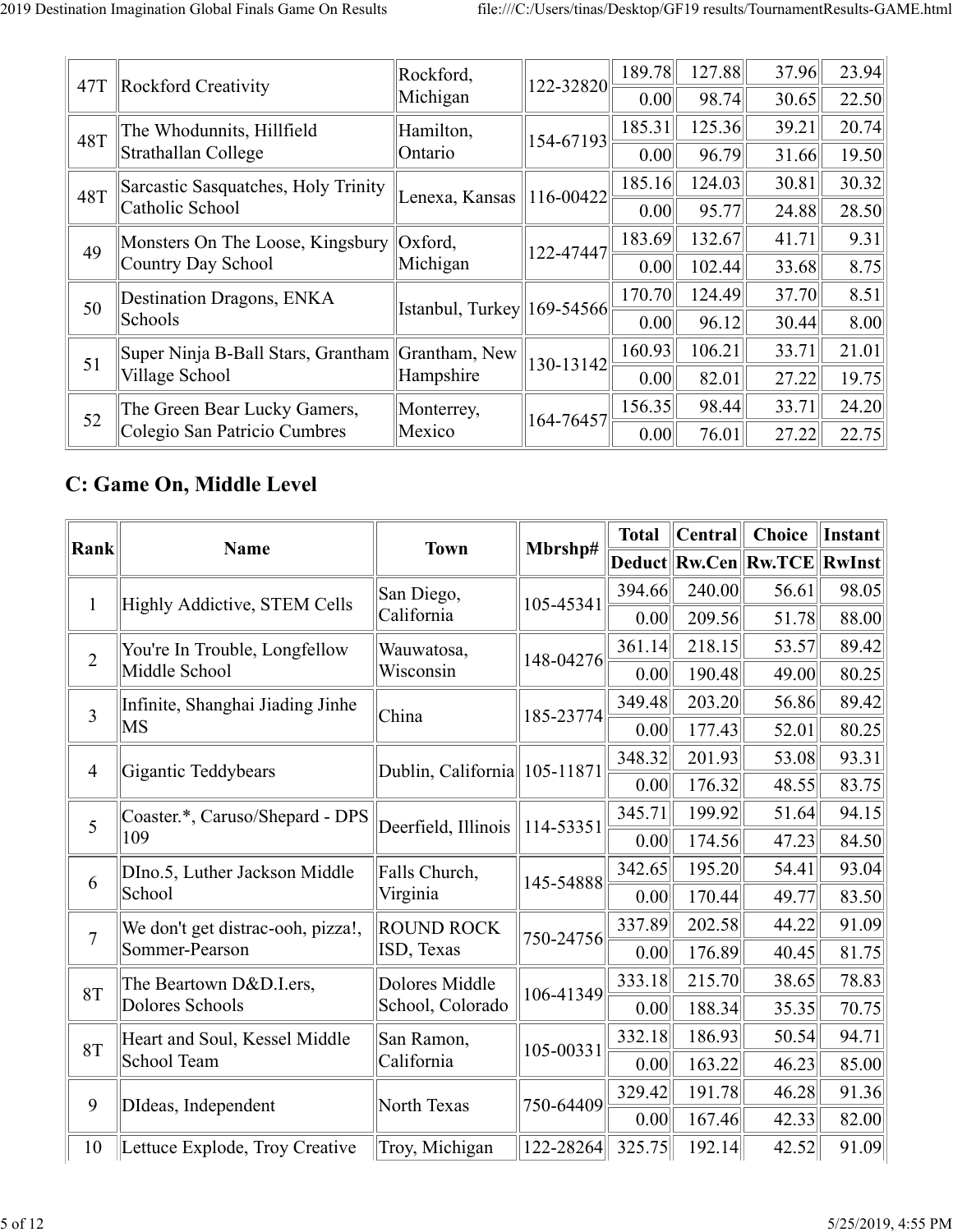| 47T | Rockford Creativity | Rockford, Michigan | 122-32820 | 189.78 | 127.88 | 37.96 | 23.94 |
|---|---|---|---|---|---|---|---|
| | | | | 0.00 | 98.74 | 30.65 | 22.50 |
| 48T | The Whodunnits, Hillfield Strathallan College | Hamilton, Ontario | 154-67193 | 185.31 | 125.36 | 39.21 | 20.74 |
| | | | | 0.00 | 96.79 | 31.66 | 19.50 |
| 48T | Sarcastic Sasquatches, Holy Trinity Catholic School | Lenexa, Kansas | 116-00422 | 185.16 | 124.03 | 30.81 | 30.32 |
| | | | | 0.00 | 95.77 | 24.88 | 28.50 |
| 49 | Monsters On The Loose, Kingsbury Country Day School | Oxford, Michigan | 122-47447 | 183.69 | 132.67 | 41.71 | 9.31 |
| | | | | 0.00 | 102.44 | 33.68 | 8.75 |
| 50 | Destination Dragons, ENKA Schools | Istanbul, Turkey | 169-54566 | 170.70 | 124.49 | 37.70 | 8.51 |
| | | | | 0.00 | 96.12 | 30.44 | 8.00 |
| 51 | Super Ninja B-Ball Stars, Grantham Village School | Grantham, New Hampshire | 130-13142 | 160.93 | 106.21 | 33.71 | 21.01 |
| | | | | 0.00 | 82.01 | 27.22 | 19.75 |
| 52 | The Green Bear Lucky Gamers, Colegio San Patricio Cumbres | Monterrey, Mexico | 164-76457 | 156.35 | 98.44 | 33.71 | 24.20 |
| | | | | 0.00 | 76.01 | 27.22 | 22.75 |

## C: Game On, Middle Level

| Rank | Name | Town | Mbrshp# | Total | Central | Choice | Instant |
|---|---|---|---|---|---|---|---|
| | | | | Deduct | Rw.Cen | Rw.TCE | RwInst |
| 1 | Highly Addictive, STEM Cells | San Diego, California | 105-45341 | 394.66 | 240.00 | 56.61 | 98.05 |
| | | | | 0.00 | 209.56 | 51.78 | 88.00 |
| 2 | You're In Trouble, Longfellow Middle School | Wauwatosa, Wisconsin | 148-04276 | 361.14 | 218.15 | 53.57 | 89.42 |
| | | | | 0.00 | 190.48 | 49.00 | 80.25 |
| 3 | Infinite, Shanghai Jiading Jinhe MS | China | 185-23774 | 349.48 | 203.20 | 56.86 | 89.42 |
| | | | | 0.00 | 177.43 | 52.01 | 80.25 |
| 4 | Gigantic Teddybears | Dublin, California | 105-11871 | 348.32 | 201.93 | 53.08 | 93.31 |
| | | | | 0.00 | 176.32 | 48.55 | 83.75 |
| 5 | Coaster.*, Caruso/Shepard - DPS 109 | Deerfield, Illinois | 114-53351 | 345.71 | 199.92 | 51.64 | 94.15 |
| | | | | 0.00 | 174.56 | 47.23 | 84.50 |
| 6 | DIno.5, Luther Jackson Middle School | Falls Church, Virginia | 145-54888 | 342.65 | 195.20 | 54.41 | 93.04 |
| | | | | 0.00 | 170.44 | 49.77 | 83.50 |
| 7 | We don't get distrac-ooh, pizza!, Sommer-Pearson | ROUND ROCK ISD, Texas | 750-24756 | 337.89 | 202.58 | 44.22 | 91.09 |
| | | | | 0.00 | 176.89 | 40.45 | 81.75 |
| 8T | The Beartown D&D.I.ers, Dolores Schools | Dolores Middle School, Colorado | 106-41349 | 333.18 | 215.70 | 38.65 | 78.83 |
| | | | | 0.00 | 188.34 | 35.35 | 70.75 |
| 8T | Heart and Soul, Kessel Middle School Team | San Ramon, California | 105-00331 | 332.18 | 186.93 | 50.54 | 94.71 |
| | | | | 0.00 | 163.22 | 46.23 | 85.00 |
| 9 | DIdeas, Independent | North Texas | 750-64409 | 329.42 | 191.78 | 46.28 | 91.36 |
| | | | | 0.00 | 167.46 | 42.33 | 82.00 |
| 10 | Lettuce Explode, Troy Creative | Troy, Michigan | 122-28264 | 325.75 | 192.14 | 42.52 | 91.09 |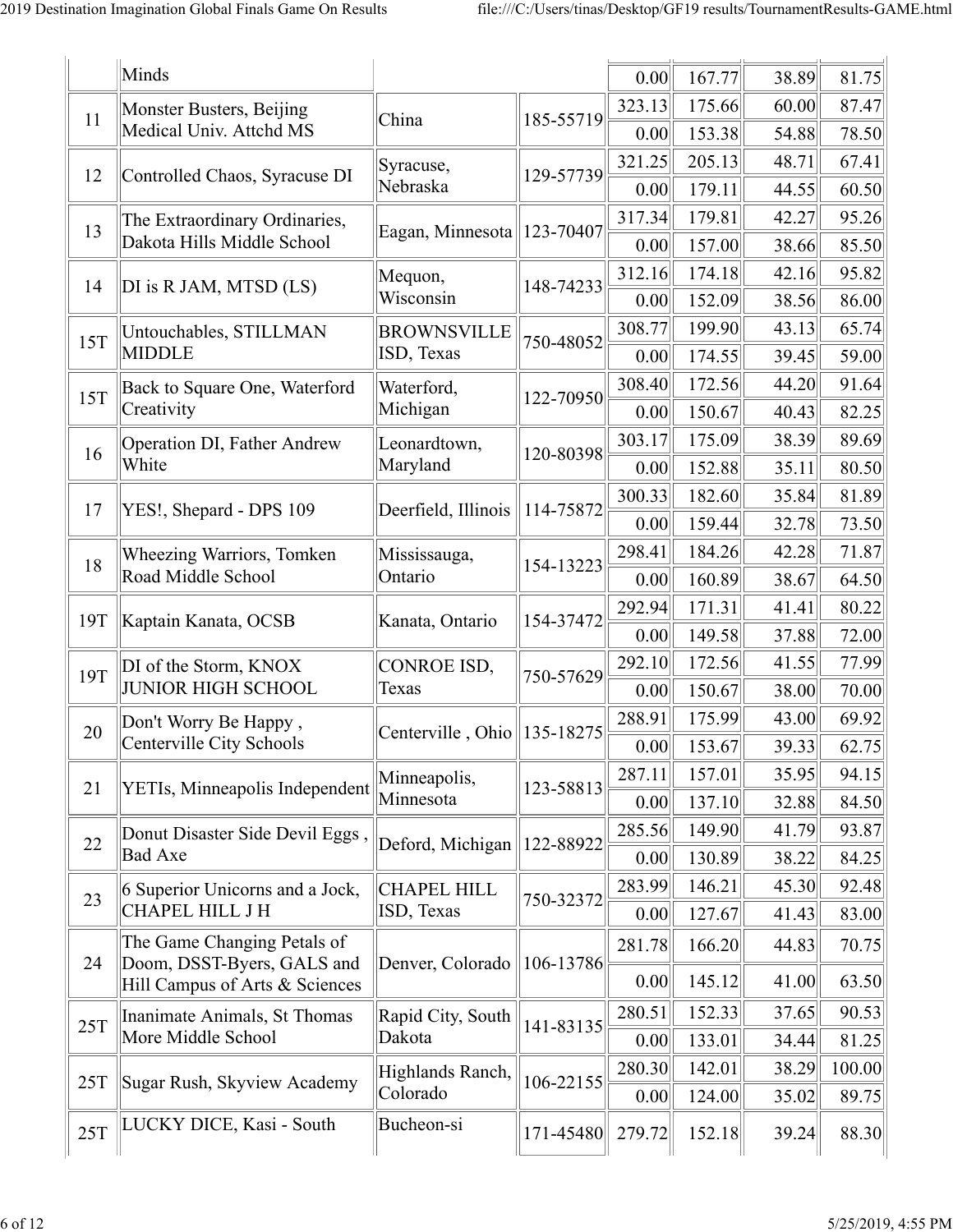| | | | | | | | |
|---|---|---|---|---|---|---|---|
| | Minds | | | 0.00 | 167.77 | 38.89 | 81.75 |
| 11 | Monster Busters, Beijing Medical Univ. Attchd MS | China | 185-55719 | 323.13 | 175.66 | 60.00 | 87.47 |
| | | | | 0.00 | 153.38 | 54.88 | 78.50 |
| 12 | Controlled Chaos, Syracuse DI | Syracuse, Nebraska | 129-57739 | 321.25 | 205.13 | 48.71 | 67.41 |
| | | | | 0.00 | 179.11 | 44.55 | 60.50 |
| 13 | The Extraordinary Ordinaries, Dakota Hills Middle School | Eagan, Minnesota | 123-70407 | 317.34 | 179.81 | 42.27 | 95.26 |
| | | | | 0.00 | 157.00 | 38.66 | 85.50 |
| 14 | DI is R JAM, MTSD (LS) | Mequon, Wisconsin | 148-74233 | 312.16 | 174.18 | 42.16 | 95.82 |
| | | | | 0.00 | 152.09 | 38.56 | 86.00 |
| 15T | Untouchables, STILLMAN MIDDLE | BROWNSVILLE ISD, Texas | 750-48052 | 308.77 | 199.90 | 43.13 | 65.74 |
| | | | | 0.00 | 174.55 | 39.45 | 59.00 |
| 15T | Back to Square One, Waterford Creativity | Waterford, Michigan | 122-70950 | 308.40 | 172.56 | 44.20 | 91.64 |
| | | | | 0.00 | 150.67 | 40.43 | 82.25 |
| 16 | Operation DI, Father Andrew White | Leonardtown, Maryland | 120-80398 | 303.17 | 175.09 | 38.39 | 89.69 |
| | | | | 0.00 | 152.88 | 35.11 | 80.50 |
| 17 | YES!, Shepard - DPS 109 | Deerfield, Illinois | 114-75872 | 300.33 | 182.60 | 35.84 | 81.89 |
| | | | | 0.00 | 159.44 | 32.78 | 73.50 |
| 18 | Wheezing Warriors, Tomken Road Middle School | Mississauga, Ontario | 154-13223 | 298.41 | 184.26 | 42.28 | 71.87 |
| | | | | 0.00 | 160.89 | 38.67 | 64.50 |
| 19T | Kaptain Kanata, OCSB | Kanata, Ontario | 154-37472 | 292.94 | 171.31 | 41.41 | 80.22 |
| | | | | 0.00 | 149.58 | 37.88 | 72.00 |
| 19T | DI of the Storm, KNOX JUNIOR HIGH SCHOOL | CONROE ISD, Texas | 750-57629 | 292.10 | 172.56 | 41.55 | 77.99 |
| | | | | 0.00 | 150.67 | 38.00 | 70.00 |
| 20 | Don't Worry Be Happy , Centerville City Schools | Centerville , Ohio | 135-18275 | 288.91 | 175.99 | 43.00 | 69.92 |
| | | | | 0.00 | 153.67 | 39.33 | 62.75 |
| 21 | YETIs, Minneapolis Independent | Minneapolis, Minnesota | 123-58813 | 287.11 | 157.01 | 35.95 | 94.15 |
| | | | | 0.00 | 137.10 | 32.88 | 84.50 |
| 22 | Donut Disaster Side Devil Eggs , Bad Axe | Deford, Michigan | 122-88922 | 285.56 | 149.90 | 41.79 | 93.87 |
| | | | | 0.00 | 130.89 | 38.22 | 84.25 |
| 23 | 6 Superior Unicorns and a Jock, CHAPEL HILL J H | CHAPEL HILL ISD, Texas | 750-32372 | 283.99 | 146.21 | 45.30 | 92.48 |
| | | | | 0.00 | 127.67 | 41.43 | 83.00 |
| 24 | The Game Changing Petals of Doom, DSST-Byers, GALS and Hill Campus of Arts & Sciences | Denver, Colorado | 106-13786 | 281.78 | 166.20 | 44.83 | 70.75 |
| | | | | 0.00 | 145.12 | 41.00 | 63.50 |
| 25T | Inanimate Animals, St Thomas More Middle School | Rapid City, South Dakota | 141-83135 | 280.51 | 152.33 | 37.65 | 90.53 |
| | | | | 0.00 | 133.01 | 34.44 | 81.25 |
| 25T | Sugar Rush, Skyview Academy | Highlands Ranch, Colorado | 106-22155 | 280.30 | 142.01 | 38.29 | 100.00 |
| | | | | 0.00 | 124.00 | 35.02 | 89.75 |
| 25T | LUCKY DICE, Kasi - South | Bucheon-si | 171-45480 | 279.72 | 152.18 | 39.24 | 88.30 |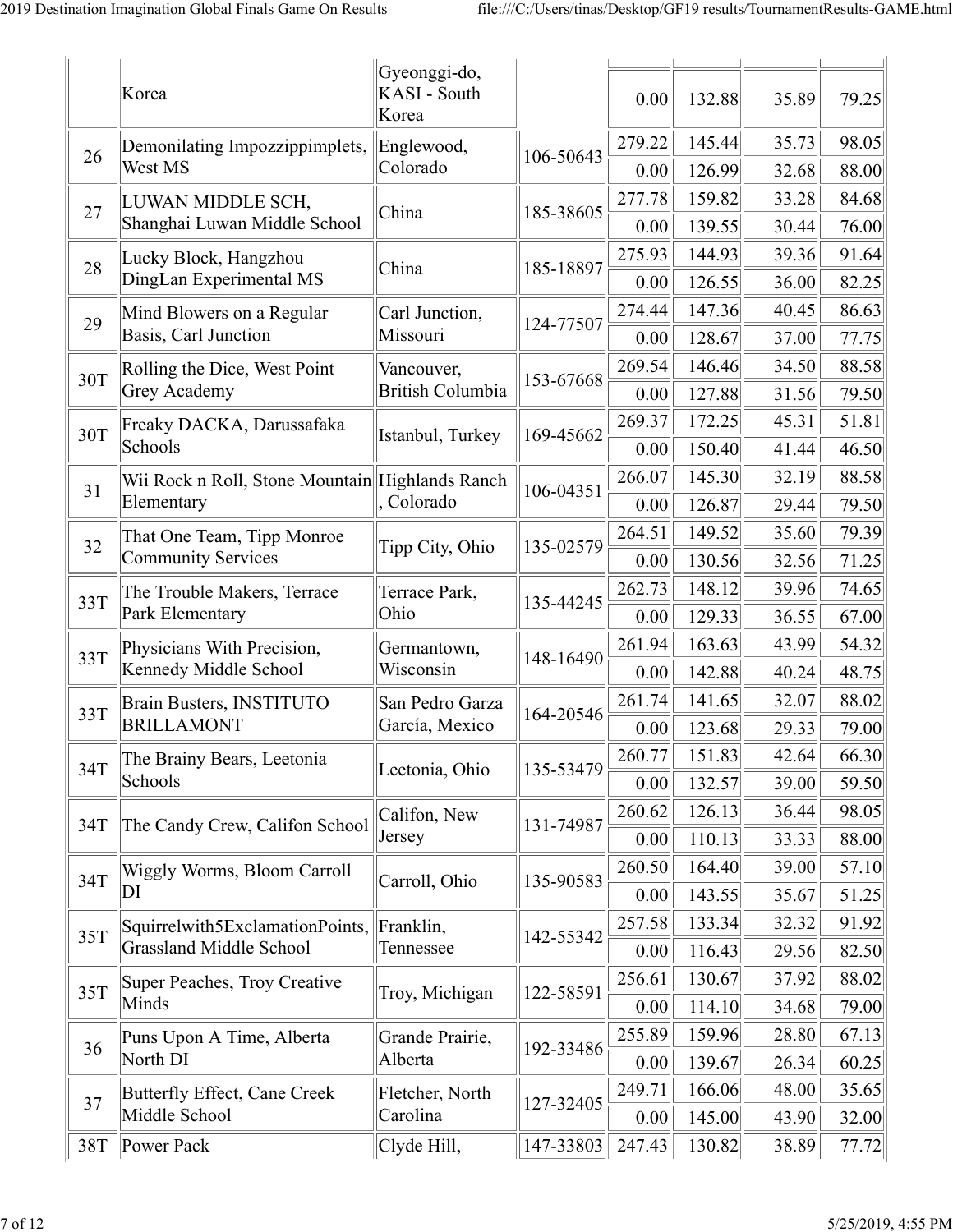| | | | | | | | |
|---|---|---|---|---|---|---|---|
| | Korea | Gyeonggi-do, KASI - South Korea | | 0.00 | 132.88 | 35.89 | 79.25 |
| 26 | Demonilating Impozzippimplets, West MS | Englewood, Colorado | 106-50643 | 279.22 | 145.44 | 35.73 | 98.05 |
| | | | | 0.00 | 126.99 | 32.68 | 88.00 |
| 27 | LUWAN MIDDLE SCH, Shanghai Luwan Middle School | China | 185-38605 | 277.78 | 159.82 | 33.28 | 84.68 |
| | | | | 0.00 | 139.55 | 30.44 | 76.00 |
| 28 | Lucky Block, Hangzhou DingLan Experimental MS | China | 185-18897 | 275.93 | 144.93 | 39.36 | 91.64 |
| | | | | 0.00 | 126.55 | 36.00 | 82.25 |
| 29 | Mind Blowers on a Regular Basis, Carl Junction | Carl Junction, Missouri | 124-77507 | 274.44 | 147.36 | 40.45 | 86.63 |
| | | | | 0.00 | 128.67 | 37.00 | 77.75 |
| 30T | Rolling the Dice, West Point Grey Academy | Vancouver, British Columbia | 153-67668 | 269.54 | 146.46 | 34.50 | 88.58 |
| | | | | 0.00 | 127.88 | 31.56 | 79.50 |
| 30T | Freaky DACKA, Darussafaka Schools | Istanbul, Turkey | 169-45662 | 269.37 | 172.25 | 45.31 | 51.81 |
| | | | | 0.00 | 150.40 | 41.44 | 46.50 |
| 31 | Wii Rock n Roll, Stone Mountain Elementary | Highlands Ranch , Colorado | 106-04351 | 266.07 | 145.30 | 32.19 | 88.58 |
| | | | | 0.00 | 126.87 | 29.44 | 79.50 |
| 32 | That One Team, Tipp Monroe Community Services | Tipp City, Ohio | 135-02579 | 264.51 | 149.52 | 35.60 | 79.39 |
| | | | | 0.00 | 130.56 | 32.56 | 71.25 |
| 33T | The Trouble Makers, Terrace Park Elementary | Terrace Park, Ohio | 135-44245 | 262.73 | 148.12 | 39.96 | 74.65 |
| | | | | 0.00 | 129.33 | 36.55 | 67.00 |
| 33T | Physicians With Precision, Kennedy Middle School | Germantown, Wisconsin | 148-16490 | 261.94 | 163.63 | 43.99 | 54.32 |
| | | | | 0.00 | 142.88 | 40.24 | 48.75 |
| 33T | Brain Busters, INSTITUTO BRILLAMONT | San Pedro Garza García, Mexico | 164-20546 | 261.74 | 141.65 | 32.07 | 88.02 |
| | | | | 0.00 | 123.68 | 29.33 | 79.00 |
| 34T | The Brainy Bears, Leetonia Schools | Leetonia, Ohio | 135-53479 | 260.77 | 151.83 | 42.64 | 66.30 |
| | | | | 0.00 | 132.57 | 39.00 | 59.50 |
| 34T | The Candy Crew, Califon School | Califon, New Jersey | 131-74987 | 260.62 | 126.13 | 36.44 | 98.05 |
| | | | | 0.00 | 110.13 | 33.33 | 88.00 |
| 34T | Wiggly Worms, Bloom Carroll DI | Carroll, Ohio | 135-90583 | 260.50 | 164.40 | 39.00 | 57.10 |
| | | | | 0.00 | 143.55 | 35.67 | 51.25 |
| 35T | Squirrelwith5ExclamationPoints, Grassland Middle School | Franklin, Tennessee | 142-55342 | 257.58 | 133.34 | 32.32 | 91.92 |
| | | | | 0.00 | 116.43 | 29.56 | 82.50 |
| 35T | Super Peaches, Troy Creative Minds | Troy, Michigan | 122-58591 | 256.61 | 130.67 | 37.92 | 88.02 |
| | | | | 0.00 | 114.10 | 34.68 | 79.00 |
| 36 | Puns Upon A Time, Alberta North DI | Grande Prairie, Alberta | 192-33486 | 255.89 | 159.96 | 28.80 | 67.13 |
| | | | | 0.00 | 139.67 | 26.34 | 60.25 |
| 37 | Butterfly Effect, Cane Creek Middle School | Fletcher, North Carolina | 127-32405 | 249.71 | 166.06 | 48.00 | 35.65 |
| | | | | 0.00 | 145.00 | 43.90 | 32.00 |
| 38T | Power Pack | Clyde Hill, | 147-33803 | 247.43 | 130.82 | 38.89 | 77.72 |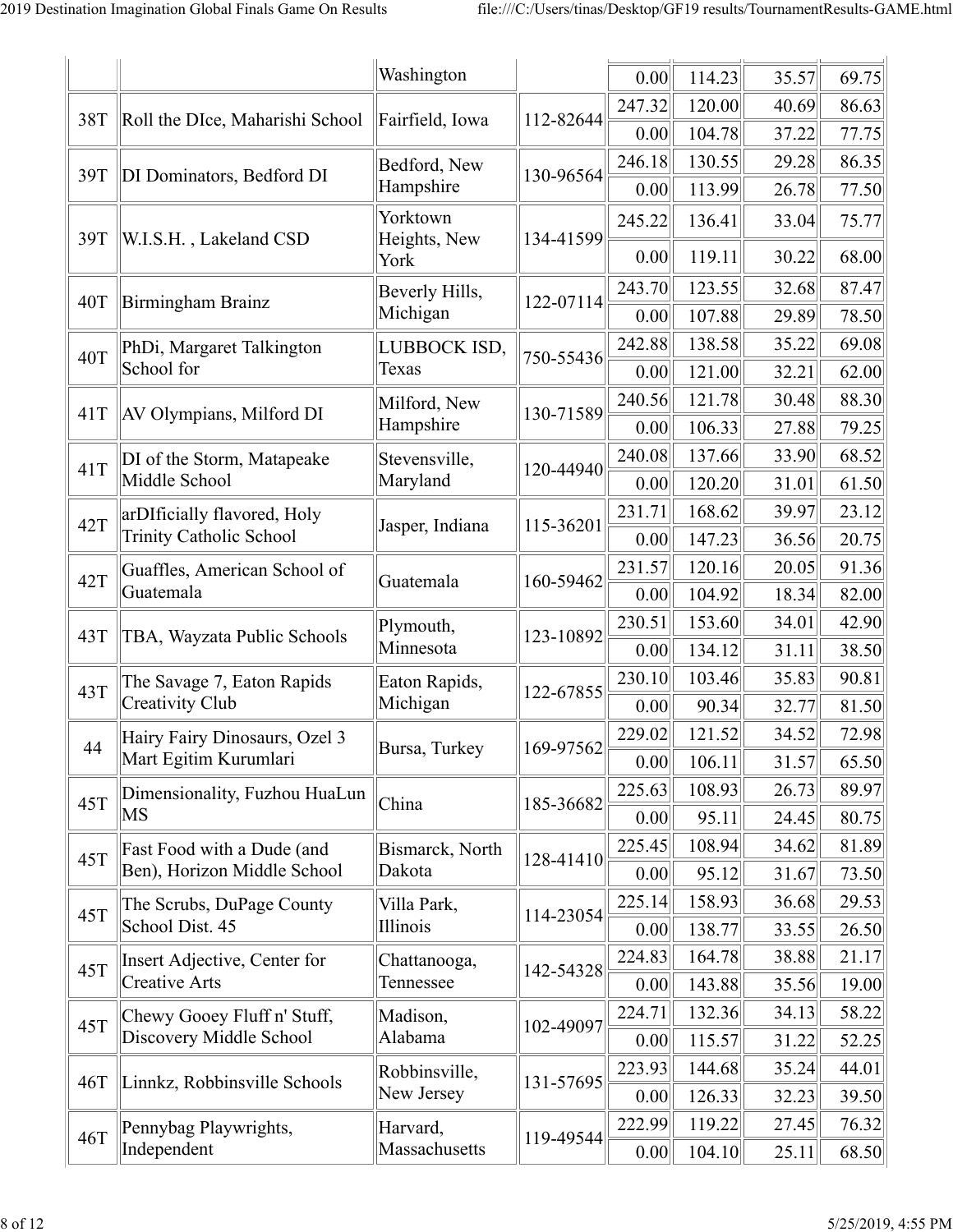| | | Washington | | 0.00 | 114.23 | 35.57 | 69.75 |
|---|---|---|---|---|---|---|---|
| 38T | Roll the DIce, Maharishi School | Fairfield, Iowa | 112-82644 | 247.32 | 120.00 | 40.69 | 86.63 |
| | | | | 0.00 | 104.78 | 37.22 | 77.75 |
| 39T | DI Dominators, Bedford DI | Bedford, New Hampshire | 130-96564 | 246.18 | 130.55 | 29.28 | 86.35 |
| | | | | 0.00 | 113.99 | 26.78 | 77.50 |
| 39T | W.I.S.H. , Lakeland CSD | Yorktown Heights, New York | 134-41599 | 245.22 | 136.41 | 33.04 | 75.77 |
| | | | | 0.00 | 119.11 | 30.22 | 68.00 |
| 40T | Birmingham Brainz | Beverly Hills, Michigan | 122-07114 | 243.70 | 123.55 | 32.68 | 87.47 |
| | | | | 0.00 | 107.88 | 29.89 | 78.50 |
| 40T | PhDi, Margaret Talkington School for | LUBBOCK ISD, Texas | 750-55436 | 242.88 | 138.58 | 35.22 | 69.08 |
| | | | | 0.00 | 121.00 | 32.21 | 62.00 |
| 41T | AV Olympians, Milford DI | Milford, New Hampshire | 130-71589 | 240.56 | 121.78 | 30.48 | 88.30 |
| | | | | 0.00 | 106.33 | 27.88 | 79.25 |
| 41T | DI of the Storm, Matapeake Middle School | Stevensville, Maryland | 120-44940 | 240.08 | 137.66 | 33.90 | 68.52 |
| | | | | 0.00 | 120.20 | 31.01 | 61.50 |
| 42T | arDIficially flavored, Holy Trinity Catholic School | Jasper, Indiana | 115-36201 | 231.71 | 168.62 | 39.97 | 23.12 |
| | | | | 0.00 | 147.23 | 36.56 | 20.75 |
| 42T | Guaffles, American School of Guatemala | Guatemala | 160-59462 | 231.57 | 120.16 | 20.05 | 91.36 |
| | | | | 0.00 | 104.92 | 18.34 | 82.00 |
| 43T | TBA, Wayzata Public Schools | Plymouth, Minnesota | 123-10892 | 230.51 | 153.60 | 34.01 | 42.90 |
| | | | | 0.00 | 134.12 | 31.11 | 38.50 |
| 43T | The Savage 7, Eaton Rapids Creativity Club | Eaton Rapids, Michigan | 122-67855 | 230.10 | 103.46 | 35.83 | 90.81 |
| | | | | 0.00 | 90.34 | 32.77 | 81.50 |
| 44 | Hairy Fairy Dinosaurs, Ozel 3 Mart Egitim Kurumlari | Bursa, Turkey | 169-97562 | 229.02 | 121.52 | 34.52 | 72.98 |
| | | | | 0.00 | 106.11 | 31.57 | 65.50 |
| 45T | Dimensionality, Fuzhou HuaLun MS | China | 185-36682 | 225.63 | 108.93 | 26.73 | 89.97 |
| | | | | 0.00 | 95.11 | 24.45 | 80.75 |
| 45T | Fast Food with a Dude (and Ben), Horizon Middle School | Bismarck, North Dakota | 128-41410 | 225.45 | 108.94 | 34.62 | 81.89 |
| | | | | 0.00 | 95.12 | 31.67 | 73.50 |
| 45T | The Scrubs, DuPage County School Dist. 45 | Villa Park, Illinois | 114-23054 | 225.14 | 158.93 | 36.68 | 29.53 |
| | | | | 0.00 | 138.77 | 33.55 | 26.50 |
| 45T | Insert Adjective, Center for Creative Arts | Chattanooga, Tennessee | 142-54328 | 224.83 | 164.78 | 38.88 | 21.17 |
| | | | | 0.00 | 143.88 | 35.56 | 19.00 |
| 45T | Chewy Gooey Fluff n' Stuff, Discovery Middle School | Madison, Alabama | 102-49097 | 224.71 | 132.36 | 34.13 | 58.22 |
| | | | | 0.00 | 115.57 | 31.22 | 52.25 |
| 46T | Linnkz, Robbinsville Schools | Robbinsville, New Jersey | 131-57695 | 223.93 | 144.68 | 35.24 | 44.01 |
| | | | | 0.00 | 126.33 | 32.23 | 39.50 |
| 46T | Pennybag Playwrights, Independent | Harvard, Massachusetts | 119-49544 | 222.99 | 119.22 | 27.45 | 76.32 |
| | | | | 0.00 | 104.10 | 25.11 | 68.50 |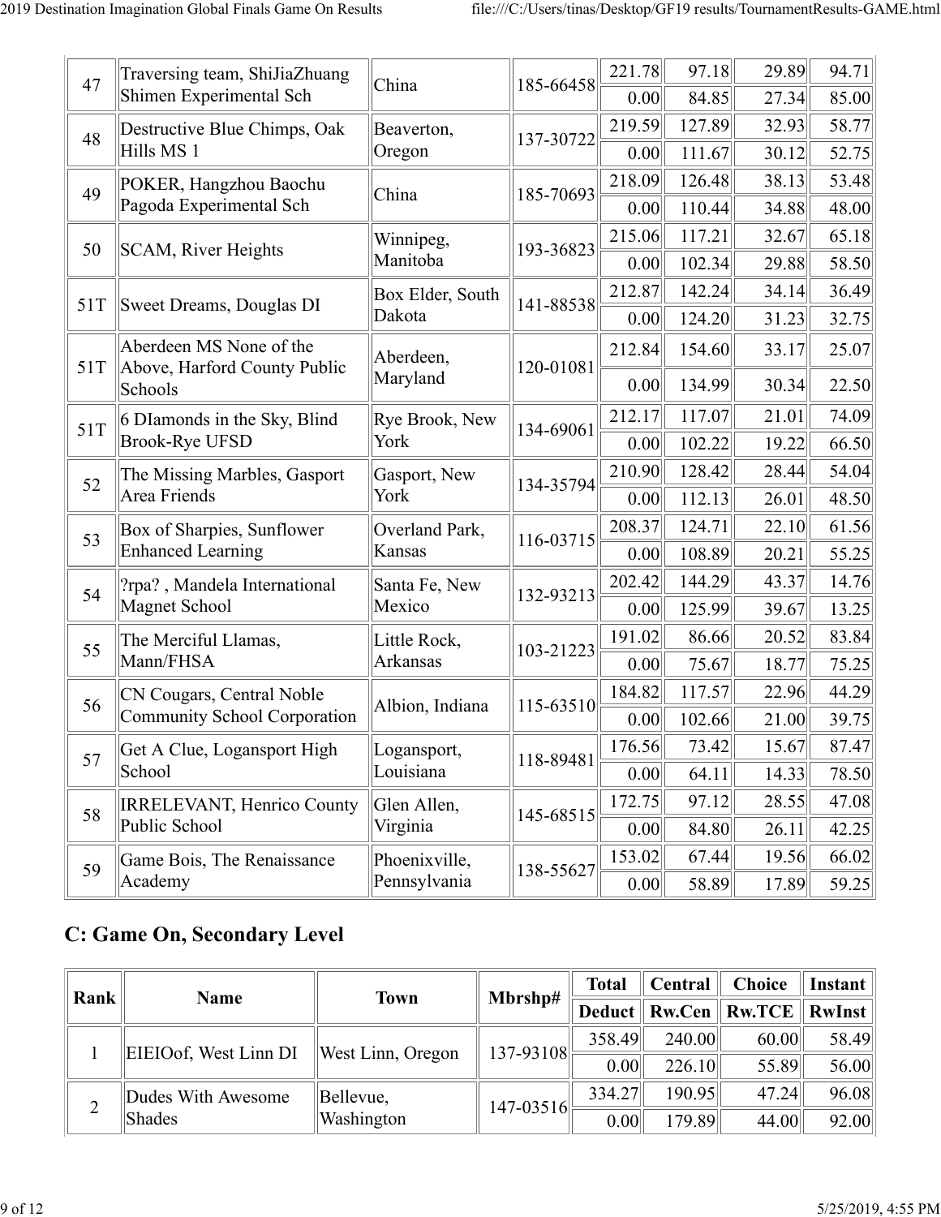| 47 | Traversing team, ShiJiaZhuang Shimen Experimental Sch | China | 185-66458 | 221.78 | 97.18 | 29.89 | 94.71 |
|---|---|---|---|---|---|---|---|
| | | | | 0.00 | 84.85 | 27.34 | 85.00 |
| 48 | Destructive Blue Chimps, Oak Hills MS 1 | Beaverton, Oregon | 137-30722 | 219.59 | 127.89 | 32.93 | 58.77 |
| | | | | 0.00 | 111.67 | 30.12 | 52.75 |
| 49 | POKER, Hangzhou Baochu Pagoda Experimental Sch | China | 185-70693 | 218.09 | 126.48 | 38.13 | 53.48 |
| | | | | 0.00 | 110.44 | 34.88 | 48.00 |
| 50 | SCAM, River Heights | Winnipeg, Manitoba | 193-36823 | 215.06 | 117.21 | 32.67 | 65.18 |
| | | | | 0.00 | 102.34 | 29.88 | 58.50 |
| 51T | Sweet Dreams, Douglas DI | Box Elder, South Dakota | 141-88538 | 212.87 | 142.24 | 34.14 | 36.49 |
| | | | | 0.00 | 124.20 | 31.23 | 32.75 |
| 51T | Aberdeen MS None of the Above, Harford County Public Schools | Aberdeen, Maryland | 120-01081 | 212.84 | 154.60 | 33.17 | 25.07 |
| | | | | 0.00 | 134.99 | 30.34 | 22.50 |
| 51T | 6 DIamonds in the Sky, Blind Brook-Rye UFSD | Rye Brook, New York | 134-69061 | 212.17 | 117.07 | 21.01 | 74.09 |
| | | | | 0.00 | 102.22 | 19.22 | 66.50 |
| 52 | The Missing Marbles, Gasport Area Friends | Gasport, New York | 134-35794 | 210.90 | 128.42 | 28.44 | 54.04 |
| | | | | 0.00 | 112.13 | 26.01 | 48.50 |
| 53 | Box of Sharpies, Sunflower Enhanced Learning | Overland Park, Kansas | 116-03715 | 208.37 | 124.71 | 22.10 | 61.56 |
| | | | | 0.00 | 108.89 | 20.21 | 55.25 |
| 54 | ?rpa? , Mandela International Magnet School | Santa Fe, New Mexico | 132-93213 | 202.42 | 144.29 | 43.37 | 14.76 |
| | | | | 0.00 | 125.99 | 39.67 | 13.25 |
| 55 | The Merciful Llamas, Mann/FHSA | Little Rock, Arkansas | 103-21223 | 191.02 | 86.66 | 20.52 | 83.84 |
| | | | | 0.00 | 75.67 | 18.77 | 75.25 |
| 56 | CN Cougars, Central Noble Community School Corporation | Albion, Indiana | 115-63510 | 184.82 | 117.57 | 22.96 | 44.29 |
| | | | | 0.00 | 102.66 | 21.00 | 39.75 |
| 57 | Get A Clue, Logansport High School | Logansport, Louisiana | 118-89481 | 176.56 | 73.42 | 15.67 | 87.47 |
| | | | | 0.00 | 64.11 | 14.33 | 78.50 |
| 58 | IRRELEVANT, Henrico County Public School | Glen Allen, Virginia | 145-68515 | 172.75 | 97.12 | 28.55 | 47.08 |
| | | | | 0.00 | 84.80 | 26.11 | 42.25 |
| 59 | Game Bois, The Renaissance Academy | Phoenixville, Pennsylvania | 138-55627 | 153.02 | 67.44 | 19.56 | 66.02 |
| | | | | 0.00 | 58.89 | 17.89 | 59.25 |

## C: Game On, Secondary Level

| Rank | Name | Town | Mbrshp# | Total | Central | Choice | Instant |
|---|---|---|---|---|---|---|---|
| | | | | Deduct | Rw.Cen | Rw.TCE | RwInst |
| 1 | EIEIOof, West Linn DI | West Linn, Oregon | 137-93108 | 358.49 | 240.00 | 60.00 | 58.49 |
| | | | | 0.00 | 226.10 | 55.89 | 56.00 |
| 2 | Dudes With Awesome Shades | Bellevue, Washington | 147-03516 | 334.27 | 190.95 | 47.24 | 96.08 |
| | | | | 0.00 | 179.89 | 44.00 | 92.00 |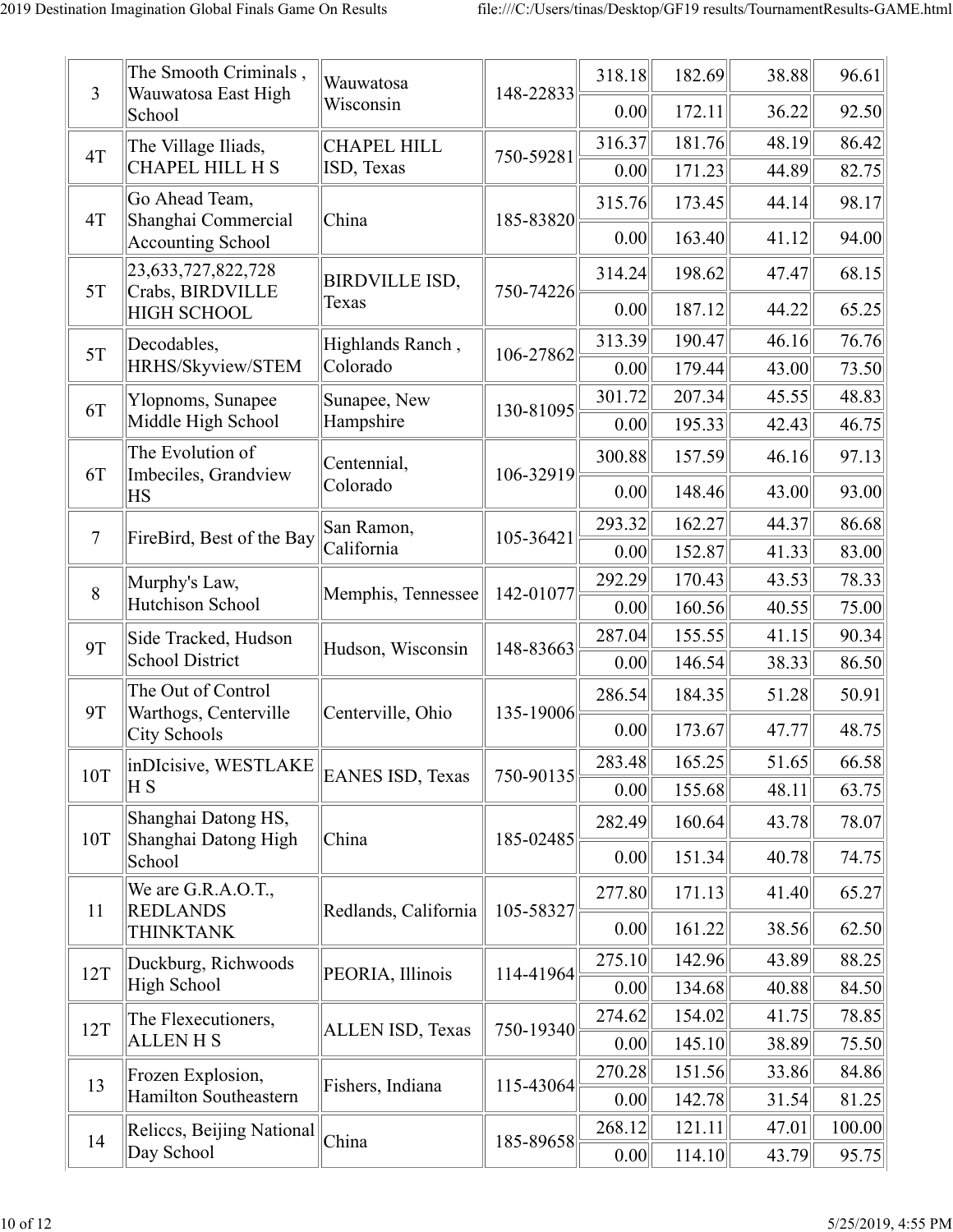| | | | | | | | |
|---|---|---|---|---|---|---|---|
| 3 | The Smooth Criminals , Wauwatosa East High School | Wauwatosa Wisconsin | 148-22833 | 318.18 | 182.69 | 38.88 | 96.61 |
| | | | | 0.00 | 172.11 | 36.22 | 92.50 |
| 4T | The Village Iliads, CHAPEL HILL H S | CHAPEL HILL ISD, Texas | 750-59281 | 316.37 | 181.76 | 48.19 | 86.42 |
| | | | | 0.00 | 171.23 | 44.89 | 82.75 |
| 4T | Go Ahead Team, Shanghai Commercial Accounting School | China | 185-83820 | 315.76 | 173.45 | 44.14 | 98.17 |
| | | | | 0.00 | 163.40 | 41.12 | 94.00 |
| 5T | 23,633,727,822,728 Crabs, BIRDVILLE HIGH SCHOOL | BIRDVILLE ISD, Texas | 750-74226 | 314.24 | 198.62 | 47.47 | 68.15 |
| | | | | 0.00 | 187.12 | 44.22 | 65.25 |
| 5T | Decodables, HRHS/Skyview/STEM | Highlands Ranch , Colorado | 106-27862 | 313.39 | 190.47 | 46.16 | 76.76 |
| | | | | 0.00 | 179.44 | 43.00 | 73.50 |
| 6T | Ylopnoms, Sunapee Middle High School | Sunapee, New Hampshire | 130-81095 | 301.72 | 207.34 | 45.55 | 48.83 |
| | | | | 0.00 | 195.33 | 42.43 | 46.75 |
| 6T | The Evolution of Imbeciles, Grandview HS | Centennial, Colorado | 106-32919 | 300.88 | 157.59 | 46.16 | 97.13 |
| | | | | 0.00 | 148.46 | 43.00 | 93.00 |
| 7 | FireBird, Best of the Bay | San Ramon, California | 105-36421 | 293.32 | 162.27 | 44.37 | 86.68 |
| | | | | 0.00 | 152.87 | 41.33 | 83.00 |
| 8 | Murphy's Law, Hutchison School | Memphis, Tennessee | 142-01077 | 292.29 | 170.43 | 43.53 | 78.33 |
| | | | | 0.00 | 160.56 | 40.55 | 75.00 |
| 9T | Side Tracked, Hudson School District | Hudson, Wisconsin | 148-83663 | 287.04 | 155.55 | 41.15 | 90.34 |
| | | | | 0.00 | 146.54 | 38.33 | 86.50 |
| 9T | The Out of Control Warthogs, Centerville City Schools | Centerville, Ohio | 135-19006 | 286.54 | 184.35 | 51.28 | 50.91 |
| | | | | 0.00 | 173.67 | 47.77 | 48.75 |
| 10T | inDIcisive, WESTLAKE H S | EANES ISD, Texas | 750-90135 | 283.48 | 165.25 | 51.65 | 66.58 |
| | | | | 0.00 | 155.68 | 48.11 | 63.75 |
| 10T | Shanghai Datong HS, Shanghai Datong High School | China | 185-02485 | 282.49 | 160.64 | 43.78 | 78.07 |
| | | | | 0.00 | 151.34 | 40.78 | 74.75 |
| 11 | We are G.R.A.O.T., REDLANDS THINKTANK | Redlands, California | 105-58327 | 277.80 | 171.13 | 41.40 | 65.27 |
| | | | | 0.00 | 161.22 | 38.56 | 62.50 |
| 12T | Duckburg, Richwoods High School | PEORIA, Illinois | 114-41964 | 275.10 | 142.96 | 43.89 | 88.25 |
| | | | | 0.00 | 134.68 | 40.88 | 84.50 |
| 12T | The Flexecutioners, ALLEN H S | ALLEN ISD, Texas | 750-19340 | 274.62 | 154.02 | 41.75 | 78.85 |
| | | | | 0.00 | 145.10 | 38.89 | 75.50 |
| 13 | Frozen Explosion, Hamilton Southeastern | Fishers, Indiana | 115-43064 | 270.28 | 151.56 | 33.86 | 84.86 |
| | | | | 0.00 | 142.78 | 31.54 | 81.25 |
| 14 | Reliccs, Beijing National Day School | China | 185-89658 | 268.12 | 121.11 | 47.01 | 100.00 |
| | | | | 0.00 | 114.10 | 43.79 | 95.75 |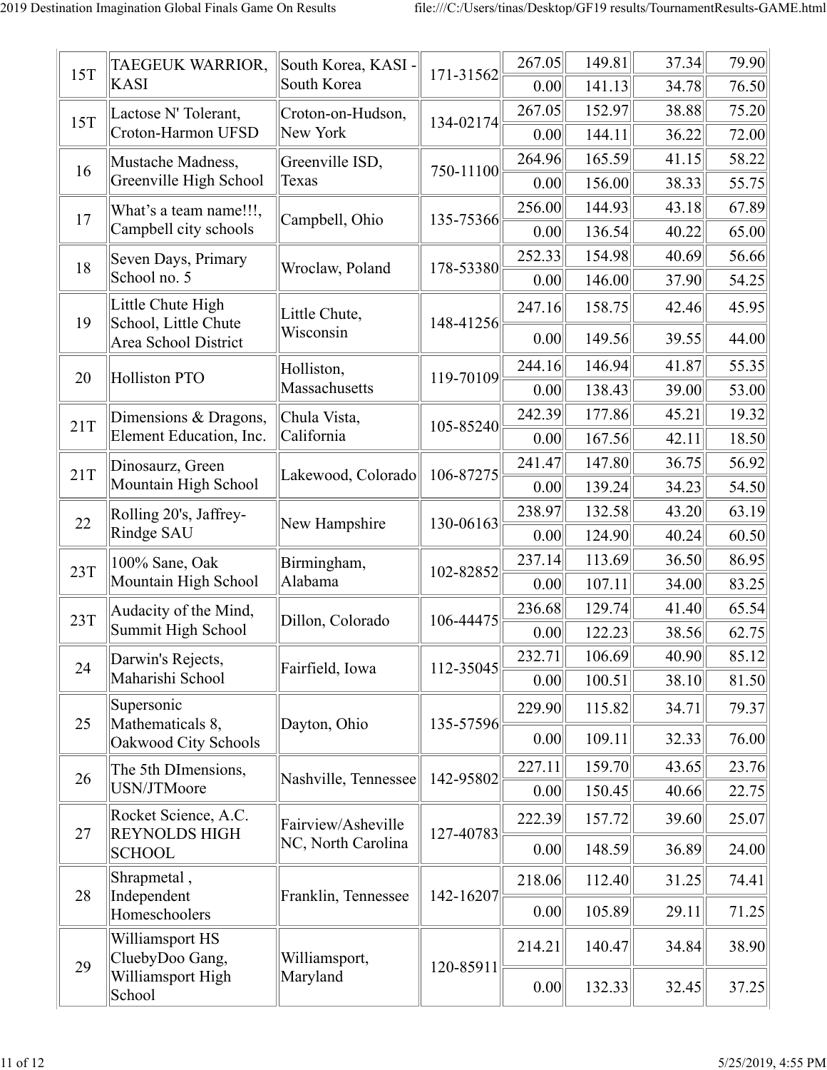| | | | | | | | |
|---|---|---|---|---|---|---|---|
| 15T | TAEGEUK WARRIOR, KASI | South Korea, KASI - South Korea | 171-31562 | 267.05 | 149.81 | 37.34 | 79.90 |
| | | | | 0.00 | 141.13 | 34.78 | 76.50 |
| 15T | Lactose N' Tolerant, Croton-Harmon UFSD | Croton-on-Hudson, New York | 134-02174 | 267.05 | 152.97 | 38.88 | 75.20 |
| | | | | 0.00 | 144.11 | 36.22 | 72.00 |
| 16 | Mustache Madness, Greenville High School | Greenville ISD, Texas | 750-11100 | 264.96 | 165.59 | 41.15 | 58.22 |
| | | | | 0.00 | 156.00 | 38.33 | 55.75 |
| 17 | What's a team name!!!, Campbell city schools | Campbell, Ohio | 135-75366 | 256.00 | 144.93 | 43.18 | 67.89 |
| | | | | 0.00 | 136.54 | 40.22 | 65.00 |
| 18 | Seven Days, Primary School no. 5 | Wroclaw, Poland | 178-53380 | 252.33 | 154.98 | 40.69 | 56.66 |
| | | | | 0.00 | 146.00 | 37.90 | 54.25 |
| 19 | Little Chute High School, Little Chute Area School District | Little Chute, Wisconsin | 148-41256 | 247.16 | 158.75 | 42.46 | 45.95 |
| | | | | 0.00 | 149.56 | 39.55 | 44.00 |
| 20 | Holliston PTO | Holliston, Massachusetts | 119-70109 | 244.16 | 146.94 | 41.87 | 55.35 |
| | | | | 0.00 | 138.43 | 39.00 | 53.00 |
| 21T | Dimensions & Dragons, Element Education, Inc. | Chula Vista, California | 105-85240 | 242.39 | 177.86 | 45.21 | 19.32 |
| | | | | 0.00 | 167.56 | 42.11 | 18.50 |
| 21T | Dinosaurz, Green Mountain High School | Lakewood, Colorado | 106-87275 | 241.47 | 147.80 | 36.75 | 56.92 |
| | | | | 0.00 | 139.24 | 34.23 | 54.50 |
| 22 | Rolling 20's, Jaffrey-Rindge SAU | New Hampshire | 130-06163 | 238.97 | 132.58 | 43.20 | 63.19 |
| | | | | 0.00 | 124.90 | 40.24 | 60.50 |
| 23T | 100% Sane, Oak Mountain High School | Birmingham, Alabama | 102-82852 | 237.14 | 113.69 | 36.50 | 86.95 |
| | | | | 0.00 | 107.11 | 34.00 | 83.25 |
| 23T | Audacity of the Mind, Summit High School | Dillon, Colorado | 106-44475 | 236.68 | 129.74 | 41.40 | 65.54 |
| | | | | 0.00 | 122.23 | 38.56 | 62.75 |
| 24 | Darwin's Rejects, Maharishi School | Fairfield, Iowa | 112-35045 | 232.71 | 106.69 | 40.90 | 85.12 |
| | | | | 0.00 | 100.51 | 38.10 | 81.50 |
| 25 | Supersonic Mathematicals 8, Oakwood City Schools | Dayton, Ohio | 135-57596 | 229.90 | 115.82 | 34.71 | 79.37 |
| | | | | 0.00 | 109.11 | 32.33 | 76.00 |
| 26 | The 5th DImensions, USN/JTMoore | Nashville, Tennessee | 142-95802 | 227.11 | 159.70 | 43.65 | 23.76 |
| | | | | 0.00 | 150.45 | 40.66 | 22.75 |
| 27 | Rocket Science, A.C. REYNOLDS HIGH SCHOOL | Fairview/Asheville NC, North Carolina | 127-40783 | 222.39 | 157.72 | 39.60 | 25.07 |
| | | | | 0.00 | 148.59 | 36.89 | 24.00 |
| 28 | Shrapmetal , Independent Homeschoolers | Franklin, Tennessee | 142-16207 | 218.06 | 112.40 | 31.25 | 74.41 |
| | | | | 0.00 | 105.89 | 29.11 | 71.25 |
| 29 | Williamsport HS CluebyDoo Gang, Williamsport High School | Williamsport, Maryland | 120-85911 | 214.21 | 140.47 | 34.84 | 38.90 |
| | | | | 0.00 | 132.33 | 32.45 | 37.25 |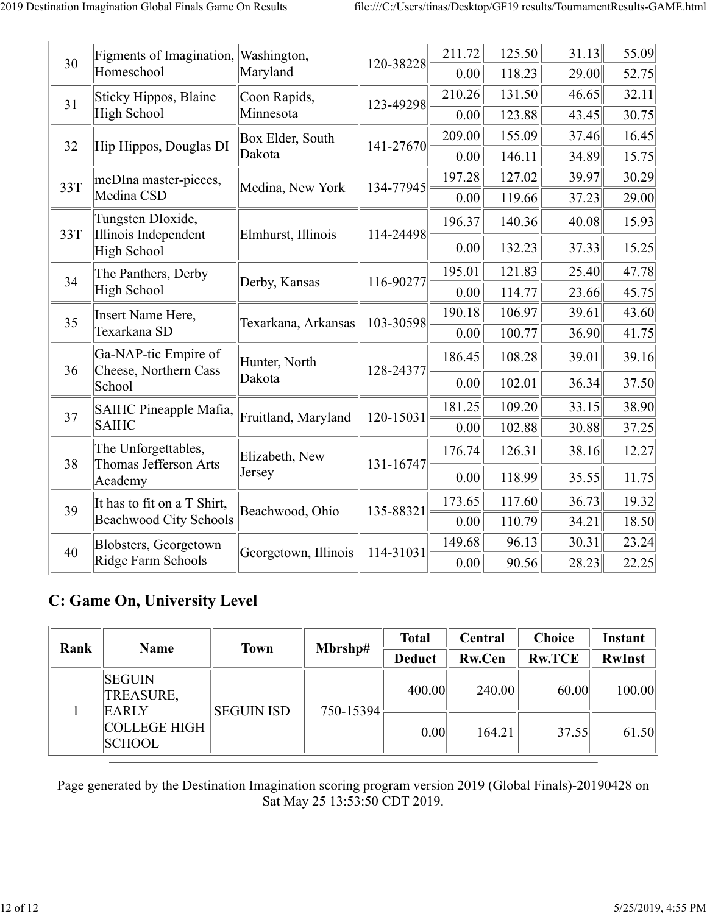| | | | | | | | |
|---|---|---|---|---|---|---|---|
| 30 | Figments of Imagination, Homeschool | Washington, Maryland | 120-38228 | 211.72 | 125.50 | 31.13 | 55.09 |
| | | | | 0.00 | 118.23 | 29.00 | 52.75 |
| 31 | Sticky Hippos, Blaine High School | Coon Rapids, Minnesota | 123-49298 | 210.26 | 131.50 | 46.65 | 32.11 |
| | | | | 0.00 | 123.88 | 43.45 | 30.75 |
| 32 | Hip Hippos, Douglas DI | Box Elder, South Dakota | 141-27670 | 209.00 | 155.09 | 37.46 | 16.45 |
| | | | | 0.00 | 146.11 | 34.89 | 15.75 |
| 33T | meDIna master-pieces, Medina CSD | Medina, New York | 134-77945 | 197.28 | 127.02 | 39.97 | 30.29 |
| | | | | 0.00 | 119.66 | 37.23 | 29.00 |
| 33T | Tungsten DIoxide, Illinois Independent High School | Elmhurst, Illinois | 114-24498 | 196.37 | 140.36 | 40.08 | 15.93 |
| | | | | 0.00 | 132.23 | 37.33 | 15.25 |
| 34 | The Panthers, Derby High School | Derby, Kansas | 116-90277 | 195.01 | 121.83 | 25.40 | 47.78 |
| | | | | 0.00 | 114.77 | 23.66 | 45.75 |
| 35 | Insert Name Here, Texarkana SD | Texarkana, Arkansas | 103-30598 | 190.18 | 106.97 | 39.61 | 43.60 |
| | | | | 0.00 | 100.77 | 36.90 | 41.75 |
| 36 | Ga-NAP-tic Empire of Cheese, Northern Cass School | Hunter, North Dakota | 128-24377 | 186.45 | 108.28 | 39.01 | 39.16 |
| | | | | 0.00 | 102.01 | 36.34 | 37.50 |
| 37 | SAIHC Pineapple Mafia, SAIHC | Fruitland, Maryland | 120-15031 | 181.25 | 109.20 | 33.15 | 38.90 |
| | | | | 0.00 | 102.88 | 30.88 | 37.25 |
| 38 | The Unforgettables, Thomas Jefferson Arts Academy | Elizabeth, New Jersey | 131-16747 | 176.74 | 126.31 | 38.16 | 12.27 |
| | | | | 0.00 | 118.99 | 35.55 | 11.75 |
| 39 | It has to fit on a T Shirt, Beachwood City Schools | Beachwood, Ohio | 135-88321 | 173.65 | 117.60 | 36.73 | 19.32 |
| | | | | 0.00 | 110.79 | 34.21 | 18.50 |
| 40 | Blobsters, Georgetown Ridge Farm Schools | Georgetown, Illinois | 114-31031 | 149.68 | 96.13 | 30.31 | 23.24 |
| | | | | 0.00 | 90.56 | 28.23 | 22.25 |

## C: Game On, University Level

| Rank | Name | Town | Mbrshp# | Total | Central | Choice | Instant |
|---|---|---|---|---|---|---|---|
| | | | | Deduct | Rw.Cen | Rw.TCE | RwInst |
| 1 | SEGUIN TREASURE, EARLY COLLEGE HIGH SCHOOL | SEGUIN ISD | 750-15394 | 400.00 | 240.00 | 60.00 | 100.00 |
| | | | | 0.00 | 164.21 | 37.55 | 61.50 |

Page generated by the Destination Imagination scoring program version 2019 (Global Finals)-20190428 on Sat May 25 13:53:50 CDT 2019.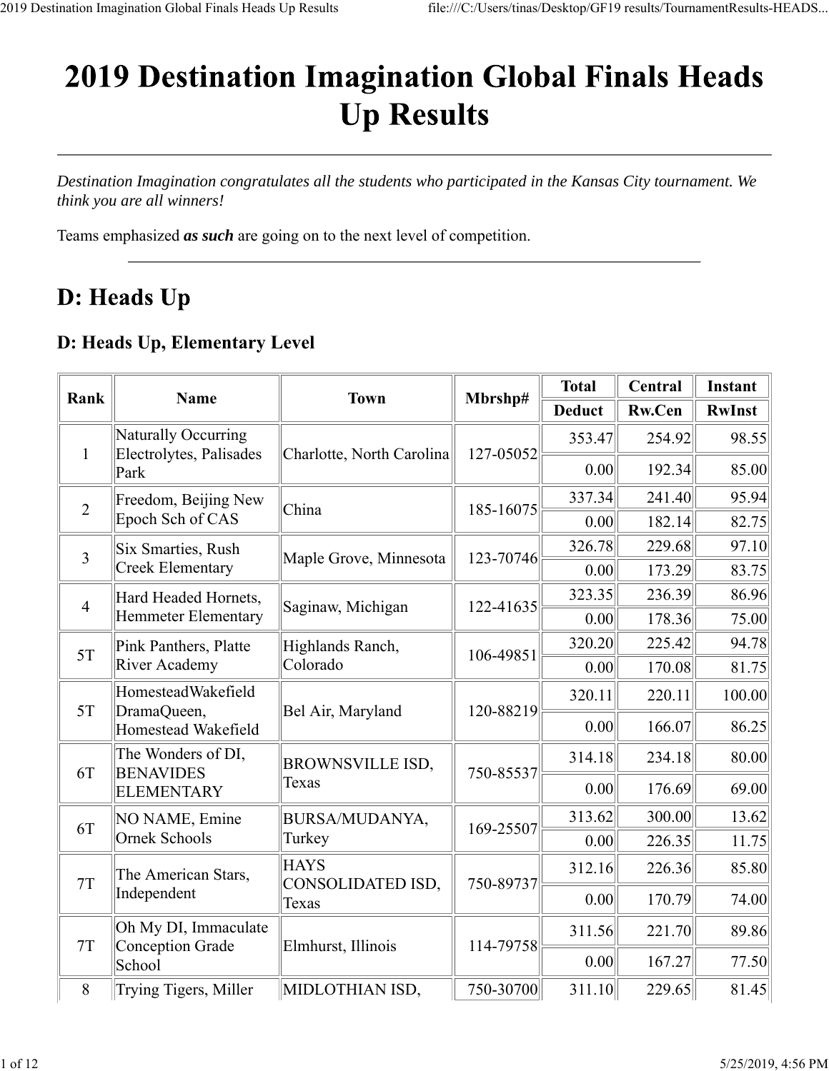# 2019 Destination Imagination Global Finals Heads Up Results

---

*Destination Imagination congratulates all the students who participated in the Kansas City tournament. We think you are all winners!*

Teams emphasized ***as such*** are going on to the next level of competition.

---

## D: Heads Up

### D: Heads Up, Elementary Level

| Rank | Name | Town | Mbrshp# | Total | Central | Instant |
|---|---|---|---|---|---|---|
| | | | | Deduct | Rw.Cen | RwInst |
| 1 | Naturally Occurring Electrolytes, Palisades Park | Charlotte, North Carolina | 127-05052 | 353.47 | 254.92 | 98.55 |
| | | | | 0.00 | 192.34 | 85.00 |
| 2 | Freedom, Beijing New Epoch Sch of CAS | China | 185-16075 | 337.34 | 241.40 | 95.94 |
| | | | | 0.00 | 182.14 | 82.75 |
| 3 | Six Smarties, Rush Creek Elementary | Maple Grove, Minnesota | 123-70746 | 326.78 | 229.68 | 97.10 |
| | | | | 0.00 | 173.29 | 83.75 |
| 4 | Hard Headed Hornets, Hemmeter Elementary | Saginaw, Michigan | 122-41635 | 323.35 | 236.39 | 86.96 |
| | | | | 0.00 | 178.36 | 75.00 |
| 5T | Pink Panthers, Platte River Academy | Highlands Ranch, Colorado | 106-49851 | 320.20 | 225.42 | 94.78 |
| | | | | 0.00 | 170.08 | 81.75 |
| 5T | HomesteadWakefield DramaQueen, Homestead Wakefield | Bel Air, Maryland | 120-88219 | 320.11 | 220.11 | 100.00 |
| | | | | 0.00 | 166.07 | 86.25 |
| 6T | The Wonders of DI, BENAVIDES ELEMENTARY | BROWNSVILLE ISD, Texas | 750-85537 | 314.18 | 234.18 | 80.00 |
| | | | | 0.00 | 176.69 | 69.00 |
| 6T | NO NAME, Emine Ornek Schools | BURSA/MUDANYA, Turkey | 169-25507 | 313.62 | 300.00 | 13.62 |
| | | | | 0.00 | 226.35 | 11.75 |
| 7T | The American Stars, Independent | HAYS CONSOLIDATED ISD, Texas | 750-89737 | 312.16 | 226.36 | 85.80 |
| | | | | 0.00 | 170.79 | 74.00 |
| 7T | Oh My DI, Immaculate Conception Grade School | Elmhurst, Illinois | 114-79758 | 311.56 | 221.70 | 89.86 |
| | | | | 0.00 | 167.27 | 77.50 |
| 8 | Trying Tigers, Miller | MIDLOTHIAN ISD, | 750-30700 | 311.10 | 229.65 | 81.45 |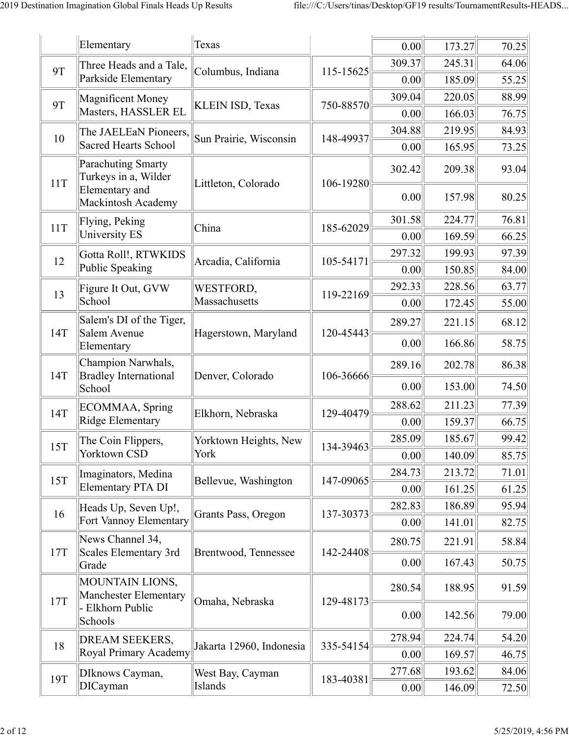| | | | | | | |
|---|---|---|---|---|---|---|
| | Elementary | Texas | | 0.00 | 173.27 | 70.25 |
| 9T | Three Heads and a Tale, Parkside Elementary | Columbus, Indiana | 115-15625 | 309.37 | 245.31 | 64.06 |
| | | | | 0.00 | 185.09 | 55.25 |
| 9T | Magnificent Money Masters, HASSLER EL | KLEIN ISD, Texas | 750-88570 | 309.04 | 220.05 | 88.99 |
| | | | | 0.00 | 166.03 | 76.75 |
| 10 | The JAELEaN Pioneers, Sacred Hearts School | Sun Prairie, Wisconsin | 148-49937 | 304.88 | 219.95 | 84.93 |
| | | | | 0.00 | 165.95 | 73.25 |
| 11T | Parachuting Smarty Turkeys in a, Wilder Elementary and Mackintosh Academy | Littleton, Colorado | 106-19280 | 302.42 | 209.38 | 93.04 |
| | | | | 0.00 | 157.98 | 80.25 |
| 11T | Flying, Peking University ES | China | 185-62029 | 301.58 | 224.77 | 76.81 |
| | | | | 0.00 | 169.59 | 66.25 |
| 12 | Gotta Roll!, RTWKIDS Public Speaking | Arcadia, California | 105-54171 | 297.32 | 199.93 | 97.39 |
| | | | | 0.00 | 150.85 | 84.00 |
| 13 | Figure It Out, GVW School | WESTFORD, Massachusetts | 119-22169 | 292.33 | 228.56 | 63.77 |
| | | | | 0.00 | 172.45 | 55.00 |
| 14T | Salem's DI of the Tiger, Salem Avenue Elementary | Hagerstown, Maryland | 120-45443 | 289.27 | 221.15 | 68.12 |
| | | | | 0.00 | 166.86 | 58.75 |
| 14T | Champion Narwhals, Bradley International School | Denver, Colorado | 106-36666 | 289.16 | 202.78 | 86.38 |
| | | | | 0.00 | 153.00 | 74.50 |
| 14T | ECOMMAA, Spring Ridge Elementary | Elkhorn, Nebraska | 129-40479 | 288.62 | 211.23 | 77.39 |
| | | | | 0.00 | 159.37 | 66.75 |
| 15T | The Coin Flippers, Yorktown CSD | Yorktown Heights, New York | 134-39463 | 285.09 | 185.67 | 99.42 |
| | | | | 0.00 | 140.09 | 85.75 |
| 15T | Imaginators, Medina Elementary PTA DI | Bellevue, Washington | 147-09065 | 284.73 | 213.72 | 71.01 |
| | | | | 0.00 | 161.25 | 61.25 |
| 16 | Heads Up, Seven Up!, Fort Vannoy Elementary | Grants Pass, Oregon | 137-30373 | 282.83 | 186.89 | 95.94 |
| | | | | 0.00 | 141.01 | 82.75 |
| 17T | News Channel 34, Scales Elementary 3rd Grade | Brentwood, Tennessee | 142-24408 | 280.75 | 221.91 | 58.84 |
| | | | | 0.00 | 167.43 | 50.75 |
| 17T | MOUNTAIN LIONS, Manchester Elementary - Elkhorn Public Schools | Omaha, Nebraska | 129-48173 | 280.54 | 188.95 | 91.59 |
| | | | | 0.00 | 142.56 | 79.00 |
| 18 | DREAM SEEKERS, Royal Primary Academy | Jakarta 12960, Indonesia | 335-54154 | 278.94 | 224.74 | 54.20 |
| | | | | 0.00 | 169.57 | 46.75 |
| 19T | DIknows Cayman, DICayman | West Bay, Cayman Islands | 183-40381 | 277.68 | 193.62 | 84.06 |
| | | | | 0.00 | 146.09 | 72.50 |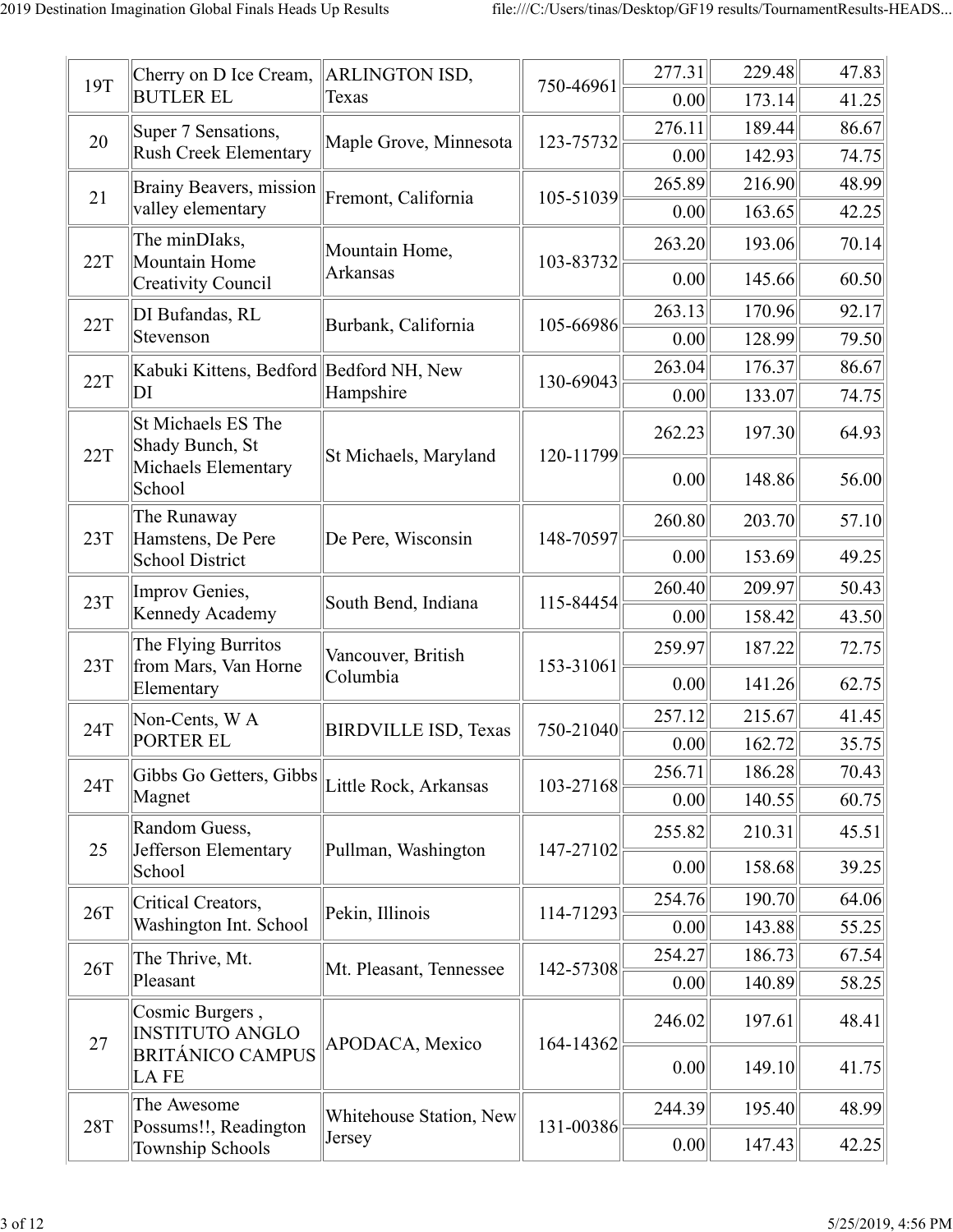| | | | | | | |
|---|---|---|---|---|---|---|
| 19T | Cherry on D Ice Cream, BUTLER EL | ARLINGTON ISD, Texas | 750-46961 | 277.31 | 229.48 | 47.83 |
| | | | | 0.00 | 173.14 | 41.25 |
| 20 | Super 7 Sensations, Rush Creek Elementary | Maple Grove, Minnesota | 123-75732 | 276.11 | 189.44 | 86.67 |
| | | | | 0.00 | 142.93 | 74.75 |
| 21 | Brainy Beavers, mission valley elementary | Fremont, California | 105-51039 | 265.89 | 216.90 | 48.99 |
| | | | | 0.00 | 163.65 | 42.25 |
| 22T | The minDIaks, Mountain Home Creativity Council | Mountain Home, Arkansas | 103-83732 | 263.20 | 193.06 | 70.14 |
| | | | | 0.00 | 145.66 | 60.50 |
| 22T | DI Bufandas, RL Stevenson | Burbank, California | 105-66986 | 263.13 | 170.96 | 92.17 |
| | | | | 0.00 | 128.99 | 79.50 |
| 22T | Kabuki Kittens, Bedford DI | Bedford NH, New Hampshire | 130-69043 | 263.04 | 176.37 | 86.67 |
| | | | | 0.00 | 133.07 | 74.75 |
| 22T | St Michaels ES The Shady Bunch, St Michaels Elementary School | St Michaels, Maryland | 120-11799 | 262.23 | 197.30 | 64.93 |
| | | | | 0.00 | 148.86 | 56.00 |
| 23T | The Runaway Hamstens, De Pere School District | De Pere, Wisconsin | 148-70597 | 260.80 | 203.70 | 57.10 |
| | | | | 0.00 | 153.69 | 49.25 |
| 23T | Improv Genies, Kennedy Academy | South Bend, Indiana | 115-84454 | 260.40 | 209.97 | 50.43 |
| | | | | 0.00 | 158.42 | 43.50 |
| 23T | The Flying Burritos from Mars, Van Horne Elementary | Vancouver, British Columbia | 153-31061 | 259.97 | 187.22 | 72.75 |
| | | | | 0.00 | 141.26 | 62.75 |
| 24T | Non-Cents, W A PORTER EL | BIRDVILLE ISD, Texas | 750-21040 | 257.12 | 215.67 | 41.45 |
| | | | | 0.00 | 162.72 | 35.75 |
| 24T | Gibbs Go Getters, Gibbs Magnet | Little Rock, Arkansas | 103-27168 | 256.71 | 186.28 | 70.43 |
| | | | | 0.00 | 140.55 | 60.75 |
| 25 | Random Guess, Jefferson Elementary School | Pullman, Washington | 147-27102 | 255.82 | 210.31 | 45.51 |
| | | | | 0.00 | 158.68 | 39.25 |
| 26T | Critical Creators, Washington Int. School | Pekin, Illinois | 114-71293 | 254.76 | 190.70 | 64.06 |
| | | | | 0.00 | 143.88 | 55.25 |
| 26T | The Thrive, Mt. Pleasant | Mt. Pleasant, Tennessee | 142-57308 | 254.27 | 186.73 | 67.54 |
| | | | | 0.00 | 140.89 | 58.25 |
| 27 | Cosmic Burgers , INSTITUTO ANGLO BRITÁNICO CAMPUS LA FE | APODACA, Mexico | 164-14362 | 246.02 | 197.61 | 48.41 |
| | | | | 0.00 | 149.10 | 41.75 |
| 28T | The Awesome Possums!!, Readington Township Schools | Whitehouse Station, New Jersey | 131-00386 | 244.39 | 195.40 | 48.99 |
| | | | | 0.00 | 147.43 | 42.25 |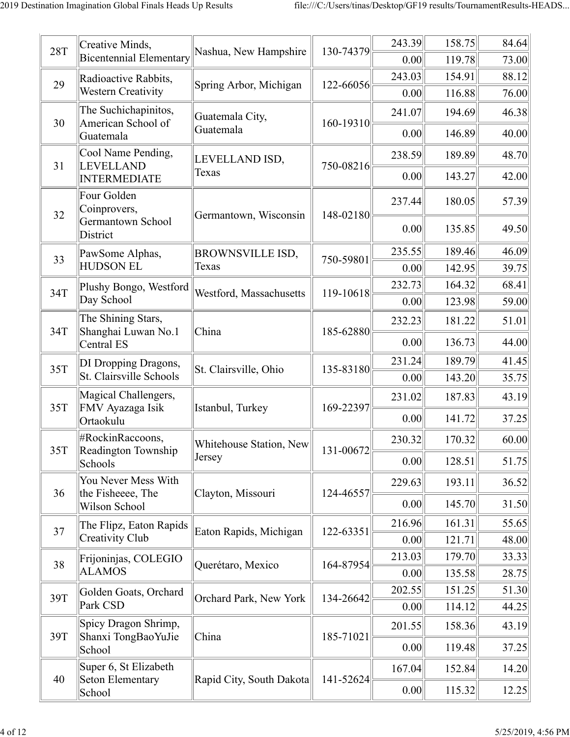| | | | | | | |
|---|---|---|---|---|---|---|
| 28T | Creative Minds, Bicentennial Elementary | Nashua, New Hampshire | 130-74379 | 243.39 | 158.75 | 84.64 |
| | | | | 0.00 | 119.78 | 73.00 |
| 29 | Radioactive Rabbits, Western Creativity | Spring Arbor, Michigan | 122-66056 | 243.03 | 154.91 | 88.12 |
| | | | | 0.00 | 116.88 | 76.00 |
| 30 | The Suchichapinitos, American School of Guatemala | Guatemala City, Guatemala | 160-19310 | 241.07 | 194.69 | 46.38 |
| | | | | 0.00 | 146.89 | 40.00 |
| 31 | Cool Name Pending, LEVELLAND INTERMEDIATE | LEVELLAND ISD, Texas | 750-08216 | 238.59 | 189.89 | 48.70 |
| | | | | 0.00 | 143.27 | 42.00 |
| 32 | Four Golden Coinprovers, Germantown School District | Germantown, Wisconsin | 148-02180 | 237.44 | 180.05 | 57.39 |
| | | | | 0.00 | 135.85 | 49.50 |
| 33 | PawSome Alphas, HUDSON EL | BROWNSVILLE ISD, Texas | 750-59801 | 235.55 | 189.46 | 46.09 |
| | | | | 0.00 | 142.95 | 39.75 |
| 34T | Plushy Bongo, Westford Day School | Westford, Massachusetts | 119-10618 | 232.73 | 164.32 | 68.41 |
| | | | | 0.00 | 123.98 | 59.00 |
| 34T | The Shining Stars, Shanghai Luwan No.1 Central ES | China | 185-62880 | 232.23 | 181.22 | 51.01 |
| | | | | 0.00 | 136.73 | 44.00 |
| 35T | DI Dropping Dragons, St. Clairsville Schools | St. Clairsville, Ohio | 135-83180 | 231.24 | 189.79 | 41.45 |
| | | | | 0.00 | 143.20 | 35.75 |
| 35T | Magical Challengers, FMV Ayazaga Isik Ortaokulu | Istanbul, Turkey | 169-22397 | 231.02 | 187.83 | 43.19 |
| | | | | 0.00 | 141.72 | 37.25 |
| 35T | #RockinRaccoons, Readington Township Schools | Whitehouse Station, New Jersey | 131-00672 | 230.32 | 170.32 | 60.00 |
| | | | | 0.00 | 128.51 | 51.75 |
| 36 | You Never Mess With the Fisheee, The Wilson School | Clayton, Missouri | 124-46557 | 229.63 | 193.11 | 36.52 |
| | | | | 0.00 | 145.70 | 31.50 |
| 37 | The Flipz, Eaton Rapids Creativity Club | Eaton Rapids, Michigan | 122-63351 | 216.96 | 161.31 | 55.65 |
| | | | | 0.00 | 121.71 | 48.00 |
| 38 | Frijoninjas, COLEGIO ALAMOS | Querétaro, Mexico | 164-87954 | 213.03 | 179.70 | 33.33 |
| | | | | 0.00 | 135.58 | 28.75 |
| 39T | Golden Goats, Orchard Park CSD | Orchard Park, New York | 134-26642 | 202.55 | 151.25 | 51.30 |
| | | | | 0.00 | 114.12 | 44.25 |
| 39T | Spicy Dragon Shrimp, Shanxi TongBaoYuJie School | China | 185-71021 | 201.55 | 158.36 | 43.19 |
| | | | | 0.00 | 119.48 | 37.25 |
| 40 | Super 6, St Elizabeth Seton Elementary School | Rapid City, South Dakota | 141-52624 | 167.04 | 152.84 | 14.20 |
| | | | | 0.00 | 115.32 | 12.25 |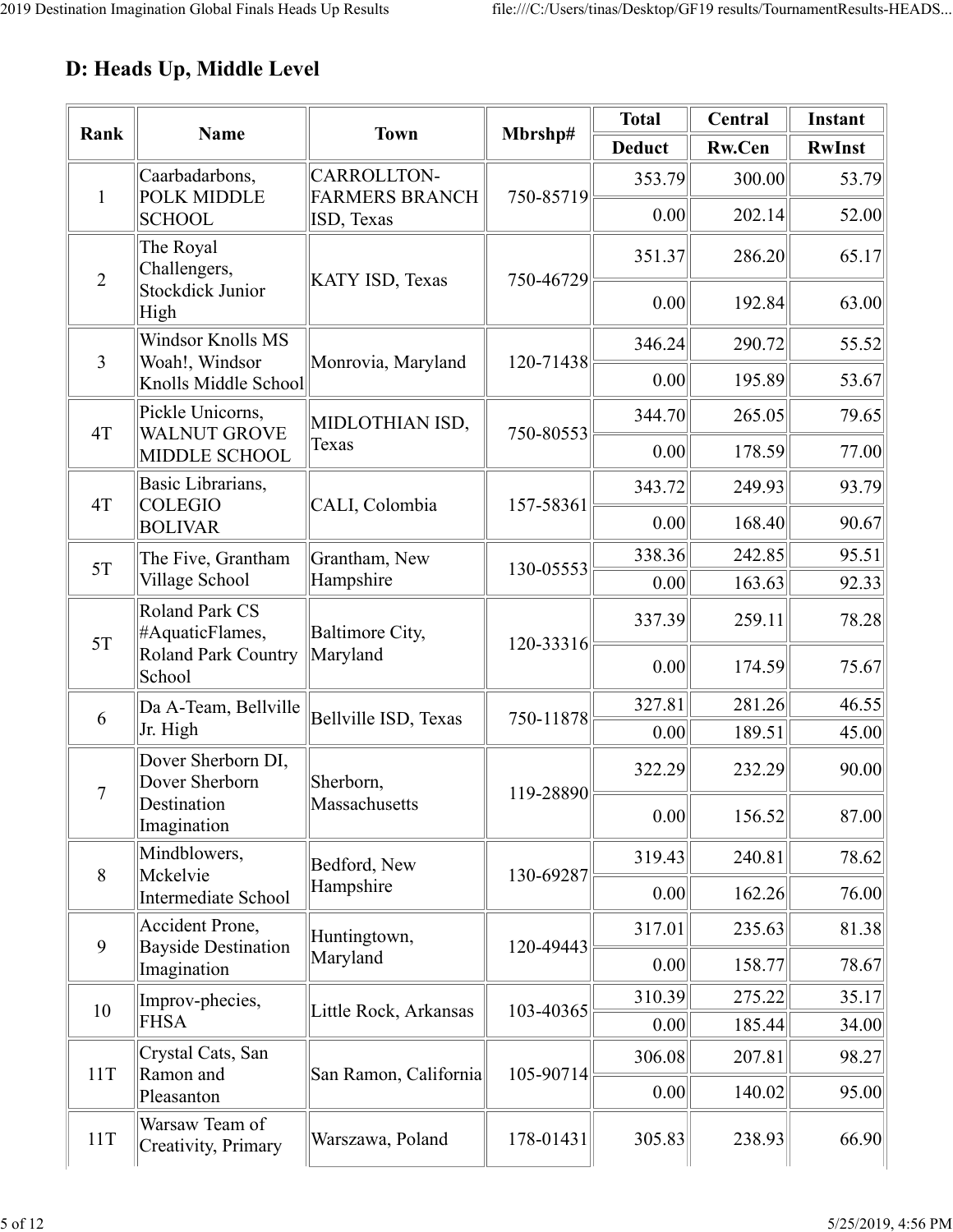## D: Heads Up, Middle Level

| Rank | Name | Town | Mbrshp# | Total | Central | Instant |
|---|---|---|---|---|---|---|
| | | | | Deduct | Rw.Cen | RwInst |
| 1 | Caarbadarbons, POLK MIDDLE SCHOOL | CARROLLTON-FARMERS BRANCH ISD, Texas | 750-85719 | 353.79 | 300.00 | 53.79 |
| | | | | 0.00 | 202.14 | 52.00 |
| 2 | The Royal Challengers, Stockdick Junior High | KATY ISD, Texas | 750-46729 | 351.37 | 286.20 | 65.17 |
| | | | | 0.00 | 192.84 | 63.00 |
| 3 | Windsor Knolls MS Woah!, Windsor Knolls Middle School | Monrovia, Maryland | 120-71438 | 346.24 | 290.72 | 55.52 |
| | | | | 0.00 | 195.89 | 53.67 |
| 4T | Pickle Unicorns, WALNUT GROVE MIDDLE SCHOOL | MIDLOTHIAN ISD, Texas | 750-80553 | 344.70 | 265.05 | 79.65 |
| | | | | 0.00 | 178.59 | 77.00 |
| 4T | Basic Librarians, COLEGIO BOLIVAR | CALI, Colombia | 157-58361 | 343.72 | 249.93 | 93.79 |
| | | | | 0.00 | 168.40 | 90.67 |
| 5T | The Five, Grantham Village School | Grantham, New Hampshire | 130-05553 | 338.36 | 242.85 | 95.51 |
| | | | | 0.00 | 163.63 | 92.33 |
| 5T | Roland Park CS #AquaticFlames, Roland Park Country School | Baltimore City, Maryland | 120-33316 | 337.39 | 259.11 | 78.28 |
| | | | | 0.00 | 174.59 | 75.67 |
| 6 | Da A-Team, Bellville Jr. High | Bellville ISD, Texas | 750-11878 | 327.81 | 281.26 | 46.55 |
| | | | | 0.00 | 189.51 | 45.00 |
| 7 | Dover Sherborn DI, Dover Sherborn Destination Imagination | Sherborn, Massachusetts | 119-28890 | 322.29 | 232.29 | 90.00 |
| | | | | 0.00 | 156.52 | 87.00 |
| 8 | Mindblowers, Mckelvie Intermediate School | Bedford, New Hampshire | 130-69287 | 319.43 | 240.81 | 78.62 |
| | | | | 0.00 | 162.26 | 76.00 |
| 9 | Accident Prone, Bayside Destination Imagination | Huntingtown, Maryland | 120-49443 | 317.01 | 235.63 | 81.38 |
| | | | | 0.00 | 158.77 | 78.67 |
| 10 | Improv-phecies, FHSA | Little Rock, Arkansas | 103-40365 | 310.39 | 275.22 | 35.17 |
| | | | | 0.00 | 185.44 | 34.00 |
| 11T | Crystal Cats, San Ramon and Pleasanton | San Ramon, California | 105-90714 | 306.08 | 207.81 | 98.27 |
| | | | | 0.00 | 140.02 | 95.00 |
| 11T | Warsaw Team of Creativity, Primary | Warszawa, Poland | 178-01431 | 305.83 | 238.93 | 66.90 |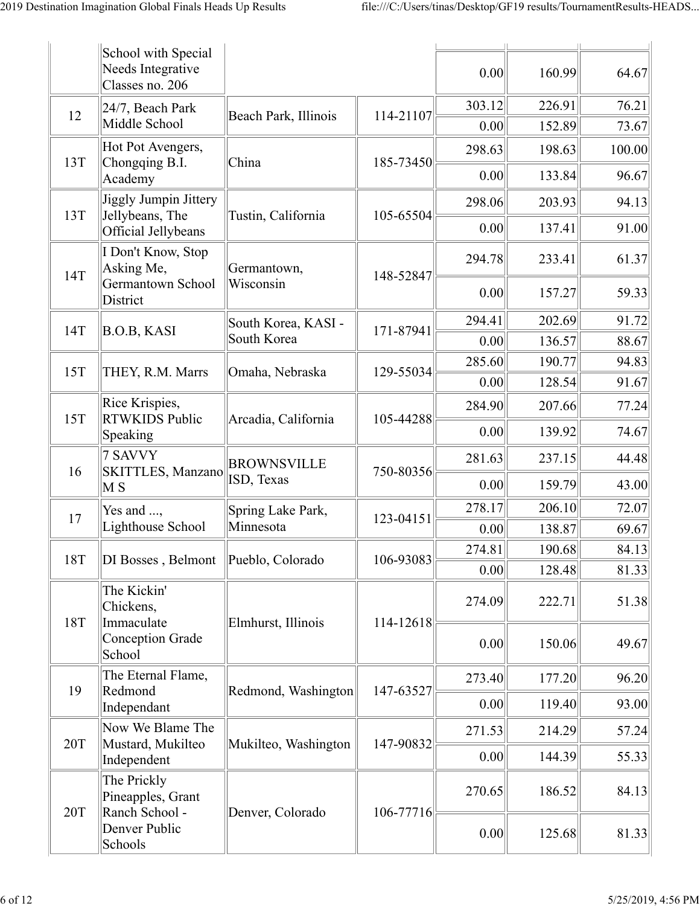| | | | | | | |
|---|---|---|---|---|---|---|
| | School with Special Needs Integrative Classes no. 206 | | | 0.00 | 160.99 | 64.67 |
| 12 | 24/7, Beach Park Middle School | Beach Park, Illinois | 114-21107 | 303.12 | 226.91 | 76.21 |
| | | | | 0.00 | 152.89 | 73.67 |
| 13T | Hot Pot Avengers, Chongqing B.I. Academy | China | 185-73450 | 298.63 | 198.63 | 100.00 |
| | | | | 0.00 | 133.84 | 96.67 |
| 13T | Jiggly Jumpin Jittery Jellybeans, The Official Jellybeans | Tustin, California | 105-65504 | 298.06 | 203.93 | 94.13 |
| | | | | 0.00 | 137.41 | 91.00 |
| 14T | I Don't Know, Stop Asking Me, Germantown School District | Germantown, Wisconsin | 148-52847 | 294.78 | 233.41 | 61.37 |
| | | | | 0.00 | 157.27 | 59.33 |
| 14T | B.O.B, KASI | South Korea, KASI - South Korea | 171-87941 | 294.41 | 202.69 | 91.72 |
| | | | | 0.00 | 136.57 | 88.67 |
| 15T | THEY, R.M. Marrs | Omaha, Nebraska | 129-55034 | 285.60 | 190.77 | 94.83 |
| | | | | 0.00 | 128.54 | 91.67 |
| 15T | Rice Krispies, RTWKIDS Public Speaking | Arcadia, California | 105-44288 | 284.90 | 207.66 | 77.24 |
| | | | | 0.00 | 139.92 | 74.67 |
| 16 | 7 SAVVY SKITTLES, Manzano M S | BROWNSVILLE ISD, Texas | 750-80356 | 281.63 | 237.15 | 44.48 |
| | | | | 0.00 | 159.79 | 43.00 |
| 17 | Yes and ..., Lighthouse School | Spring Lake Park, Minnesota | 123-04151 | 278.17 | 206.10 | 72.07 |
| | | | | 0.00 | 138.87 | 69.67 |
| 18T | DI Bosses , Belmont | Pueblo, Colorado | 106-93083 | 274.81 | 190.68 | 84.13 |
| | | | | 0.00 | 128.48 | 81.33 |
| 18T | The Kickin' Chickens, Immaculate Conception Grade School | Elmhurst, Illinois | 114-12618 | 274.09 | 222.71 | 51.38 |
| | | | | 0.00 | 150.06 | 49.67 |
| 19 | The Eternal Flame, Redmond Independant | Redmond, Washington | 147-63527 | 273.40 | 177.20 | 96.20 |
| | | | | 0.00 | 119.40 | 93.00 |
| 20T | Now We Blame The Mustard, Mukilteo Independent | Mukilteo, Washington | 147-90832 | 271.53 | 214.29 | 57.24 |
| | | | | 0.00 | 144.39 | 55.33 |
| 20T | The Prickly Pineapples, Grant Ranch School - Denver Public Schools | Denver, Colorado | 106-77716 | 270.65 | 186.52 | 84.13 |
| | | | | 0.00 | 125.68 | 81.33 |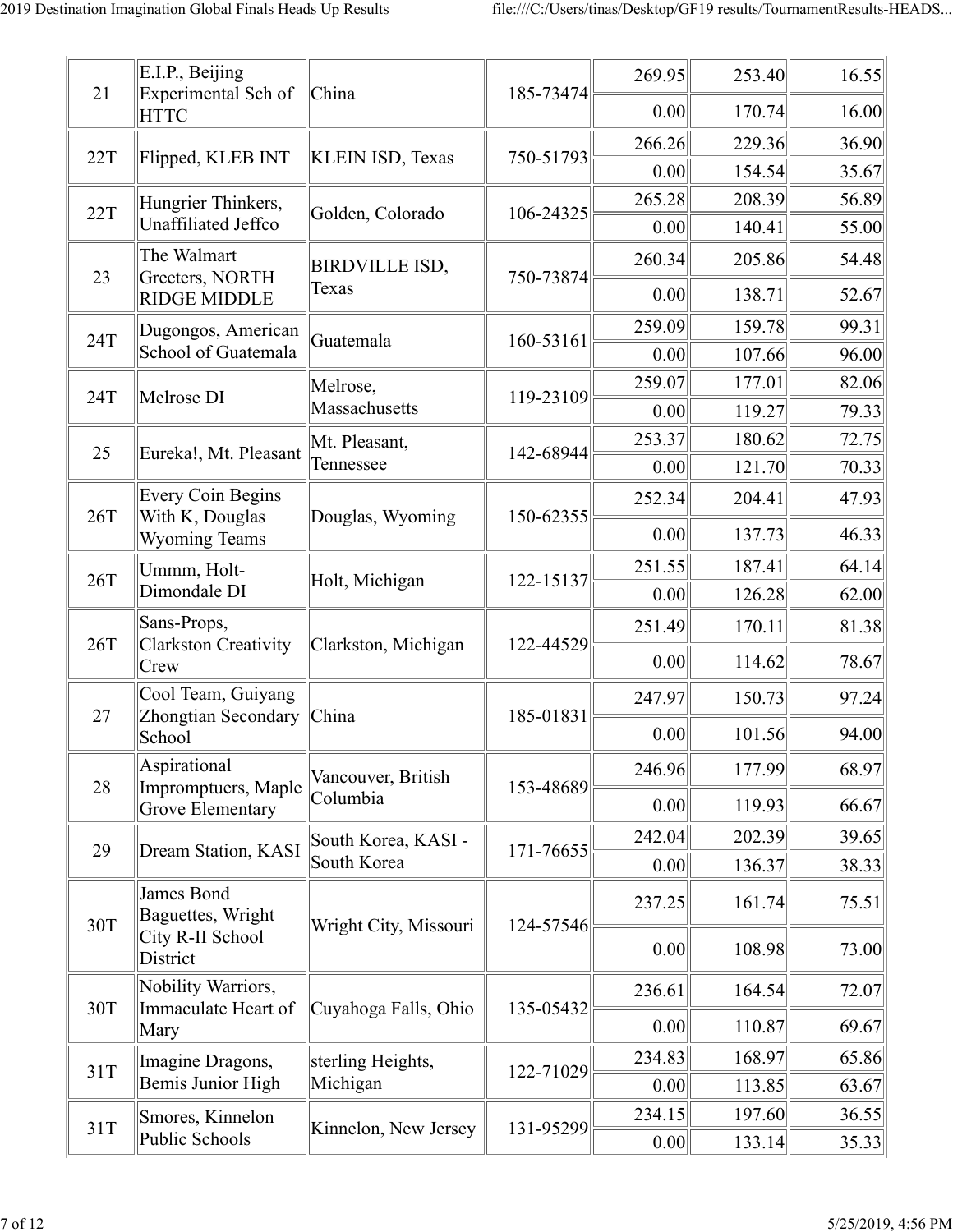| 21 | E.I.P., Beijing Experimental Sch of HTTC | China | 185-73474 | 269.95 | 253.40 | 16.55 |
|---|---|---|---|---|---|---|
| | | | | 0.00 | 170.74 | 16.00 |
| 22T | Flipped, KLEB INT | KLEIN ISD, Texas | 750-51793 | 266.26 | 229.36 | 36.90 |
| | | | | 0.00 | 154.54 | 35.67 |
| 22T | Hungrier Thinkers, Unaffiliated Jeffco | Golden, Colorado | 106-24325 | 265.28 | 208.39 | 56.89 |
| | | | | 0.00 | 140.41 | 55.00 |
| 23 | The Walmart Greeters, NORTH RIDGE MIDDLE | BIRDVILLE ISD, Texas | 750-73874 | 260.34 | 205.86 | 54.48 |
| | | | | 0.00 | 138.71 | 52.67 |
| 24T | Dugongos, American School of Guatemala | Guatemala | 160-53161 | 259.09 | 159.78 | 99.31 |
| | | | | 0.00 | 107.66 | 96.00 |
| 24T | Melrose DI | Melrose, Massachusetts | 119-23109 | 259.07 | 177.01 | 82.06 |
| | | | | 0.00 | 119.27 | 79.33 |
| 25 | Eureka!, Mt. Pleasant | Mt. Pleasant, Tennessee | 142-68944 | 253.37 | 180.62 | 72.75 |
| | | | | 0.00 | 121.70 | 70.33 |
| 26T | Every Coin Begins With K, Douglas Wyoming Teams | Douglas, Wyoming | 150-62355 | 252.34 | 204.41 | 47.93 |
| | | | | 0.00 | 137.73 | 46.33 |
| 26T | Ummm, Holt-Dimondale DI | Holt, Michigan | 122-15137 | 251.55 | 187.41 | 64.14 |
| | | | | 0.00 | 126.28 | 62.00 |
| 26T | Sans-Props, Clarkston Creativity Crew | Clarkston, Michigan | 122-44529 | 251.49 | 170.11 | 81.38 |
| | | | | 0.00 | 114.62 | 78.67 |
| 27 | Cool Team, Guiyang Zhongtian Secondary School | China | 185-01831 | 247.97 | 150.73 | 97.24 |
| | | | | 0.00 | 101.56 | 94.00 |
| 28 | Aspirational Impromptuers, Maple Grove Elementary | Vancouver, British Columbia | 153-48689 | 246.96 | 177.99 | 68.97 |
| | | | | 0.00 | 119.93 | 66.67 |
| 29 | Dream Station, KASI | South Korea, KASI - South Korea | 171-76655 | 242.04 | 202.39 | 39.65 |
| | | | | 0.00 | 136.37 | 38.33 |
| 30T | James Bond Baguettes, Wright City R-II School District | Wright City, Missouri | 124-57546 | 237.25 | 161.74 | 75.51 |
| | | | | 0.00 | 108.98 | 73.00 |
| 30T | Nobility Warriors, Immaculate Heart of Mary | Cuyahoga Falls, Ohio | 135-05432 | 236.61 | 164.54 | 72.07 |
| | | | | 0.00 | 110.87 | 69.67 |
| 31T | Imagine Dragons, Bemis Junior High | sterling Heights, Michigan | 122-71029 | 234.83 | 168.97 | 65.86 |
| | | | | 0.00 | 113.85 | 63.67 |
| 31T | Smores, Kinnelon Public Schools | Kinnelon, New Jersey | 131-95299 | 234.15 | 197.60 | 36.55 |
| | | | | 0.00 | 133.14 | 35.33 |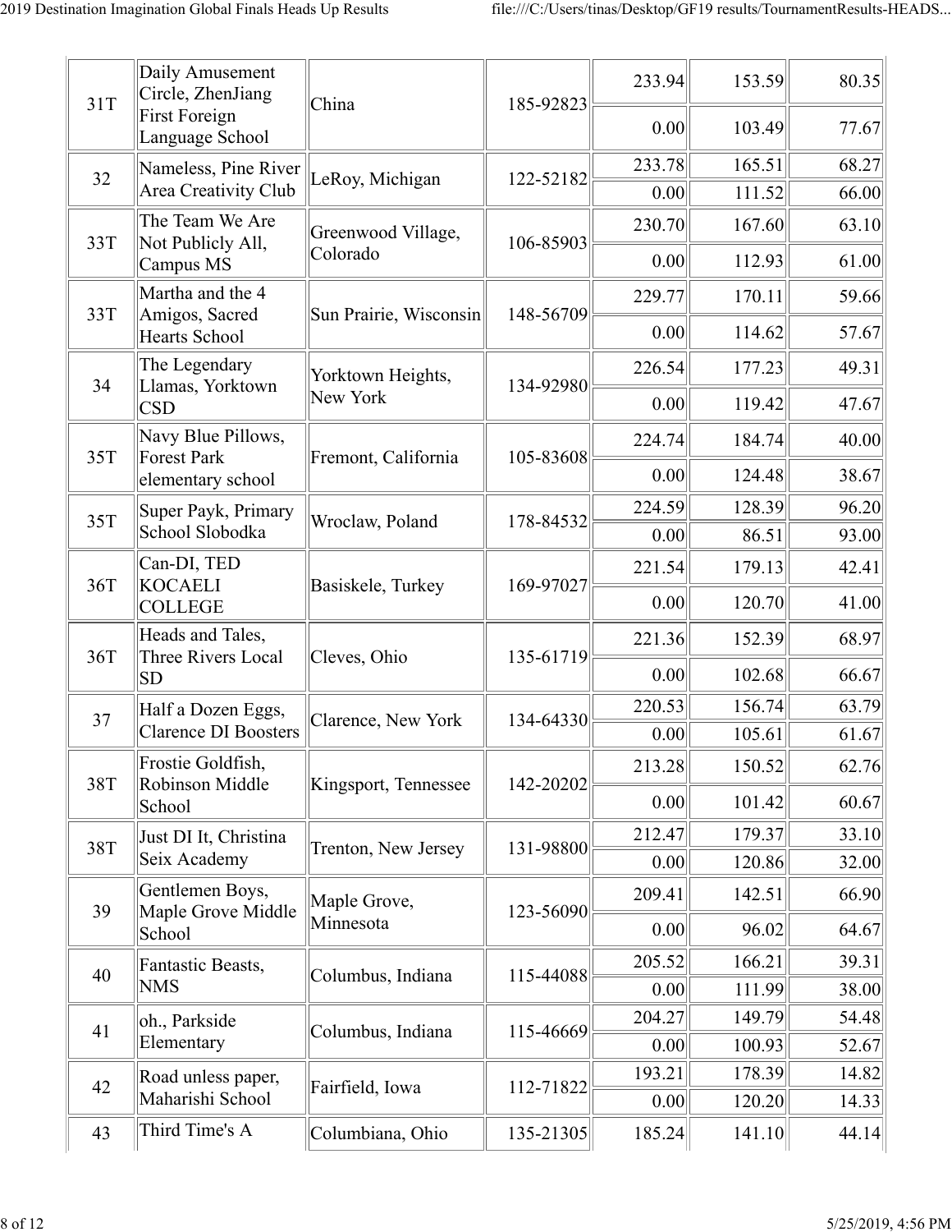| | | | | | | |
|---|---|---|---|---|---|---|
| 31T | Daily Amusement Circle, ZhenJiang First Foreign Language School | China | 185-92823 | 233.94 | 153.59 | 80.35 |
| | | | | 0.00 | 103.49 | 77.67 |
| 32 | Nameless, Pine River Area Creativity Club | LeRoy, Michigan | 122-52182 | 233.78 | 165.51 | 68.27 |
| | | | | 0.00 | 111.52 | 66.00 |
| 33T | The Team We Are Not Publicly All, Campus MS | Greenwood Village, Colorado | 106-85903 | 230.70 | 167.60 | 63.10 |
| | | | | 0.00 | 112.93 | 61.00 |
| 33T | Martha and the 4 Amigos, Sacred Hearts School | Sun Prairie, Wisconsin | 148-56709 | 229.77 | 170.11 | 59.66 |
| | | | | 0.00 | 114.62 | 57.67 |
| 34 | The Legendary Llamas, Yorktown CSD | Yorktown Heights, New York | 134-92980 | 226.54 | 177.23 | 49.31 |
| | | | | 0.00 | 119.42 | 47.67 |
| 35T | Navy Blue Pillows, Forest Park elementary school | Fremont, California | 105-83608 | 224.74 | 184.74 | 40.00 |
| | | | | 0.00 | 124.48 | 38.67 |
| 35T | Super Payk, Primary School Slobodka | Wroclaw, Poland | 178-84532 | 224.59 | 128.39 | 96.20 |
| | | | | 0.00 | 86.51 | 93.00 |
| 36T | Can-DI, TED KOCAELI COLLEGE | Basiskele, Turkey | 169-97027 | 221.54 | 179.13 | 42.41 |
| | | | | 0.00 | 120.70 | 41.00 |
| 36T | Heads and Tales, Three Rivers Local SD | Cleves, Ohio | 135-61719 | 221.36 | 152.39 | 68.97 |
| | | | | 0.00 | 102.68 | 66.67 |
| 37 | Half a Dozen Eggs, Clarence DI Boosters | Clarence, New York | 134-64330 | 220.53 | 156.74 | 63.79 |
| | | | | 0.00 | 105.61 | 61.67 |
| 38T | Frostie Goldfish, Robinson Middle School | Kingsport, Tennessee | 142-20202 | 213.28 | 150.52 | 62.76 |
| | | | | 0.00 | 101.42 | 60.67 |
| 38T | Just DI It, Christina Seix Academy | Trenton, New Jersey | 131-98800 | 212.47 | 179.37 | 33.10 |
| | | | | 0.00 | 120.86 | 32.00 |
| 39 | Gentlemen Boys, Maple Grove Middle School | Maple Grove, Minnesota | 123-56090 | 209.41 | 142.51 | 66.90 |
| | | | | 0.00 | 96.02 | 64.67 |
| 40 | Fantastic Beasts, NMS | Columbus, Indiana | 115-44088 | 205.52 | 166.21 | 39.31 |
| | | | | 0.00 | 111.99 | 38.00 |
| 41 | oh., Parkside Elementary | Columbus, Indiana | 115-46669 | 204.27 | 149.79 | 54.48 |
| | | | | 0.00 | 100.93 | 52.67 |
| 42 | Road unless paper, Maharishi School | Fairfield, Iowa | 112-71822 | 193.21 | 178.39 | 14.82 |
| | | | | 0.00 | 120.20 | 14.33 |
| 43 | Third Time's A | Columbiana, Ohio | 135-21305 | 185.24 | 141.10 | 44.14 |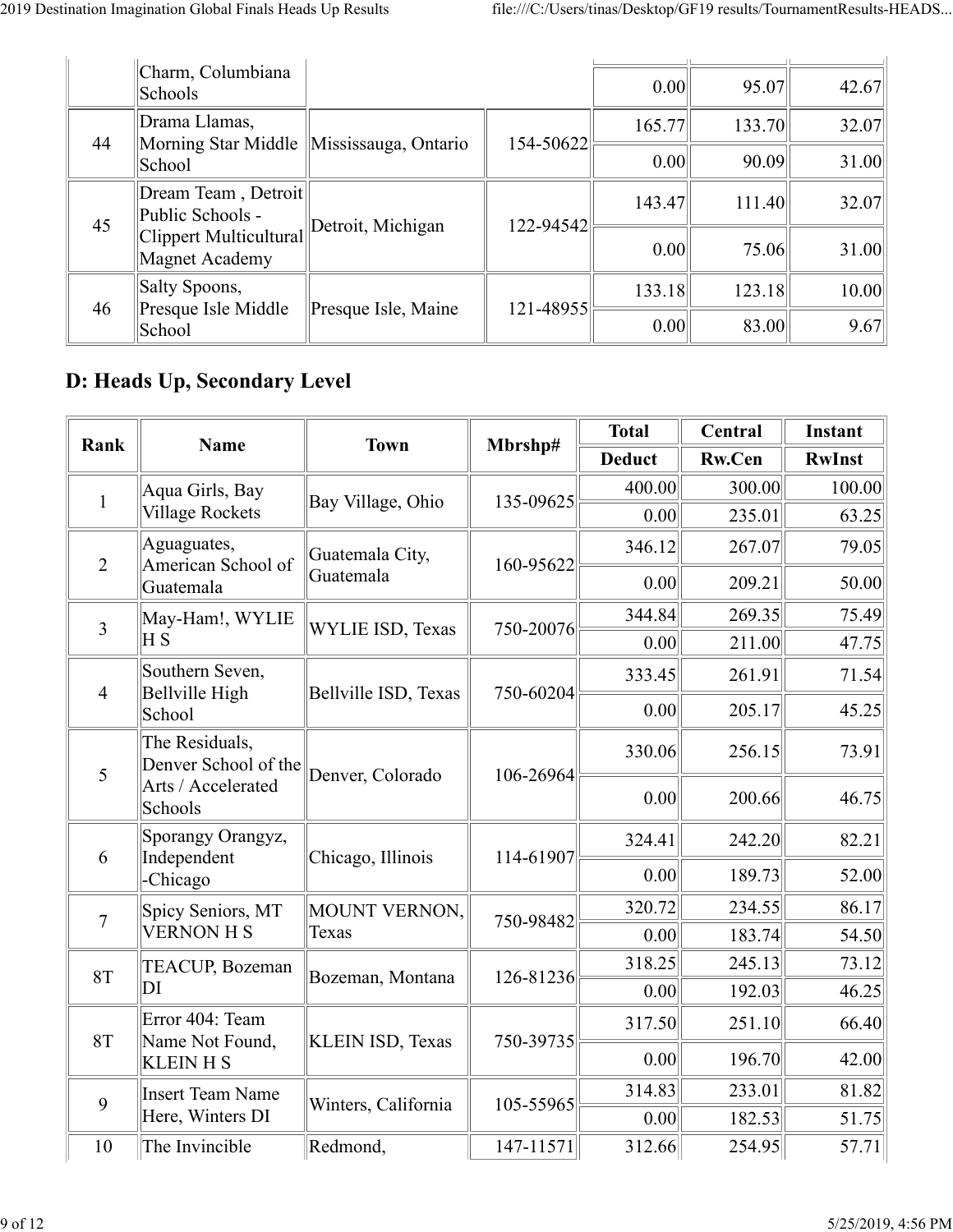| | | | | | | |
|---|---|---|---|---|---|---|
| | Charm, Columbiana Schools | | | 0.00 | 95.07 | 42.67 |
| 44 | Drama Llamas, Morning Star Middle School | Mississauga, Ontario | 154-50622 | 165.77 | 133.70 | 32.07 |
| | | | | 0.00 | 90.09 | 31.00 |
| 45 | Dream Team , Detroit Public Schools - Clippert Multicultural Magnet Academy | Detroit, Michigan | 122-94542 | 143.47 | 111.40 | 32.07 |
| | | | | 0.00 | 75.06 | 31.00 |
| 46 | Salty Spoons, Presque Isle Middle School | Presque Isle, Maine | 121-48955 | 133.18 | 123.18 | 10.00 |
| | | | | 0.00 | 83.00 | 9.67 |

## D: Heads Up, Secondary Level

| Rank | Name | Town | Mbrshp# | Total | Central | Instant |
|---|---|---|---|---|---|---|
| | | | | Deduct | Rw.Cen | RwInst |
| 1 | Aqua Girls, Bay Village Rockets | Bay Village, Ohio | 135-09625 | 400.00 | 300.00 | 100.00 |
| | | | | 0.00 | 235.01 | 63.25 |
| 2 | Aguaguates, American School of Guatemala | Guatemala City, Guatemala | 160-95622 | 346.12 | 267.07 | 79.05 |
| | | | | 0.00 | 209.21 | 50.00 |
| 3 | May-Ham!, WYLIE H S | WYLIE ISD, Texas | 750-20076 | 344.84 | 269.35 | 75.49 |
| | | | | 0.00 | 211.00 | 47.75 |
| 4 | Southern Seven, Bellville High School | Bellville ISD, Texas | 750-60204 | 333.45 | 261.91 | 71.54 |
| | | | | 0.00 | 205.17 | 45.25 |
| 5 | The Residuals, Denver School of the Arts / Accelerated Schools | Denver, Colorado | 106-26964 | 330.06 | 256.15 | 73.91 |
| | | | | 0.00 | 200.66 | 46.75 |
| 6 | Sporangy Orangyz, Independent -Chicago | Chicago, Illinois | 114-61907 | 324.41 | 242.20 | 82.21 |
| | | | | 0.00 | 189.73 | 52.00 |
| 7 | Spicy Seniors, MT VERNON H S | MOUNT VERNON, Texas | 750-98482 | 320.72 | 234.55 | 86.17 |
| | | | | 0.00 | 183.74 | 54.50 |
| 8T | TEACUP, Bozeman DI | Bozeman, Montana | 126-81236 | 318.25 | 245.13 | 73.12 |
| | | | | 0.00 | 192.03 | 46.25 |
| 8T | Error 404: Team Name Not Found, KLEIN H S | KLEIN ISD, Texas | 750-39735 | 317.50 | 251.10 | 66.40 |
| | | | | 0.00 | 196.70 | 42.00 |
| 9 | Insert Team Name Here, Winters DI | Winters, California | 105-55965 | 314.83 | 233.01 | 81.82 |
| | | | | 0.00 | 182.53 | 51.75 |
| 10 | The Invincible | Redmond, | 147-11571 | 312.66 | 254.95 | 57.71 |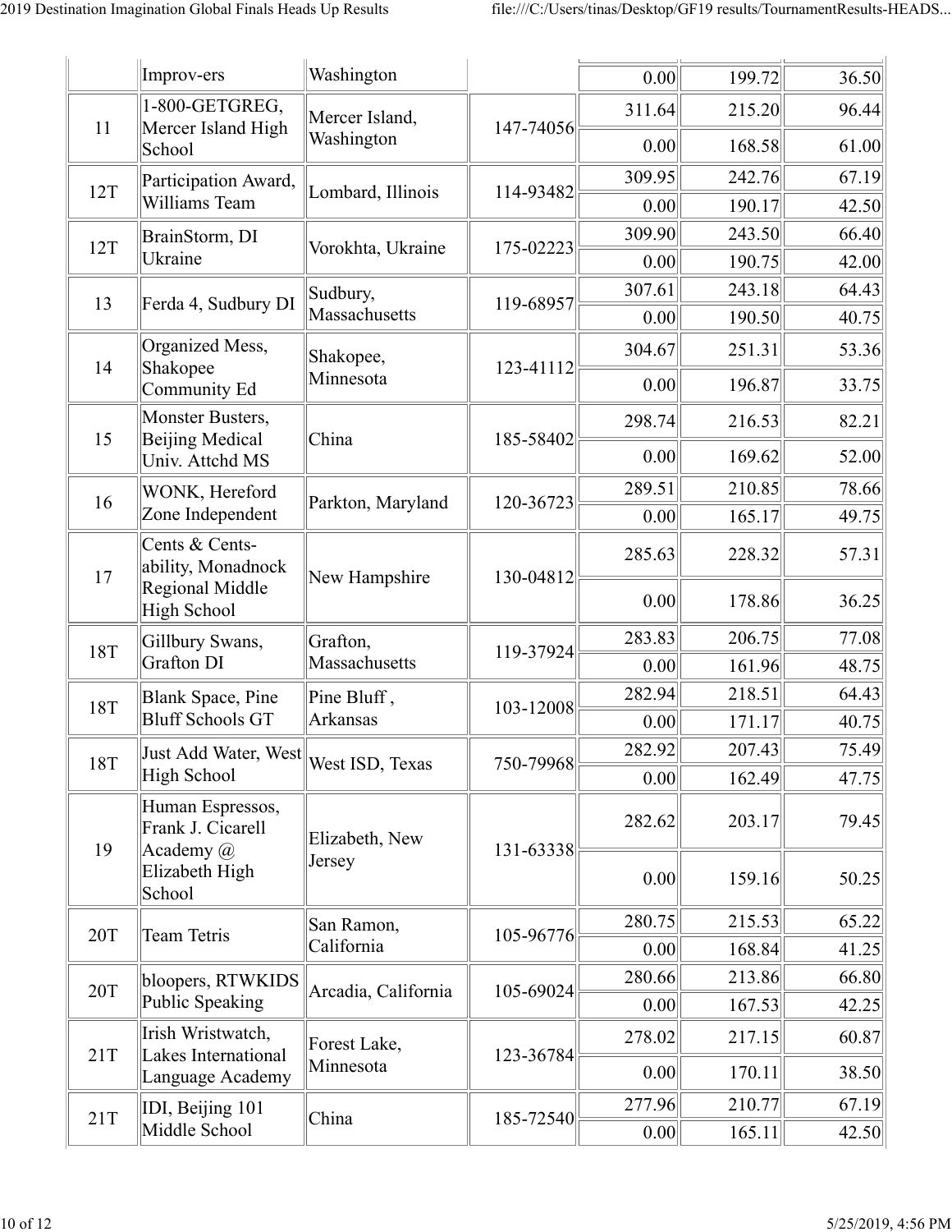| | | | | | | |
|---|---|---|---|---|---|---|
| | Improv-ers | Washington | | 0.00 | 199.72 | 36.50 |
| 11 | 1-800-GETGREG, Mercer Island High School | Mercer Island, Washington | 147-74056 | 311.64 | 215.20 | 96.44 |
| | | | | 0.00 | 168.58 | 61.00 |
| 12T | Participation Award, Williams Team | Lombard, Illinois | 114-93482 | 309.95 | 242.76 | 67.19 |
| | | | | 0.00 | 190.17 | 42.50 |
| 12T | BrainStorm, DI Ukraine | Vorokhta, Ukraine | 175-02223 | 309.90 | 243.50 | 66.40 |
| | | | | 0.00 | 190.75 | 42.00 |
| 13 | Ferda 4, Sudbury DI | Sudbury, Massachusetts | 119-68957 | 307.61 | 243.18 | 64.43 |
| | | | | 0.00 | 190.50 | 40.75 |
| 14 | Organized Mess, Shakopee Community Ed | Shakopee, Minnesota | 123-41112 | 304.67 | 251.31 | 53.36 |
| | | | | 0.00 | 196.87 | 33.75 |
| 15 | Monster Busters, Beijing Medical Univ. Attchd MS | China | 185-58402 | 298.74 | 216.53 | 82.21 |
| | | | | 0.00 | 169.62 | 52.00 |
| 16 | WONK, Hereford Zone Independent | Parkton, Maryland | 120-36723 | 289.51 | 210.85 | 78.66 |
| | | | | 0.00 | 165.17 | 49.75 |
| 17 | Cents & Cents-ability, Monadnock Regional Middle High School | New Hampshire | 130-04812 | 285.63 | 228.32 | 57.31 |
| | | | | 0.00 | 178.86 | 36.25 |
| 18T | Gillbury Swans, Grafton DI | Grafton, Massachusetts | 119-37924 | 283.83 | 206.75 | 77.08 |
| | | | | 0.00 | 161.96 | 48.75 |
| 18T | Blank Space, Pine Bluff Schools GT | Pine Bluff , Arkansas | 103-12008 | 282.94 | 218.51 | 64.43 |
| | | | | 0.00 | 171.17 | 40.75 |
| 18T | Just Add Water, West High School | West ISD, Texas | 750-79968 | 282.92 | 207.43 | 75.49 |
| | | | | 0.00 | 162.49 | 47.75 |
| 19 | Human Espressos, Frank J. Cicarell Academy @ Elizabeth High School | Elizabeth, New Jersey | 131-63338 | 282.62 | 203.17 | 79.45 |
| | | | | 0.00 | 159.16 | 50.25 |
| 20T | Team Tetris | San Ramon, California | 105-96776 | 280.75 | 215.53 | 65.22 |
| | | | | 0.00 | 168.84 | 41.25 |
| 20T | bloopers, RTWKIDS Public Speaking | Arcadia, California | 105-69024 | 280.66 | 213.86 | 66.80 |
| | | | | 0.00 | 167.53 | 42.25 |
| 21T | Irish Wristwatch, Lakes International Language Academy | Forest Lake, Minnesota | 123-36784 | 278.02 | 217.15 | 60.87 |
| | | | | 0.00 | 170.11 | 38.50 |
| 21T | IDI, Beijing 101 Middle School | China | 185-72540 | 277.96 | 210.77 | 67.19 |
| | | | | 0.00 | 165.11 | 42.50 |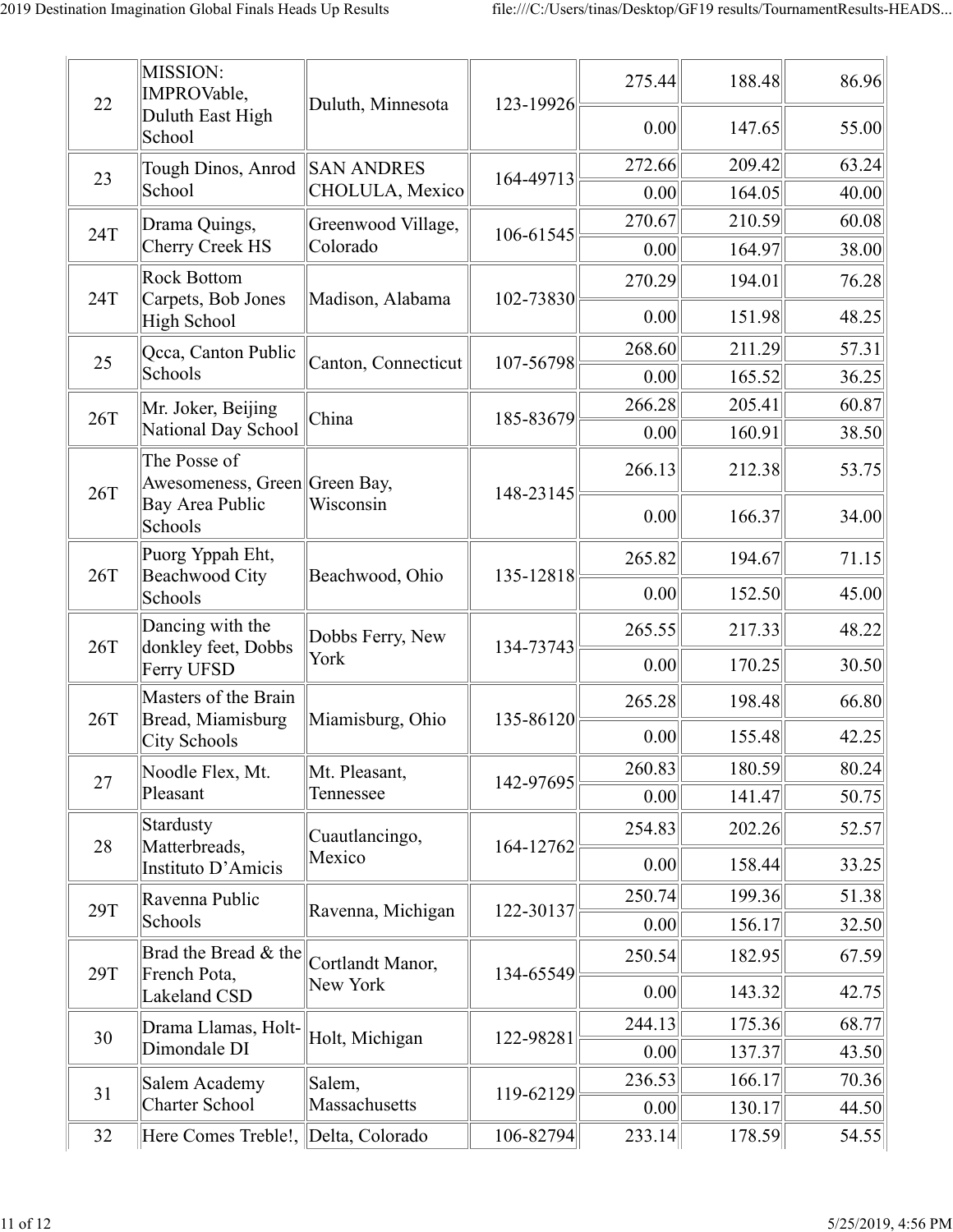| | | | | | | |
|---|---|---|---|---|---|---|
| 22 | MISSION: IMPROVable, Duluth East High School | Duluth, Minnesota | 123-19926 | 275.44 | 188.48 | 86.96 |
| | | | | 0.00 | 147.65 | 55.00 |
| 23 | Tough Dinos, Anrod School | SAN ANDRES CHOLULA, Mexico | 164-49713 | 272.66 | 209.42 | 63.24 |
| | | | | 0.00 | 164.05 | 40.00 |
| 24T | Drama Quings, Cherry Creek HS | Greenwood Village, Colorado | 106-61545 | 270.67 | 210.59 | 60.08 |
| | | | | 0.00 | 164.97 | 38.00 |
| 24T | Rock Bottom Carpets, Bob Jones High School | Madison, Alabama | 102-73830 | 270.29 | 194.01 | 76.28 |
| | | | | 0.00 | 151.98 | 48.25 |
| 25 | Qcca, Canton Public Schools | Canton, Connecticut | 107-56798 | 268.60 | 211.29 | 57.31 |
| | | | | 0.00 | 165.52 | 36.25 |
| 26T | Mr. Joker, Beijing National Day School | China | 185-83679 | 266.28 | 205.41 | 60.87 |
| | | | | 0.00 | 160.91 | 38.50 |
| 26T | The Posse of Awesomeness, Green Bay Area Public Schools | Green Bay, Wisconsin | 148-23145 | 266.13 | 212.38 | 53.75 |
| | | | | 0.00 | 166.37 | 34.00 |
| 26T | Puorg Yppah Eht, Beachwood City Schools | Beachwood, Ohio | 135-12818 | 265.82 | 194.67 | 71.15 |
| | | | | 0.00 | 152.50 | 45.00 |
| 26T | Dancing with the donkley feet, Dobbs Ferry UFSD | Dobbs Ferry, New York | 134-73743 | 265.55 | 217.33 | 48.22 |
| | | | | 0.00 | 170.25 | 30.50 |
| 26T | Masters of the Brain Bread, Miamisburg City Schools | Miamisburg, Ohio | 135-86120 | 265.28 | 198.48 | 66.80 |
| | | | | 0.00 | 155.48 | 42.25 |
| 27 | Noodle Flex, Mt. Pleasant | Mt. Pleasant, Tennessee | 142-97695 | 260.83 | 180.59 | 80.24 |
| | | | | 0.00 | 141.47 | 50.75 |
| 28 | Stardusty Matterbreads, Instituto D'Amicis | Cuautlancingo, Mexico | 164-12762 | 254.83 | 202.26 | 52.57 |
| | | | | 0.00 | 158.44 | 33.25 |
| 29T | Ravenna Public Schools | Ravenna, Michigan | 122-30137 | 250.74 | 199.36 | 51.38 |
| | | | | 0.00 | 156.17 | 32.50 |
| 29T | Brad the Bread & the French Pota, Lakeland CSD | Cortlandt Manor, New York | 134-65549 | 250.54 | 182.95 | 67.59 |
| | | | | 0.00 | 143.32 | 42.75 |
| 30 | Drama Llamas, Holt-Dimondale DI | Holt, Michigan | 122-98281 | 244.13 | 175.36 | 68.77 |
| | | | | 0.00 | 137.37 | 43.50 |
| 31 | Salem Academy Charter School | Salem, Massachusetts | 119-62129 | 236.53 | 166.17 | 70.36 |
| | | | | 0.00 | 130.17 | 44.50 |
| 32 | Here Comes Treble!, | Delta, Colorado | 106-82794 | 233.14 | 178.59 | 54.55 |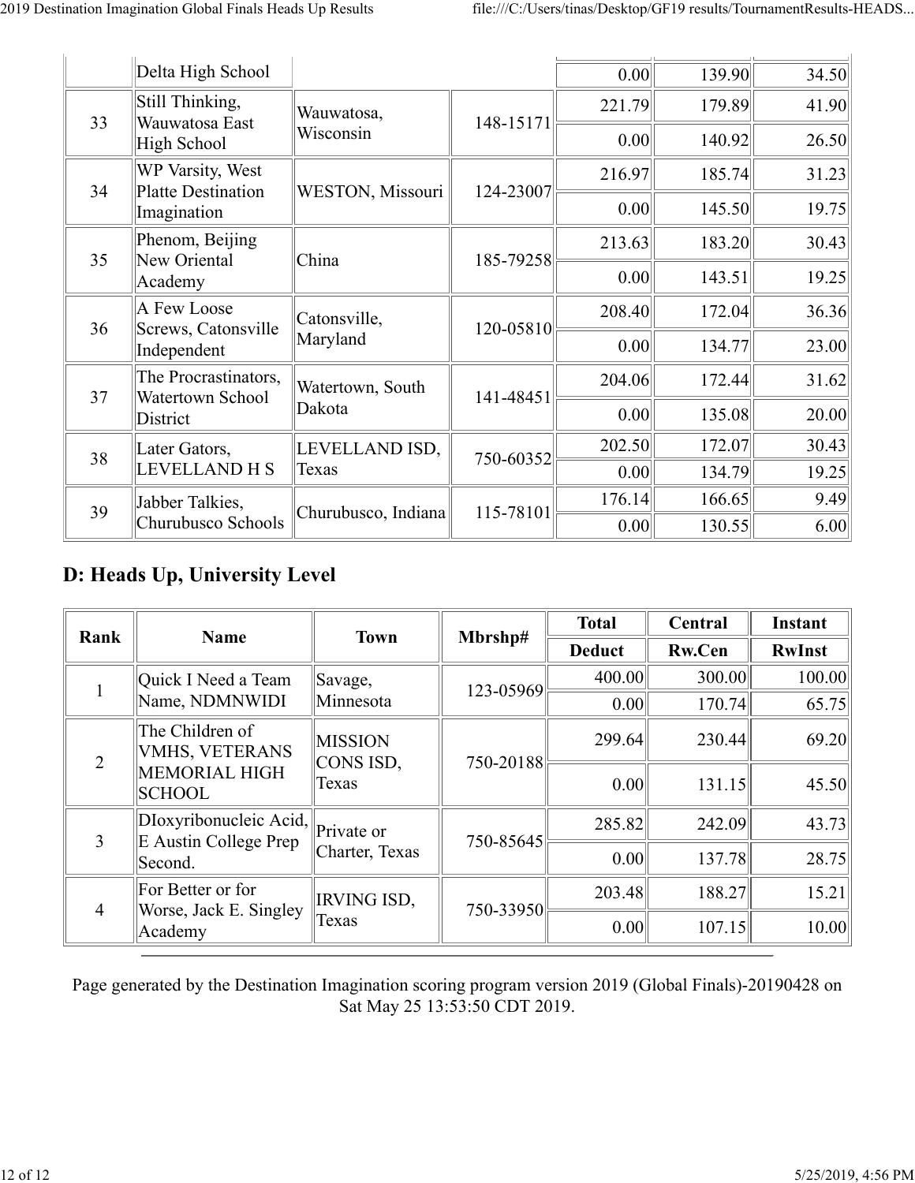| Rank | Name | Town | Mbrshp# | Total Deduct | Central Rw.Cen | Instant RwInst |
|---|---|---|---|---|---|---|
| | Delta High School | | | 0.00 | 139.90 | 34.50 |
| 33 | Still Thinking, Wauwatosa East High School | Wauwatosa, Wisconsin | 148-15171 | 221.79 | 179.89 | 41.90 |
| | | | | 0.00 | 140.92 | 26.50 |
| 34 | WP Varsity, West Platte Destination Imagination | WESTON, Missouri | 124-23007 | 216.97 | 185.74 | 31.23 |
| | | | | 0.00 | 145.50 | 19.75 |
| 35 | Phenom, Beijing New Oriental Academy | China | 185-79258 | 213.63 | 183.20 | 30.43 |
| | | | | 0.00 | 143.51 | 19.25 |
| 36 | A Few Loose Screws, Catonsville Independent | Catonsville, Maryland | 120-05810 | 208.40 | 172.04 | 36.36 |
| | | | | 0.00 | 134.77 | 23.00 |
| 37 | The Procrastinators, Watertown School District | Watertown, South Dakota | 141-48451 | 204.06 | 172.44 | 31.62 |
| | | | | 0.00 | 135.08 | 20.00 |
| 38 | Later Gators, LEVELLAND H S | LEVELLAND ISD, Texas | 750-60352 | 202.50 | 172.07 | 30.43 |
| | | | | 0.00 | 134.79 | 19.25 |
| 39 | Jabber Talkies, Churubusco Schools | Churubusco, Indiana | 115-78101 | 176.14 | 166.65 | 9.49 |
| | | | | 0.00 | 130.55 | 6.00 |

## D: Heads Up, University Level

| Rank | Name | Town | Mbrshp# | Total | Central | Instant |
|---|---|---|---|---|---|---|
| | | | | Deduct | Rw.Cen | RwInst |
| 1 | Quick I Need a Team Name, NDMNWIDI | Savage, Minnesota | 123-05969 | 400.00 | 300.00 | 100.00 |
| | | | | 0.00 | 170.74 | 65.75 |
| 2 | The Children of VMHS, VETERANS MEMORIAL HIGH SCHOOL | MISSION CONS ISD, Texas | 750-20188 | 299.64 | 230.44 | 69.20 |
| | | | | 0.00 | 131.15 | 45.50 |
| 3 | DIoxyribonucleic Acid, E Austin College Prep Second. | Private or Charter, Texas | 750-85645 | 285.82 | 242.09 | 43.73 |
| | | | | 0.00 | 137.78 | 28.75 |
| 4 | For Better or for Worse, Jack E. Singley Academy | IRVING ISD, Texas | 750-33950 | 203.48 | 188.27 | 15.21 |
| | | | | 0.00 | 107.15 | 10.00 |

Page generated by the Destination Imagination scoring program version 2019 (Global Finals)-20190428 on Sat May 25 13:53:50 CDT 2019.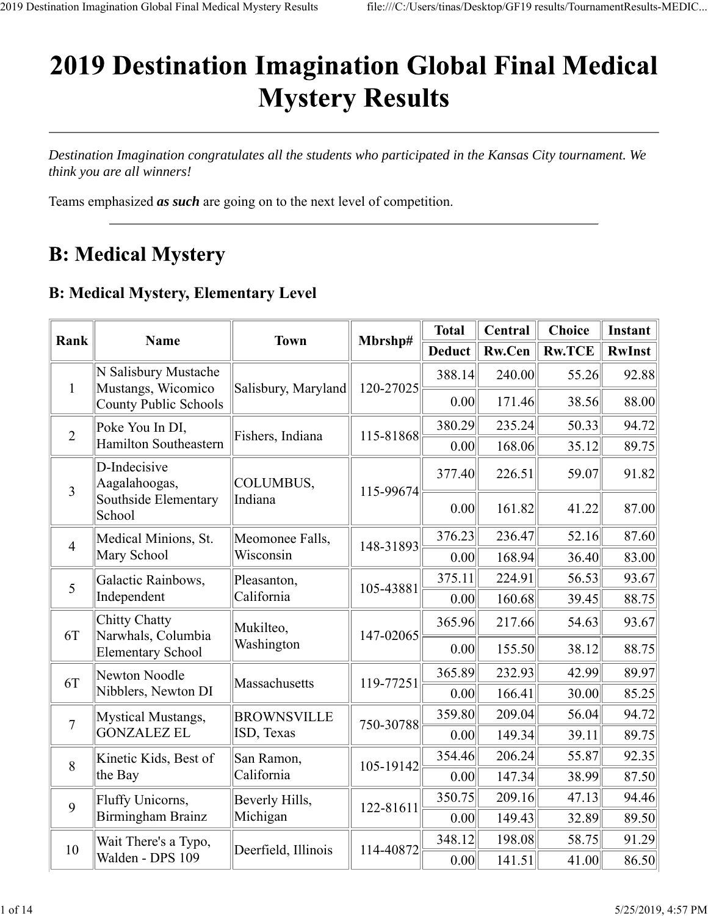# 2019 Destination Imagination Global Final Medical Mystery Results

---

*Destination Imagination congratulates all the students who participated in the Kansas City tournament. We think you are all winners!*

Teams emphasized ***as such*** are going on to the next level of competition.

---

## B: Medical Mystery

### B: Medical Mystery, Elementary Level

| Rank | Name | Town | Mbrshp# | Total | Central | Choice | Instant |
|---|---|---|---|---|---|---|---|
| | | | | Deduct | Rw.Cen | Rw.TCE | RwInst |
| 1 | N Salisbury Mustache Mustangs, Wicomico County Public Schools | Salisbury, Maryland | 120-27025 | 388.14 | 240.00 | 55.26 | 92.88 |
| | | | | 0.00 | 171.46 | 38.56 | 88.00 |
| 2 | Poke You In DI, Hamilton Southeastern | Fishers, Indiana | 115-81868 | 380.29 | 235.24 | 50.33 | 94.72 |
| | | | | 0.00 | 168.06 | 35.12 | 89.75 |
| 3 | D-Indecisive Aagalahoogas, Southside Elementary School | COLUMBUS, Indiana | 115-99674 | 377.40 | 226.51 | 59.07 | 91.82 |
| | | | | 0.00 | 161.82 | 41.22 | 87.00 |
| 4 | Medical Minions, St. Mary School | Meomonee Falls, Wisconsin | 148-31893 | 376.23 | 236.47 | 52.16 | 87.60 |
| | | | | 0.00 | 168.94 | 36.40 | 83.00 |
| 5 | Galactic Rainbows, Independent | Pleasanton, California | 105-43881 | 375.11 | 224.91 | 56.53 | 93.67 |
| | | | | 0.00 | 160.68 | 39.45 | 88.75 |
| 6T | Chitty Chatty Narwhals, Columbia Elementary School | Mukilteo, Washington | 147-02065 | 365.96 | 217.66 | 54.63 | 93.67 |
| | | | | 0.00 | 155.50 | 38.12 | 88.75 |
| 6T | Newton Noodle Nibblers, Newton DI | Massachusetts | 119-77251 | 365.89 | 232.93 | 42.99 | 89.97 |
| | | | | 0.00 | 166.41 | 30.00 | 85.25 |
| 7 | Mystical Mustangs, GONZALEZ EL | BROWNSVILLE ISD, Texas | 750-30788 | 359.80 | 209.04 | 56.04 | 94.72 |
| | | | | 0.00 | 149.34 | 39.11 | 89.75 |
| 8 | Kinetic Kids, Best of the Bay | San Ramon, California | 105-19142 | 354.46 | 206.24 | 55.87 | 92.35 |
| | | | | 0.00 | 147.34 | 38.99 | 87.50 |
| 9 | Fluffy Unicorns, Birmingham Brainz | Beverly Hills, Michigan | 122-81611 | 350.75 | 209.16 | 47.13 | 94.46 |
| | | | | 0.00 | 149.43 | 32.89 | 89.50 |
| 10 | Wait There's a Typo, Walden - DPS 109 | Deerfield, Illinois | 114-40872 | 348.12 | 198.08 | 58.75 | 91.29 |
| | | | | 0.00 | 141.51 | 41.00 | 86.50 |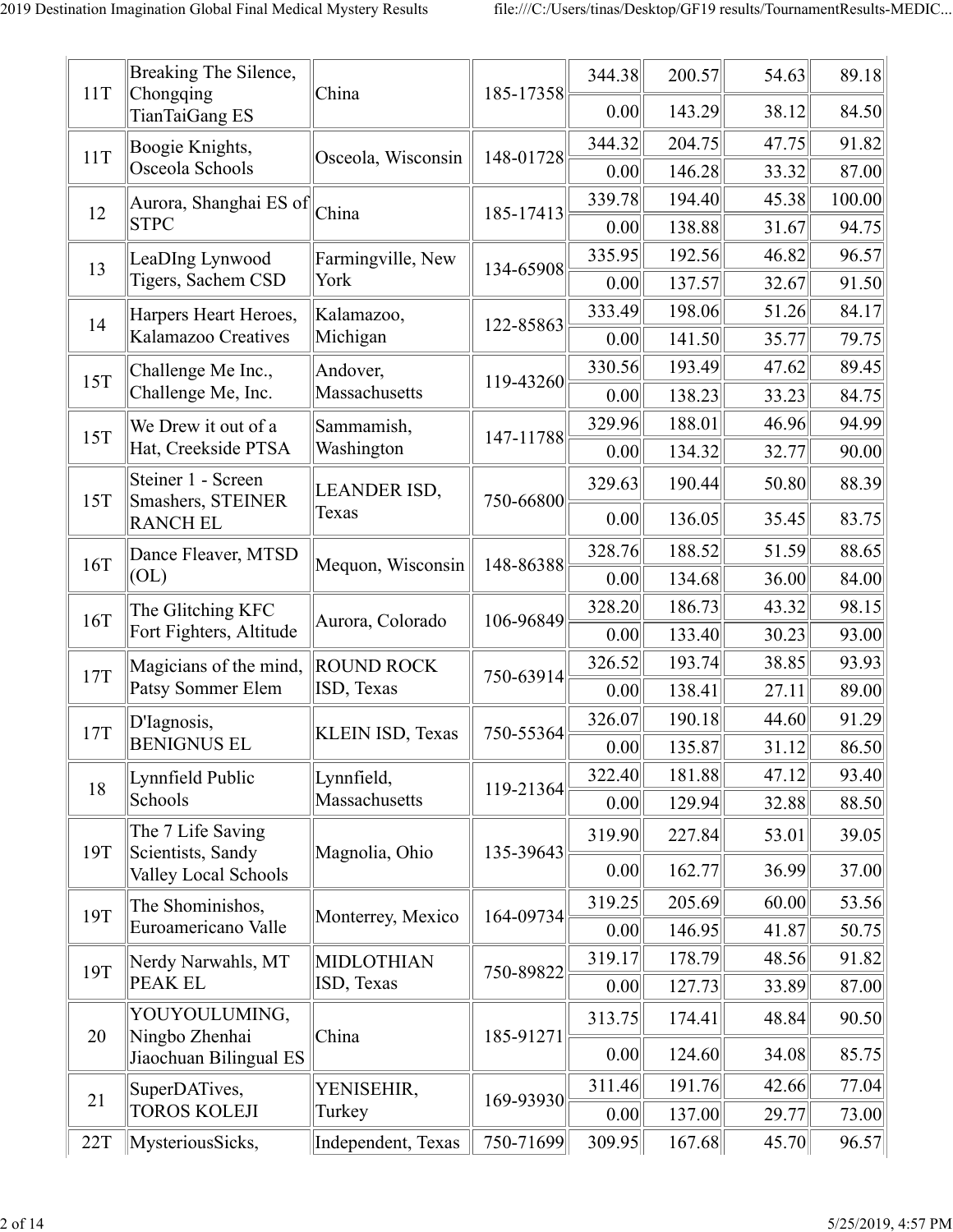| | | | | | | | |
|---|---|---|---|---|---|---|---|
| 11T | Breaking The Silence, Chongqing TianTaiGang ES | China | 185-17358 | 344.38 | 200.57 | 54.63 | 89.18 |
| | | | | 0.00 | 143.29 | 38.12 | 84.50 |
| 11T | Boogie Knights, Osceola Schools | Osceola, Wisconsin | 148-01728 | 344.32 | 204.75 | 47.75 | 91.82 |
| | | | | 0.00 | 146.28 | 33.32 | 87.00 |
| 12 | Aurora, Shanghai ES of STPC | China | 185-17413 | 339.78 | 194.40 | 45.38 | 100.00 |
| | | | | 0.00 | 138.88 | 31.67 | 94.75 |
| 13 | LeaDIng Lynwood Tigers, Sachem CSD | Farmingville, New York | 134-65908 | 335.95 | 192.56 | 46.82 | 96.57 |
| | | | | 0.00 | 137.57 | 32.67 | 91.50 |
| 14 | Harpers Heart Heroes, Kalamazoo Creatives | Kalamazoo, Michigan | 122-85863 | 333.49 | 198.06 | 51.26 | 84.17 |
| | | | | 0.00 | 141.50 | 35.77 | 79.75 |
| 15T | Challenge Me Inc., Challenge Me, Inc. | Andover, Massachusetts | 119-43260 | 330.56 | 193.49 | 47.62 | 89.45 |
| | | | | 0.00 | 138.23 | 33.23 | 84.75 |
| 15T | We Drew it out of a Hat, Creekside PTSA | Sammamish, Washington | 147-11788 | 329.96 | 188.01 | 46.96 | 94.99 |
| | | | | 0.00 | 134.32 | 32.77 | 90.00 |
| 15T | Steiner 1 - Screen Smashers, STEINER RANCH EL | LEANDER ISD, Texas | 750-66800 | 329.63 | 190.44 | 50.80 | 88.39 |
| | | | | 0.00 | 136.05 | 35.45 | 83.75 |
| 16T | Dance Fleaver, MTSD (OL) | Mequon, Wisconsin | 148-86388 | 328.76 | 188.52 | 51.59 | 88.65 |
| | | | | 0.00 | 134.68 | 36.00 | 84.00 |
| 16T | The Glitching KFC Fort Fighters, Altitude | Aurora, Colorado | 106-96849 | 328.20 | 186.73 | 43.32 | 98.15 |
| | | | | 0.00 | 133.40 | 30.23 | 93.00 |
| 17T | Magicians of the mind, Patsy Sommer Elem | ROUND ROCK ISD, Texas | 750-63914 | 326.52 | 193.74 | 38.85 | 93.93 |
| | | | | 0.00 | 138.41 | 27.11 | 89.00 |
| 17T | D'Iagnosis, BENIGNUS EL | KLEIN ISD, Texas | 750-55364 | 326.07 | 190.18 | 44.60 | 91.29 |
| | | | | 0.00 | 135.87 | 31.12 | 86.50 |
| 18 | Lynnfield Public Schools | Lynnfield, Massachusetts | 119-21364 | 322.40 | 181.88 | 47.12 | 93.40 |
| | | | | 0.00 | 129.94 | 32.88 | 88.50 |
| 19T | The 7 Life Saving Scientists, Sandy Valley Local Schools | Magnolia, Ohio | 135-39643 | 319.90 | 227.84 | 53.01 | 39.05 |
| | | | | 0.00 | 162.77 | 36.99 | 37.00 |
| 19T | The Shominishos, Euroamericano Valle | Monterrey, Mexico | 164-09734 | 319.25 | 205.69 | 60.00 | 53.56 |
| | | | | 0.00 | 146.95 | 41.87 | 50.75 |
| 19T | Nerdy Narwahls, MT PEAK EL | MIDLOTHIAN ISD, Texas | 750-89822 | 319.17 | 178.79 | 48.56 | 91.82 |
| | | | | 0.00 | 127.73 | 33.89 | 87.00 |
| 20 | YOUYOULUMING, Ningbo Zhenhai Jiaochuan Bilingual ES | China | 185-91271 | 313.75 | 174.41 | 48.84 | 90.50 |
| | | | | 0.00 | 124.60 | 34.08 | 85.75 |
| 21 | SuperDATives, TOROS KOLEJI | YENISEHIR, Turkey | 169-93930 | 311.46 | 191.76 | 42.66 | 77.04 |
| | | | | 0.00 | 137.00 | 29.77 | 73.00 |
| 22T | MysteriousSicks, | Independent, Texas | 750-71699 | 309.95 | 167.68 | 45.70 | 96.57 |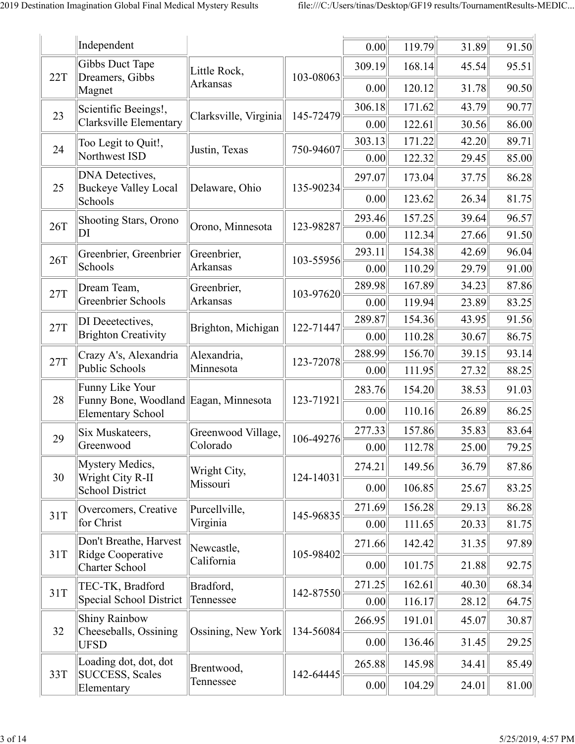| | | | | | | | |
|---|---|---|---|---|---|---|---|
| | Independent | | | 0.00 | 119.79 | 31.89 | 91.50 |
| 22T | Gibbs Duct Tape Dreamers, Gibbs Magnet | Little Rock, Arkansas | 103-08063 | 309.19 | 168.14 | 45.54 | 95.51 |
| | | | | 0.00 | 120.12 | 31.78 | 90.50 |
| 23 | Scientific Beeings!, Clarksville Elementary | Clarksville, Virginia | 145-72479 | 306.18 | 171.62 | 43.79 | 90.77 |
| | | | | 0.00 | 122.61 | 30.56 | 86.00 |
| 24 | Too Legit to Quit!, Northwest ISD | Justin, Texas | 750-94607 | 303.13 | 171.22 | 42.20 | 89.71 |
| | | | | 0.00 | 122.32 | 29.45 | 85.00 |
| 25 | DNA Detectives, Buckeye Valley Local Schools | Delaware, Ohio | 135-90234 | 297.07 | 173.04 | 37.75 | 86.28 |
| | | | | 0.00 | 123.62 | 26.34 | 81.75 |
| 26T | Shooting Stars, Orono DI | Orono, Minnesota | 123-98287 | 293.46 | 157.25 | 39.64 | 96.57 |
| | | | | 0.00 | 112.34 | 27.66 | 91.50 |
| 26T | Greenbrier, Greenbrier Schools | Greenbrier, Arkansas | 103-55956 | 293.11 | 154.38 | 42.69 | 96.04 |
| | | | | 0.00 | 110.29 | 29.79 | 91.00 |
| 27T | Dream Team, Greenbrier Schools | Greenbrier, Arkansas | 103-97620 | 289.98 | 167.89 | 34.23 | 87.86 |
| | | | | 0.00 | 119.94 | 23.89 | 83.25 |
| 27T | DI Deeetectives, Brighton Creativity | Brighton, Michigan | 122-71447 | 289.87 | 154.36 | 43.95 | 91.56 |
| | | | | 0.00 | 110.28 | 30.67 | 86.75 |
| 27T | Crazy A's, Alexandria Public Schools | Alexandria, Minnesota | 123-72078 | 288.99 | 156.70 | 39.15 | 93.14 |
| | | | | 0.00 | 111.95 | 27.32 | 88.25 |
| 28 | Funny Like Your Funny Bone, Woodland Elementary School | Eagan, Minnesota | 123-71921 | 283.76 | 154.20 | 38.53 | 91.03 |
| | | | | 0.00 | 110.16 | 26.89 | 86.25 |
| 29 | Six Muskateers, Greenwood | Greenwood Village, Colorado | 106-49276 | 277.33 | 157.86 | 35.83 | 83.64 |
| | | | | 0.00 | 112.78 | 25.00 | 79.25 |
| 30 | Mystery Medics, Wright City R-II School District | Wright City, Missouri | 124-14031 | 274.21 | 149.56 | 36.79 | 87.86 |
| | | | | 0.00 | 106.85 | 25.67 | 83.25 |
| 31T | Overcomers, Creative for Christ | Purcellville, Virginia | 145-96835 | 271.69 | 156.28 | 29.13 | 86.28 |
| | | | | 0.00 | 111.65 | 20.33 | 81.75 |
| 31T | Don't Breathe, Harvest Ridge Cooperative Charter School | Newcastle, California | 105-98402 | 271.66 | 142.42 | 31.35 | 97.89 |
| | | | | 0.00 | 101.75 | 21.88 | 92.75 |
| 31T | TEC-TK, Bradford Special School District | Bradford, Tennessee | 142-87550 | 271.25 | 162.61 | 40.30 | 68.34 |
| | | | | 0.00 | 116.17 | 28.12 | 64.75 |
| 32 | Shiny Rainbow Cheeseballs, Ossining UFSD | Ossining, New York | 134-56084 | 266.95 | 191.01 | 45.07 | 30.87 |
| | | | | 0.00 | 136.46 | 31.45 | 29.25 |
| 33T | Loading dot, dot, dot SUCCESS, Scales Elementary | Brentwood, Tennessee | 142-64445 | 265.88 | 145.98 | 34.41 | 85.49 |
| | | | | 0.00 | 104.29 | 24.01 | 81.00 |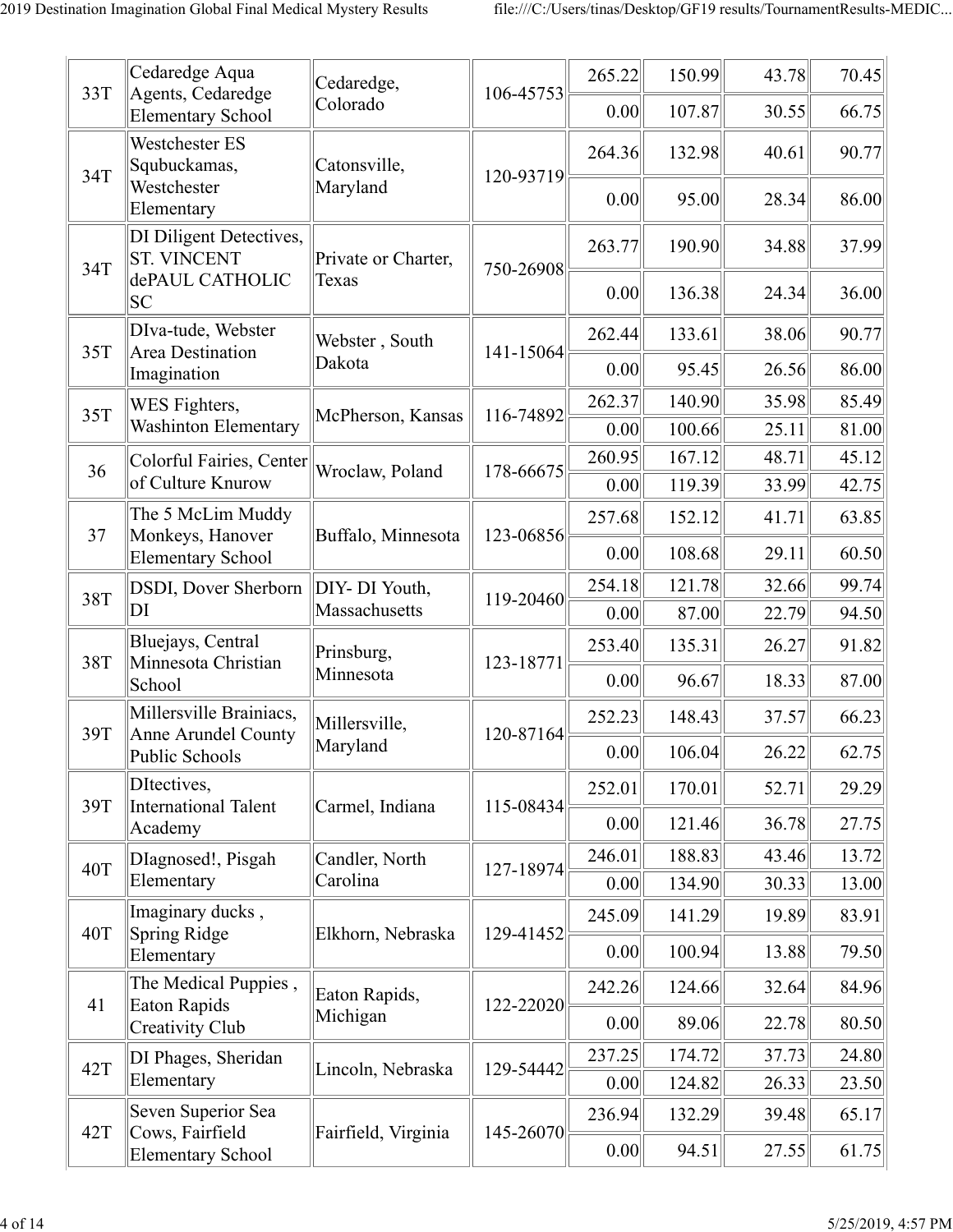| | | | | | | | |
|---|---|---|---|---|---|---|---|
| 33T | Cedaredge Aqua Agents, Cedaredge Elementary School | Cedaredge, Colorado | 106-45753 | 265.22 | 150.99 | 43.78 | 70.45 |
| | | | | 0.00 | 107.87 | 30.55 | 66.75 |
| 34T | Westchester ES Squbuckamas, Westchester Elementary | Catonsville, Maryland | 120-93719 | 264.36 | 132.98 | 40.61 | 90.77 |
| | | | | 0.00 | 95.00 | 28.34 | 86.00 |
| 34T | DI Diligent Detectives, ST. VINCENT dePAUL CATHOLIC SC | Private or Charter, Texas | 750-26908 | 263.77 | 190.90 | 34.88 | 37.99 |
| | | | | 0.00 | 136.38 | 24.34 | 36.00 |
| 35T | DIva-tude, Webster Area Destination Imagination | Webster , South Dakota | 141-15064 | 262.44 | 133.61 | 38.06 | 90.77 |
| | | | | 0.00 | 95.45 | 26.56 | 86.00 |
| 35T | WES Fighters, Washinton Elementary | McPherson, Kansas | 116-74892 | 262.37 | 140.90 | 35.98 | 85.49 |
| | | | | 0.00 | 100.66 | 25.11 | 81.00 |
| 36 | Colorful Fairies, Center of Culture Knurow | Wroclaw, Poland | 178-66675 | 260.95 | 167.12 | 48.71 | 45.12 |
| | | | | 0.00 | 119.39 | 33.99 | 42.75 |
| 37 | The 5 McLim Muddy Monkeys, Hanover Elementary School | Buffalo, Minnesota | 123-06856 | 257.68 | 152.12 | 41.71 | 63.85 |
| | | | | 0.00 | 108.68 | 29.11 | 60.50 |
| 38T | DSDI, Dover Sherborn DI | DIY- DI Youth, Massachusetts | 119-20460 | 254.18 | 121.78 | 32.66 | 99.74 |
| | | | | 0.00 | 87.00 | 22.79 | 94.50 |
| 38T | Bluejays, Central Minnesota Christian School | Prinsburg, Minnesota | 123-18771 | 253.40 | 135.31 | 26.27 | 91.82 |
| | | | | 0.00 | 96.67 | 18.33 | 87.00 |
| 39T | Millersville Brainiacs, Anne Arundel County Public Schools | Millersville, Maryland | 120-87164 | 252.23 | 148.43 | 37.57 | 66.23 |
| | | | | 0.00 | 106.04 | 26.22 | 62.75 |
| 39T | DItectives, International Talent Academy | Carmel, Indiana | 115-08434 | 252.01 | 170.01 | 52.71 | 29.29 |
| | | | | 0.00 | 121.46 | 36.78 | 27.75 |
| 40T | DIagnosed!, Pisgah Elementary | Candler, North Carolina | 127-18974 | 246.01 | 188.83 | 43.46 | 13.72 |
| | | | | 0.00 | 134.90 | 30.33 | 13.00 |
| 40T | Imaginary ducks , Spring Ridge Elementary | Elkhorn, Nebraska | 129-41452 | 245.09 | 141.29 | 19.89 | 83.91 |
| | | | | 0.00 | 100.94 | 13.88 | 79.50 |
| 41 | The Medical Puppies , Eaton Rapids Creativity Club | Eaton Rapids, Michigan | 122-22020 | 242.26 | 124.66 | 32.64 | 84.96 |
| | | | | 0.00 | 89.06 | 22.78 | 80.50 |
| 42T | DI Phages, Sheridan Elementary | Lincoln, Nebraska | 129-54442 | 237.25 | 174.72 | 37.73 | 24.80 |
| | | | | 0.00 | 124.82 | 26.33 | 23.50 |
| 42T | Seven Superior Sea Cows, Fairfield Elementary School | Fairfield, Virginia | 145-26070 | 236.94 | 132.29 | 39.48 | 65.17 |
| | | | | 0.00 | 94.51 | 27.55 | 61.75 |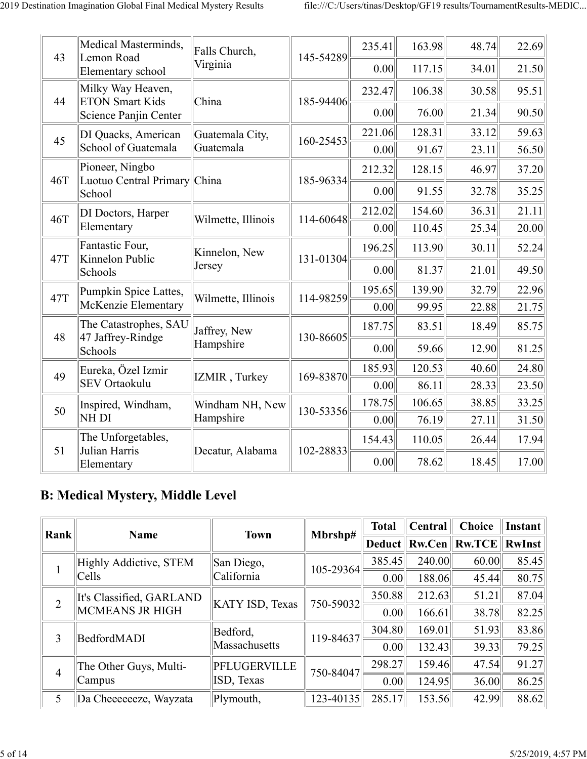| | | | | | | | |
|---|---|---|---|---|---|---|---|
| 43 | Medical Masterminds, Lemon Road Elementary school | Falls Church, Virginia | 145-54289 | 235.41 | 163.98 | 48.74 | 22.69 |
| | | | | 0.00 | 117.15 | 34.01 | 21.50 |
| 44 | Milky Way Heaven, ETON Smart Kids Science Panjin Center | China | 185-94406 | 232.47 | 106.38 | 30.58 | 95.51 |
| | | | | 0.00 | 76.00 | 21.34 | 90.50 |
| 45 | DI Quacks, American School of Guatemala | Guatemala City, Guatemala | 160-25453 | 221.06 | 128.31 | 33.12 | 59.63 |
| | | | | 0.00 | 91.67 | 23.11 | 56.50 |
| 46T | Pioneer, Ningbo Luotuo Central Primary School | China | 185-96334 | 212.32 | 128.15 | 46.97 | 37.20 |
| | | | | 0.00 | 91.55 | 32.78 | 35.25 |
| 46T | DI Doctors, Harper Elementary | Wilmette, Illinois | 114-60648 | 212.02 | 154.60 | 36.31 | 21.11 |
| | | | | 0.00 | 110.45 | 25.34 | 20.00 |
| 47T | Fantastic Four, Kinnelon Public Schools | Kinnelon, New Jersey | 131-01304 | 196.25 | 113.90 | 30.11 | 52.24 |
| | | | | 0.00 | 81.37 | 21.01 | 49.50 |
| 47T | Pumpkin Spice Lattes, McKenzie Elementary | Wilmette, Illinois | 114-98259 | 195.65 | 139.90 | 32.79 | 22.96 |
| | | | | 0.00 | 99.95 | 22.88 | 21.75 |
| 48 | The Catastrophes, SAU 47 Jaffrey-Rindge Schools | Jaffrey, New Hampshire | 130-86605 | 187.75 | 83.51 | 18.49 | 85.75 |
| | | | | 0.00 | 59.66 | 12.90 | 81.25 |
| 49 | Eureka, Özel Izmir SEV Ortaokulu | IZMIR , Turkey | 169-83870 | 185.93 | 120.53 | 40.60 | 24.80 |
| | | | | 0.00 | 86.11 | 28.33 | 23.50 |
| 50 | Inspired, Windham, NH DI | Windham NH, New Hampshire | 130-53356 | 178.75 | 106.65 | 38.85 | 33.25 |
| | | | | 0.00 | 76.19 | 27.11 | 31.50 |
| 51 | The Unforgetables, Julian Harris Elementary | Decatur, Alabama | 102-28833 | 154.43 | 110.05 | 26.44 | 17.94 |
| | | | | 0.00 | 78.62 | 18.45 | 17.00 |

## B: Medical Mystery, Middle Level

| Rank | Name | Town | Mbrshp# | Total | Central | Choice | Instant |
|---|---|---|---|---|---|---|---|
| | | | | Deduct | Rw.Cen | Rw.TCE | RwInst |
| 1 | Highly Addictive, STEM Cells | San Diego, California | 105-29364 | 385.45 | 240.00 | 60.00 | 85.45 |
| | | | | 0.00 | 188.06 | 45.44 | 80.75 |
| 2 | It's Classified, GARLAND MCMEANS JR HIGH | KATY ISD, Texas | 750-59032 | 350.88 | 212.63 | 51.21 | 87.04 |
| | | | | 0.00 | 166.61 | 38.78 | 82.25 |
| 3 | BedfordMADI | Bedford, Massachusetts | 119-84637 | 304.80 | 169.01 | 51.93 | 83.86 |
| | | | | 0.00 | 132.43 | 39.33 | 79.25 |
| 4 | The Other Guys, Multi-Campus | PFLUGERVILLE ISD, Texas | 750-84047 | 298.27 | 159.46 | 47.54 | 91.27 |
| | | | | 0.00 | 124.95 | 36.00 | 86.25 |
| 5 | Da Cheeeeeeze, Wayzata | Plymouth, | 123-40135 | 285.17 | 153.56 | 42.99 | 88.62 |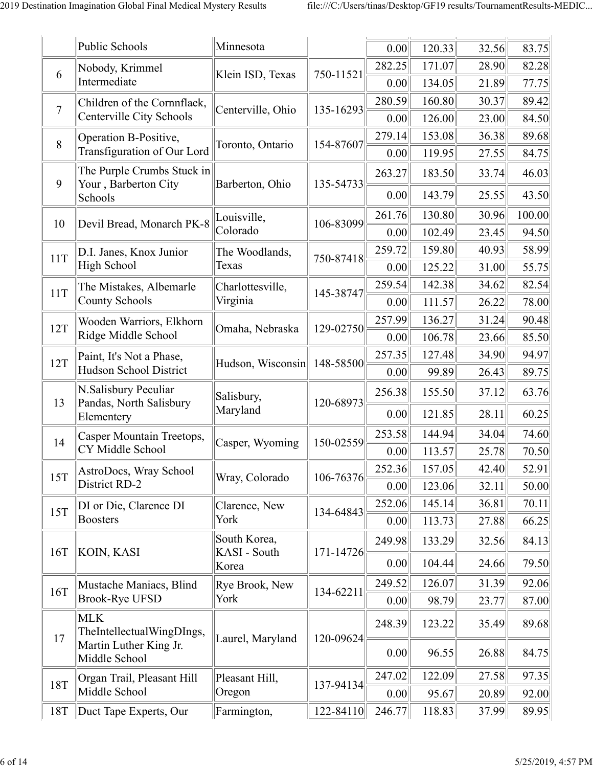| | | | | | | | |
|---|---|---|---|---|---|---|---|
| | Public Schools | Minnesota | | 0.00 | 120.33 | 32.56 | 83.75 |
| 6 | Nobody, Krimmel Intermediate | Klein ISD, Texas | 750-11521 | 282.25 | 171.07 | 28.90 | 82.28 |
| | | | | 0.00 | 134.05 | 21.89 | 77.75 |
| 7 | Children of the Cornnflaek, Centerville City Schools | Centerville, Ohio | 135-16293 | 280.59 | 160.80 | 30.37 | 89.42 |
| | | | | 0.00 | 126.00 | 23.00 | 84.50 |
| 8 | Operation B-Positive, Transfiguration of Our Lord | Toronto, Ontario | 154-87607 | 279.14 | 153.08 | 36.38 | 89.68 |
| | | | | 0.00 | 119.95 | 27.55 | 84.75 |
| 9 | The Purple Crumbs Stuck in Your , Barberton City Schools | Barberton, Ohio | 135-54733 | 263.27 | 183.50 | 33.74 | 46.03 |
| | | | | 0.00 | 143.79 | 25.55 | 43.50 |
| 10 | Devil Bread, Monarch PK-8 | Louisville, Colorado | 106-83099 | 261.76 | 130.80 | 30.96 | 100.00 |
| | | | | 0.00 | 102.49 | 23.45 | 94.50 |
| 11T | D.I. Janes, Knox Junior High School | The Woodlands, Texas | 750-87418 | 259.72 | 159.80 | 40.93 | 58.99 |
| | | | | 0.00 | 125.22 | 31.00 | 55.75 |
| 11T | The Mistakes, Albemarle County Schools | Charlottesville, Virginia | 145-38747 | 259.54 | 142.38 | 34.62 | 82.54 |
| | | | | 0.00 | 111.57 | 26.22 | 78.00 |
| 12T | Wooden Warriors, Elkhorn Ridge Middle School | Omaha, Nebraska | 129-02750 | 257.99 | 136.27 | 31.24 | 90.48 |
| | | | | 0.00 | 106.78 | 23.66 | 85.50 |
| 12T | Paint, It's Not a Phase, Hudson School District | Hudson, Wisconsin | 148-58500 | 257.35 | 127.48 | 34.90 | 94.97 |
| | | | | 0.00 | 99.89 | 26.43 | 89.75 |
| 13 | N.Salisbury Peculiar Pandas, North Salisbury Elementery | Salisbury, Maryland | 120-68973 | 256.38 | 155.50 | 37.12 | 63.76 |
| | | | | 0.00 | 121.85 | 28.11 | 60.25 |
| 14 | Casper Mountain Treetops, CY Middle School | Casper, Wyoming | 150-02559 | 253.58 | 144.94 | 34.04 | 74.60 |
| | | | | 0.00 | 113.57 | 25.78 | 70.50 |
| 15T | AstroDocs, Wray School District RD-2 | Wray, Colorado | 106-76376 | 252.36 | 157.05 | 42.40 | 52.91 |
| | | | | 0.00 | 123.06 | 32.11 | 50.00 |
| 15T | DI or Die, Clarence DI Boosters | Clarence, New York | 134-64843 | 252.06 | 145.14 | 36.81 | 70.11 |
| | | | | 0.00 | 113.73 | 27.88 | 66.25 |
| 16T | KOIN, KASI | South Korea, KASI - South Korea | 171-14726 | 249.98 | 133.29 | 32.56 | 84.13 |
| | | | | 0.00 | 104.44 | 24.66 | 79.50 |
| 16T | Mustache Maniacs, Blind Brook-Rye UFSD | Rye Brook, New York | 134-62211 | 249.52 | 126.07 | 31.39 | 92.06 |
| | | | | 0.00 | 98.79 | 23.77 | 87.00 |
| 17 | MLK TheIntellectualWingDIngs, Martin Luther King Jr. Middle School | Laurel, Maryland | 120-09624 | 248.39 | 123.22 | 35.49 | 89.68 |
| | | | | 0.00 | 96.55 | 26.88 | 84.75 |
| 18T | Organ Trail, Pleasant Hill Middle School | Pleasant Hill, Oregon | 137-94134 | 247.02 | 122.09 | 27.58 | 97.35 |
| | | | | 0.00 | 95.67 | 20.89 | 92.00 |
| 18T | Duct Tape Experts, Our | Farmington, | 122-84110 | 246.77 | 118.83 | 37.99 | 89.95 |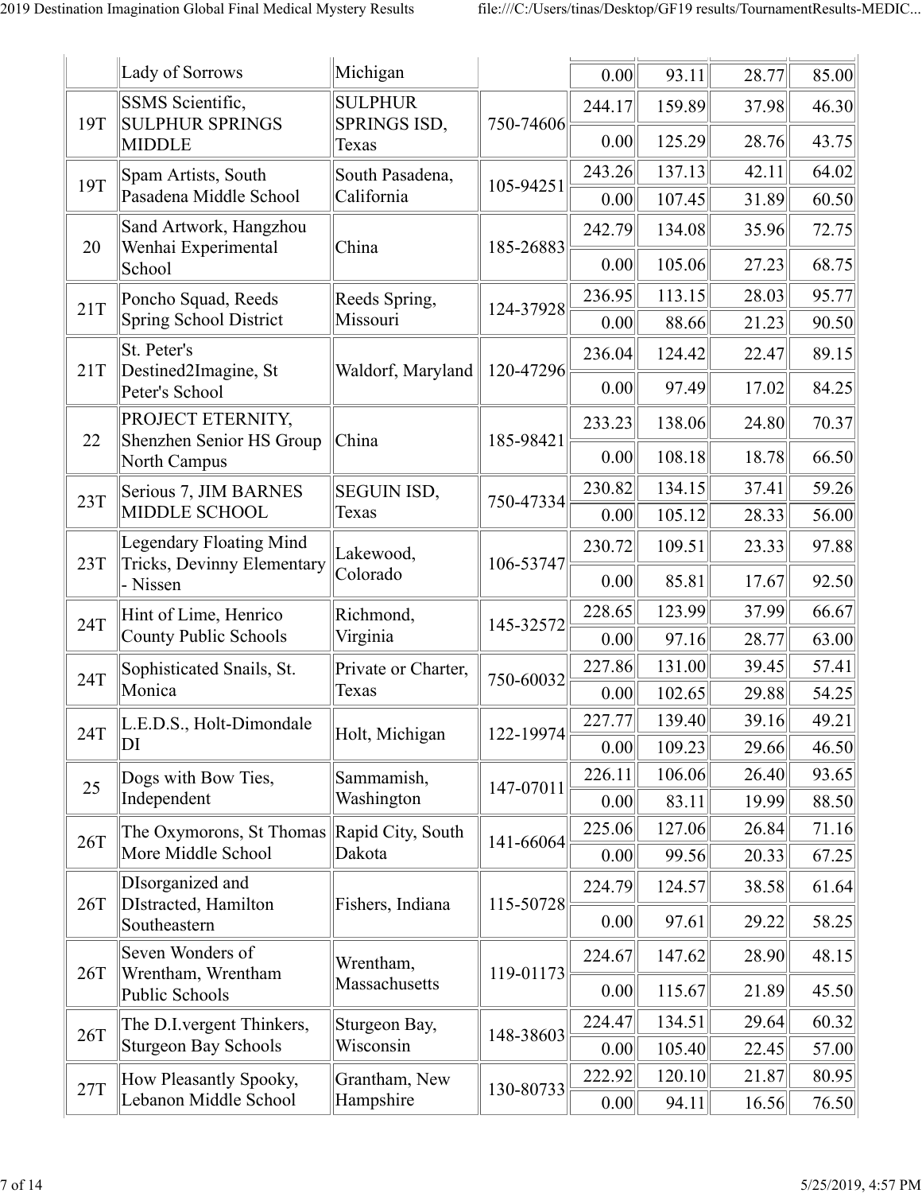| | | | | | | | |
|---|---|---|---|---|---|---|---|
| | Lady of Sorrows | Michigan | | 0.00 | 93.11 | 28.77 | 85.00 |
| 19T | SSMS Scientific, SULPHUR SPRINGS MIDDLE | SULPHUR SPRINGS ISD, Texas | 750-74606 | 244.17 | 159.89 | 37.98 | 46.30 |
| | | | | 0.00 | 125.29 | 28.76 | 43.75 |
| 19T | Spam Artists, South Pasadena Middle School | South Pasadena, California | 105-94251 | 243.26 | 137.13 | 42.11 | 64.02 |
| | | | | 0.00 | 107.45 | 31.89 | 60.50 |
| 20 | Sand Artwork, Hangzhou Wenhai Experimental School | China | 185-26883 | 242.79 | 134.08 | 35.96 | 72.75 |
| | | | | 0.00 | 105.06 | 27.23 | 68.75 |
| 21T | Poncho Squad, Reeds Spring School District | Reeds Spring, Missouri | 124-37928 | 236.95 | 113.15 | 28.03 | 95.77 |
| | | | | 0.00 | 88.66 | 21.23 | 90.50 |
| 21T | St. Peter's Destined2Imagine, St Peter's School | Waldorf, Maryland | 120-47296 | 236.04 | 124.42 | 22.47 | 89.15 |
| | | | | 0.00 | 97.49 | 17.02 | 84.25 |
| 22 | PROJECT ETERNITY, Shenzhen Senior HS Group North Campus | China | 185-98421 | 233.23 | 138.06 | 24.80 | 70.37 |
| | | | | 0.00 | 108.18 | 18.78 | 66.50 |
| 23T | Serious 7, JIM BARNES MIDDLE SCHOOL | SEGUIN ISD, Texas | 750-47334 | 230.82 | 134.15 | 37.41 | 59.26 |
| | | | | 0.00 | 105.12 | 28.33 | 56.00 |
| 23T | Legendary Floating Mind Tricks, Devinny Elementary - Nissen | Lakewood, Colorado | 106-53747 | 230.72 | 109.51 | 23.33 | 97.88 |
| | | | | 0.00 | 85.81 | 17.67 | 92.50 |
| 24T | Hint of Lime, Henrico County Public Schools | Richmond, Virginia | 145-32572 | 228.65 | 123.99 | 37.99 | 66.67 |
| | | | | 0.00 | 97.16 | 28.77 | 63.00 |
| 24T | Sophisticated Snails, St. Monica | Private or Charter, Texas | 750-60032 | 227.86 | 131.00 | 39.45 | 57.41 |
| | | | | 0.00 | 102.65 | 29.88 | 54.25 |
| 24T | L.E.D.S., Holt-Dimondale DI | Holt, Michigan | 122-19974 | 227.77 | 139.40 | 39.16 | 49.21 |
| | | | | 0.00 | 109.23 | 29.66 | 46.50 |
| 25 | Dogs with Bow Ties, Independent | Sammamish, Washington | 147-07011 | 226.11 | 106.06 | 26.40 | 93.65 |
| | | | | 0.00 | 83.11 | 19.99 | 88.50 |
| 26T | The Oxymorons, St Thomas More Middle School | Rapid City, South Dakota | 141-66064 | 225.06 | 127.06 | 26.84 | 71.16 |
| | | | | 0.00 | 99.56 | 20.33 | 67.25 |
| 26T | DIsorganized and DIstracted, Hamilton Southeastern | Fishers, Indiana | 115-50728 | 224.79 | 124.57 | 38.58 | 61.64 |
| | | | | 0.00 | 97.61 | 29.22 | 58.25 |
| 26T | Seven Wonders of Wrentham, Wrentham Public Schools | Wrentham, Massachusetts | 119-01173 | 224.67 | 147.62 | 28.90 | 48.15 |
| | | | | 0.00 | 115.67 | 21.89 | 45.50 |
| 26T | The D.I.vergent Thinkers, Sturgeon Bay Schools | Sturgeon Bay, Wisconsin | 148-38603 | 224.47 | 134.51 | 29.64 | 60.32 |
| | | | | 0.00 | 105.40 | 22.45 | 57.00 |
| 27T | How Pleasantly Spooky, Lebanon Middle School | Grantham, New Hampshire | 130-80733 | 222.92 | 120.10 | 21.87 | 80.95 |
| | | | | 0.00 | 94.11 | 16.56 | 76.50 |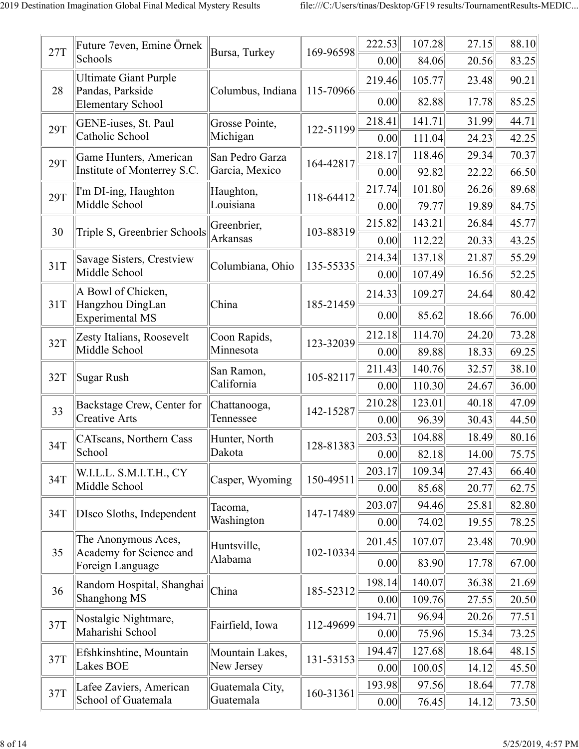| | | | | | | | |
|---|---|---|---|---|---|---|---|
| 27T | Future 7even, Emine Örnek Schools | Bursa, Turkey | 169-96598 | 222.53 | 107.28 | 27.15 | 88.10 |
| | | | | 0.00 | 84.06 | 20.56 | 83.25 |
| 28 | Ultimate Giant Purple Pandas, Parkside Elementary School | Columbus, Indiana | 115-70966 | 219.46 | 105.77 | 23.48 | 90.21 |
| | | | | 0.00 | 82.88 | 17.78 | 85.25 |
| 29T | GENE-iuses, St. Paul Catholic School | Grosse Pointe, Michigan | 122-51199 | 218.41 | 141.71 | 31.99 | 44.71 |
| | | | | 0.00 | 111.04 | 24.23 | 42.25 |
| 29T | Game Hunters, American Institute of Monterrey S.C. | San Pedro Garza Garcia, Mexico | 164-42817 | 218.17 | 118.46 | 29.34 | 70.37 |
| | | | | 0.00 | 92.82 | 22.22 | 66.50 |
| 29T | I'm DI-ing, Haughton Middle School | Haughton, Louisiana | 118-64412 | 217.74 | 101.80 | 26.26 | 89.68 |
| | | | | 0.00 | 79.77 | 19.89 | 84.75 |
| 30 | Triple S, Greenbrier Schools | Greenbrier, Arkansas | 103-88319 | 215.82 | 143.21 | 26.84 | 45.77 |
| | | | | 0.00 | 112.22 | 20.33 | 43.25 |
| 31T | Savage Sisters, Crestview Middle School | Columbiana, Ohio | 135-55335 | 214.34 | 137.18 | 21.87 | 55.29 |
| | | | | 0.00 | 107.49 | 16.56 | 52.25 |
| 31T | A Bowl of Chicken, Hangzhou DingLan Experimental MS | China | 185-21459 | 214.33 | 109.27 | 24.64 | 80.42 |
| | | | | 0.00 | 85.62 | 18.66 | 76.00 |
| 32T | Zesty Italians, Roosevelt Middle School | Coon Rapids, Minnesota | 123-32039 | 212.18 | 114.70 | 24.20 | 73.28 |
| | | | | 0.00 | 89.88 | 18.33 | 69.25 |
| 32T | Sugar Rush | San Ramon, California | 105-82117 | 211.43 | 140.76 | 32.57 | 38.10 |
| | | | | 0.00 | 110.30 | 24.67 | 36.00 |
| 33 | Backstage Crew, Center for Creative Arts | Chattanooga, Tennessee | 142-15287 | 210.28 | 123.01 | 40.18 | 47.09 |
| | | | | 0.00 | 96.39 | 30.43 | 44.50 |
| 34T | CATscans, Northern Cass School | Hunter, North Dakota | 128-81383 | 203.53 | 104.88 | 18.49 | 80.16 |
| | | | | 0.00 | 82.18 | 14.00 | 75.75 |
| 34T | W.I.L.L. S.M.I.T.H., CY Middle School | Casper, Wyoming | 150-49511 | 203.17 | 109.34 | 27.43 | 66.40 |
| | | | | 0.00 | 85.68 | 20.77 | 62.75 |
| 34T | DIsco Sloths, Independent | Tacoma, Washington | 147-17489 | 203.07 | 94.46 | 25.81 | 82.80 |
| | | | | 0.00 | 74.02 | 19.55 | 78.25 |
| 35 | The Anonymous Aces, Academy for Science and Foreign Language | Huntsville, Alabama | 102-10334 | 201.45 | 107.07 | 23.48 | 70.90 |
| | | | | 0.00 | 83.90 | 17.78 | 67.00 |
| 36 | Random Hospital, Shanghai Shanghong MS | China | 185-52312 | 198.14 | 140.07 | 36.38 | 21.69 |
| | | | | 0.00 | 109.76 | 27.55 | 20.50 |
| 37T | Nostalgic Nightmare, Maharishi School | Fairfield, Iowa | 112-49699 | 194.71 | 96.94 | 20.26 | 77.51 |
| | | | | 0.00 | 75.96 | 15.34 | 73.25 |
| 37T | Efshkinshtine, Mountain Lakes BOE | Mountain Lakes, New Jersey | 131-53153 | 194.47 | 127.68 | 18.64 | 48.15 |
| | | | | 0.00 | 100.05 | 14.12 | 45.50 |
| 37T | Lafee Zaviers, American School of Guatemala | Guatemala City, Guatemala | 160-31361 | 193.98 | 97.56 | 18.64 | 77.78 |
| | | | | 0.00 | 76.45 | 14.12 | 73.50 |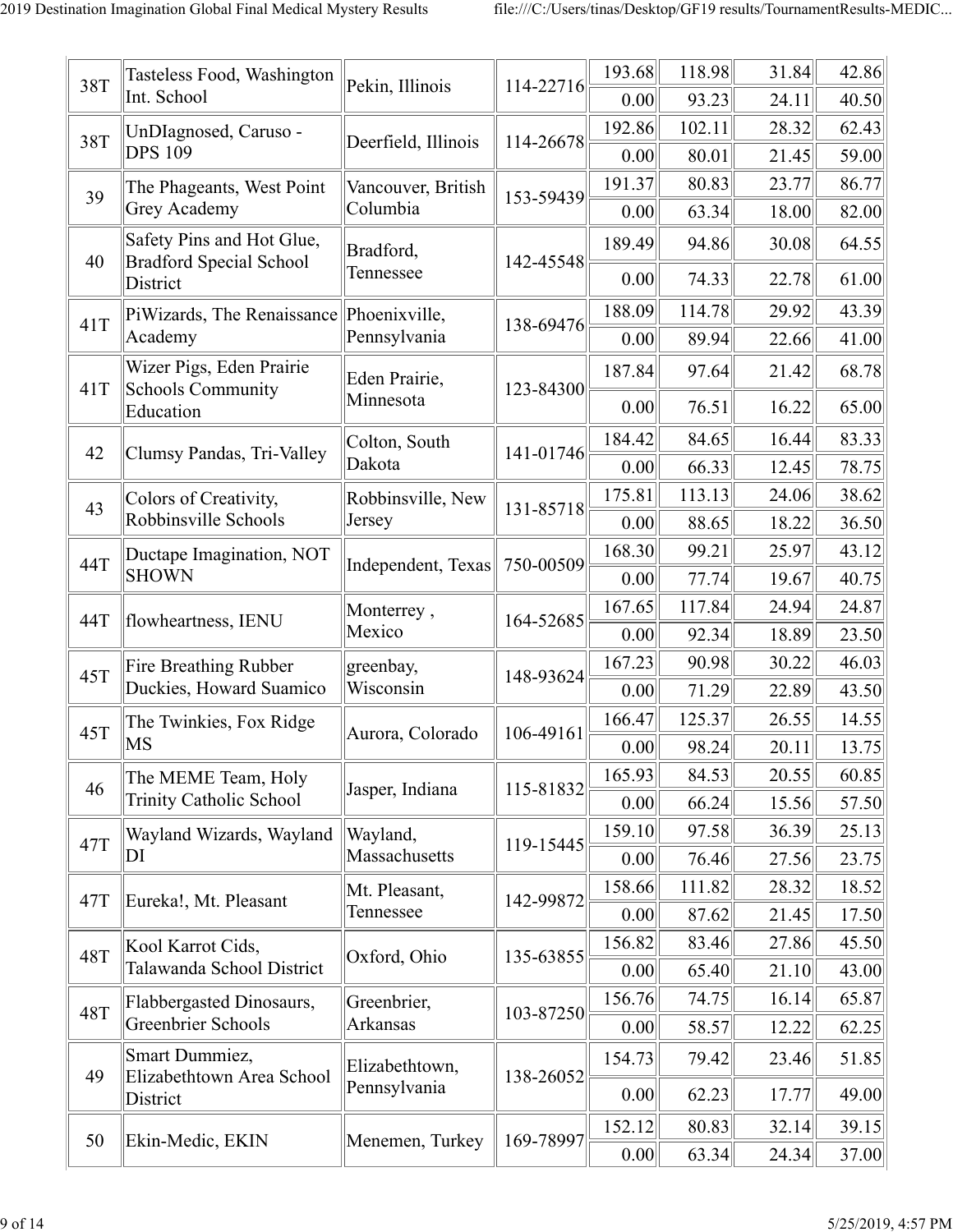| | | | | | | | |
|---|---|---|---|---|---|---|---|
| 38T | Tasteless Food, Washington Int. School | Pekin, Illinois | 114-22716 | 193.68 | 118.98 | 31.84 | 42.86 |
| | | | | 0.00 | 93.23 | 24.11 | 40.50 |
| 38T | UnDIagnosed, Caruso - DPS 109 | Deerfield, Illinois | 114-26678 | 192.86 | 102.11 | 28.32 | 62.43 |
| | | | | 0.00 | 80.01 | 21.45 | 59.00 |
| 39 | The Phageants, West Point Grey Academy | Vancouver, British Columbia | 153-59439 | 191.37 | 80.83 | 23.77 | 86.77 |
| | | | | 0.00 | 63.34 | 18.00 | 82.00 |
| 40 | Safety Pins and Hot Glue, Bradford Special School District | Bradford, Tennessee | 142-45548 | 189.49 | 94.86 | 30.08 | 64.55 |
| | | | | 0.00 | 74.33 | 22.78 | 61.00 |
| 41T | PiWizards, The Renaissance Academy | Phoenixville, Pennsylvania | 138-69476 | 188.09 | 114.78 | 29.92 | 43.39 |
| | | | | 0.00 | 89.94 | 22.66 | 41.00 |
| 41T | Wizer Pigs, Eden Prairie Schools Community Education | Eden Prairie, Minnesota | 123-84300 | 187.84 | 97.64 | 21.42 | 68.78 |
| | | | | 0.00 | 76.51 | 16.22 | 65.00 |
| 42 | Clumsy Pandas, Tri-Valley | Colton, South Dakota | 141-01746 | 184.42 | 84.65 | 16.44 | 83.33 |
| | | | | 0.00 | 66.33 | 12.45 | 78.75 |
| 43 | Colors of Creativity, Robbinsville Schools | Robbinsville, New Jersey | 131-85718 | 175.81 | 113.13 | 24.06 | 38.62 |
| | | | | 0.00 | 88.65 | 18.22 | 36.50 |
| 44T | Ductape Imagination, NOT SHOWN | Independent, Texas | 750-00509 | 168.30 | 99.21 | 25.97 | 43.12 |
| | | | | 0.00 | 77.74 | 19.67 | 40.75 |
| 44T | flowheartness, IENU | Monterrey , Mexico | 164-52685 | 167.65 | 117.84 | 24.94 | 24.87 |
| | | | | 0.00 | 92.34 | 18.89 | 23.50 |
| 45T | Fire Breathing Rubber Duckies, Howard Suamico | greenbay, Wisconsin | 148-93624 | 167.23 | 90.98 | 30.22 | 46.03 |
| | | | | 0.00 | 71.29 | 22.89 | 43.50 |
| 45T | The Twinkies, Fox Ridge MS | Aurora, Colorado | 106-49161 | 166.47 | 125.37 | 26.55 | 14.55 |
| | | | | 0.00 | 98.24 | 20.11 | 13.75 |
| 46 | The MEME Team, Holy Trinity Catholic School | Jasper, Indiana | 115-81832 | 165.93 | 84.53 | 20.55 | 60.85 |
| | | | | 0.00 | 66.24 | 15.56 | 57.50 |
| 47T | Wayland Wizards, Wayland DI | Wayland, Massachusetts | 119-15445 | 159.10 | 97.58 | 36.39 | 25.13 |
| | | | | 0.00 | 76.46 | 27.56 | 23.75 |
| 47T | Eureka!, Mt. Pleasant | Mt. Pleasant, Tennessee | 142-99872 | 158.66 | 111.82 | 28.32 | 18.52 |
| | | | | 0.00 | 87.62 | 21.45 | 17.50 |
| 48T | Kool Karrot Cids, Talawanda School District | Oxford, Ohio | 135-63855 | 156.82 | 83.46 | 27.86 | 45.50 |
| | | | | 0.00 | 65.40 | 21.10 | 43.00 |
| 48T | Flabbergasted Dinosaurs, Greenbrier Schools | Greenbrier, Arkansas | 103-87250 | 156.76 | 74.75 | 16.14 | 65.87 |
| | | | | 0.00 | 58.57 | 12.22 | 62.25 |
| 49 | Smart Dummiez, Elizabethtown Area School District | Elizabethtown, Pennsylvania | 138-26052 | 154.73 | 79.42 | 23.46 | 51.85 |
| | | | | 0.00 | 62.23 | 17.77 | 49.00 |
| 50 | Ekin-Medic, EKIN | Menemen, Turkey | 169-78997 | 152.12 | 80.83 | 32.14 | 39.15 |
| | | | | 0.00 | 63.34 | 24.34 | 37.00 |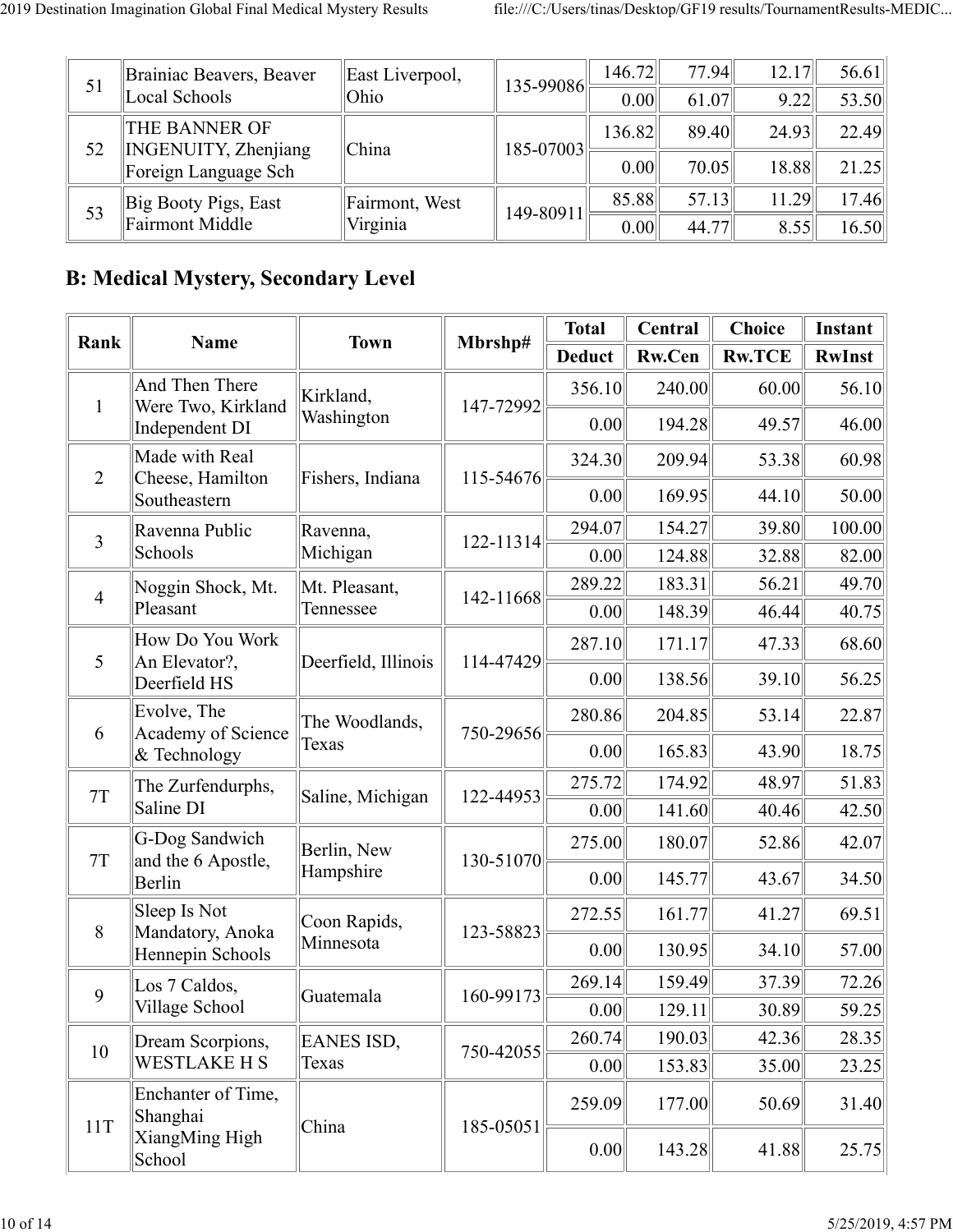| 51 | Brainiac Beavers, Beaver Local Schools | East Liverpool, Ohio | 135-99086 | 146.72 | 77.94 | 12.17 | 56.61 |
|---|---|---|---|---|---|---|---|
| | | | | 0.00 | 61.07 | 9.22 | 53.50 |
| 52 | THE BANNER OF INGENUITY, Zhenjiang Foreign Language Sch | China | 185-07003 | 136.82 | 89.40 | 24.93 | 22.49 |
| | | | | 0.00 | 70.05 | 18.88 | 21.25 |
| 53 | Big Booty Pigs, East Fairmont Middle | Fairmont, West Virginia | 149-80911 | 85.88 | 57.13 | 11.29 | 17.46 |
| | | | | 0.00 | 44.77 | 8.55 | 16.50 |

## B: Medical Mystery, Secondary Level

| Rank | Name | Town | Mbrshp# | Total | Central | Choice | Instant |
|---|---|---|---|---|---|---|---|
| | | | | Deduct | Rw.Cen | Rw.TCE | RwInst |
| 1 | And Then There Were Two, Kirkland Independent DI | Kirkland, Washington | 147-72992 | 356.10 | 240.00 | 60.00 | 56.10 |
| | | | | 0.00 | 194.28 | 49.57 | 46.00 |
| 2 | Made with Real Cheese, Hamilton Southeastern | Fishers, Indiana | 115-54676 | 324.30 | 209.94 | 53.38 | 60.98 |
| | | | | 0.00 | 169.95 | 44.10 | 50.00 |
| 3 | Ravenna Public Schools | Ravenna, Michigan | 122-11314 | 294.07 | 154.27 | 39.80 | 100.00 |
| | | | | 0.00 | 124.88 | 32.88 | 82.00 |
| 4 | Noggin Shock, Mt. Pleasant | Mt. Pleasant, Tennessee | 142-11668 | 289.22 | 183.31 | 56.21 | 49.70 |
| | | | | 0.00 | 148.39 | 46.44 | 40.75 |
| 5 | How Do You Work An Elevator?, Deerfield HS | Deerfield, Illinois | 114-47429 | 287.10 | 171.17 | 47.33 | 68.60 |
| | | | | 0.00 | 138.56 | 39.10 | 56.25 |
| 6 | Evolve, The Academy of Science & Technology | The Woodlands, Texas | 750-29656 | 280.86 | 204.85 | 53.14 | 22.87 |
| | | | | 0.00 | 165.83 | 43.90 | 18.75 |
| 7T | The Zurfendurphs, Saline DI | Saline, Michigan | 122-44953 | 275.72 | 174.92 | 48.97 | 51.83 |
| | | | | 0.00 | 141.60 | 40.46 | 42.50 |
| 7T | G-Dog Sandwich and the 6 Apostle, Berlin | Berlin, New Hampshire | 130-51070 | 275.00 | 180.07 | 52.86 | 42.07 |
| | | | | 0.00 | 145.77 | 43.67 | 34.50 |
| 8 | Sleep Is Not Mandatory, Anoka Hennepin Schools | Coon Rapids, Minnesota | 123-58823 | 272.55 | 161.77 | 41.27 | 69.51 |
| | | | | 0.00 | 130.95 | 34.10 | 57.00 |
| 9 | Los 7 Caldos, Village School | Guatemala | 160-99173 | 269.14 | 159.49 | 37.39 | 72.26 |
| | | | | 0.00 | 129.11 | 30.89 | 59.25 |
| 10 | Dream Scorpions, WESTLAKE H S | EANES ISD, Texas | 750-42055 | 260.74 | 190.03 | 42.36 | 28.35 |
| | | | | 0.00 | 153.83 | 35.00 | 23.25 |
| 11T | Enchanter of Time, Shanghai XiangMing High School | China | 185-05051 | 259.09 | 177.00 | 50.69 | 31.40 |
| | | | | 0.00 | 143.28 | 41.88 | 25.75 |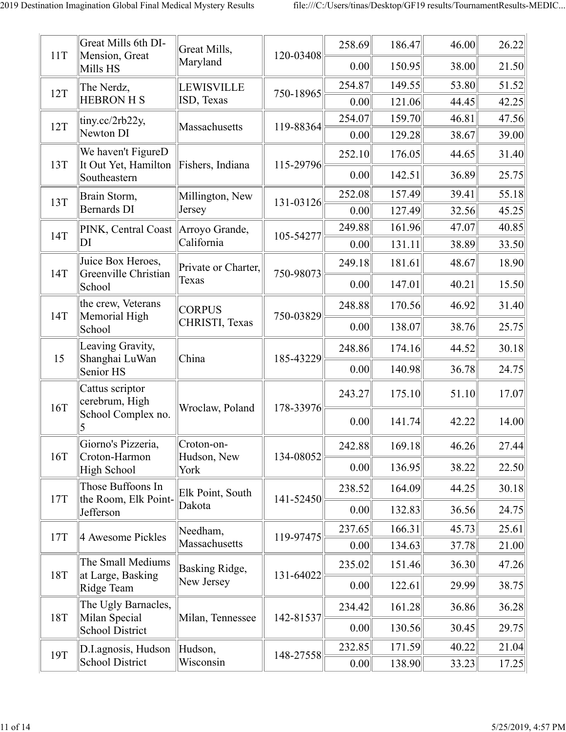| | | | | | | | |
|---|---|---|---|---|---|---|---|
| 11T | Great Mills 6th DI-Mension, Great Mills HS | Great Mills, Maryland | 120-03408 | 258.69 | 186.47 | 46.00 | 26.22 |
| | | | | 0.00 | 150.95 | 38.00 | 21.50 |
| 12T | The Nerdz, HEBRON H S | LEWISVILLE ISD, Texas | 750-18965 | 254.87 | 149.55 | 53.80 | 51.52 |
| | | | | 0.00 | 121.06 | 44.45 | 42.25 |
| 12T | tiny.cc/2rb22y, Newton DI | Massachusetts | 119-88364 | 254.07 | 159.70 | 46.81 | 47.56 |
| | | | | 0.00 | 129.28 | 38.67 | 39.00 |
| 13T | We haven't FigureD It Out Yet, Hamilton Southeastern | Fishers, Indiana | 115-29796 | 252.10 | 176.05 | 44.65 | 31.40 |
| | | | | 0.00 | 142.51 | 36.89 | 25.75 |
| 13T | Brain Storm, Bernards DI | Millington, New Jersey | 131-03126 | 252.08 | 157.49 | 39.41 | 55.18 |
| | | | | 0.00 | 127.49 | 32.56 | 45.25 |
| 14T | PINK, Central Coast DI | Arroyo Grande, California | 105-54277 | 249.88 | 161.96 | 47.07 | 40.85 |
| | | | | 0.00 | 131.11 | 38.89 | 33.50 |
| 14T | Juice Box Heroes, Greenville Christian School | Private or Charter, Texas | 750-98073 | 249.18 | 181.61 | 48.67 | 18.90 |
| | | | | 0.00 | 147.01 | 40.21 | 15.50 |
| 14T | the crew, Veterans Memorial High School | CORPUS CHRISTI, Texas | 750-03829 | 248.88 | 170.56 | 46.92 | 31.40 |
| | | | | 0.00 | 138.07 | 38.76 | 25.75 |
| 15 | Leaving Gravity, Shanghai LuWan Senior HS | China | 185-43229 | 248.86 | 174.16 | 44.52 | 30.18 |
| | | | | 0.00 | 140.98 | 36.78 | 24.75 |
| 16T | Cattus scriptor cerebrum, High School Complex no. 5 | Wroclaw, Poland | 178-33976 | 243.27 | 175.10 | 51.10 | 17.07 |
| | | | | 0.00 | 141.74 | 42.22 | 14.00 |
| 16T | Giorno's Pizzeria, Croton-Harmon High School | Croton-on-Hudson, New York | 134-08052 | 242.88 | 169.18 | 46.26 | 27.44 |
| | | | | 0.00 | 136.95 | 38.22 | 22.50 |
| 17T | Those Buffoons In the Room, Elk Point-Jefferson | Elk Point, South Dakota | 141-52450 | 238.52 | 164.09 | 44.25 | 30.18 |
| | | | | 0.00 | 132.83 | 36.56 | 24.75 |
| 17T | 4 Awesome Pickles | Needham, Massachusetts | 119-97475 | 237.65 | 166.31 | 45.73 | 25.61 |
| | | | | 0.00 | 134.63 | 37.78 | 21.00 |
| 18T | The Small Mediums at Large, Basking Ridge Team | Basking Ridge, New Jersey | 131-64022 | 235.02 | 151.46 | 36.30 | 47.26 |
| | | | | 0.00 | 122.61 | 29.99 | 38.75 |
| 18T | The Ugly Barnacles, Milan Special School District | Milan, Tennessee | 142-81537 | 234.42 | 161.28 | 36.86 | 36.28 |
| | | | | 0.00 | 130.56 | 30.45 | 29.75 |
| 19T | D.I.agnosis, Hudson School District | Hudson, Wisconsin | 148-27558 | 232.85 | 171.59 | 40.22 | 21.04 |
| | | | | 0.00 | 138.90 | 33.23 | 17.25 |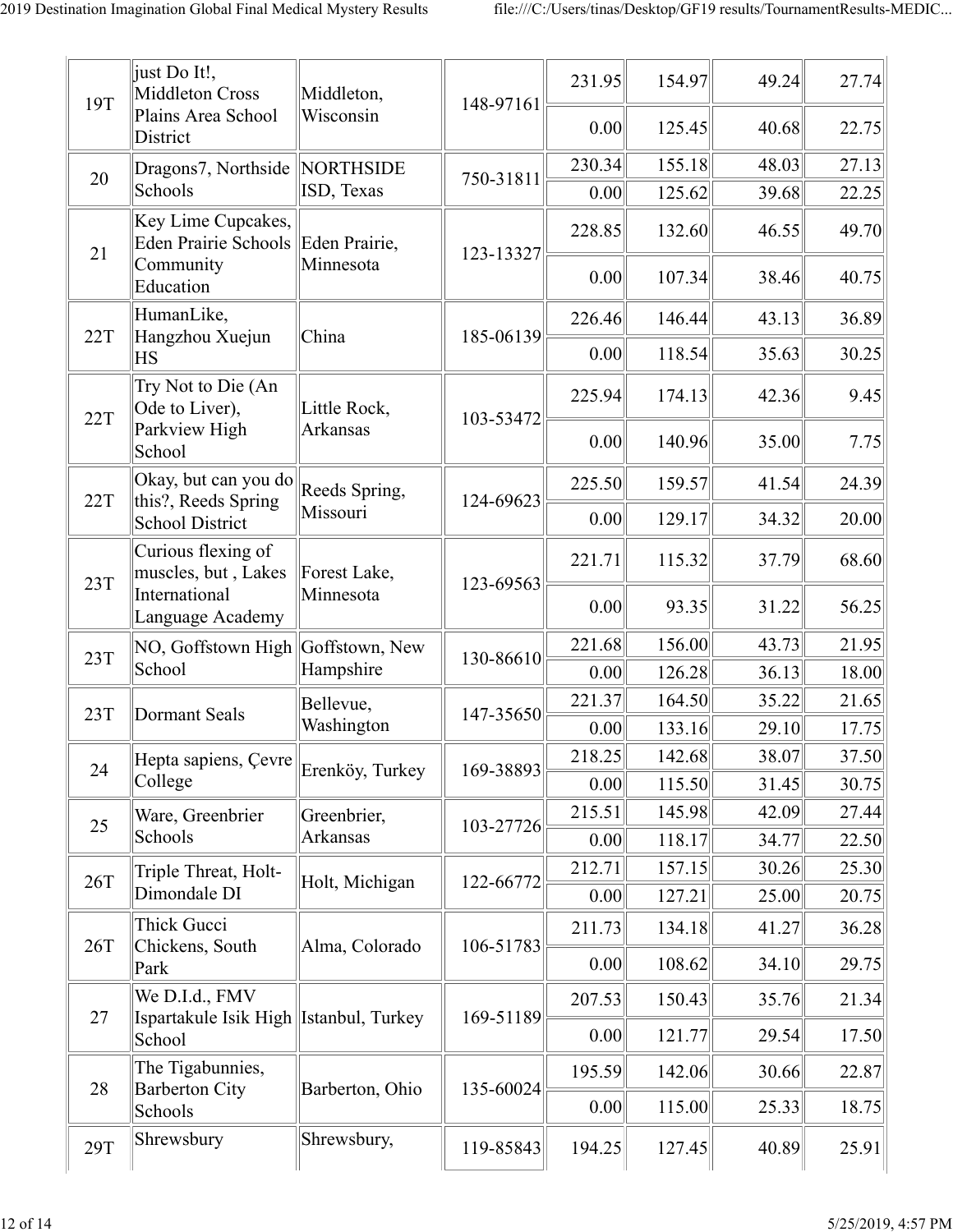| | | | | | | | |
|---|---|---|---|---|---|---|---|
| 19T | just Do It!, Middleton Cross Plains Area School District | Middleton, Wisconsin | 148-97161 | 231.95 | 154.97 | 49.24 | 27.74 |
| | | | | 0.00 | 125.45 | 40.68 | 22.75 |
| 20 | Dragons7, Northside Schools | NORTHSIDE ISD, Texas | 750-31811 | 230.34 | 155.18 | 48.03 | 27.13 |
| | | | | 0.00 | 125.62 | 39.68 | 22.25 |
| 21 | Key Lime Cupcakes, Eden Prairie Schools Community Education | Eden Prairie, Minnesota | 123-13327 | 228.85 | 132.60 | 46.55 | 49.70 |
| | | | | 0.00 | 107.34 | 38.46 | 40.75 |
| 22T | HumanLike, Hangzhou Xuejun HS | China | 185-06139 | 226.46 | 146.44 | 43.13 | 36.89 |
| | | | | 0.00 | 118.54 | 35.63 | 30.25 |
| 22T | Try Not to Die (An Ode to Liver), Parkview High School | Little Rock, Arkansas | 103-53472 | 225.94 | 174.13 | 42.36 | 9.45 |
| | | | | 0.00 | 140.96 | 35.00 | 7.75 |
| 22T | Okay, but can you do this?, Reeds Spring School District | Reeds Spring, Missouri | 124-69623 | 225.50 | 159.57 | 41.54 | 24.39 |
| | | | | 0.00 | 129.17 | 34.32 | 20.00 |
| 23T | Curious flexing of muscles, but , Lakes International Language Academy | Forest Lake, Minnesota | 123-69563 | 221.71 | 115.32 | 37.79 | 68.60 |
| | | | | 0.00 | 93.35 | 31.22 | 56.25 |
| 23T | NO, Goffstown High School | Goffstown, New Hampshire | 130-86610 | 221.68 | 156.00 | 43.73 | 21.95 |
| | | | | 0.00 | 126.28 | 36.13 | 18.00 |
| 23T | Dormant Seals | Bellevue, Washington | 147-35650 | 221.37 | 164.50 | 35.22 | 21.65 |
| | | | | 0.00 | 133.16 | 29.10 | 17.75 |
| 24 | Hepta sapiens, Çevre College | Erenköy, Turkey | 169-38893 | 218.25 | 142.68 | 38.07 | 37.50 |
| | | | | 0.00 | 115.50 | 31.45 | 30.75 |
| 25 | Ware, Greenbrier Schools | Greenbrier, Arkansas | 103-27726 | 215.51 | 145.98 | 42.09 | 27.44 |
| | | | | 0.00 | 118.17 | 34.77 | 22.50 |
| 26T | Triple Threat, Holt-Dimondale DI | Holt, Michigan | 122-66772 | 212.71 | 157.15 | 30.26 | 25.30 |
| | | | | 0.00 | 127.21 | 25.00 | 20.75 |
| 26T | Thick Gucci Chickens, South Park | Alma, Colorado | 106-51783 | 211.73 | 134.18 | 41.27 | 36.28 |
| | | | | 0.00 | 108.62 | 34.10 | 29.75 |
| 27 | We D.I.d., FMV Ispartakule Isik High School | Istanbul, Turkey | 169-51189 | 207.53 | 150.43 | 35.76 | 21.34 |
| | | | | 0.00 | 121.77 | 29.54 | 17.50 |
| 28 | The Tigabunnies, Barberton City Schools | Barberton, Ohio | 135-60024 | 195.59 | 142.06 | 30.66 | 22.87 |
| | | | | 0.00 | 115.00 | 25.33 | 18.75 |
| 29T | Shrewsbury | Shrewsbury, | 119-85843 | 194.25 | 127.45 | 40.89 | 25.91 |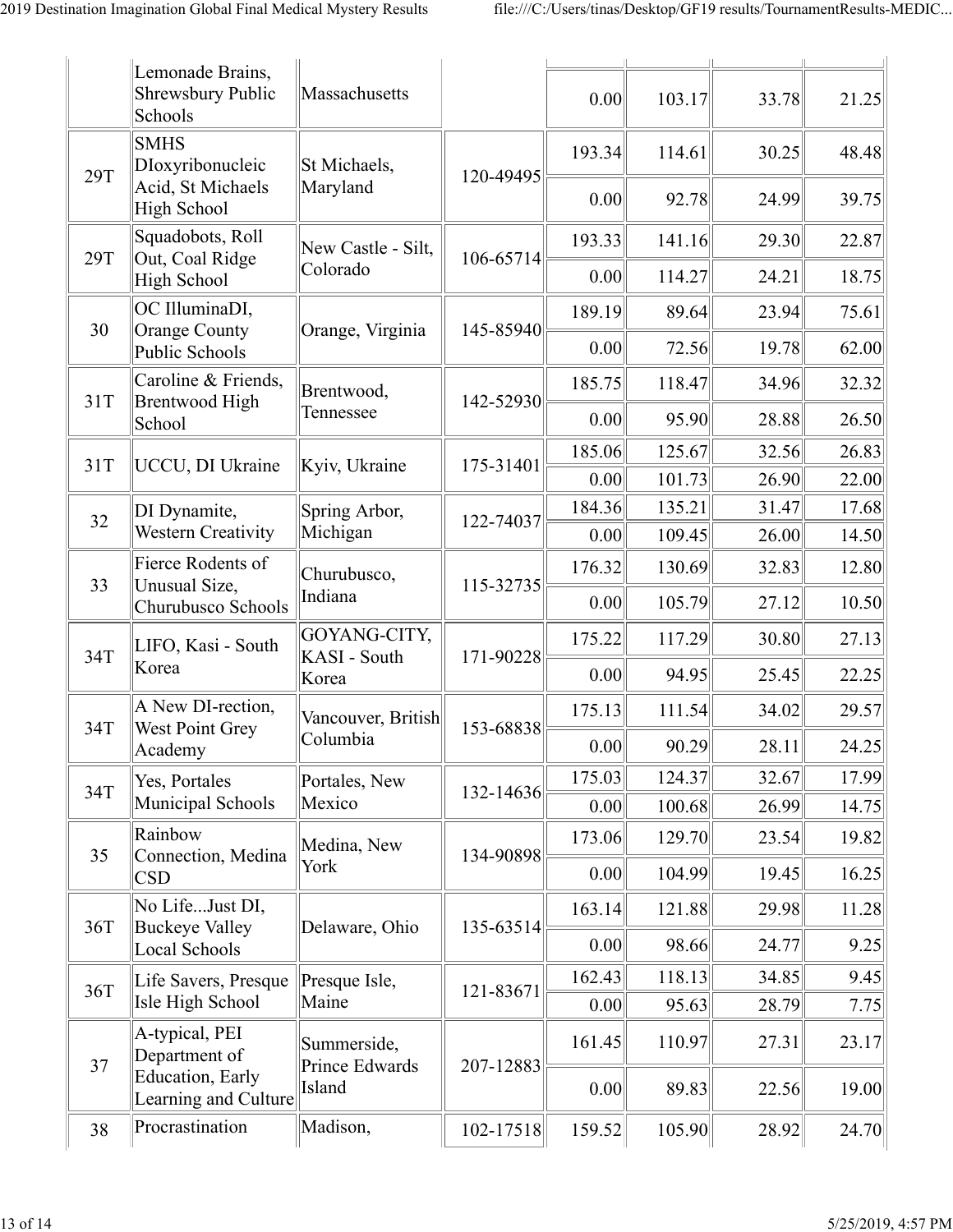|  |  |  |  |  |  |  |  |
|---|---|---|---|---|---|---|---|
|  | Lemonade Brains, Shrewsbury Public Schools | Massachusetts |  | 0.00 | 103.17 | 33.78 | 21.25 |
| 29T | SMHS DIoxyribonucleic Acid, St Michaels High School | St Michaels, Maryland | 120-49495 | 193.34 | 114.61 | 30.25 | 48.48 |
|  |  |  |  | 0.00 | 92.78 | 24.99 | 39.75 |
| 29T | Squadobots, Roll Out, Coal Ridge High School | New Castle - Silt, Colorado | 106-65714 | 193.33 | 141.16 | 29.30 | 22.87 |
|  |  |  |  | 0.00 | 114.27 | 24.21 | 18.75 |
| 30 | OC IlluminaDI, Orange County Public Schools | Orange, Virginia | 145-85940 | 189.19 | 89.64 | 23.94 | 75.61 |
|  |  |  |  | 0.00 | 72.56 | 19.78 | 62.00 |
| 31T | Caroline & Friends, Brentwood High School | Brentwood, Tennessee | 142-52930 | 185.75 | 118.47 | 34.96 | 32.32 |
|  |  |  |  | 0.00 | 95.90 | 28.88 | 26.50 |
| 31T | UCCU, DI Ukraine | Kyiv, Ukraine | 175-31401 | 185.06 | 125.67 | 32.56 | 26.83 |
|  |  |  |  | 0.00 | 101.73 | 26.90 | 22.00 |
| 32 | DI Dynamite, Western Creativity | Spring Arbor, Michigan | 122-74037 | 184.36 | 135.21 | 31.47 | 17.68 |
|  |  |  |  | 0.00 | 109.45 | 26.00 | 14.50 |
| 33 | Fierce Rodents of Unusual Size, Churubusco Schools | Churubusco, Indiana | 115-32735 | 176.32 | 130.69 | 32.83 | 12.80 |
|  |  |  |  | 0.00 | 105.79 | 27.12 | 10.50 |
| 34T | LIFO, Kasi - South Korea | GOYANG-CITY, KASI - South Korea | 171-90228 | 175.22 | 117.29 | 30.80 | 27.13 |
|  |  |  |  | 0.00 | 94.95 | 25.45 | 22.25 |
| 34T | A New DI-rection, West Point Grey Academy | Vancouver, British Columbia | 153-68838 | 175.13 | 111.54 | 34.02 | 29.57 |
|  |  |  |  | 0.00 | 90.29 | 28.11 | 24.25 |
| 34T | Yes, Portales Municipal Schools | Portales, New Mexico | 132-14636 | 175.03 | 124.37 | 32.67 | 17.99 |
|  |  |  |  | 0.00 | 100.68 | 26.99 | 14.75 |
| 35 | Rainbow Connection, Medina CSD | Medina, New York | 134-90898 | 173.06 | 129.70 | 23.54 | 19.82 |
|  |  |  |  | 0.00 | 104.99 | 19.45 | 16.25 |
| 36T | No Life...Just DI, Buckeye Valley Local Schools | Delaware, Ohio | 135-63514 | 163.14 | 121.88 | 29.98 | 11.28 |
|  |  |  |  | 0.00 | 98.66 | 24.77 | 9.25 |
| 36T | Life Savers, Presque Isle High School | Presque Isle, Maine | 121-83671 | 162.43 | 118.13 | 34.85 | 9.45 |
|  |  |  |  | 0.00 | 95.63 | 28.79 | 7.75 |
| 37 | A-typical, PEI Department of Education, Early Learning and Culture | Summerside, Prince Edwards Island | 207-12883 | 161.45 | 110.97 | 27.31 | 23.17 |
|  |  |  |  | 0.00 | 89.83 | 22.56 | 19.00 |
| 38 | Procrastination | Madison, | 102-17518 | 159.52 | 105.90 | 28.92 | 24.70 |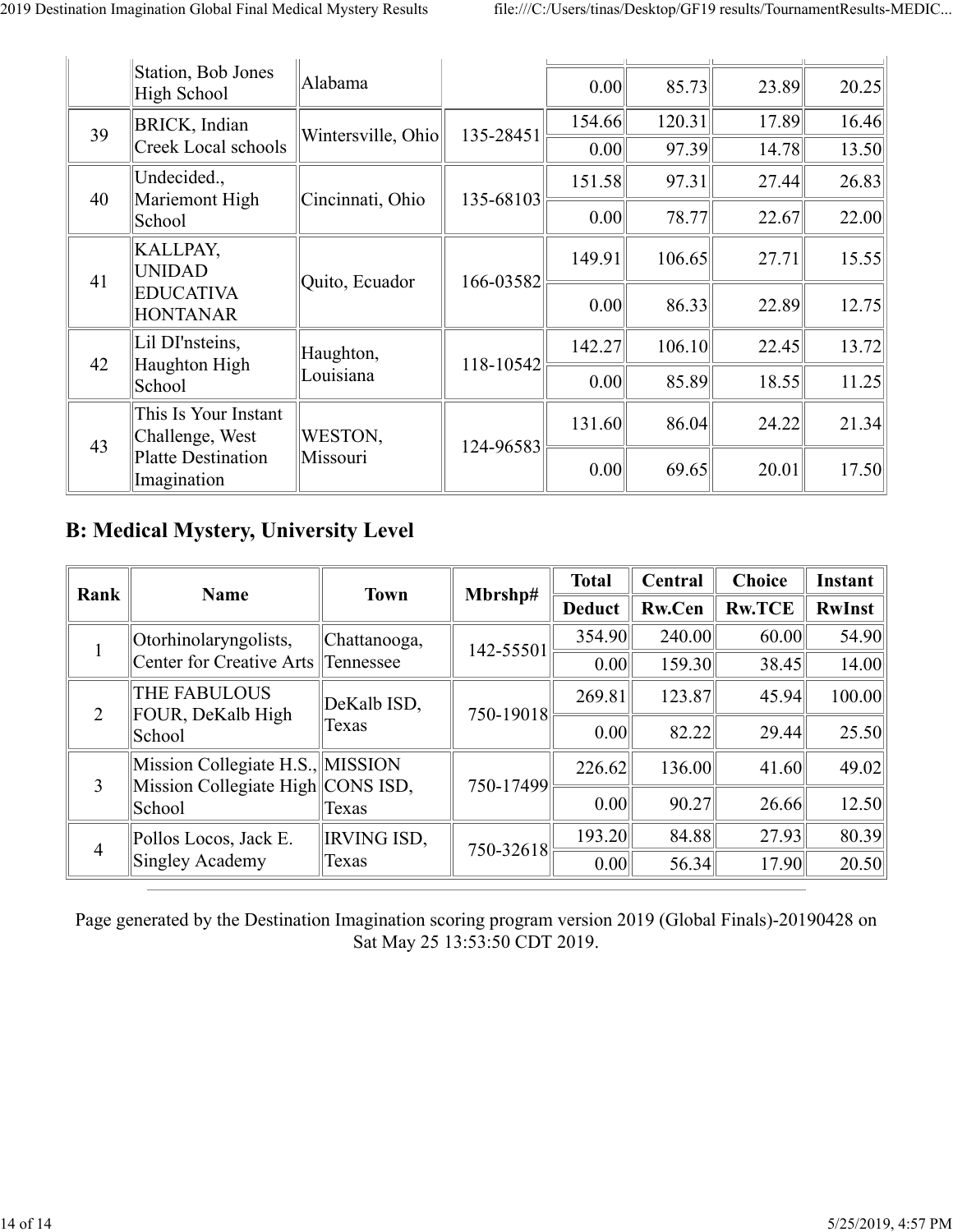| Rank | Name | Town | Mbrshp# | Total Deduct | Central Rw.Cen | Choice Rw.TCE | Instant RwInst |
|---|---|---|---|---|---|---|---|
| | Station, Bob Jones High School | Alabama | | 0.00 | 85.73 | 23.89 | 20.25 |
| 39 | BRICK, Indian Creek Local schools | Wintersville, Ohio | 135-28451 | 154.66 | 120.31 | 17.89 | 16.46 |
| | | | | 0.00 | 97.39 | 14.78 | 13.50 |
| 40 | Undecided., Mariemont High School | Cincinnati, Ohio | 135-68103 | 151.58 | 97.31 | 27.44 | 26.83 |
| | | | | 0.00 | 78.77 | 22.67 | 22.00 |
| 41 | KALLPAY, UNIDAD EDUCATIVA HONTANAR | Quito, Ecuador | 166-03582 | 149.91 | 106.65 | 27.71 | 15.55 |
| | | | | 0.00 | 86.33 | 22.89 | 12.75 |
| 42 | Lil DI'nsteins, Haughton High School | Haughton, Louisiana | 118-10542 | 142.27 | 106.10 | 22.45 | 13.72 |
| | | | | 0.00 | 85.89 | 18.55 | 11.25 |
| 43 | This Is Your Instant Challenge, West Platte Destination Imagination | WESTON, Missouri | 124-96583 | 131.60 | 86.04 | 24.22 | 21.34 |
| | | | | 0.00 | 69.65 | 20.01 | 17.50 |

## B: Medical Mystery, University Level

| Rank | Name | Town | Mbrshp# | Total | Central | Choice | Instant |
|---|---|---|---|---|---|---|---|
| | | | | Deduct | Rw.Cen | Rw.TCE | RwInst |
| 1 | Otorhinolaryngolists, Center for Creative Arts | Chattanooga, Tennessee | 142-55501 | 354.90 | 240.00 | 60.00 | 54.90 |
| | | | | 0.00 | 159.30 | 38.45 | 14.00 |
| 2 | THE FABULOUS FOUR, DeKalb High School | DeKalb ISD, Texas | 750-19018 | 269.81 | 123.87 | 45.94 | 100.00 |
| | | | | 0.00 | 82.22 | 29.44 | 25.50 |
| 3 | Mission Collegiate H.S., Mission Collegiate High School | MISSION CONS ISD, Texas | 750-17499 | 226.62 | 136.00 | 41.60 | 49.02 |
| | | | | 0.00 | 90.27 | 26.66 | 12.50 |
| 4 | Pollos Locos, Jack E. Singley Academy | IRVING ISD, Texas | 750-32618 | 193.20 | 84.88 | 27.93 | 80.39 |
| | | | | 0.00 | 56.34 | 17.90 | 20.50 |

Page generated by the Destination Imagination scoring program version 2019 (Global Finals)-20190428 on Sat May 25 13:53:50 CDT 2019.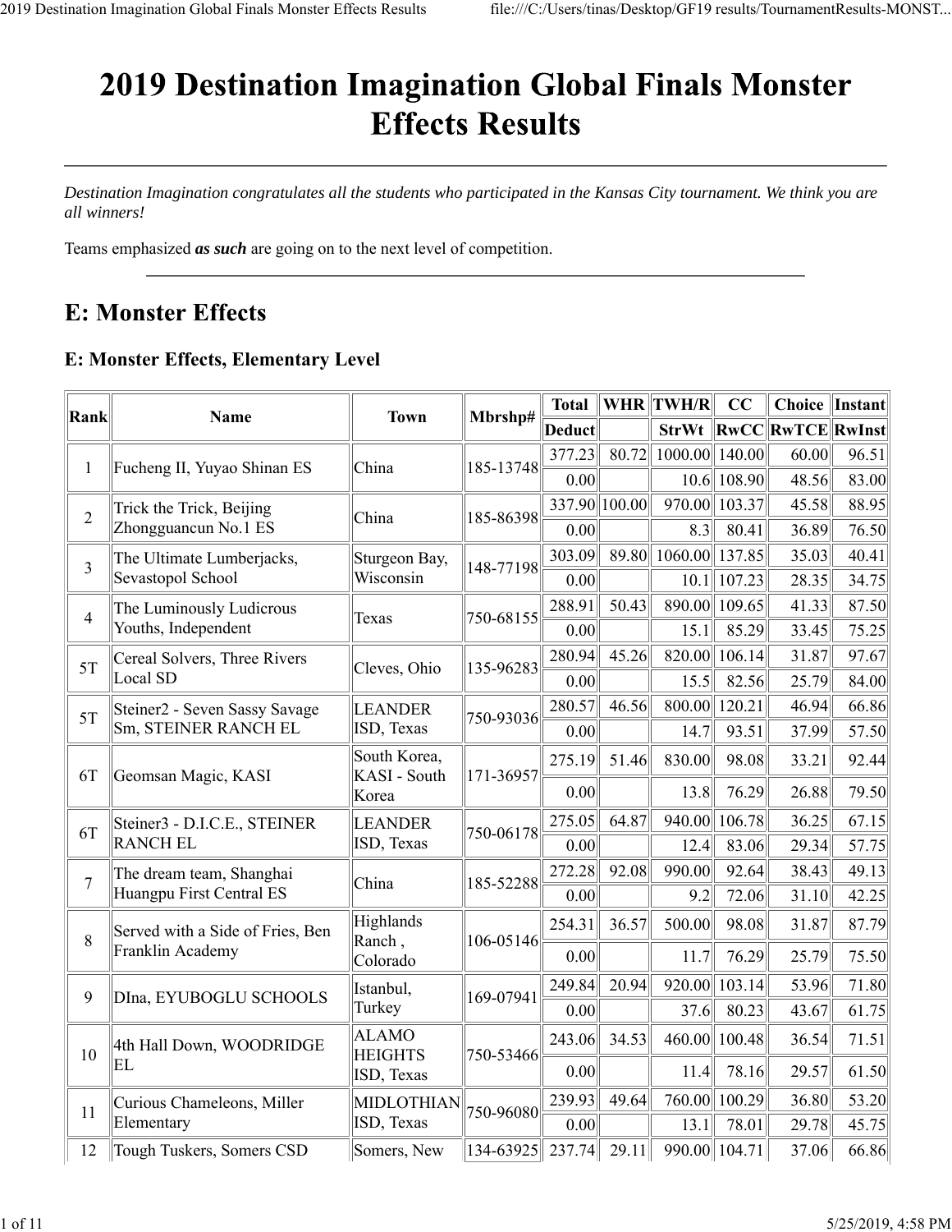# 2019 Destination Imagination Global Finals Monster Effects Results

*Destination Imagination congratulates all the students who participated in the Kansas City tournament. We think you are all winners!*

Teams emphasized ***as such*** are going on to the next level of competition.

## E: Monster Effects

### E: Monster Effects, Elementary Level

| Rank | Name | Town | Mbrshp# | Total | WHR | TWH/R | CC | Choice | Instant |
|---|---|---|---|---|---|---|---|---|---|
| | | | | Deduct | | StrWt | RwCC | RwTCE | RwInst |
| 1 | Fucheng II, Yuyao Shinan ES | China | 185-13748 | 377.23 | 80.72 | 1000.00 | 140.00 | 60.00 | 96.51 |
| | | | | 0.00 | | 10.6 | 108.90 | 48.56 | 83.00 |
| 2 | Trick the Trick, Beijing Zhongguancun No.1 ES | China | 185-86398 | 337.90 | 100.00 | 970.00 | 103.37 | 45.58 | 88.95 |
| | | | | 0.00 | | 8.3 | 80.41 | 36.89 | 76.50 |
| 3 | The Ultimate Lumberjacks, Sevastopol School | Sturgeon Bay, Wisconsin | 148-77198 | 303.09 | 89.80 | 1060.00 | 137.85 | 35.03 | 40.41 |
| | | | | 0.00 | | 10.1 | 107.23 | 28.35 | 34.75 |
| 4 | The Luminously Ludicrous Youths, Independent | Texas | 750-68155 | 288.91 | 50.43 | 890.00 | 109.65 | 41.33 | 87.50 |
| | | | | 0.00 | | 15.1 | 85.29 | 33.45 | 75.25 |
| 5T | Cereal Solvers, Three Rivers Local SD | Cleves, Ohio | 135-96283 | 280.94 | 45.26 | 820.00 | 106.14 | 31.87 | 97.67 |
| | | | | 0.00 | | 15.5 | 82.56 | 25.79 | 84.00 |
| 5T | Steiner2 - Seven Sassy Savage Sm, STEINER RANCH EL | LEANDER ISD, Texas | 750-93036 | 280.57 | 46.56 | 800.00 | 120.21 | 46.94 | 66.86 |
| | | | | 0.00 | | 14.7 | 93.51 | 37.99 | 57.50 |
| 6T | Geomsan Magic, KASI | South Korea, KASI - South Korea | 171-36957 | 275.19 | 51.46 | 830.00 | 98.08 | 33.21 | 92.44 |
| | | | | 0.00 | | 13.8 | 76.29 | 26.88 | 79.50 |
| 6T | Steiner3 - D.I.C.E., STEINER RANCH EL | LEANDER ISD, Texas | 750-06178 | 275.05 | 64.87 | 940.00 | 106.78 | 36.25 | 67.15 |
| | | | | 0.00 | | 12.4 | 83.06 | 29.34 | 57.75 |
| 7 | The dream team, Shanghai Huangpu First Central ES | China | 185-52288 | 272.28 | 92.08 | 990.00 | 92.64 | 38.43 | 49.13 |
| | | | | 0.00 | | 9.2 | 72.06 | 31.10 | 42.25 |
| 8 | Served with a Side of Fries, Ben Franklin Academy | Highlands Ranch , Colorado | 106-05146 | 254.31 | 36.57 | 500.00 | 98.08 | 31.87 | 87.79 |
| | | | | 0.00 | | 11.7 | 76.29 | 25.79 | 75.50 |
| 9 | DIna, EYUBOGLU SCHOOLS | Istanbul, Turkey | 169-07941 | 249.84 | 20.94 | 920.00 | 103.14 | 53.96 | 71.80 |
| | | | | 0.00 | | 37.6 | 80.23 | 43.67 | 61.75 |
| 10 | 4th Hall Down, WOODRIDGE EL | ALAMO HEIGHTS ISD, Texas | 750-53466 | 243.06 | 34.53 | 460.00 | 100.48 | 36.54 | 71.51 |
| | | | | 0.00 | | 11.4 | 78.16 | 29.57 | 61.50 |
| 11 | Curious Chameleons, Miller Elementary | MIDLOTHIAN ISD, Texas | 750-96080 | 239.93 | 49.64 | 760.00 | 100.29 | 36.80 | 53.20 |
| | | | | 0.00 | | 13.1 | 78.01 | 29.78 | 45.75 |
| 12 | Tough Tuskers, Somers CSD | Somers, New | 134-63925 | 237.74 | 29.11 | 990.00 | 104.71 | 37.06 | 66.86 |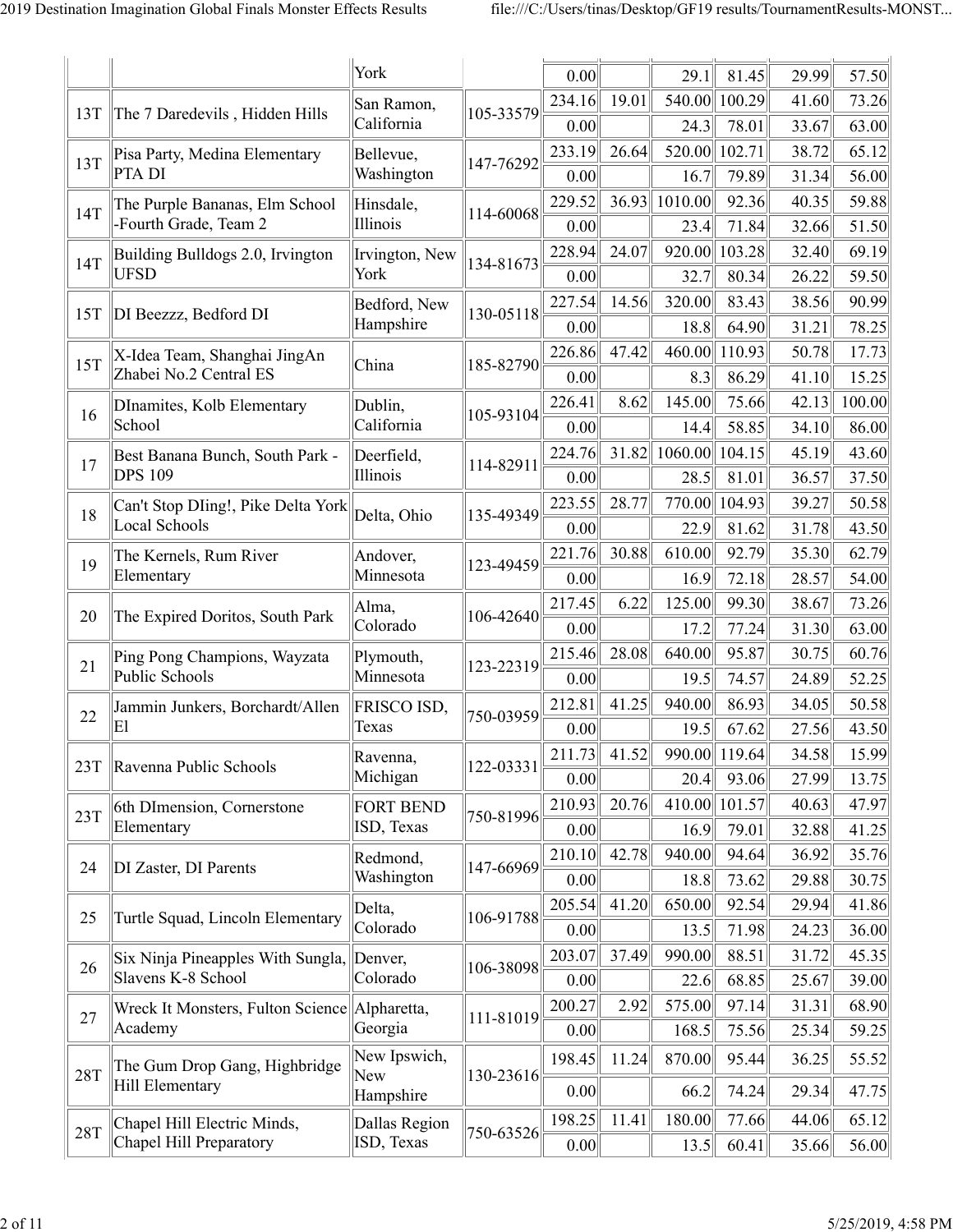| | | | | | | | | | |
|---|---|---|---|---|---|---|---|---|---|
| | | York | | 0.00 | | 29.1 | 81.45 | 29.99 | 57.50 |
| 13T | The 7 Daredevils , Hidden Hills | San Ramon, California | 105-33579 | 234.16 | 19.01 | 540.00 | 100.29 | 41.60 | 73.26 |
| | | | | 0.00 | | 24.3 | 78.01 | 33.67 | 63.00 |
| 13T | Pisa Party, Medina Elementary PTA DI | Bellevue, Washington | 147-76292 | 233.19 | 26.64 | 520.00 | 102.71 | 38.72 | 65.12 |
| | | | | 0.00 | | 16.7 | 79.89 | 31.34 | 56.00 |
| 14T | The Purple Bananas, Elm School -Fourth Grade, Team 2 | Hinsdale, Illinois | 114-60068 | 229.52 | 36.93 | 1010.00 | 92.36 | 40.35 | 59.88 |
| | | | | 0.00 | | 23.4 | 71.84 | 32.66 | 51.50 |
| 14T | Building Bulldogs 2.0, Irvington UFSD | Irvington, New York | 134-81673 | 228.94 | 24.07 | 920.00 | 103.28 | 32.40 | 69.19 |
| | | | | 0.00 | | 32.7 | 80.34 | 26.22 | 59.50 |
| 15T | DI Beezzz, Bedford DI | Bedford, New Hampshire | 130-05118 | 227.54 | 14.56 | 320.00 | 83.43 | 38.56 | 90.99 |
| | | | | 0.00 | | 18.8 | 64.90 | 31.21 | 78.25 |
| 15T | X-Idea Team, Shanghai JingAn Zhabei No.2 Central ES | China | 185-82790 | 226.86 | 47.42 | 460.00 | 110.93 | 50.78 | 17.73 |
| | | | | 0.00 | | 8.3 | 86.29 | 41.10 | 15.25 |
| 16 | DInamites, Kolb Elementary School | Dublin, California | 105-93104 | 226.41 | 8.62 | 145.00 | 75.66 | 42.13 | 100.00 |
| | | | | 0.00 | | 14.4 | 58.85 | 34.10 | 86.00 |
| 17 | Best Banana Bunch, South Park - DPS 109 | Deerfield, Illinois | 114-82911 | 224.76 | 31.82 | 1060.00 | 104.15 | 45.19 | 43.60 |
| | | | | 0.00 | | 28.5 | 81.01 | 36.57 | 37.50 |
| 18 | Can't Stop DIing!, Pike Delta York Local Schools | Delta, Ohio | 135-49349 | 223.55 | 28.77 | 770.00 | 104.93 | 39.27 | 50.58 |
| | | | | 0.00 | | 22.9 | 81.62 | 31.78 | 43.50 |
| 19 | The Kernels, Rum River Elementary | Andover, Minnesota | 123-49459 | 221.76 | 30.88 | 610.00 | 92.79 | 35.30 | 62.79 |
| | | | | 0.00 | | 16.9 | 72.18 | 28.57 | 54.00 |
| 20 | The Expired Doritos, South Park | Alma, Colorado | 106-42640 | 217.45 | 6.22 | 125.00 | 99.30 | 38.67 | 73.26 |
| | | | | 0.00 | | 17.2 | 77.24 | 31.30 | 63.00 |
| 21 | Ping Pong Champions, Wayzata Public Schools | Plymouth, Minnesota | 123-22319 | 215.46 | 28.08 | 640.00 | 95.87 | 30.75 | 60.76 |
| | | | | 0.00 | | 19.5 | 74.57 | 24.89 | 52.25 |
| 22 | Jammin Junkers, Borchardt/Allen El | FRISCO ISD, Texas | 750-03959 | 212.81 | 41.25 | 940.00 | 86.93 | 34.05 | 50.58 |
| | | | | 0.00 | | 19.5 | 67.62 | 27.56 | 43.50 |
| 23T | Ravenna Public Schools | Ravenna, Michigan | 122-03331 | 211.73 | 41.52 | 990.00 | 119.64 | 34.58 | 15.99 |
| | | | | 0.00 | | 20.4 | 93.06 | 27.99 | 13.75 |
| 23T | 6th DImension, Cornerstone Elementary | FORT BEND ISD, Texas | 750-81996 | 210.93 | 20.76 | 410.00 | 101.57 | 40.63 | 47.97 |
| | | | | 0.00 | | 16.9 | 79.01 | 32.88 | 41.25 |
| 24 | DI Zaster, DI Parents | Redmond, Washington | 147-66969 | 210.10 | 42.78 | 940.00 | 94.64 | 36.92 | 35.76 |
| | | | | 0.00 | | 18.8 | 73.62 | 29.88 | 30.75 |
| 25 | Turtle Squad, Lincoln Elementary | Delta, Colorado | 106-91788 | 205.54 | 41.20 | 650.00 | 92.54 | 29.94 | 41.86 |
| | | | | 0.00 | | 13.5 | 71.98 | 24.23 | 36.00 |
| 26 | Six Ninja Pineapples With Sungla, Slavens K-8 School | Denver, Colorado | 106-38098 | 203.07 | 37.49 | 990.00 | 88.51 | 31.72 | 45.35 |
| | | | | 0.00 | | 22.6 | 68.85 | 25.67 | 39.00 |
| 27 | Wreck It Monsters, Fulton Science Academy | Alpharetta, Georgia | 111-81019 | 200.27 | 2.92 | 575.00 | 97.14 | 31.31 | 68.90 |
| | | | | 0.00 | | 168.5 | 75.56 | 25.34 | 59.25 |
| 28T | The Gum Drop Gang, Highbridge Hill Elementary | New Ipswich, New Hampshire | 130-23616 | 198.45 | 11.24 | 870.00 | 95.44 | 36.25 | 55.52 |
| | | | | 0.00 | | 66.2 | 74.24 | 29.34 | 47.75 |
| 28T | Chapel Hill Electric Minds, Chapel Hill Preparatory | Dallas Region ISD, Texas | 750-63526 | 198.25 | 11.41 | 180.00 | 77.66 | 44.06 | 65.12 |
| | | | | 0.00 | | 13.5 | 60.41 | 35.66 | 56.00 |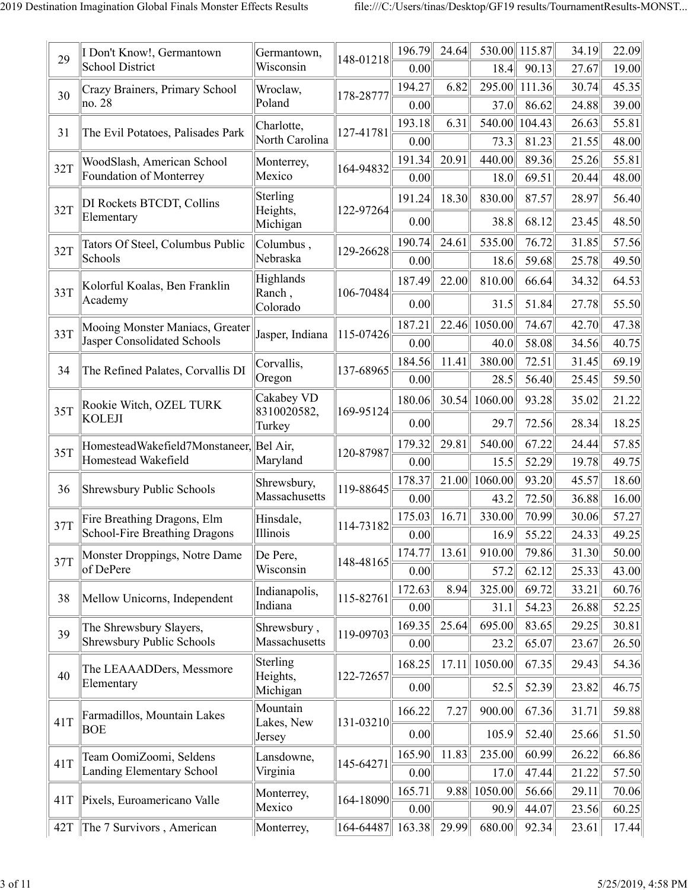| | | | | | | | | | |
|---|---|---|---|---|---|---|---|---|---|
| 29 | I Don't Know!, Germantown School District | Germantown, Wisconsin | 148-01218 | 196.79 | 24.64 | 530.00 | 115.87 | 34.19 | 22.09 |
| | | | | 0.00 | | 18.4 | 90.13 | 27.67 | 19.00 |
| 30 | Crazy Brainers, Primary School no. 28 | Wroclaw, Poland | 178-28777 | 194.27 | 6.82 | 295.00 | 111.36 | 30.74 | 45.35 |
| | | | | 0.00 | | 37.0 | 86.62 | 24.88 | 39.00 |
| 31 | The Evil Potatoes, Palisades Park | Charlotte, North Carolina | 127-41781 | 193.18 | 6.31 | 540.00 | 104.43 | 26.63 | 55.81 |
| | | | | 0.00 | | 73.3 | 81.23 | 21.55 | 48.00 |
| 32T | WoodSlash, American School Foundation of Monterrey | Monterrey, Mexico | 164-94832 | 191.34 | 20.91 | 440.00 | 89.36 | 25.26 | 55.81 |
| | | | | 0.00 | | 18.0 | 69.51 | 20.44 | 48.00 |
| 32T | DI Rockets BTCDT, Collins Elementary | Sterling Heights, Michigan | 122-97264 | 191.24 | 18.30 | 830.00 | 87.57 | 28.97 | 56.40 |
| | | | | 0.00 | | 38.8 | 68.12 | 23.45 | 48.50 |
| 32T | Tators Of Steel, Columbus Public Schools | Columbus , Nebraska | 129-26628 | 190.74 | 24.61 | 535.00 | 76.72 | 31.85 | 57.56 |
| | | | | 0.00 | | 18.6 | 59.68 | 25.78 | 49.50 |
| 33T | Kolorful Koalas, Ben Franklin Academy | Highlands Ranch , Colorado | 106-70484 | 187.49 | 22.00 | 810.00 | 66.64 | 34.32 | 64.53 |
| | | | | 0.00 | | 31.5 | 51.84 | 27.78 | 55.50 |
| 33T | Mooing Monster Maniacs, Greater Jasper Consolidated Schools | Jasper, Indiana | 115-07426 | 187.21 | 22.46 | 1050.00 | 74.67 | 42.70 | 47.38 |
| | | | | 0.00 | | 40.0 | 58.08 | 34.56 | 40.75 |
| 34 | The Refined Palates, Corvallis DI | Corvallis, Oregon | 137-68965 | 184.56 | 11.41 | 380.00 | 72.51 | 31.45 | 69.19 |
| | | | | 0.00 | | 28.5 | 56.40 | 25.45 | 59.50 |
| 35T | Rookie Witch, OZEL TURK KOLEJI | Cakabey VD 8310020582, Turkey | 169-95124 | 180.06 | 30.54 | 1060.00 | 93.28 | 35.02 | 21.22 |
| | | | | 0.00 | | 29.7 | 72.56 | 28.34 | 18.25 |
| 35T | HomesteadWakefield7Monstaneer, Homestead Wakefield | Bel Air, Maryland | 120-87987 | 179.32 | 29.81 | 540.00 | 67.22 | 24.44 | 57.85 |
| | | | | 0.00 | | 15.5 | 52.29 | 19.78 | 49.75 |
| 36 | Shrewsbury Public Schools | Shrewsbury, Massachusetts | 119-88645 | 178.37 | 21.00 | 1060.00 | 93.20 | 45.57 | 18.60 |
| | | | | 0.00 | | 43.2 | 72.50 | 36.88 | 16.00 |
| 37T | Fire Breathing Dragons, Elm School-Fire Breathing Dragons | Hinsdale, Illinois | 114-73182 | 175.03 | 16.71 | 330.00 | 70.99 | 30.06 | 57.27 |
| | | | | 0.00 | | 16.9 | 55.22 | 24.33 | 49.25 |
| 37T | Monster Droppings, Notre Dame of DePere | De Pere, Wisconsin | 148-48165 | 174.77 | 13.61 | 910.00 | 79.86 | 31.30 | 50.00 |
| | | | | 0.00 | | 57.2 | 62.12 | 25.33 | 43.00 |
| 38 | Mellow Unicorns, Independent | Indianapolis, Indiana | 115-82761 | 172.63 | 8.94 | 325.00 | 69.72 | 33.21 | 60.76 |
| | | | | 0.00 | | 31.1 | 54.23 | 26.88 | 52.25 |
| 39 | The Shrewsbury Slayers, Shrewsbury Public Schools | Shrewsbury , Massachusetts | 119-09703 | 169.35 | 25.64 | 695.00 | 83.65 | 29.25 | 30.81 |
| | | | | 0.00 | | 23.2 | 65.07 | 23.67 | 26.50 |
| 40 | The LEAAADDers, Messmore Elementary | Sterling Heights, Michigan | 122-72657 | 168.25 | 17.11 | 1050.00 | 67.35 | 29.43 | 54.36 |
| | | | | 0.00 | | 52.5 | 52.39 | 23.82 | 46.75 |
| 41T | Farmadillos, Mountain Lakes BOE | Mountain Lakes, New Jersey | 131-03210 | 166.22 | 7.27 | 900.00 | 67.36 | 31.71 | 59.88 |
| | | | | 0.00 | | 105.9 | 52.40 | 25.66 | 51.50 |
| 41T | Team OomiZoomi, Seldens Landing Elementary School | Lansdowne, Virginia | 145-64271 | 165.90 | 11.83 | 235.00 | 60.99 | 26.22 | 66.86 |
| | | | | 0.00 | | 17.0 | 47.44 | 21.22 | 57.50 |
| 41T | Pixels, Euroamericano Valle | Monterrey, Mexico | 164-18090 | 165.71 | 9.88 | 1050.00 | 56.66 | 29.11 | 70.06 |
| | | | | 0.00 | | 90.9 | 44.07 | 23.56 | 60.25 |
| 42T | The 7 Survivors , American | Monterrey, | 164-64487 | 163.38 | 29.99 | 680.00 | 92.34 | 23.61 | 17.44 |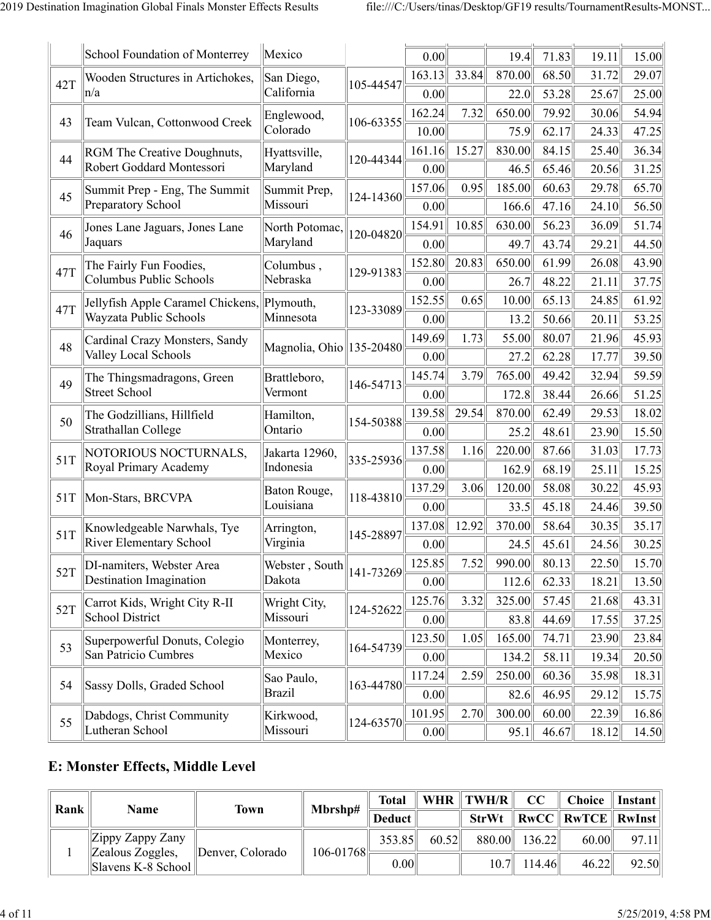| | | | | | | | | | |
|---|---|---|---|---|---|---|---|---|---|
| | School Foundation of Monterrey | Mexico | | 0.00 | | 19.4 | 71.83 | 19.11 | 15.00 |
| 42T | Wooden Structures in Artichokes, n/a | San Diego, California | 105-44547 | 163.13 | 33.84 | 870.00 | 68.50 | 31.72 | 29.07 |
| | | | | 0.00 | | 22.0 | 53.28 | 25.67 | 25.00 |
| 43 | Team Vulcan, Cottonwood Creek | Englewood, Colorado | 106-63355 | 162.24 | 7.32 | 650.00 | 79.92 | 30.06 | 54.94 |
| | | | | 10.00 | | 75.9 | 62.17 | 24.33 | 47.25 |
| 44 | RGM The Creative Doughnuts, Robert Goddard Montessori | Hyattsville, Maryland | 120-44344 | 161.16 | 15.27 | 830.00 | 84.15 | 25.40 | 36.34 |
| | | | | 0.00 | | 46.5 | 65.46 | 20.56 | 31.25 |
| 45 | Summit Prep - Eng, The Summit Preparatory School | Summit Prep, Missouri | 124-14360 | 157.06 | 0.95 | 185.00 | 60.63 | 29.78 | 65.70 |
| | | | | 0.00 | | 166.6 | 47.16 | 24.10 | 56.50 |
| 46 | Jones Lane Jaguars, Jones Lane Jaquars | North Potomac, Maryland | 120-04820 | 154.91 | 10.85 | 630.00 | 56.23 | 36.09 | 51.74 |
| | | | | 0.00 | | 49.7 | 43.74 | 29.21 | 44.50 |
| 47T | The Fairly Fun Foodies, Columbus Public Schools | Columbus , Nebraska | 129-91383 | 152.80 | 20.83 | 650.00 | 61.99 | 26.08 | 43.90 |
| | | | | 0.00 | | 26.7 | 48.22 | 21.11 | 37.75 |
| 47T | Jellyfish Apple Caramel Chickens, Wayzata Public Schools | Plymouth, Minnesota | 123-33089 | 152.55 | 0.65 | 10.00 | 65.13 | 24.85 | 61.92 |
| | | | | 0.00 | | 13.2 | 50.66 | 20.11 | 53.25 |
| 48 | Cardinal Crazy Monsters, Sandy Valley Local Schools | Magnolia, Ohio | 135-20480 | 149.69 | 1.73 | 55.00 | 80.07 | 21.96 | 45.93 |
| | | | | 0.00 | | 27.2 | 62.28 | 17.77 | 39.50 |
| 49 | The Thingsmadragons, Green Street School | Brattleboro, Vermont | 146-54713 | 145.74 | 3.79 | 765.00 | 49.42 | 32.94 | 59.59 |
| | | | | 0.00 | | 172.8 | 38.44 | 26.66 | 51.25 |
| 50 | The Godzillians, Hillfield Strathallan College | Hamilton, Ontario | 154-50388 | 139.58 | 29.54 | 870.00 | 62.49 | 29.53 | 18.02 |
| | | | | 0.00 | | 25.2 | 48.61 | 23.90 | 15.50 |
| 51T | NOTORIOUS NOCTURNALS, Royal Primary Academy | Jakarta 12960, Indonesia | 335-25936 | 137.58 | 1.16 | 220.00 | 87.66 | 31.03 | 17.73 |
| | | | | 0.00 | | 162.9 | 68.19 | 25.11 | 15.25 |
| 51T | Mon-Stars, BRCVPA | Baton Rouge, Louisiana | 118-43810 | 137.29 | 3.06 | 120.00 | 58.08 | 30.22 | 45.93 |
| | | | | 0.00 | | 33.5 | 45.18 | 24.46 | 39.50 |
| 51T | Knowledgeable Narwhals, Tye River Elementary School | Arrington, Virginia | 145-28897 | 137.08 | 12.92 | 370.00 | 58.64 | 30.35 | 35.17 |
| | | | | 0.00 | | 24.5 | 45.61 | 24.56 | 30.25 |
| 52T | DI-namiters, Webster Area Destination Imagination | Webster , South Dakota | 141-73269 | 125.85 | 7.52 | 990.00 | 80.13 | 22.50 | 15.70 |
| | | | | 0.00 | | 112.6 | 62.33 | 18.21 | 13.50 |
| 52T | Carrot Kids, Wright City R-II School District | Wright City, Missouri | 124-52622 | 125.76 | 3.32 | 325.00 | 57.45 | 21.68 | 43.31 |
| | | | | 0.00 | | 83.8 | 44.69 | 17.55 | 37.25 |
| 53 | Superpowerful Donuts, Colegio San Patricio Cumbres | Monterrey, Mexico | 164-54739 | 123.50 | 1.05 | 165.00 | 74.71 | 23.90 | 23.84 |
| | | | | 0.00 | | 134.2 | 58.11 | 19.34 | 20.50 |
| 54 | Sassy Dolls, Graded School | Sao Paulo, Brazil | 163-44780 | 117.24 | 2.59 | 250.00 | 60.36 | 35.98 | 18.31 |
| | | | | 0.00 | | 82.6 | 46.95 | 29.12 | 15.75 |
| 55 | Dabdogs, Christ Community Lutheran School | Kirkwood, Missouri | 124-63570 | 101.95 | 2.70 | 300.00 | 60.00 | 22.39 | 16.86 |
| | | | | 0.00 | | 95.1 | 46.67 | 18.12 | 14.50 |

## E: Monster Effects, Middle Level

| Rank | Name | Town | Mbrshp# | Total | WHR | TWH/R | CC | Choice | Instant |
|---|---|---|---|---|---|---|---|---|---|
| | | | | Deduct | | StrWt | RwCC | RwTCE | RwInst |
| 1 | Zippy Zappy Zany Zealous Zoggles, Slavens K-8 School | Denver, Colorado | 106-01768 | 353.85 | 60.52 | 880.00 | 136.22 | 60.00 | 97.11 |
| | | | | 0.00 | | 10.7 | 114.46 | 46.22 | 92.50 |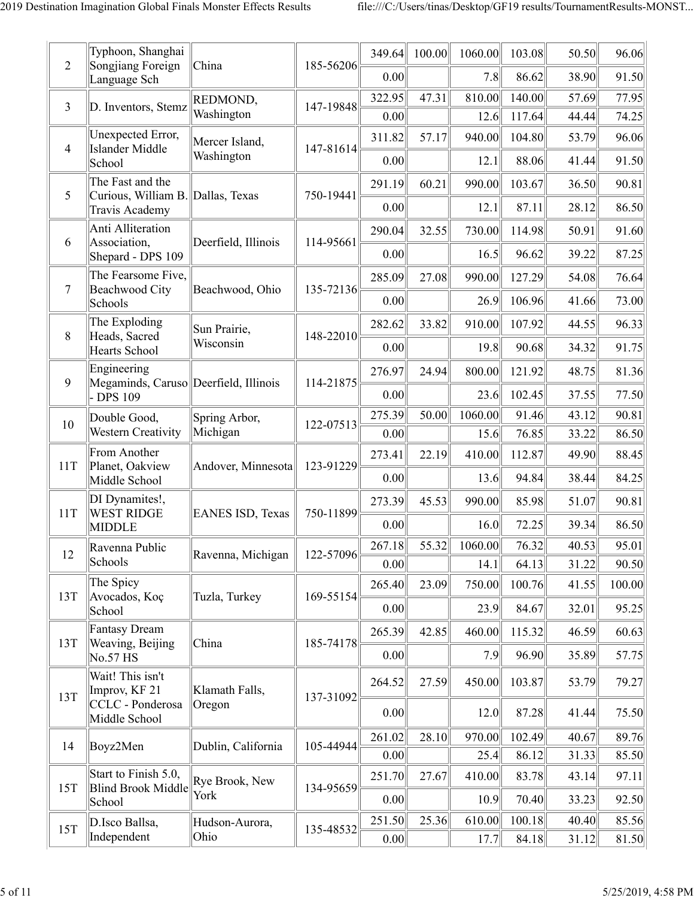| | | | | | | | | | |
|---|---|---|---|---|---|---|---|---|---|
| 2 | Typhoon, Shanghai Songjiang Foreign Language Sch | China | 185-56206 | 349.64 | 100.00 | 1060.00 | 103.08 | 50.50 | 96.06 |
| | | | | 0.00 | | 7.8 | 86.62 | 38.90 | 91.50 |
| 3 | D. Inventors, Stemz | REDMOND, Washington | 147-19848 | 322.95 | 47.31 | 810.00 | 140.00 | 57.69 | 77.95 |
| | | | | 0.00 | | 12.6 | 117.64 | 44.44 | 74.25 |
| 4 | Unexpected Error, Islander Middle School | Mercer Island, Washington | 147-81614 | 311.82 | 57.17 | 940.00 | 104.80 | 53.79 | 96.06 |
| | | | | 0.00 | | 12.1 | 88.06 | 41.44 | 91.50 |
| 5 | The Fast and the Curious, William B. Travis Academy | Dallas, Texas | 750-19441 | 291.19 | 60.21 | 990.00 | 103.67 | 36.50 | 90.81 |
| | | | | 0.00 | | 12.1 | 87.11 | 28.12 | 86.50 |
| 6 | Anti Alliteration Association, Shepard - DPS 109 | Deerfield, Illinois | 114-95661 | 290.04 | 32.55 | 730.00 | 114.98 | 50.91 | 91.60 |
| | | | | 0.00 | | 16.5 | 96.62 | 39.22 | 87.25 |
| 7 | The Fearsome Five, Beachwood City Schools | Beachwood, Ohio | 135-72136 | 285.09 | 27.08 | 990.00 | 127.29 | 54.08 | 76.64 |
| | | | | 0.00 | | 26.9 | 106.96 | 41.66 | 73.00 |
| 8 | The Exploding Heads, Sacred Hearts School | Sun Prairie, Wisconsin | 148-22010 | 282.62 | 33.82 | 910.00 | 107.92 | 44.55 | 96.33 |
| | | | | 0.00 | | 19.8 | 90.68 | 34.32 | 91.75 |
| 9 | Engineering Megaminds, Caruso - DPS 109 | Deerfield, Illinois | 114-21875 | 276.97 | 24.94 | 800.00 | 121.92 | 48.75 | 81.36 |
| | | | | 0.00 | | 23.6 | 102.45 | 37.55 | 77.50 |
| 10 | Double Good, Western Creativity | Spring Arbor, Michigan | 122-07513 | 275.39 | 50.00 | 1060.00 | 91.46 | 43.12 | 90.81 |
| | | | | 0.00 | | 15.6 | 76.85 | 33.22 | 86.50 |
| 11T | From Another Planet, Oakview Middle School | Andover, Minnesota | 123-91229 | 273.41 | 22.19 | 410.00 | 112.87 | 49.90 | 88.45 |
| | | | | 0.00 | | 13.6 | 94.84 | 38.44 | 84.25 |
| 11T | DI Dynamites!, WEST RIDGE MIDDLE | EANES ISD, Texas | 750-11899 | 273.39 | 45.53 | 990.00 | 85.98 | 51.07 | 90.81 |
| | | | | 0.00 | | 16.0 | 72.25 | 39.34 | 86.50 |
| 12 | Ravenna Public Schools | Ravenna, Michigan | 122-57096 | 267.18 | 55.32 | 1060.00 | 76.32 | 40.53 | 95.01 |
| | | | | 0.00 | | 14.1 | 64.13 | 31.22 | 90.50 |
| 13T | The Spicy Avocados, Koç School | Tuzla, Turkey | 169-55154 | 265.40 | 23.09 | 750.00 | 100.76 | 41.55 | 100.00 |
| | | | | 0.00 | | 23.9 | 84.67 | 32.01 | 95.25 |
| 13T | Fantasy Dream Weaving, Beijing No.57 HS | China | 185-74178 | 265.39 | 42.85 | 460.00 | 115.32 | 46.59 | 60.63 |
| | | | | 0.00 | | 7.9 | 96.90 | 35.89 | 57.75 |
| 13T | Wait! This isn't Improv, KF 21 CCLC - Ponderosa Middle School | Klamath Falls, Oregon | 137-31092 | 264.52 | 27.59 | 450.00 | 103.87 | 53.79 | 79.27 |
| | | | | 0.00 | | 12.0 | 87.28 | 41.44 | 75.50 |
| 14 | Boyz2Men | Dublin, California | 105-44944 | 261.02 | 28.10 | 970.00 | 102.49 | 40.67 | 89.76 |
| | | | | 0.00 | | 25.4 | 86.12 | 31.33 | 85.50 |
| 15T | Start to Finish 5.0, Blind Brook Middle School | Rye Brook, New York | 134-95659 | 251.70 | 27.67 | 410.00 | 83.78 | 43.14 | 97.11 |
| | | | | 0.00 | | 10.9 | 70.40 | 33.23 | 92.50 |
| 15T | D.Isco Ballsa, Independent | Hudson-Aurora, Ohio | 135-48532 | 251.50 | 25.36 | 610.00 | 100.18 | 40.40 | 85.56 |
| | | | | 0.00 | | 17.7 | 84.18 | 31.12 | 81.50 |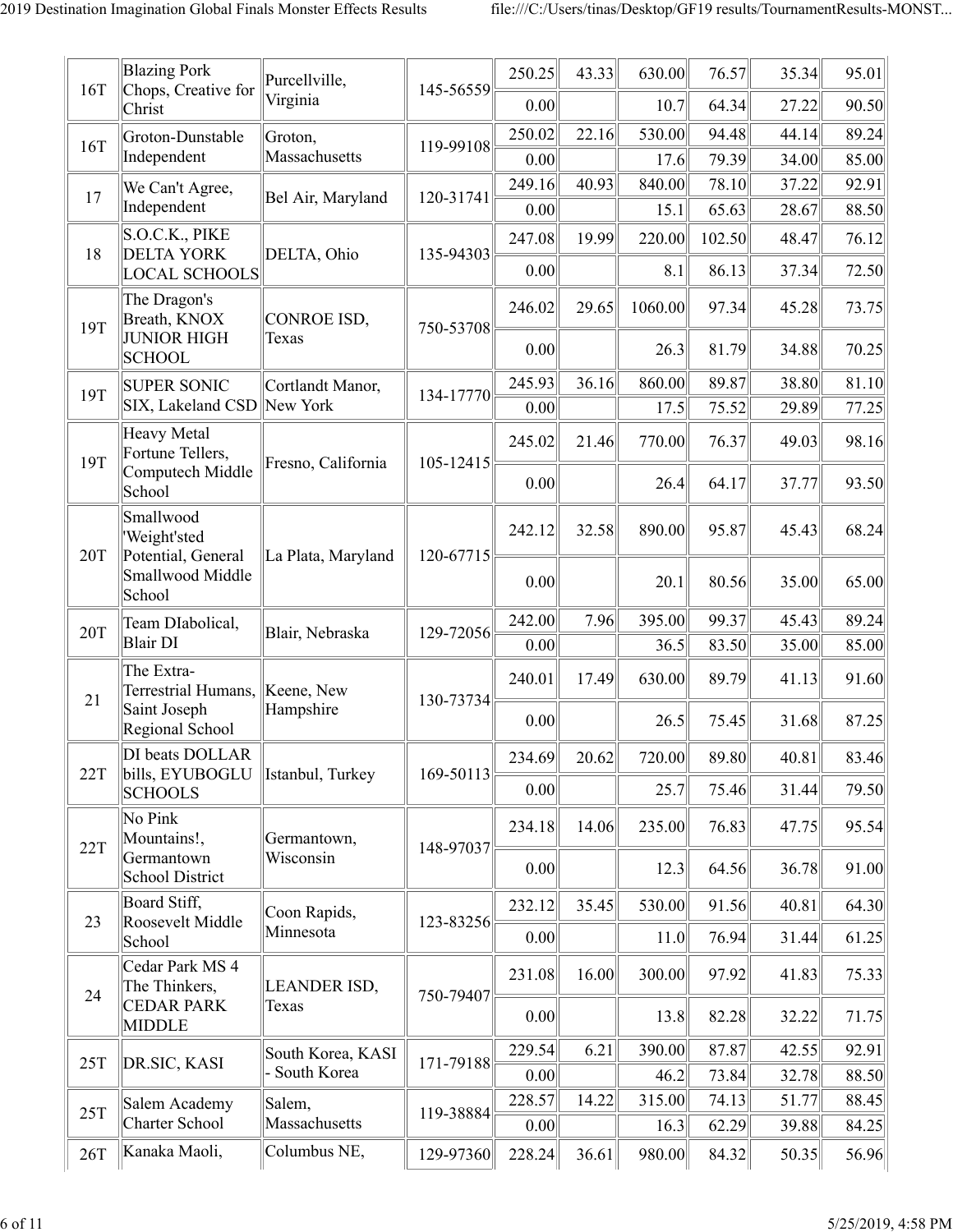| | | | | | | | | | |
|---|---|---|---|---|---|---|---|---|---|
| 16T | Blazing Pork Chops, Creative for Christ | Purcellville, Virginia | 145-56559 | 250.25 | 43.33 | 630.00 | 76.57 | 35.34 | 95.01 |
| | | | | 0.00 | | 10.7 | 64.34 | 27.22 | 90.50 |
| 16T | Groton-Dunstable Independent | Groton, Massachusetts | 119-99108 | 250.02 | 22.16 | 530.00 | 94.48 | 44.14 | 89.24 |
| | | | | 0.00 | | 17.6 | 79.39 | 34.00 | 85.00 |
| 17 | We Can't Agree, Independent | Bel Air, Maryland | 120-31741 | 249.16 | 40.93 | 840.00 | 78.10 | 37.22 | 92.91 |
| | | | | 0.00 | | 15.1 | 65.63 | 28.67 | 88.50 |
| 18 | S.O.C.K., PIKE DELTA YORK LOCAL SCHOOLS | DELTA, Ohio | 135-94303 | 247.08 | 19.99 | 220.00 | 102.50 | 48.47 | 76.12 |
| | | | | 0.00 | | 8.1 | 86.13 | 37.34 | 72.50 |
| 19T | The Dragon's Breath, KNOX JUNIOR HIGH SCHOOL | CONROE ISD, Texas | 750-53708 | 246.02 | 29.65 | 1060.00 | 97.34 | 45.28 | 73.75 |
| | | | | 0.00 | | 26.3 | 81.79 | 34.88 | 70.25 |
| 19T | SUPER SONIC SIX, Lakeland CSD | Cortlandt Manor, New York | 134-17770 | 245.93 | 36.16 | 860.00 | 89.87 | 38.80 | 81.10 |
| | | | | 0.00 | | 17.5 | 75.52 | 29.89 | 77.25 |
| 19T | Heavy Metal Fortune Tellers, Computech Middle School | Fresno, California | 105-12415 | 245.02 | 21.46 | 770.00 | 76.37 | 49.03 | 98.16 |
| | | | | 0.00 | | 26.4 | 64.17 | 37.77 | 93.50 |
| 20T | Smallwood 'Weight'sted Potential, General Smallwood Middle School | La Plata, Maryland | 120-67715 | 242.12 | 32.58 | 890.00 | 95.87 | 45.43 | 68.24 |
| | | | | 0.00 | | 20.1 | 80.56 | 35.00 | 65.00 |
| 20T | Team DIabolical, Blair DI | Blair, Nebraska | 129-72056 | 242.00 | 7.96 | 395.00 | 99.37 | 45.43 | 89.24 |
| | | | | 0.00 | | 36.5 | 83.50 | 35.00 | 85.00 |
| 21 | The Extra-Terrestrial Humans, Saint Joseph Regional School | Keene, New Hampshire | 130-73734 | 240.01 | 17.49 | 630.00 | 89.79 | 41.13 | 91.60 |
| | | | | 0.00 | | 26.5 | 75.45 | 31.68 | 87.25 |
| 22T | DI beats DOLLAR bills, EYUBOGLU SCHOOLS | Istanbul, Turkey | 169-50113 | 234.69 | 20.62 | 720.00 | 89.80 | 40.81 | 83.46 |
| | | | | 0.00 | | 25.7 | 75.46 | 31.44 | 79.50 |
| 22T | No Pink Mountains!, Germantown School District | Germantown, Wisconsin | 148-97037 | 234.18 | 14.06 | 235.00 | 76.83 | 47.75 | 95.54 |
| | | | | 0.00 | | 12.3 | 64.56 | 36.78 | 91.00 |
| 23 | Board Stiff, Roosevelt Middle School | Coon Rapids, Minnesota | 123-83256 | 232.12 | 35.45 | 530.00 | 91.56 | 40.81 | 64.30 |
| | | | | 0.00 | | 11.0 | 76.94 | 31.44 | 61.25 |
| 24 | Cedar Park MS 4 The Thinkers, CEDAR PARK MIDDLE | LEANDER ISD, Texas | 750-79407 | 231.08 | 16.00 | 300.00 | 97.92 | 41.83 | 75.33 |
| | | | | 0.00 | | 13.8 | 82.28 | 32.22 | 71.75 |
| 25T | DR.SIC, KASI | South Korea, KASI - South Korea | 171-79188 | 229.54 | 6.21 | 390.00 | 87.87 | 42.55 | 92.91 |
| | | | | 0.00 | | 46.2 | 73.84 | 32.78 | 88.50 |
| 25T | Salem Academy Charter School | Salem, Massachusetts | 119-38884 | 228.57 | 14.22 | 315.00 | 74.13 | 51.77 | 88.45 |
| | | | | 0.00 | | 16.3 | 62.29 | 39.88 | 84.25 |
| 26T | Kanaka Maoli, | Columbus NE, | 129-97360 | 228.24 | 36.61 | 980.00 | 84.32 | 50.35 | 56.96 |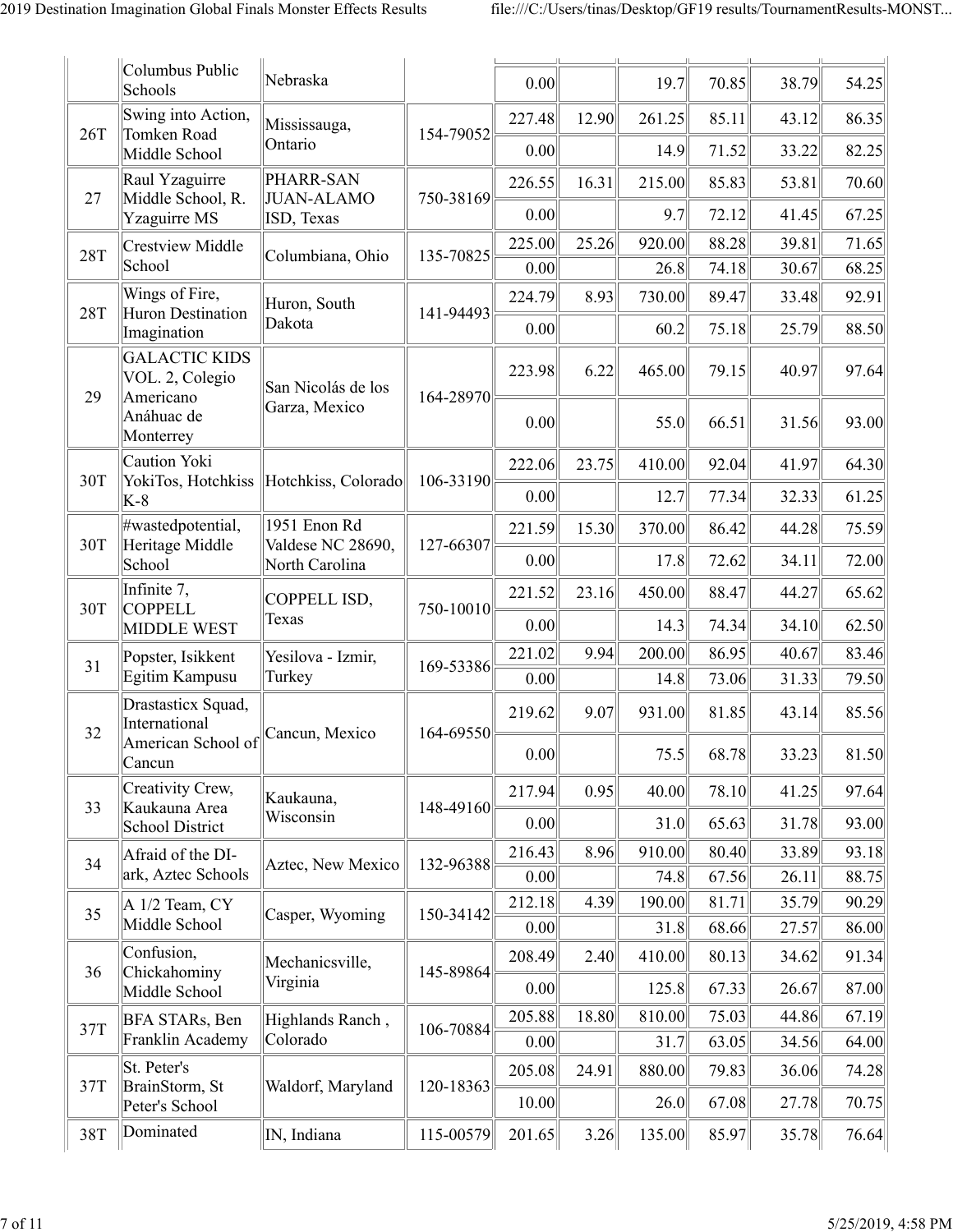| | | | | | | | | | |
|---|---|---|---|---|---|---|---|---|---|
| | Columbus Public Schools | Nebraska | | 0.00 | | 19.7 | 70.85 | 38.79 | 54.25 |
| 26T | Swing into Action, Tomken Road Middle School | Mississauga, Ontario | 154-79052 | 227.48 | 12.90 | 261.25 | 85.11 | 43.12 | 86.35 |
| | | | | 0.00 | | 14.9 | 71.52 | 33.22 | 82.25 |
| 27 | Raul Yzaguirre Middle School, R. Yzaguirre MS | PHARR-SAN JUAN-ALAMO ISD, Texas | 750-38169 | 226.55 | 16.31 | 215.00 | 85.83 | 53.81 | 70.60 |
| | | | | 0.00 | | 9.7 | 72.12 | 41.45 | 67.25 |
| 28T | Crestview Middle School | Columbiana, Ohio | 135-70825 | 225.00 | 25.26 | 920.00 | 88.28 | 39.81 | 71.65 |
| | | | | 0.00 | | 26.8 | 74.18 | 30.67 | 68.25 |
| 28T | Wings of Fire, Huron Destination Imagination | Huron, South Dakota | 141-94493 | 224.79 | 8.93 | 730.00 | 89.47 | 33.48 | 92.91 |
| | | | | 0.00 | | 60.2 | 75.18 | 25.79 | 88.50 |
| 29 | GALACTIC KIDS VOL. 2, Colegio Americano Anáhuac de Monterrey | San Nicolás de los Garza, Mexico | 164-28970 | 223.98 | 6.22 | 465.00 | 79.15 | 40.97 | 97.64 |
| | | | | 0.00 | | 55.0 | 66.51 | 31.56 | 93.00 |
| 30T | Caution Yoki YokiTos, Hotchkiss K-8 | Hotchkiss, Colorado | 106-33190 | 222.06 | 23.75 | 410.00 | 92.04 | 41.97 | 64.30 |
| | | | | 0.00 | | 12.7 | 77.34 | 32.33 | 61.25 |
| 30T | #wastedpotential, Heritage Middle School | 1951 Enon Rd Valdese NC 28690, North Carolina | 127-66307 | 221.59 | 15.30 | 370.00 | 86.42 | 44.28 | 75.59 |
| | | | | 0.00 | | 17.8 | 72.62 | 34.11 | 72.00 |
| 30T | Infinite 7, COPPELL MIDDLE WEST | COPPELL ISD, Texas | 750-10010 | 221.52 | 23.16 | 450.00 | 88.47 | 44.27 | 65.62 |
| | | | | 0.00 | | 14.3 | 74.34 | 34.10 | 62.50 |
| 31 | Popster, Isikkent Egitim Kampusu | Yesilova - Izmir, Turkey | 169-53386 | 221.02 | 9.94 | 200.00 | 86.95 | 40.67 | 83.46 |
| | | | | 0.00 | | 14.8 | 73.06 | 31.33 | 79.50 |
| 32 | Drastasticx Squad, International American School of Cancun | Cancun, Mexico | 164-69550 | 219.62 | 9.07 | 931.00 | 81.85 | 43.14 | 85.56 |
| | | | | 0.00 | | 75.5 | 68.78 | 33.23 | 81.50 |
| 33 | Creativity Crew, Kaukauna Area School District | Kaukauna, Wisconsin | 148-49160 | 217.94 | 0.95 | 40.00 | 78.10 | 41.25 | 97.64 |
| | | | | 0.00 | | 31.0 | 65.63 | 31.78 | 93.00 |
| 34 | Afraid of the DI-ark, Aztec Schools | Aztec, New Mexico | 132-96388 | 216.43 | 8.96 | 910.00 | 80.40 | 33.89 | 93.18 |
| | | | | 0.00 | | 74.8 | 67.56 | 26.11 | 88.75 |
| 35 | A 1/2 Team, CY Middle School | Casper, Wyoming | 150-34142 | 212.18 | 4.39 | 190.00 | 81.71 | 35.79 | 90.29 |
| | | | | 0.00 | | 31.8 | 68.66 | 27.57 | 86.00 |
| 36 | Confusion, Chickahominy Middle School | Mechanicsville, Virginia | 145-89864 | 208.49 | 2.40 | 410.00 | 80.13 | 34.62 | 91.34 |
| | | | | 0.00 | | 125.8 | 67.33 | 26.67 | 87.00 |
| 37T | BFA STARs, Ben Franklin Academy | Highlands Ranch , Colorado | 106-70884 | 205.88 | 18.80 | 810.00 | 75.03 | 44.86 | 67.19 |
| | | | | 0.00 | | 31.7 | 63.05 | 34.56 | 64.00 |
| 37T | St. Peter's BrainStorm, St Peter's School | Waldorf, Maryland | 120-18363 | 205.08 | 24.91 | 880.00 | 79.83 | 36.06 | 74.28 |
| | | | | 10.00 | | 26.0 | 67.08 | 27.78 | 70.75 |
| 38T | Dominated | IN, Indiana | 115-00579 | 201.65 | 3.26 | 135.00 | 85.97 | 35.78 | 76.64 |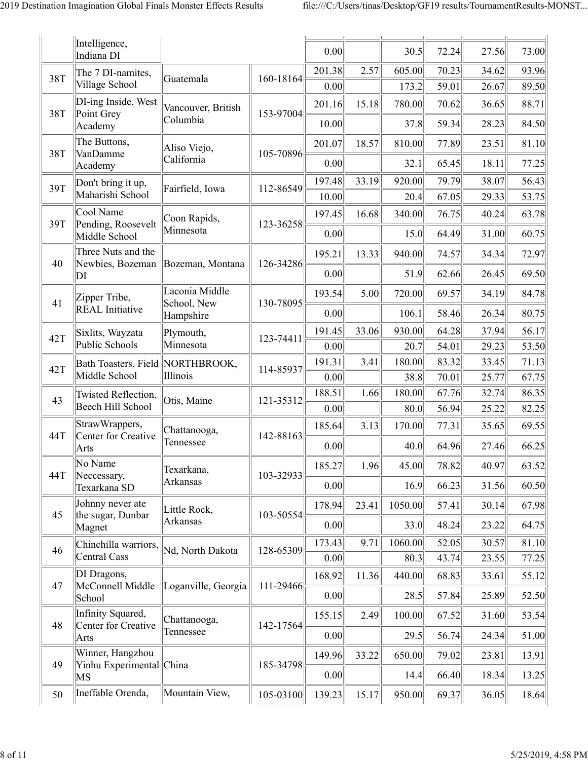| | | | | | | | | | |
|---|---|---|---|---|---|---|---|---|---|
| | Intelligence, Indiana DI | | | 0.00 | | 30.5 | 72.24 | 27.56 | 73.00 |
| 38T | The 7 DI-namites, Village School | Guatemala | 160-18164 | 201.38 | 2.57 | 605.00 | 70.23 | 34.62 | 93.96 |
| | | | | 0.00 | | 173.2 | 59.01 | 26.67 | 89.50 |
| 38T | DI-ing Inside, West Point Grey Academy | Vancouver, British Columbia | 153-97004 | 201.16 | 15.18 | 780.00 | 70.62 | 36.65 | 88.71 |
| | | | | 10.00 | | 37.8 | 59.34 | 28.23 | 84.50 |
| 38T | The Buttons, VanDamme Academy | Aliso Viejo, California | 105-70896 | 201.07 | 18.57 | 810.00 | 77.89 | 23.51 | 81.10 |
| | | | | 0.00 | | 32.1 | 65.45 | 18.11 | 77.25 |
| 39T | Don't bring it up, Maharishi School | Fairfield, Iowa | 112-86549 | 197.48 | 33.19 | 920.00 | 79.79 | 38.07 | 56.43 |
| | | | | 10.00 | | 20.4 | 67.05 | 29.33 | 53.75 |
| 39T | Cool Name Pending, Roosevelt Middle School | Coon Rapids, Minnesota | 123-36258 | 197.45 | 16.68 | 340.00 | 76.75 | 40.24 | 63.78 |
| | | | | 0.00 | | 15.0 | 64.49 | 31.00 | 60.75 |
| 40 | Three Nuts and the Newbies, Bozeman DI | Bozeman, Montana | 126-34286 | 195.21 | 13.33 | 940.00 | 74.57 | 34.34 | 72.97 |
| | | | | 0.00 | | 51.9 | 62.66 | 26.45 | 69.50 |
| 41 | Zipper Tribe, REAL Initiative | Laconia Middle School, New Hampshire | 130-78095 | 193.54 | 5.00 | 720.00 | 69.57 | 34.19 | 84.78 |
| | | | | 0.00 | | 106.1 | 58.46 | 26.34 | 80.75 |
| 42T | Sixlits, Wayzata Public Schools | Plymouth, Minnesota | 123-74411 | 191.45 | 33.06 | 930.00 | 64.28 | 37.94 | 56.17 |
| | | | | 0.00 | | 20.7 | 54.01 | 29.23 | 53.50 |
| 42T | Bath Toasters, Field Middle School | NORTHBROOK, Illinois | 114-85937 | 191.31 | 3.41 | 180.00 | 83.32 | 33.45 | 71.13 |
| | | | | 0.00 | | 38.8 | 70.01 | 25.77 | 67.75 |
| 43 | Twisted Reflection, Beech Hill School | Otis, Maine | 121-35312 | 188.51 | 1.66 | 180.00 | 67.76 | 32.74 | 86.35 |
| | | | | 0.00 | | 80.0 | 56.94 | 25.22 | 82.25 |
| 44T | StrawWrappers, Center for Creative Arts | Chattanooga, Tennessee | 142-88163 | 185.64 | 3.13 | 170.00 | 77.31 | 35.65 | 69.55 |
| | | | | 0.00 | | 40.0 | 64.96 | 27.46 | 66.25 |
| 44T | No Name Neccessary, Texarkana SD | Texarkana, Arkansas | 103-32933 | 185.27 | 1.96 | 45.00 | 78.82 | 40.97 | 63.52 |
| | | | | 0.00 | | 16.9 | 66.23 | 31.56 | 60.50 |
| 45 | Johnny never ate the sugar, Dunbar Magnet | Little Rock, Arkansas | 103-50554 | 178.94 | 23.41 | 1050.00 | 57.41 | 30.14 | 67.98 |
| | | | | 0.00 | | 33.0 | 48.24 | 23.22 | 64.75 |
| 46 | Chinchilla warriors, Central Cass | Nd, North Dakota | 128-65309 | 173.43 | 9.71 | 1060.00 | 52.05 | 30.57 | 81.10 |
| | | | | 0.00 | | 80.3 | 43.74 | 23.55 | 77.25 |
| 47 | DI Dragons, McConnell Middle School | Loganville, Georgia | 111-29466 | 168.92 | 11.36 | 440.00 | 68.83 | 33.61 | 55.12 |
| | | | | 0.00 | | 28.5 | 57.84 | 25.89 | 52.50 |
| 48 | Infinity Squared, Center for Creative Arts | Chattanooga, Tennessee | 142-17564 | 155.15 | 2.49 | 100.00 | 67.52 | 31.60 | 53.54 |
| | | | | 0.00 | | 29.5 | 56.74 | 24.34 | 51.00 |
| 49 | Winner, Hangzhou Yinhu Experimental MS | China | 185-34798 | 149.96 | 33.22 | 650.00 | 79.02 | 23.81 | 13.91 |
| | | | | 0.00 | | 14.4 | 66.40 | 18.34 | 13.25 |
| 50 | Ineffable Orenda, | Mountain View, | 105-03100 | 139.23 | 15.17 | 950.00 | 69.37 | 36.05 | 18.64 |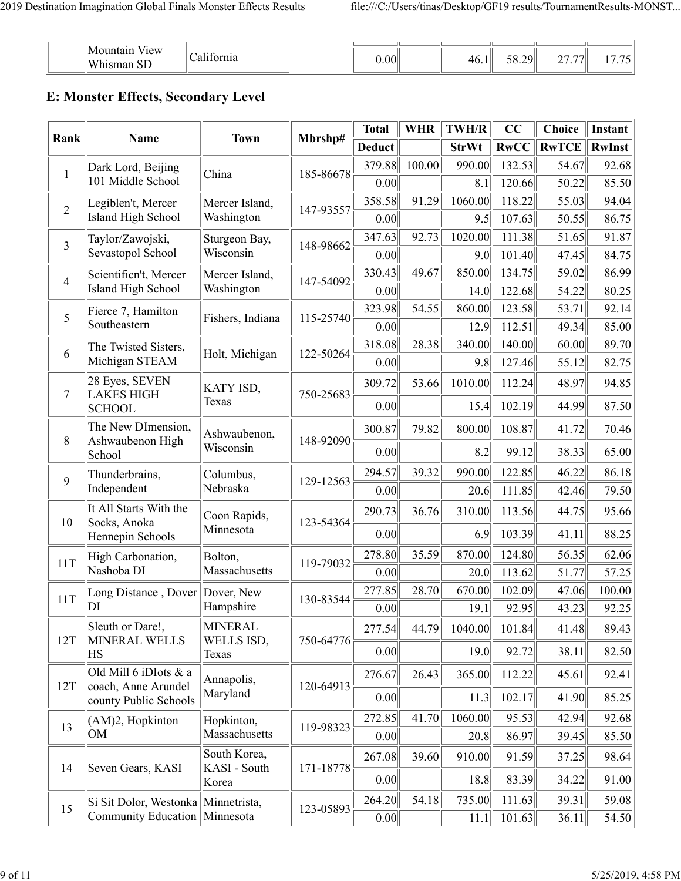| | Mountain View Whisman SD | California | | 0.00 | | 46.1 | 58.29 | 27.77 | 17.75 |
|---|---|---|---|---|---|---|---|---|---|

## E: Monster Effects, Secondary Level

| Rank | Name | Town | Mbrshp# | Total | WHR | TWH/R | CC | Choice | Instant |
|---|---|---|---|---|---|---|---|---|---|
| | | | | Deduct | | StrWt | RwCC | RwTCE | RwInst |
| 1 | Dark Lord, Beijing 101 Middle School | China | 185-86678 | 379.88 | 100.00 | 990.00 | 132.53 | 54.67 | 92.68 |
| | | | | 0.00 | | 8.1 | 120.66 | 50.22 | 85.50 |
| 2 | Legiblen't, Mercer Island High School | Mercer Island, Washington | 147-93557 | 358.58 | 91.29 | 1060.00 | 118.22 | 55.03 | 94.04 |
| | | | | 0.00 | | 9.5 | 107.63 | 50.55 | 86.75 |
| 3 | Taylor/Zawojski, Sevastopol School | Sturgeon Bay, Wisconsin | 148-98662 | 347.63 | 92.73 | 1020.00 | 111.38 | 51.65 | 91.87 |
| | | | | 0.00 | | 9.0 | 101.40 | 47.45 | 84.75 |
| 4 | Scientificn't, Mercer Island High School | Mercer Island, Washington | 147-54092 | 330.43 | 49.67 | 850.00 | 134.75 | 59.02 | 86.99 |
| | | | | 0.00 | | 14.0 | 122.68 | 54.22 | 80.25 |
| 5 | Fierce 7, Hamilton Southeastern | Fishers, Indiana | 115-25740 | 323.98 | 54.55 | 860.00 | 123.58 | 53.71 | 92.14 |
| | | | | 0.00 | | 12.9 | 112.51 | 49.34 | 85.00 |
| 6 | The Twisted Sisters, Michigan STEAM | Holt, Michigan | 122-50264 | 318.08 | 28.38 | 340.00 | 140.00 | 60.00 | 89.70 |
| | | | | 0.00 | | 9.8 | 127.46 | 55.12 | 82.75 |
| 7 | 28 Eyes, SEVEN LAKES HIGH SCHOOL | KATY ISD, Texas | 750-25683 | 309.72 | 53.66 | 1010.00 | 112.24 | 48.97 | 94.85 |
| | | | | 0.00 | | 15.4 | 102.19 | 44.99 | 87.50 |
| 8 | The New DImension, Ashwaubenon High School | Ashwaubenon, Wisconsin | 148-92090 | 300.87 | 79.82 | 800.00 | 108.87 | 41.72 | 70.46 |
| | | | | 0.00 | | 8.2 | 99.12 | 38.33 | 65.00 |
| 9 | Thunderbrains, Independent | Columbus, Nebraska | 129-12563 | 294.57 | 39.32 | 990.00 | 122.85 | 46.22 | 86.18 |
| | | | | 0.00 | | 20.6 | 111.85 | 42.46 | 79.50 |
| 10 | It All Starts With the Socks, Anoka Hennepin Schools | Coon Rapids, Minnesota | 123-54364 | 290.73 | 36.76 | 310.00 | 113.56 | 44.75 | 95.66 |
| | | | | 0.00 | | 6.9 | 103.39 | 41.11 | 88.25 |
| 11T | High Carbonation, Nashoba DI | Bolton, Massachusetts | 119-79032 | 278.80 | 35.59 | 870.00 | 124.80 | 56.35 | 62.06 |
| | | | | 0.00 | | 20.0 | 113.62 | 51.77 | 57.25 |
| 11T | Long Distance , Dover DI | Dover, New Hampshire | 130-83544 | 277.85 | 28.70 | 670.00 | 102.09 | 47.06 | 100.00 |
| | | | | 0.00 | | 19.1 | 92.95 | 43.23 | 92.25 |
| 12T | Sleuth or Dare!, MINERAL WELLS HS | MINERAL WELLS ISD, Texas | 750-64776 | 277.54 | 44.79 | 1040.00 | 101.84 | 41.48 | 89.43 |
| | | | | 0.00 | | 19.0 | 92.72 | 38.11 | 82.50 |
| 12T | Old Mill 6 iDIots & a coach, Anne Arundel county Public Schools | Annapolis, Maryland | 120-64913 | 276.67 | 26.43 | 365.00 | 112.22 | 45.61 | 92.41 |
| | | | | 0.00 | | 11.3 | 102.17 | 41.90 | 85.25 |
| 13 | (AM)2, Hopkinton OM | Hopkinton, Massachusetts | 119-98323 | 272.85 | 41.70 | 1060.00 | 95.53 | 42.94 | 92.68 |
| | | | | 0.00 | | 20.8 | 86.97 | 39.45 | 85.50 |
| 14 | Seven Gears, KASI | South Korea, KASI - South Korea | 171-18778 | 267.08 | 39.60 | 910.00 | 91.59 | 37.25 | 98.64 |
| | | | | 0.00 | | 18.8 | 83.39 | 34.22 | 91.00 |
| 15 | Si Sit Dolor, Westonka Community Education | Minnetrista, Minnesota | 123-05893 | 264.20 | 54.18 | 735.00 | 111.63 | 39.31 | 59.08 |
| | | | | 0.00 | | 11.1 | 101.63 | 36.11 | 54.50 |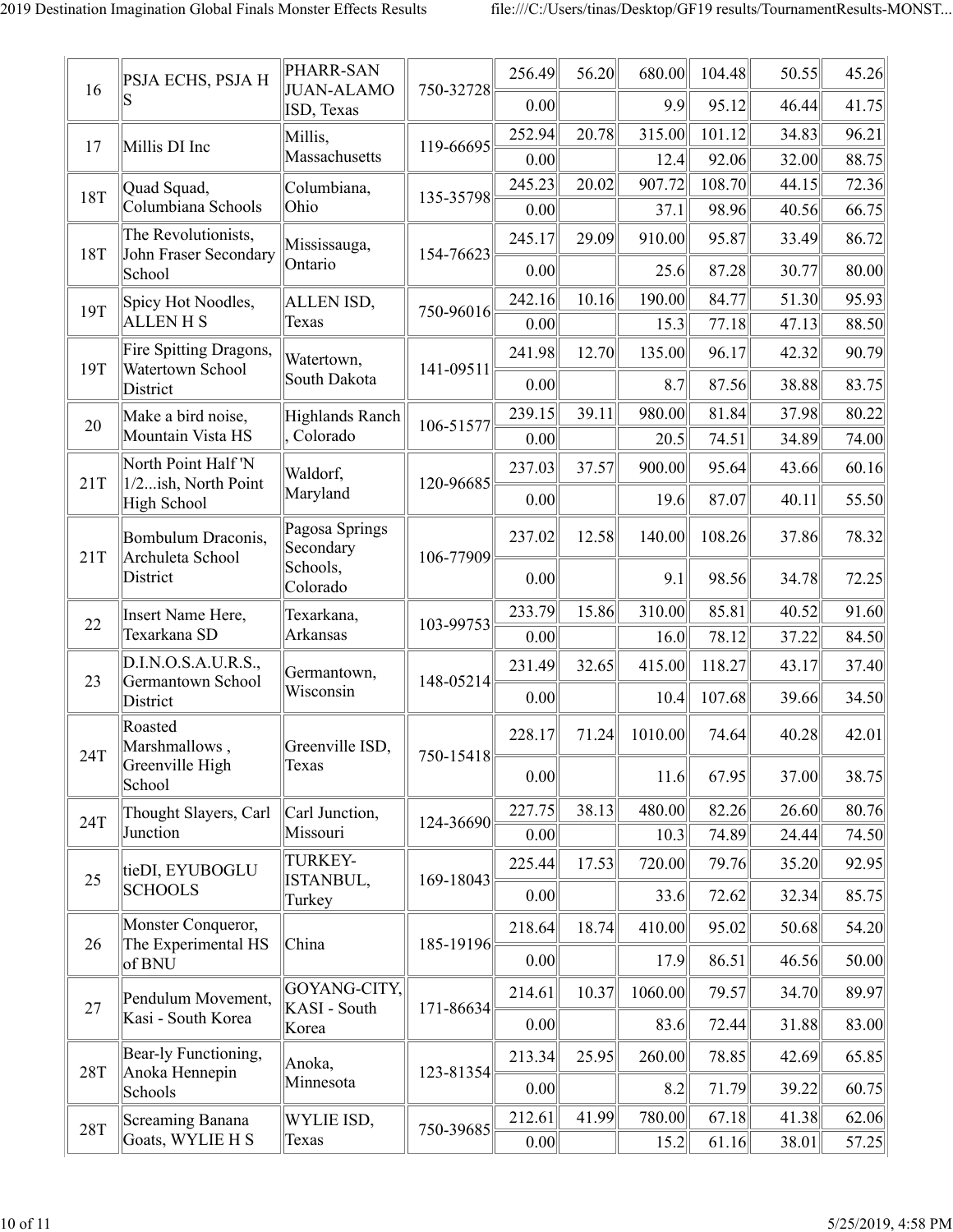| 16 | PSJA ECHS, PSJA H S | PHARR-SAN JUAN-ALAMO ISD, Texas | 750-32728 | 256.49 | 56.20 | 680.00 | 104.48 | 50.55 | 45.26 |
|---|---|---|---|---|---|---|---|---|---|
| | | | | 0.00 | | 9.9 | 95.12 | 46.44 | 41.75 |
| 17 | Millis DI Inc | Millis, Massachusetts | 119-66695 | 252.94 | 20.78 | 315.00 | 101.12 | 34.83 | 96.21 |
| | | | | 0.00 | | 12.4 | 92.06 | 32.00 | 88.75 |
| 18T | Quad Squad, Columbiana Schools | Columbiana, Ohio | 135-35798 | 245.23 | 20.02 | 907.72 | 108.70 | 44.15 | 72.36 |
| | | | | 0.00 | | 37.1 | 98.96 | 40.56 | 66.75 |
| 18T | The Revolutionists, John Fraser Secondary School | Mississauga, Ontario | 154-76623 | 245.17 | 29.09 | 910.00 | 95.87 | 33.49 | 86.72 |
| | | | | 0.00 | | 25.6 | 87.28 | 30.77 | 80.00 |
| 19T | Spicy Hot Noodles, ALLEN H S | ALLEN ISD, Texas | 750-96016 | 242.16 | 10.16 | 190.00 | 84.77 | 51.30 | 95.93 |
| | | | | 0.00 | | 15.3 | 77.18 | 47.13 | 88.50 |
| 19T | Fire Spitting Dragons, Watertown School District | Watertown, South Dakota | 141-09511 | 241.98 | 12.70 | 135.00 | 96.17 | 42.32 | 90.79 |
| | | | | 0.00 | | 8.7 | 87.56 | 38.88 | 83.75 |
| 20 | Make a bird noise, Mountain Vista HS | Highlands Ranch , Colorado | 106-51577 | 239.15 | 39.11 | 980.00 | 81.84 | 37.98 | 80.22 |
| | | | | 0.00 | | 20.5 | 74.51 | 34.89 | 74.00 |
| 21T | North Point Half 'N 1/2...ish, North Point High School | Waldorf, Maryland | 120-96685 | 237.03 | 37.57 | 900.00 | 95.64 | 43.66 | 60.16 |
| | | | | 0.00 | | 19.6 | 87.07 | 40.11 | 55.50 |
| 21T | Bombulum Draconis, Archuleta School District | Pagosa Springs Secondary Schools, Colorado | 106-77909 | 237.02 | 12.58 | 140.00 | 108.26 | 37.86 | 78.32 |
| | | | | 0.00 | | 9.1 | 98.56 | 34.78 | 72.25 |
| 22 | Insert Name Here, Texarkana SD | Texarkana, Arkansas | 103-99753 | 233.79 | 15.86 | 310.00 | 85.81 | 40.52 | 91.60 |
| | | | | 0.00 | | 16.0 | 78.12 | 37.22 | 84.50 |
| 23 | D.I.N.O.S.A.U.R.S., Germantown School District | Germantown, Wisconsin | 148-05214 | 231.49 | 32.65 | 415.00 | 118.27 | 43.17 | 37.40 |
| | | | | 0.00 | | 10.4 | 107.68 | 39.66 | 34.50 |
| 24T | Roasted Marshmallows , Greenville High School | Greenville ISD, Texas | 750-15418 | 228.17 | 71.24 | 1010.00 | 74.64 | 40.28 | 42.01 |
| | | | | 0.00 | | 11.6 | 67.95 | 37.00 | 38.75 |
| 24T | Thought Slayers, Carl Junction | Carl Junction, Missouri | 124-36690 | 227.75 | 38.13 | 480.00 | 82.26 | 26.60 | 80.76 |
| | | | | 0.00 | | 10.3 | 74.89 | 24.44 | 74.50 |
| 25 | tieDI, EYUBOGLU SCHOOLS | TURKEY-ISTANBUL, Turkey | 169-18043 | 225.44 | 17.53 | 720.00 | 79.76 | 35.20 | 92.95 |
| | | | | 0.00 | | 33.6 | 72.62 | 32.34 | 85.75 |
| 26 | Monster Conqueror, The Experimental HS of BNU | China | 185-19196 | 218.64 | 18.74 | 410.00 | 95.02 | 50.68 | 54.20 |
| | | | | 0.00 | | 17.9 | 86.51 | 46.56 | 50.00 |
| 27 | Pendulum Movement, Kasi - South Korea | GOYANG-CITY, KASI - South Korea | 171-86634 | 214.61 | 10.37 | 1060.00 | 79.57 | 34.70 | 89.97 |
| | | | | 0.00 | | 83.6 | 72.44 | 31.88 | 83.00 |
| 28T | Bear-ly Functioning, Anoka Hennepin Schools | Anoka, Minnesota | 123-81354 | 213.34 | 25.95 | 260.00 | 78.85 | 42.69 | 65.85 |
| | | | | 0.00 | | 8.2 | 71.79 | 39.22 | 60.75 |
| 28T | Screaming Banana Goats, WYLIE H S | WYLIE ISD, Texas | 750-39685 | 212.61 | 41.99 | 780.00 | 67.18 | 41.38 | 62.06 |
| | | | | 0.00 | | 15.2 | 61.16 | 38.01 | 57.25 |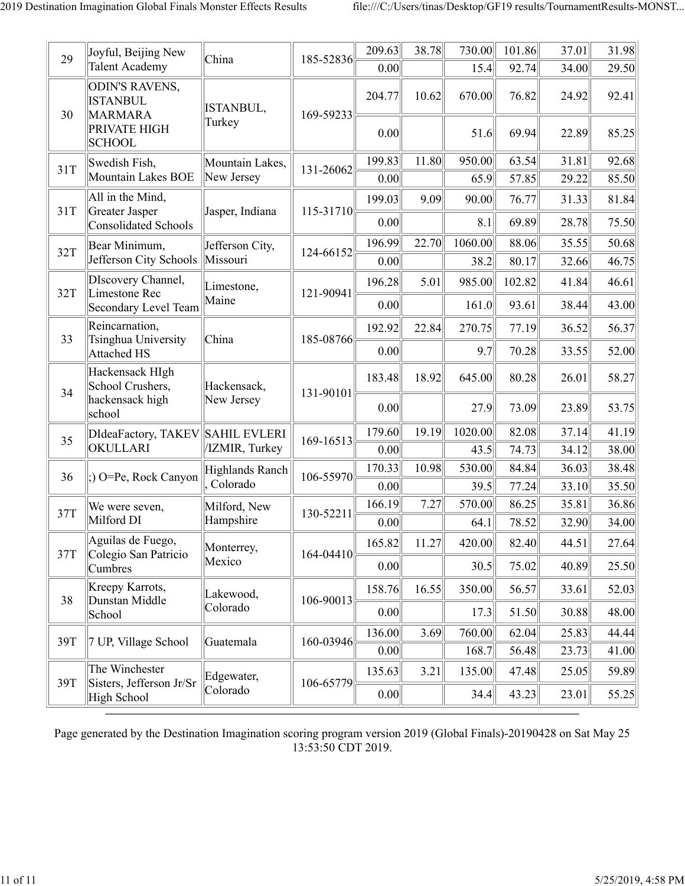| | | | | | | | | | |
|---|---|---|---|---|---|---|---|---|---|
| 29 | Joyful, Beijing New Talent Academy | China | 185-52836 | 209.63 | 38.78 | 730.00 | 101.86 | 37.01 | 31.98 |
| | | | | 0.00 | | 15.4 | 92.74 | 34.00 | 29.50 |
| 30 | ODIN'S RAVENS, ISTANBUL MARMARA PRIVATE HIGH SCHOOL | ISTANBUL, Turkey | 169-59233 | 204.77 | 10.62 | 670.00 | 76.82 | 24.92 | 92.41 |
| | | | | 0.00 | | 51.6 | 69.94 | 22.89 | 85.25 |
| 31T | Swedish Fish, Mountain Lakes BOE | Mountain Lakes, New Jersey | 131-26062 | 199.83 | 11.80 | 950.00 | 63.54 | 31.81 | 92.68 |
| | | | | 0.00 | | 65.9 | 57.85 | 29.22 | 85.50 |
| 31T | All in the Mind, Greater Jasper Consolidated Schools | Jasper, Indiana | 115-31710 | 199.03 | 9.09 | 90.00 | 76.77 | 31.33 | 81.84 |
| | | | | 0.00 | | 8.1 | 69.89 | 28.78 | 75.50 |
| 32T | Bear Minimum, Jefferson City Schools | Jefferson City, Missouri | 124-66152 | 196.99 | 22.70 | 1060.00 | 88.06 | 35.55 | 50.68 |
| | | | | 0.00 | | 38.2 | 80.17 | 32.66 | 46.75 |
| 32T | DIscovery Channel, Limestone Rec Secondary Level Team | Limestone, Maine | 121-90941 | 196.28 | 5.01 | 985.00 | 102.82 | 41.84 | 46.61 |
| | | | | 0.00 | | 161.0 | 93.61 | 38.44 | 43.00 |
| 33 | Reincarnation, Tsinghua University Attached HS | China | 185-08766 | 192.92 | 22.84 | 270.75 | 77.19 | 36.52 | 56.37 |
| | | | | 0.00 | | 9.7 | 70.28 | 33.55 | 52.00 |
| 34 | Hackensack HIgh School Crushers, hackensack high school | Hackensack, New Jersey | 131-90101 | 183.48 | 18.92 | 645.00 | 80.28 | 26.01 | 58.27 |
| | | | | 0.00 | | 27.9 | 73.09 | 23.89 | 53.75 |
| 35 | DIdeaFactory, TAKEV OKULLARI | SAHIL EVLERI /IZMIR, Turkey | 169-16513 | 179.60 | 19.19 | 1020.00 | 82.08 | 37.14 | 41.19 |
| | | | | 0.00 | | 43.5 | 74.73 | 34.12 | 38.00 |
| 36 | ;) O=Pe, Rock Canyon | Highlands Ranch , Colorado | 106-55970 | 170.33 | 10.98 | 530.00 | 84.84 | 36.03 | 38.48 |
| | | | | 0.00 | | 39.5 | 77.24 | 33.10 | 35.50 |
| 37T | We were seven, Milford DI | Milford, New Hampshire | 130-52211 | 166.19 | 7.27 | 570.00 | 86.25 | 35.81 | 36.86 |
| | | | | 0.00 | | 64.1 | 78.52 | 32.90 | 34.00 |
| 37T | Aguilas de Fuego, Colegio San Patricio Cumbres | Monterrey, Mexico | 164-04410 | 165.82 | 11.27 | 420.00 | 82.40 | 44.51 | 27.64 |
| | | | | 0.00 | | 30.5 | 75.02 | 40.89 | 25.50 |
| 38 | Kreepy Karrots, Dunstan Middle School | Lakewood, Colorado | 106-90013 | 158.76 | 16.55 | 350.00 | 56.57 | 33.61 | 52.03 |
| | | | | 0.00 | | 17.3 | 51.50 | 30.88 | 48.00 |
| 39T | 7 UP, Village School | Guatemala | 160-03946 | 136.00 | 3.69 | 760.00 | 62.04 | 25.83 | 44.44 |
| | | | | 0.00 | | 168.7 | 56.48 | 23.73 | 41.00 |
| 39T | The Winchester Sisters, Jefferson Jr/Sr High School | Edgewater, Colorado | 106-65779 | 135.63 | 3.21 | 135.00 | 47.48 | 25.05 | 59.89 |
| | | | | 0.00 | | 34.4 | 43.23 | 23.01 | 55.25 |

Page generated by the Destination Imagination scoring program version 2019 (Global Finals)-20190428 on Sat May 25 13:53:50 CDT 2019.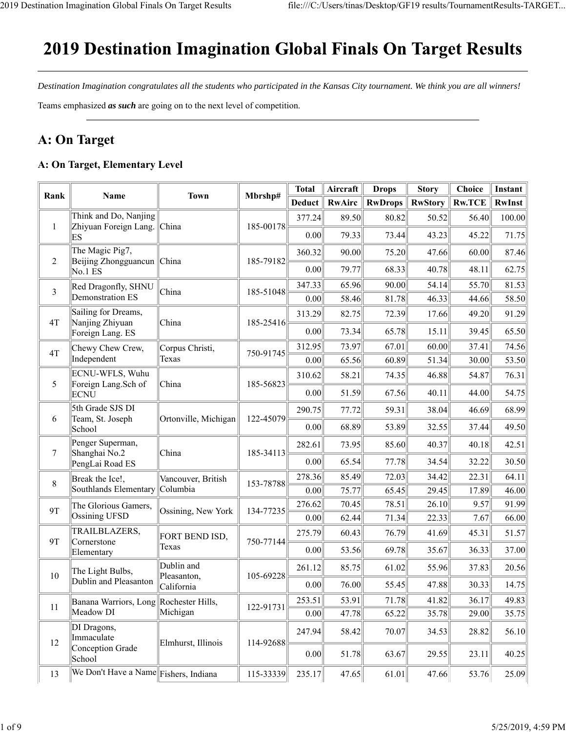# 2019 Destination Imagination Global Finals On Target Results

---

*Destination Imagination congratulates all the students who participated in the Kansas City tournament. We think you are all winners!*

Teams emphasized ***as such*** are going on to the next level of competition.

---

## A: On Target

### A: On Target, Elementary Level

| Rank | Name | Town | Mbrshp# | Total | Aircraft | Drops | Story | Choice | Instant |
|---|---|---|---|---|---|---|---|---|---|
| | | | | Deduct | RwAirc | RwDrops | RwStory | Rw.TCE | RwInst |
| 1 | Think and Do, Nanjing Zhiyuan Foreign Lang. ES | China | 185-00178 | 377.24 | 89.50 | 80.82 | 50.52 | 56.40 | 100.00 |
| | | | | 0.00 | 79.33 | 73.44 | 43.23 | 45.22 | 71.75 |
| 2 | The Magic Pig7, Beijing Zhongguancun No.1 ES | China | 185-79182 | 360.32 | 90.00 | 75.20 | 47.66 | 60.00 | 87.46 |
| | | | | 0.00 | 79.77 | 68.33 | 40.78 | 48.11 | 62.75 |
| 3 | Red Dragonfly, SHNU Demonstration ES | China | 185-51048 | 347.33 | 65.96 | 90.00 | 54.14 | 55.70 | 81.53 |
| | | | | 0.00 | 58.46 | 81.78 | 46.33 | 44.66 | 58.50 |
| 4T | Sailing for Dreams, Nanjing Zhiyuan Foreign Lang. ES | China | 185-25416 | 313.29 | 82.75 | 72.39 | 17.66 | 49.20 | 91.29 |
| | | | | 0.00 | 73.34 | 65.78 | 15.11 | 39.45 | 65.50 |
| 4T | Chewy Chew Crew, Independent | Corpus Christi, Texas | 750-91745 | 312.95 | 73.97 | 67.01 | 60.00 | 37.41 | 74.56 |
| | | | | 0.00 | 65.56 | 60.89 | 51.34 | 30.00 | 53.50 |
| 5 | ECNU-WFLS, Wuhu Foreign Lang.Sch of ECNU | China | 185-56823 | 310.62 | 58.21 | 74.35 | 46.88 | 54.87 | 76.31 |
| | | | | 0.00 | 51.59 | 67.56 | 40.11 | 44.00 | 54.75 |
| 6 | 5th Grade SJS DI Team, St. Joseph School | Ortonville, Michigan | 122-45079 | 290.75 | 77.72 | 59.31 | 38.04 | 46.69 | 68.99 |
| | | | | 0.00 | 68.89 | 53.89 | 32.55 | 37.44 | 49.50 |
| 7 | Penger Superman, Shanghai No.2 PengLai Road ES | China | 185-34113 | 282.61 | 73.95 | 85.60 | 40.37 | 40.18 | 42.51 |
| | | | | 0.00 | 65.54 | 77.78 | 34.54 | 32.22 | 30.50 |
| 8 | Break the Ice!, Southlands Elementary | Vancouver, British Columbia | 153-78788 | 278.36 | 85.49 | 72.03 | 34.42 | 22.31 | 64.11 |
| | | | | 0.00 | 75.77 | 65.45 | 29.45 | 17.89 | 46.00 |
| 9T | The Glorious Gamers, Ossining UFSD | Ossining, New York | 134-77235 | 276.62 | 70.45 | 78.51 | 26.10 | 9.57 | 91.99 |
| | | | | 0.00 | 62.44 | 71.34 | 22.33 | 7.67 | 66.00 |
| 9T | TRAILBLAZERS, Cornerstone Elementary | FORT BEND ISD, Texas | 750-77144 | 275.79 | 60.43 | 76.79 | 41.69 | 45.31 | 51.57 |
| | | | | 0.00 | 53.56 | 69.78 | 35.67 | 36.33 | 37.00 |
| 10 | The Light Bulbs, Dublin and Pleasanton | Dublin and Pleasanton, California | 105-69228 | 261.12 | 85.75 | 61.02 | 55.96 | 37.83 | 20.56 |
| | | | | 0.00 | 76.00 | 55.45 | 47.88 | 30.33 | 14.75 |
| 11 | Banana Warriors, Long Meadow DI | Rochester Hills, Michigan | 122-91731 | 253.51 | 53.91 | 71.78 | 41.82 | 36.17 | 49.83 |
| | | | | 0.00 | 47.78 | 65.22 | 35.78 | 29.00 | 35.75 |
| 12 | DI Dragons, Immaculate Conception Grade School | Elmhurst, Illinois | 114-92688 | 247.94 | 58.42 | 70.07 | 34.53 | 28.82 | 56.10 |
| | | | | 0.00 | 51.78 | 63.67 | 29.55 | 23.11 | 40.25 |
| 13 | We Don't Have a Name | Fishers, Indiana | 115-33339 | 235.17 | 47.65 | 61.01 | 47.66 | 53.76 | 25.09 |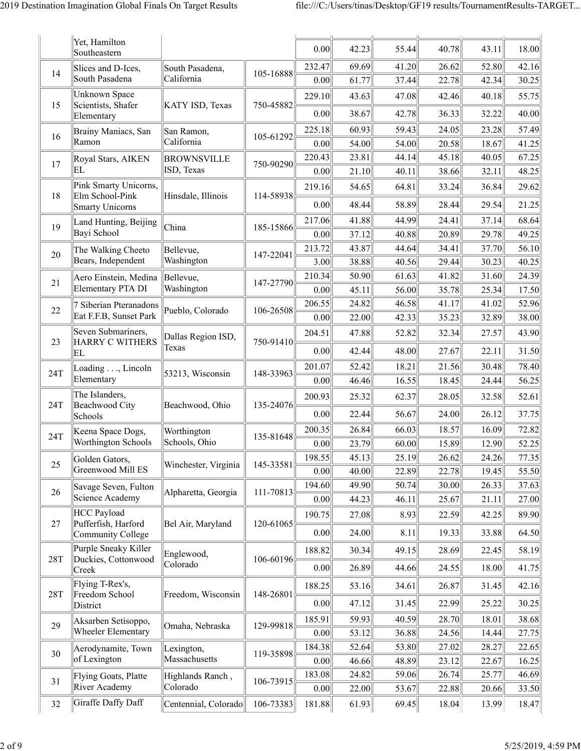| | | | | | | | | | |
|---|---|---|---|---|---|---|---|---|---|
| | Yet, Hamilton Southeastern | | | 0.00 | 42.23 | 55.44 | 40.78 | 43.11 | 18.00 |
| 14 | Slices and D-Ices, South Pasadena | South Pasadena, California | 105-16888 | 232.47 | 69.69 | 41.20 | 26.62 | 52.80 | 42.16 |
| | | | | 0.00 | 61.77 | 37.44 | 22.78 | 42.34 | 30.25 |
| 15 | Unknown Space Scientists, Shafer Elementary | KATY ISD, Texas | 750-45882 | 229.10 | 43.63 | 47.08 | 42.46 | 40.18 | 55.75 |
| | | | | 0.00 | 38.67 | 42.78 | 36.33 | 32.22 | 40.00 |
| 16 | Brainy Maniacs, San Ramon | San Ramon, California | 105-61292 | 225.18 | 60.93 | 59.43 | 24.05 | 23.28 | 57.49 |
| | | | | 0.00 | 54.00 | 54.00 | 20.58 | 18.67 | 41.25 |
| 17 | Royal Stars, AIKEN EL | BROWNSVILLE ISD, Texas | 750-90290 | 220.43 | 23.81 | 44.14 | 45.18 | 40.05 | 67.25 |
| | | | | 0.00 | 21.10 | 40.11 | 38.66 | 32.11 | 48.25 |
| 18 | Pink Smarty Unicorns, Elm School-Pink Smarty Unicorns | Hinsdale, Illinois | 114-58938 | 219.16 | 54.65 | 64.81 | 33.24 | 36.84 | 29.62 |
| | | | | 0.00 | 48.44 | 58.89 | 28.44 | 29.54 | 21.25 |
| 19 | Land Hunting, Beijing Bayi School | China | 185-15866 | 217.06 | 41.88 | 44.99 | 24.41 | 37.14 | 68.64 |
| | | | | 0.00 | 37.12 | 40.88 | 20.89 | 29.78 | 49.25 |
| 20 | The Walking Cheeto Bears, Independent | Bellevue, Washington | 147-22041 | 213.72 | 43.87 | 44.64 | 34.41 | 37.70 | 56.10 |
| | | | | 3.00 | 38.88 | 40.56 | 29.44 | 30.23 | 40.25 |
| 21 | Aero Einstein, Medina Elementary PTA DI | Bellevue, Washington | 147-27790 | 210.34 | 50.90 | 61.63 | 41.82 | 31.60 | 24.39 |
| | | | | 0.00 | 45.11 | 56.00 | 35.78 | 25.34 | 17.50 |
| 22 | 7 Siberian Pteranadons Eat F.F.B, Sunset Park | Pueblo, Colorado | 106-26508 | 206.55 | 24.82 | 46.58 | 41.17 | 41.02 | 52.96 |
| | | | | 0.00 | 22.00 | 42.33 | 35.23 | 32.89 | 38.00 |
| 23 | Seven Submariners, HARRY C WITHERS EL | Dallas Region ISD, Texas | 750-91410 | 204.51 | 47.88 | 52.82 | 32.34 | 27.57 | 43.90 |
| | | | | 0.00 | 42.44 | 48.00 | 27.67 | 22.11 | 31.50 |
| 24T | Loading . . ., Lincoln Elementary | 53213, Wisconsin | 148-33963 | 201.07 | 52.42 | 18.21 | 21.56 | 30.48 | 78.40 |
| | | | | 0.00 | 46.46 | 16.55 | 18.45 | 24.44 | 56.25 |
| 24T | The Islanders, Beachwood City Schools | Beachwood, Ohio | 135-24076 | 200.93 | 25.32 | 62.37 | 28.05 | 32.58 | 52.61 |
| | | | | 0.00 | 22.44 | 56.67 | 24.00 | 26.12 | 37.75 |
| 24T | Keena Space Dogs, Worthington Schools | Worthington Schools, Ohio | 135-81648 | 200.35 | 26.84 | 66.03 | 18.57 | 16.09 | 72.82 |
| | | | | 0.00 | 23.79 | 60.00 | 15.89 | 12.90 | 52.25 |
| 25 | Golden Gators, Greenwood Mill ES | Winchester, Virginia | 145-33581 | 198.55 | 45.13 | 25.19 | 26.62 | 24.26 | 77.35 |
| | | | | 0.00 | 40.00 | 22.89 | 22.78 | 19.45 | 55.50 |
| 26 | Savage Seven, Fulton Science Academy | Alpharetta, Georgia | 111-70813 | 194.60 | 49.90 | 50.74 | 30.00 | 26.33 | 37.63 |
| | | | | 0.00 | 44.23 | 46.11 | 25.67 | 21.11 | 27.00 |
| 27 | HCC Payload Pufferfish, Harford Community College | Bel Air, Maryland | 120-61065 | 190.75 | 27.08 | 8.93 | 22.59 | 42.25 | 89.90 |
| | | | | 0.00 | 24.00 | 8.11 | 19.33 | 33.88 | 64.50 |
| 28T | Purple Sneaky Killer Duckies, Cottonwood Creek | Englewood, Colorado | 106-60196 | 188.82 | 30.34 | 49.15 | 28.69 | 22.45 | 58.19 |
| | | | | 0.00 | 26.89 | 44.66 | 24.55 | 18.00 | 41.75 |
| 28T | Flying T-Rex's, Freedom School District | Freedom, Wisconsin | 148-26801 | 188.25 | 53.16 | 34.61 | 26.87 | 31.45 | 42.16 |
| | | | | 0.00 | 47.12 | 31.45 | 22.99 | 25.22 | 30.25 |
| 29 | Aksarben Setisoppo, Wheeler Elementary | Omaha, Nebraska | 129-99818 | 185.91 | 59.93 | 40.59 | 28.70 | 18.01 | 38.68 |
| | | | | 0.00 | 53.12 | 36.88 | 24.56 | 14.44 | 27.75 |
| 30 | Aerodynamite, Town of Lexington | Lexington, Massachusetts | 119-35898 | 184.38 | 52.64 | 53.80 | 27.02 | 28.27 | 22.65 |
| | | | | 0.00 | 46.66 | 48.89 | 23.12 | 22.67 | 16.25 |
| 31 | Flying Goats, Platte River Academy | Highlands Ranch , Colorado | 106-73915 | 183.08 | 24.82 | 59.06 | 26.74 | 25.77 | 46.69 |
| | | | | 0.00 | 22.00 | 53.67 | 22.88 | 20.66 | 33.50 |
| 32 | Giraffe Daffy Daff | Centennial, Colorado | 106-73383 | 181.88 | 61.93 | 69.45 | 18.04 | 13.99 | 18.47 |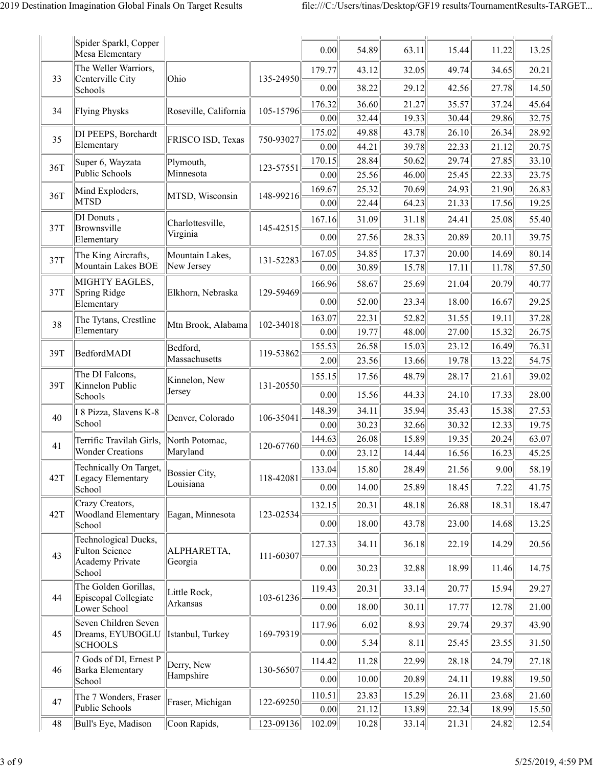| | | | | | | | | | |
|---|---|---|---|---|---|---|---|---|---|
| | Spider Sparkl, Copper Mesa Elementary | | | 0.00 | 54.89 | 63.11 | 15.44 | 11.22 | 13.25 |
| 33 | The Weller Warriors, Centerville City Schools | Ohio | 135-24950 | 179.77 | 43.12 | 32.05 | 49.74 | 34.65 | 20.21 |
| | | | | 0.00 | 38.22 | 29.12 | 42.56 | 27.78 | 14.50 |
| 34 | Flying Physks | Roseville, California | 105-15796 | 176.32 | 36.60 | 21.27 | 35.57 | 37.24 | 45.64 |
| | | | | 0.00 | 32.44 | 19.33 | 30.44 | 29.86 | 32.75 |
| 35 | DI PEEPS, Borchardt Elementary | FRISCO ISD, Texas | 750-93027 | 175.02 | 49.88 | 43.78 | 26.10 | 26.34 | 28.92 |
| | | | | 0.00 | 44.21 | 39.78 | 22.33 | 21.12 | 20.75 |
| 36T | Super 6, Wayzata Public Schools | Plymouth, Minnesota | 123-57551 | 170.15 | 28.84 | 50.62 | 29.74 | 27.85 | 33.10 |
| | | | | 0.00 | 25.56 | 46.00 | 25.45 | 22.33 | 23.75 |
| 36T | Mind Exploders, MTSD | MTSD, Wisconsin | 148-99216 | 169.67 | 25.32 | 70.69 | 24.93 | 21.90 | 26.83 |
| | | | | 0.00 | 22.44 | 64.23 | 21.33 | 17.56 | 19.25 |
| 37T | DI Donuts , Brownsville Elementary | Charlottesville, Virginia | 145-42515 | 167.16 | 31.09 | 31.18 | 24.41 | 25.08 | 55.40 |
| | | | | 0.00 | 27.56 | 28.33 | 20.89 | 20.11 | 39.75 |
| 37T | The King Aircrafts, Mountain Lakes BOE | Mountain Lakes, New Jersey | 131-52283 | 167.05 | 34.85 | 17.37 | 20.00 | 14.69 | 80.14 |
| | | | | 0.00 | 30.89 | 15.78 | 17.11 | 11.78 | 57.50 |
| 37T | MIGHTY EAGLES, Spring Ridge Elementary | Elkhorn, Nebraska | 129-59469 | 166.96 | 58.67 | 25.69 | 21.04 | 20.79 | 40.77 |
| | | | | 0.00 | 52.00 | 23.34 | 18.00 | 16.67 | 29.25 |
| 38 | The Tytans, Crestline Elementary | Mtn Brook, Alabama | 102-34018 | 163.07 | 22.31 | 52.82 | 31.55 | 19.11 | 37.28 |
| | | | | 0.00 | 19.77 | 48.00 | 27.00 | 15.32 | 26.75 |
| 39T | BedfordMADI | Bedford, Massachusetts | 119-53862 | 155.53 | 26.58 | 15.03 | 23.12 | 16.49 | 76.31 |
| | | | | 2.00 | 23.56 | 13.66 | 19.78 | 13.22 | 54.75 |
| 39T | The DI Falcons, Kinnelon Public Schools | Kinnelon, New Jersey | 131-20550 | 155.15 | 17.56 | 48.79 | 28.17 | 21.61 | 39.02 |
| | | | | 0.00 | 15.56 | 44.33 | 24.10 | 17.33 | 28.00 |
| 40 | I 8 Pizza, Slavens K-8 School | Denver, Colorado | 106-35041 | 148.39 | 34.11 | 35.94 | 35.43 | 15.38 | 27.53 |
| | | | | 0.00 | 30.23 | 32.66 | 30.32 | 12.33 | 19.75 |
| 41 | Terrific Travilah Girls, Wonder Creations | North Potomac, Maryland | 120-67760 | 144.63 | 26.08 | 15.89 | 19.35 | 20.24 | 63.07 |
| | | | | 0.00 | 23.12 | 14.44 | 16.56 | 16.23 | 45.25 |
| 42T | Technically On Target, Legacy Elementary School | Bossier City, Louisiana | 118-42081 | 133.04 | 15.80 | 28.49 | 21.56 | 9.00 | 58.19 |
| | | | | 0.00 | 14.00 | 25.89 | 18.45 | 7.22 | 41.75 |
| 42T | Crazy Creators, Woodland Elementary School | Eagan, Minnesota | 123-02534 | 132.15 | 20.31 | 48.18 | 26.88 | 18.31 | 18.47 |
| | | | | 0.00 | 18.00 | 43.78 | 23.00 | 14.68 | 13.25 |
| 43 | Technological Ducks, Fulton Science Academy Private School | ALPHARETTA, Georgia | 111-60307 | 127.33 | 34.11 | 36.18 | 22.19 | 14.29 | 20.56 |
| | | | | 0.00 | 30.23 | 32.88 | 18.99 | 11.46 | 14.75 |
| 44 | The Golden Gorillas, Episcopal Collegiate Lower School | Little Rock, Arkansas | 103-61236 | 119.43 | 20.31 | 33.14 | 20.77 | 15.94 | 29.27 |
| | | | | 0.00 | 18.00 | 30.11 | 17.77 | 12.78 | 21.00 |
| 45 | Seven Children Seven Dreams, EYUBOGLU SCHOOLS | Istanbul, Turkey | 169-79319 | 117.96 | 6.02 | 8.93 | 29.74 | 29.37 | 43.90 |
| | | | | 0.00 | 5.34 | 8.11 | 25.45 | 23.55 | 31.50 |
| 46 | 7 Gods of DI, Ernest P Barka Elementary School | Derry, New Hampshire | 130-56507 | 114.42 | 11.28 | 22.99 | 28.18 | 24.79 | 27.18 |
| | | | | 0.00 | 10.00 | 20.89 | 24.11 | 19.88 | 19.50 |
| 47 | The 7 Wonders, Fraser Public Schools | Fraser, Michigan | 122-69250 | 110.51 | 23.83 | 15.29 | 26.11 | 23.68 | 21.60 |
| | | | | 0.00 | 21.12 | 13.89 | 22.34 | 18.99 | 15.50 |
| 48 | Bull's Eye, Madison | Coon Rapids, | 123-09136 | 102.09 | 10.28 | 33.14 | 21.31 | 24.82 | 12.54 |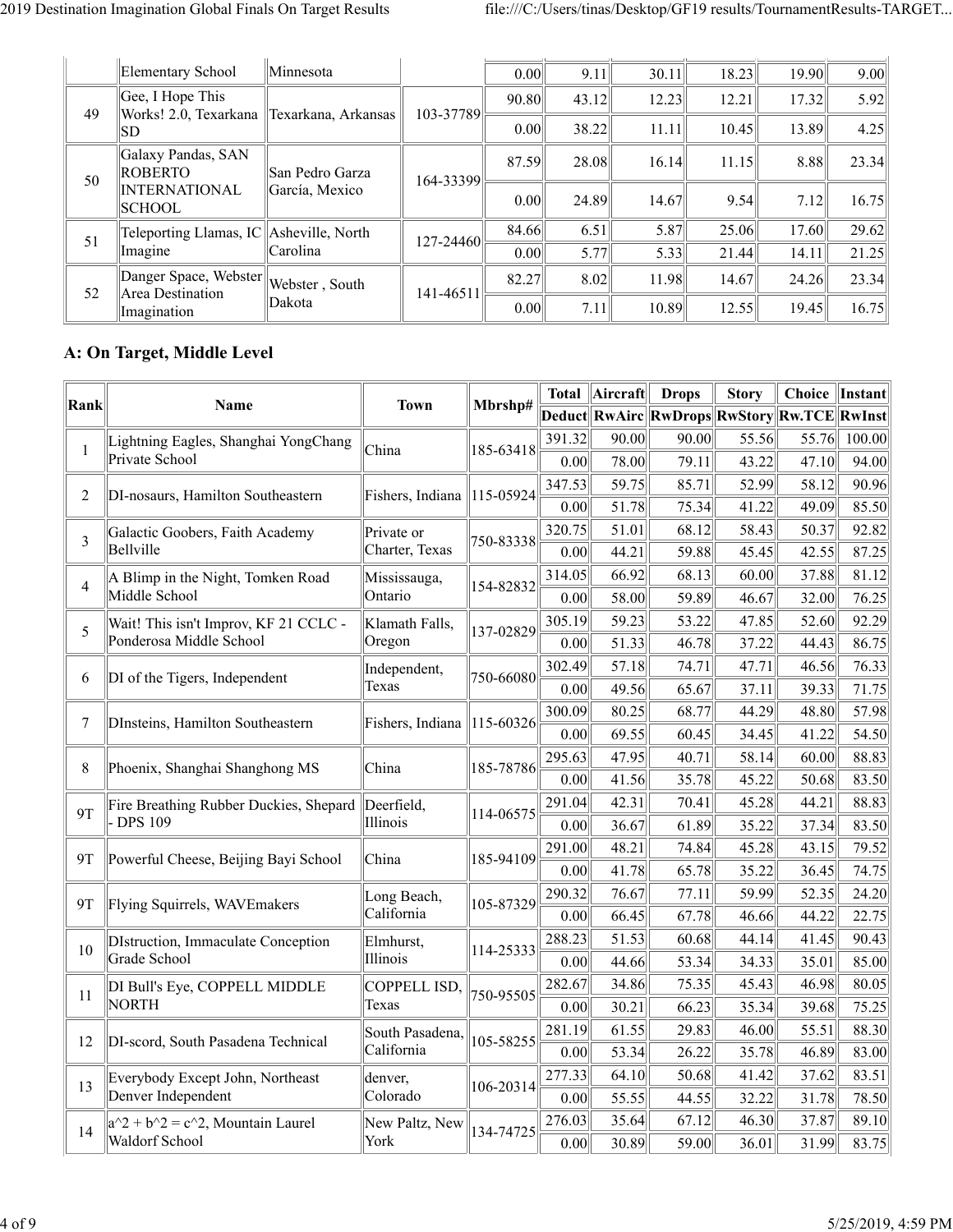| Rank | Name | Town | Mbrshp# | Total | Aircraft | Drops | Story | Choice | Instant |
|---|---|---|---|---|---|---|---|---|---|
| | | | | Deduct | RwAirc | RwDrops | RwStory | Rw.TCE | RwInst |
| | Elementary School | Minnesota | | 0.00 | 9.11 | 30.11 | 18.23 | 19.90 | 9.00 |
| 49 | Gee, I Hope This Works! 2.0, Texarkana SD | Texarkana, Arkansas | 103-37789 | 90.80 | 43.12 | 12.23 | 12.21 | 17.32 | 5.92 |
| | | | | 0.00 | 38.22 | 11.11 | 10.45 | 13.89 | 4.25 |
| 50 | Galaxy Pandas, SAN ROBERTO INTERNATIONAL SCHOOL | San Pedro Garza García, Mexico | 164-33399 | 87.59 | 28.08 | 16.14 | 11.15 | 8.88 | 23.34 |
| | | | | 0.00 | 24.89 | 14.67 | 9.54 | 7.12 | 16.75 |
| 51 | Teleporting Llamas, IC Imagine | Asheville, North Carolina | 127-24460 | 84.66 | 6.51 | 5.87 | 25.06 | 17.60 | 29.62 |
| | | | | 0.00 | 5.77 | 5.33 | 21.44 | 14.11 | 21.25 |
| 52 | Danger Space, Webster Area Destination Imagination | Webster , South Dakota | 141-46511 | 82.27 | 8.02 | 11.98 | 14.67 | 24.26 | 23.34 |
| | | | | 0.00 | 7.11 | 10.89 | 12.55 | 19.45 | 16.75 |

## A: On Target, Middle Level

| Rank | Name | Town | Mbrshp# | Total | Aircraft | Drops | Story | Choice | Instant |
|---|---|---|---|---|---|---|---|---|---|
| | | | | Deduct | RwAirc | RwDrops | RwStory | Rw.TCE | RwInst |
| 1 | Lightning Eagles, Shanghai YongChang Private School | China | 185-63418 | 391.32 | 90.00 | 90.00 | 55.56 | 55.76 | 100.00 |
| | | | | 0.00 | 78.00 | 79.11 | 43.22 | 47.10 | 94.00 |
| 2 | DI-nosaurs, Hamilton Southeastern | Fishers, Indiana | 115-05924 | 347.53 | 59.75 | 85.71 | 52.99 | 58.12 | 90.96 |
| | | | | 0.00 | 51.78 | 75.34 | 41.22 | 49.09 | 85.50 |
| 3 | Galactic Goobers, Faith Academy Bellville | Private or Charter, Texas | 750-83338 | 320.75 | 51.01 | 68.12 | 58.43 | 50.37 | 92.82 |
| | | | | 0.00 | 44.21 | 59.88 | 45.45 | 42.55 | 87.25 |
| 4 | A Blimp in the Night, Tomken Road Middle School | Mississauga, Ontario | 154-82832 | 314.05 | 66.92 | 68.13 | 60.00 | 37.88 | 81.12 |
| | | | | 0.00 | 58.00 | 59.89 | 46.67 | 32.00 | 76.25 |
| 5 | Wait! This isn't Improv, KF 21 CCLC - Ponderosa Middle School | Klamath Falls, Oregon | 137-02829 | 305.19 | 59.23 | 53.22 | 47.85 | 52.60 | 92.29 |
| | | | | 0.00 | 51.33 | 46.78 | 37.22 | 44.43 | 86.75 |
| 6 | DI of the Tigers, Independent | Independent, Texas | 750-66080 | 302.49 | 57.18 | 74.71 | 47.71 | 46.56 | 76.33 |
| | | | | 0.00 | 49.56 | 65.67 | 37.11 | 39.33 | 71.75 |
| 7 | DInsteins, Hamilton Southeastern | Fishers, Indiana | 115-60326 | 300.09 | 80.25 | 68.77 | 44.29 | 48.80 | 57.98 |
| | | | | 0.00 | 69.55 | 60.45 | 34.45 | 41.22 | 54.50 |
| 8 | Phoenix, Shanghai Shanghong MS | China | 185-78786 | 295.63 | 47.95 | 40.71 | 58.14 | 60.00 | 88.83 |
| | | | | 0.00 | 41.56 | 35.78 | 45.22 | 50.68 | 83.50 |
| 9T | Fire Breathing Rubber Duckies, Shepard - DPS 109 | Deerfield, Illinois | 114-06575 | 291.04 | 42.31 | 70.41 | 45.28 | 44.21 | 88.83 |
| | | | | 0.00 | 36.67 | 61.89 | 35.22 | 37.34 | 83.50 |
| 9T | Powerful Cheese, Beijing Bayi School | China | 185-94109 | 291.00 | 48.21 | 74.84 | 45.28 | 43.15 | 79.52 |
| | | | | 0.00 | 41.78 | 65.78 | 35.22 | 36.45 | 74.75 |
| 9T | Flying Squirrels, WAVEmakers | Long Beach, California | 105-87329 | 290.32 | 76.67 | 77.11 | 59.99 | 52.35 | 24.20 |
| | | | | 0.00 | 66.45 | 67.78 | 46.66 | 44.22 | 22.75 |
| 10 | DIstruction, Immaculate Conception Grade School | Elmhurst, Illinois | 114-25333 | 288.23 | 51.53 | 60.68 | 44.14 | 41.45 | 90.43 |
| | | | | 0.00 | 44.66 | 53.34 | 34.33 | 35.01 | 85.00 |
| 11 | DI Bull's Eye, COPPELL MIDDLE NORTH | COPPELL ISD, Texas | 750-95505 | 282.67 | 34.86 | 75.35 | 45.43 | 46.98 | 80.05 |
| | | | | 0.00 | 30.21 | 66.23 | 35.34 | 39.68 | 75.25 |
| 12 | DI-scord, South Pasadena Technical | South Pasadena, California | 105-58255 | 281.19 | 61.55 | 29.83 | 46.00 | 55.51 | 88.30 |
| | | | | 0.00 | 53.34 | 26.22 | 35.78 | 46.89 | 83.00 |
| 13 | Everybody Except John, Northeast Denver Independent | denver, Colorado | 106-20314 | 277.33 | 64.10 | 50.68 | 41.42 | 37.62 | 83.51 |
| | | | | 0.00 | 55.55 | 44.55 | 32.22 | 31.78 | 78.50 |
| 14 | a^2 + b^2 = c^2, Mountain Laurel Waldorf School | New Paltz, New York | 134-74725 | 276.03 | 35.64 | 67.12 | 46.30 | 37.87 | 89.10 |
| | | | | 0.00 | 30.89 | 59.00 | 36.01 | 31.99 | 83.75 |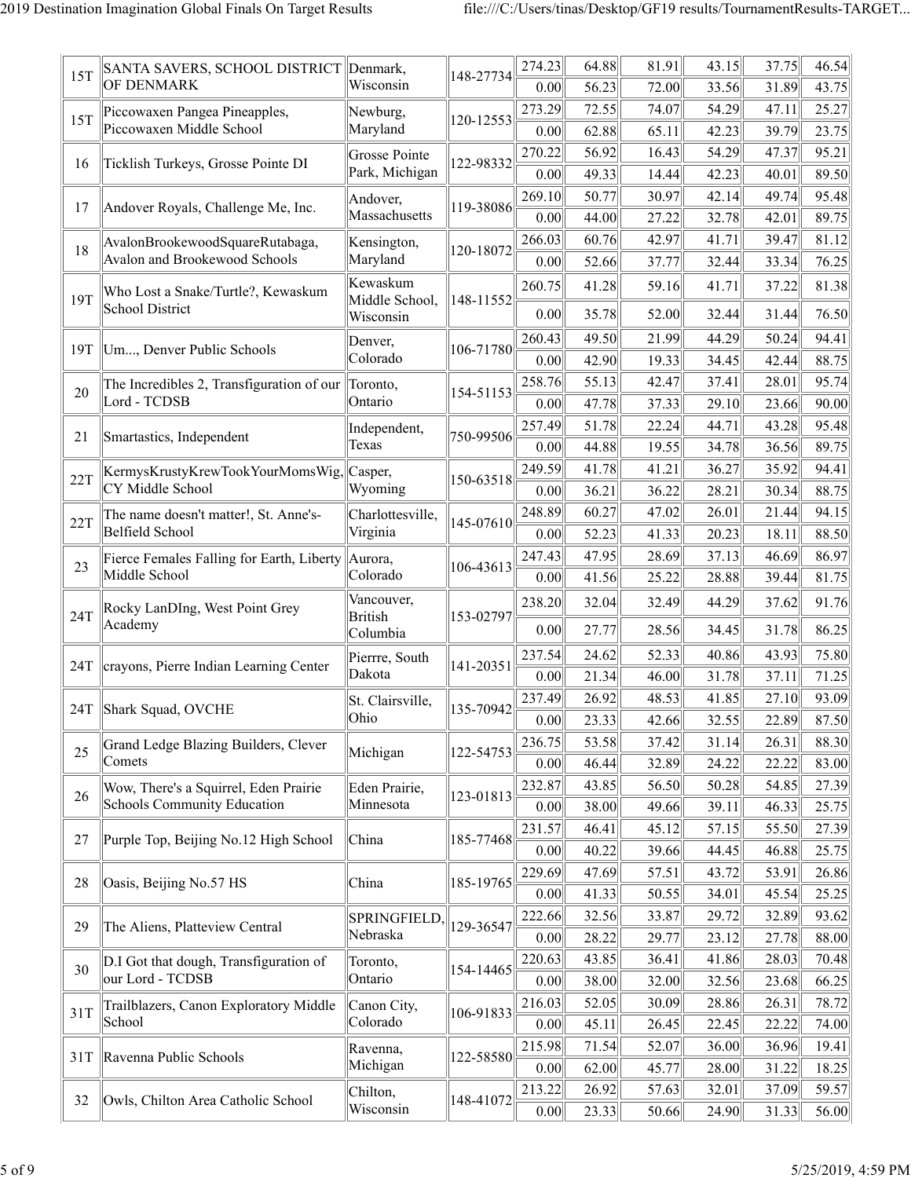| | | | | | | | | | |
|---|---|---|---|---|---|---|---|---|---|
| 15T | SANTA SAVERS, SCHOOL DISTRICT OF DENMARK | Denmark, Wisconsin | 148-27734 | 274.23 | 64.88 | 81.91 | 43.15 | 37.75 | 46.54 |
| | | | | 0.00 | 56.23 | 72.00 | 33.56 | 31.89 | 43.75 |
| 15T | Piccowaxen Pangea Pineapples, Piccowaxen Middle School | Newburg, Maryland | 120-12553 | 273.29 | 72.55 | 74.07 | 54.29 | 47.11 | 25.27 |
| | | | | 0.00 | 62.88 | 65.11 | 42.23 | 39.79 | 23.75 |
| 16 | Ticklish Turkeys, Grosse Pointe DI | Grosse Pointe Park, Michigan | 122-98332 | 270.22 | 56.92 | 16.43 | 54.29 | 47.37 | 95.21 |
| | | | | 0.00 | 49.33 | 14.44 | 42.23 | 40.01 | 89.50 |
| 17 | Andover Royals, Challenge Me, Inc. | Andover, Massachusetts | 119-38086 | 269.10 | 50.77 | 30.97 | 42.14 | 49.74 | 95.48 |
| | | | | 0.00 | 44.00 | 27.22 | 32.78 | 42.01 | 89.75 |
| 18 | AvalonBrookewoodSquareRutabaga, Avalon and Brookewood Schools | Kensington, Maryland | 120-18072 | 266.03 | 60.76 | 42.97 | 41.71 | 39.47 | 81.12 |
| | | | | 0.00 | 52.66 | 37.77 | 32.44 | 33.34 | 76.25 |
| 19T | Who Lost a Snake/Turtle?, Kewaskum School District | Kewaskum Middle School, Wisconsin | 148-11552 | 260.75 | 41.28 | 59.16 | 41.71 | 37.22 | 81.38 |
| | | | | 0.00 | 35.78 | 52.00 | 32.44 | 31.44 | 76.50 |
| 19T | Um..., Denver Public Schools | Denver, Colorado | 106-71780 | 260.43 | 49.50 | 21.99 | 44.29 | 50.24 | 94.41 |
| | | | | 0.00 | 42.90 | 19.33 | 34.45 | 42.44 | 88.75 |
| 20 | The Incredibles 2, Transfiguration of our Lord - TCDSB | Toronto, Ontario | 154-51153 | 258.76 | 55.13 | 42.47 | 37.41 | 28.01 | 95.74 |
| | | | | 0.00 | 47.78 | 37.33 | 29.10 | 23.66 | 90.00 |
| 21 | Smartastics, Independent | Independent, Texas | 750-99506 | 257.49 | 51.78 | 22.24 | 44.71 | 43.28 | 95.48 |
| | | | | 0.00 | 44.88 | 19.55 | 34.78 | 36.56 | 89.75 |
| 22T | KermysKrustyKrewTookYourMomsWig, CY Middle School | Casper, Wyoming | 150-63518 | 249.59 | 41.78 | 41.21 | 36.27 | 35.92 | 94.41 |
| | | | | 0.00 | 36.21 | 36.22 | 28.21 | 30.34 | 88.75 |
| 22T | The name doesn't matter!, St. Anne's-Belfield School | Charlottesville, Virginia | 145-07610 | 248.89 | 60.27 | 47.02 | 26.01 | 21.44 | 94.15 |
| | | | | 0.00 | 52.23 | 41.33 | 20.23 | 18.11 | 88.50 |
| 23 | Fierce Females Falling for Earth, Liberty Middle School | Aurora, Colorado | 106-43613 | 247.43 | 47.95 | 28.69 | 37.13 | 46.69 | 86.97 |
| | | | | 0.00 | 41.56 | 25.22 | 28.88 | 39.44 | 81.75 |
| 24T | Rocky LanDIng, West Point Grey Academy | Vancouver, British Columbia | 153-02797 | 238.20 | 32.04 | 32.49 | 44.29 | 37.62 | 91.76 |
| | | | | 0.00 | 27.77 | 28.56 | 34.45 | 31.78 | 86.25 |
| 24T | crayons, Pierre Indian Learning Center | Pierrre, South Dakota | 141-20351 | 237.54 | 24.62 | 52.33 | 40.86 | 43.93 | 75.80 |
| | | | | 0.00 | 21.34 | 46.00 | 31.78 | 37.11 | 71.25 |
| 24T | Shark Squad, OVCHE | St. Clairsville, Ohio | 135-70942 | 237.49 | 26.92 | 48.53 | 41.85 | 27.10 | 93.09 |
| | | | | 0.00 | 23.33 | 42.66 | 32.55 | 22.89 | 87.50 |
| 25 | Grand Ledge Blazing Builders, Clever Comets | Michigan | 122-54753 | 236.75 | 53.58 | 37.42 | 31.14 | 26.31 | 88.30 |
| | | | | 0.00 | 46.44 | 32.89 | 24.22 | 22.22 | 83.00 |
| 26 | Wow, There's a Squirrel, Eden Prairie Schools Community Education | Eden Prairie, Minnesota | 123-01813 | 232.87 | 43.85 | 56.50 | 50.28 | 54.85 | 27.39 |
| | | | | 0.00 | 38.00 | 49.66 | 39.11 | 46.33 | 25.75 |
| 27 | Purple Top, Beijing No.12 High School | China | 185-77468 | 231.57 | 46.41 | 45.12 | 57.15 | 55.50 | 27.39 |
| | | | | 0.00 | 40.22 | 39.66 | 44.45 | 46.88 | 25.75 |
| 28 | Oasis, Beijing No.57 HS | China | 185-19765 | 229.69 | 47.69 | 57.51 | 43.72 | 53.91 | 26.86 |
| | | | | 0.00 | 41.33 | 50.55 | 34.01 | 45.54 | 25.25 |
| 29 | The Aliens, Platteview Central | SPRINGFIELD, Nebraska | 129-36547 | 222.66 | 32.56 | 33.87 | 29.72 | 32.89 | 93.62 |
| | | | | 0.00 | 28.22 | 29.77 | 23.12 | 27.78 | 88.00 |
| 30 | D.I Got that dough, Transfiguration of our Lord - TCDSB | Toronto, Ontario | 154-14465 | 220.63 | 43.85 | 36.41 | 41.86 | 28.03 | 70.48 |
| | | | | 0.00 | 38.00 | 32.00 | 32.56 | 23.68 | 66.25 |
| 31T | Trailblazers, Canon Exploratory Middle School | Canon City, Colorado | 106-91833 | 216.03 | 52.05 | 30.09 | 28.86 | 26.31 | 78.72 |
| | | | | 0.00 | 45.11 | 26.45 | 22.45 | 22.22 | 74.00 |
| 31T | Ravenna Public Schools | Ravenna, Michigan | 122-58580 | 215.98 | 71.54 | 52.07 | 36.00 | 36.96 | 19.41 |
| | | | | 0.00 | 62.00 | 45.77 | 28.00 | 31.22 | 18.25 |
| 32 | Owls, Chilton Area Catholic School | Chilton, Wisconsin | 148-41072 | 213.22 | 26.92 | 57.63 | 32.01 | 37.09 | 59.57 |
| | | | | 0.00 | 23.33 | 50.66 | 24.90 | 31.33 | 56.00 |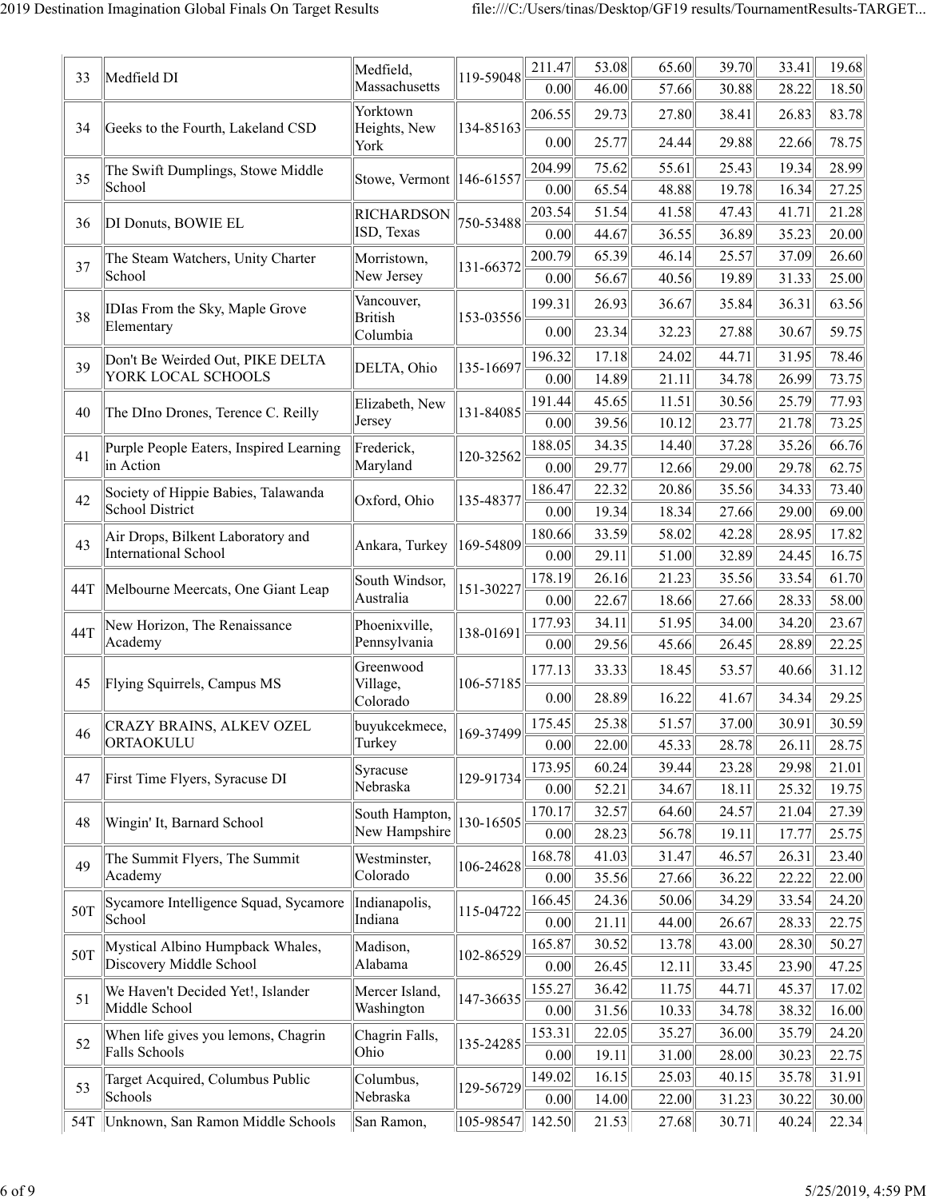| Rank | Team | Location | ID | | | | | | |
|---|---|---|---|---|---|---|---|---|---|
| 33 | Medfield DI | Medfield, Massachusetts | 119-59048 | 211.47 | 53.08 | 65.60 | 39.70 | 33.41 | 19.68 |
| | | | | 0.00 | 46.00 | 57.66 | 30.88 | 28.22 | 18.50 |
| 34 | Geeks to the Fourth, Lakeland CSD | Yorktown Heights, New York | 134-85163 | 206.55 | 29.73 | 27.80 | 38.41 | 26.83 | 83.78 |
| | | | | 0.00 | 25.77 | 24.44 | 29.88 | 22.66 | 78.75 |
| 35 | The Swift Dumplings, Stowe Middle School | Stowe, Vermont | 146-61557 | 204.99 | 75.62 | 55.61 | 25.43 | 19.34 | 28.99 |
| | | | | 0.00 | 65.54 | 48.88 | 19.78 | 16.34 | 27.25 |
| 36 | DI Donuts, BOWIE EL | RICHARDSON ISD, Texas | 750-53488 | 203.54 | 51.54 | 41.58 | 47.43 | 41.71 | 21.28 |
| | | | | 0.00 | 44.67 | 36.55 | 36.89 | 35.23 | 20.00 |
| 37 | The Steam Watchers, Unity Charter School | Morristown, New Jersey | 131-66372 | 200.79 | 65.39 | 46.14 | 25.57 | 37.09 | 26.60 |
| | | | | 0.00 | 56.67 | 40.56 | 19.89 | 31.33 | 25.00 |
| 38 | IDIas From the Sky, Maple Grove Elementary | Vancouver, British Columbia | 153-03556 | 199.31 | 26.93 | 36.67 | 35.84 | 36.31 | 63.56 |
| | | | | 0.00 | 23.34 | 32.23 | 27.88 | 30.67 | 59.75 |
| 39 | Don't Be Weirded Out, PIKE DELTA YORK LOCAL SCHOOLS | DELTA, Ohio | 135-16697 | 196.32 | 17.18 | 24.02 | 44.71 | 31.95 | 78.46 |
| | | | | 0.00 | 14.89 | 21.11 | 34.78 | 26.99 | 73.75 |
| 40 | The DIno Drones, Terence C. Reilly | Elizabeth, New Jersey | 131-84085 | 191.44 | 45.65 | 11.51 | 30.56 | 25.79 | 77.93 |
| | | | | 0.00 | 39.56 | 10.12 | 23.77 | 21.78 | 73.25 |
| 41 | Purple People Eaters, Inspired Learning in Action | Frederick, Maryland | 120-32562 | 188.05 | 34.35 | 14.40 | 37.28 | 35.26 | 66.76 |
| | | | | 0.00 | 29.77 | 12.66 | 29.00 | 29.78 | 62.75 |
| 42 | Society of Hippie Babies, Talawanda School District | Oxford, Ohio | 135-48377 | 186.47 | 22.32 | 20.86 | 35.56 | 34.33 | 73.40 |
| | | | | 0.00 | 19.34 | 18.34 | 27.66 | 29.00 | 69.00 |
| 43 | Air Drops, Bilkent Laboratory and International School | Ankara, Turkey | 169-54809 | 180.66 | 33.59 | 58.02 | 42.28 | 28.95 | 17.82 |
| | | | | 0.00 | 29.11 | 51.00 | 32.89 | 24.45 | 16.75 |
| 44T | Melbourne Meercats, One Giant Leap | South Windsor, Australia | 151-30227 | 178.19 | 26.16 | 21.23 | 35.56 | 33.54 | 61.70 |
| | | | | 0.00 | 22.67 | 18.66 | 27.66 | 28.33 | 58.00 |
| 44T | New Horizon, The Renaissance Academy | Phoenixville, Pennsylvania | 138-01691 | 177.93 | 34.11 | 51.95 | 34.00 | 34.20 | 23.67 |
| | | | | 0.00 | 29.56 | 45.66 | 26.45 | 28.89 | 22.25 |
| 45 | Flying Squirrels, Campus MS | Greenwood Village, Colorado | 106-57185 | 177.13 | 33.33 | 18.45 | 53.57 | 40.66 | 31.12 |
| | | | | 0.00 | 28.89 | 16.22 | 41.67 | 34.34 | 29.25 |
| 46 | CRAZY BRAINS, ALKEV OZEL ORTAOKULU | buyukcekmece, Turkey | 169-37499 | 175.45 | 25.38 | 51.57 | 37.00 | 30.91 | 30.59 |
| | | | | 0.00 | 22.00 | 45.33 | 28.78 | 26.11 | 28.75 |
| 47 | First Time Flyers, Syracuse DI | Syracuse Nebraska | 129-91734 | 173.95 | 60.24 | 39.44 | 23.28 | 29.98 | 21.01 |
| | | | | 0.00 | 52.21 | 34.67 | 18.11 | 25.32 | 19.75 |
| 48 | Wingin' It, Barnard School | South Hampton, New Hampshire | 130-16505 | 170.17 | 32.57 | 64.60 | 24.57 | 21.04 | 27.39 |
| | | | | 0.00 | 28.23 | 56.78 | 19.11 | 17.77 | 25.75 |
| 49 | The Summit Flyers, The Summit Academy | Westminster, Colorado | 106-24628 | 168.78 | 41.03 | 31.47 | 46.57 | 26.31 | 23.40 |
| | | | | 0.00 | 35.56 | 27.66 | 36.22 | 22.22 | 22.00 |
| 50T | Sycamore Intelligence Squad, Sycamore School | Indianapolis, Indiana | 115-04722 | 166.45 | 24.36 | 50.06 | 34.29 | 33.54 | 24.20 |
| | | | | 0.00 | 21.11 | 44.00 | 26.67 | 28.33 | 22.75 |
| 50T | Mystical Albino Humpback Whales, Discovery Middle School | Madison, Alabama | 102-86529 | 165.87 | 30.52 | 13.78 | 43.00 | 28.30 | 50.27 |
| | | | | 0.00 | 26.45 | 12.11 | 33.45 | 23.90 | 47.25 |
| 51 | We Haven't Decided Yet!, Islander Middle School | Mercer Island, Washington | 147-36635 | 155.27 | 36.42 | 11.75 | 44.71 | 45.37 | 17.02 |
| | | | | 0.00 | 31.56 | 10.33 | 34.78 | 38.32 | 16.00 |
| 52 | When life gives you lemons, Chagrin Falls Schools | Chagrin Falls, Ohio | 135-24285 | 153.31 | 22.05 | 35.27 | 36.00 | 35.79 | 24.20 |
| | | | | 0.00 | 19.11 | 31.00 | 28.00 | 30.23 | 22.75 |
| 53 | Target Acquired, Columbus Public Schools | Columbus, Nebraska | 129-56729 | 149.02 | 16.15 | 25.03 | 40.15 | 35.78 | 31.91 |
| | | | | 0.00 | 14.00 | 22.00 | 31.23 | 30.22 | 30.00 |
| 54T | Unknown, San Ramon Middle Schools | San Ramon, | 105-98547 | 142.50 | 21.53 | 27.68 | 30.71 | 40.24 | 22.34 |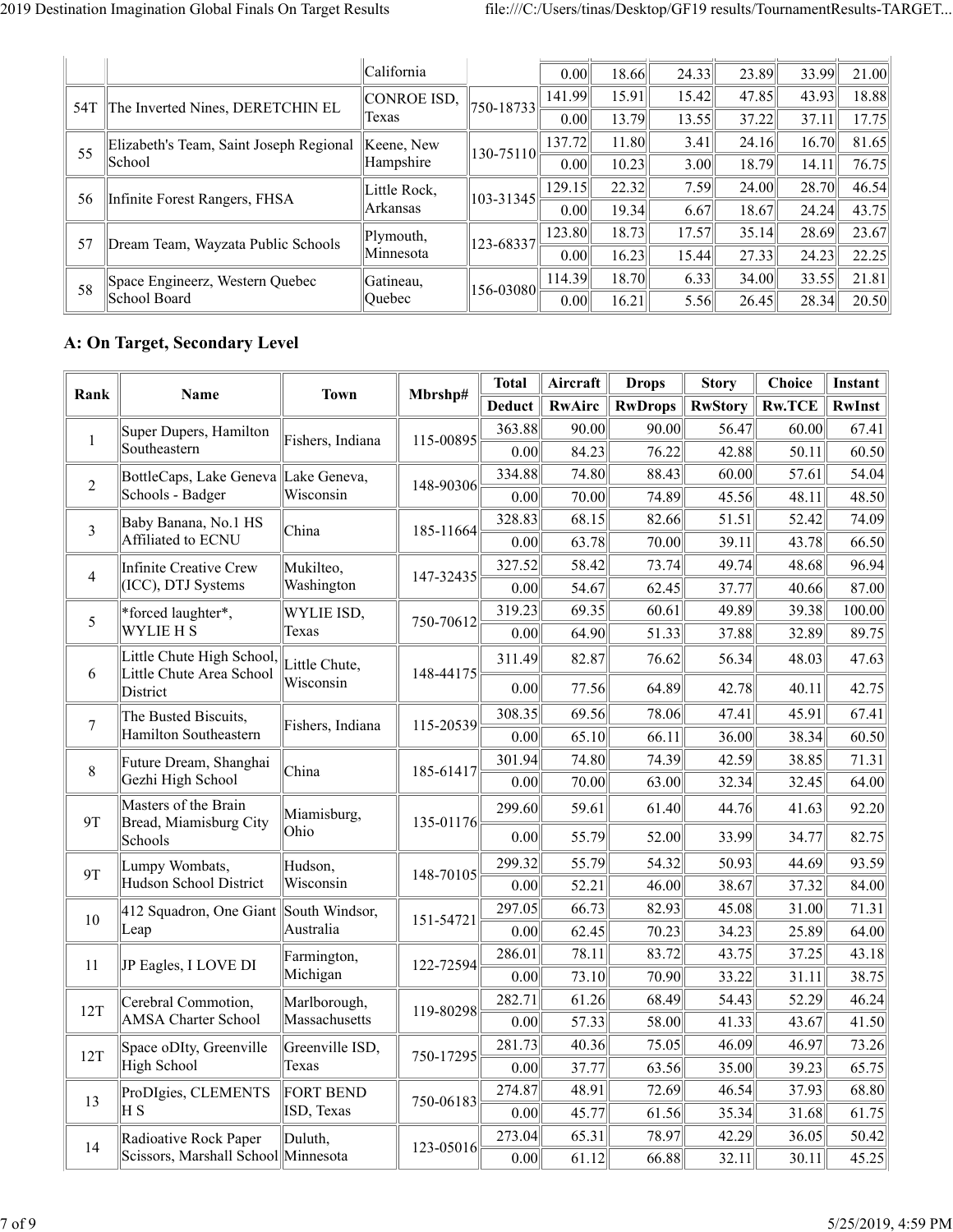| | | California | | 0.00 | 18.66 | 24.33 | 23.89 | 33.99 | 21.00 |
|---|---|---|---|---|---|---|---|---|---|
| 54T | The Inverted Nines, DERETCHIN EL | CONROE ISD, Texas | 750-18733 | 141.99 | 15.91 | 15.42 | 47.85 | 43.93 | 18.88 |
| | | | | 0.00 | 13.79 | 13.55 | 37.22 | 37.11 | 17.75 |
| 55 | Elizabeth's Team, Saint Joseph Regional School | Keene, New Hampshire | 130-75110 | 137.72 | 11.80 | 3.41 | 24.16 | 16.70 | 81.65 |
| | | | | 0.00 | 10.23 | 3.00 | 18.79 | 14.11 | 76.75 |
| 56 | Infinite Forest Rangers, FHSA | Little Rock, Arkansas | 103-31345 | 129.15 | 22.32 | 7.59 | 24.00 | 28.70 | 46.54 |
| | | | | 0.00 | 19.34 | 6.67 | 18.67 | 24.24 | 43.75 |
| 57 | Dream Team, Wayzata Public Schools | Plymouth, Minnesota | 123-68337 | 123.80 | 18.73 | 17.57 | 35.14 | 28.69 | 23.67 |
| | | | | 0.00 | 16.23 | 15.44 | 27.33 | 24.23 | 22.25 |
| 58 | Space Engineerz, Western Quebec School Board | Gatineau, Quebec | 156-03080 | 114.39 | 18.70 | 6.33 | 34.00 | 33.55 | 21.81 |
| | | | | 0.00 | 16.21 | 5.56 | 26.45 | 28.34 | 20.50 |

### A: On Target, Secondary Level

| Rank | Name | Town | Mbrshp# | Total | Aircraft | Drops | Story | Choice | Instant |
|---|---|---|---|---|---|---|---|---|---|
| | | | | Deduct | RwAirc | RwDrops | RwStory | Rw.TCE | RwInst |
| 1 | Super Dupers, Hamilton Southeastern | Fishers, Indiana | 115-00895 | 363.88 | 90.00 | 90.00 | 56.47 | 60.00 | 67.41 |
| | | | | 0.00 | 84.23 | 76.22 | 42.88 | 50.11 | 60.50 |
| 2 | BottleCaps, Lake Geneva Schools - Badger | Lake Geneva, Wisconsin | 148-90306 | 334.88 | 74.80 | 88.43 | 60.00 | 57.61 | 54.04 |
| | | | | 0.00 | 70.00 | 74.89 | 45.56 | 48.11 | 48.50 |
| 3 | Baby Banana, No.1 HS Affiliated to ECNU | China | 185-11664 | 328.83 | 68.15 | 82.66 | 51.51 | 52.42 | 74.09 |
| | | | | 0.00 | 63.78 | 70.00 | 39.11 | 43.78 | 66.50 |
| 4 | Infinite Creative Crew (ICC), DTJ Systems | Mukilteo, Washington | 147-32435 | 327.52 | 58.42 | 73.74 | 49.74 | 48.68 | 96.94 |
| | | | | 0.00 | 54.67 | 62.45 | 37.77 | 40.66 | 87.00 |
| 5 | *forced laughter*, WYLIE H S | WYLIE ISD, Texas | 750-70612 | 319.23 | 69.35 | 60.61 | 49.89 | 39.38 | 100.00 |
| | | | | 0.00 | 64.90 | 51.33 | 37.88 | 32.89 | 89.75 |
| 6 | Little Chute High School, Little Chute Area School District | Little Chute, Wisconsin | 148-44175 | 311.49 | 82.87 | 76.62 | 56.34 | 48.03 | 47.63 |
| | | | | 0.00 | 77.56 | 64.89 | 42.78 | 40.11 | 42.75 |
| 7 | The Busted Biscuits, Hamilton Southeastern | Fishers, Indiana | 115-20539 | 308.35 | 69.56 | 78.06 | 47.41 | 45.91 | 67.41 |
| | | | | 0.00 | 65.10 | 66.11 | 36.00 | 38.34 | 60.50 |
| 8 | Future Dream, Shanghai Gezhi High School | China | 185-61417 | 301.94 | 74.80 | 74.39 | 42.59 | 38.85 | 71.31 |
| | | | | 0.00 | 70.00 | 63.00 | 32.34 | 32.45 | 64.00 |
| 9T | Masters of the Brain Bread, Miamisburg City Schools | Miamisburg, Ohio | 135-01176 | 299.60 | 59.61 | 61.40 | 44.76 | 41.63 | 92.20 |
| | | | | 0.00 | 55.79 | 52.00 | 33.99 | 34.77 | 82.75 |
| 9T | Lumpy Wombats, Hudson School District | Hudson, Wisconsin | 148-70105 | 299.32 | 55.79 | 54.32 | 50.93 | 44.69 | 93.59 |
| | | | | 0.00 | 52.21 | 46.00 | 38.67 | 37.32 | 84.00 |
| 10 | 412 Squadron, One Giant Leap | South Windsor, Australia | 151-54721 | 297.05 | 66.73 | 82.93 | 45.08 | 31.00 | 71.31 |
| | | | | 0.00 | 62.45 | 70.23 | 34.23 | 25.89 | 64.00 |
| 11 | JP Eagles, I LOVE DI | Farmington, Michigan | 122-72594 | 286.01 | 78.11 | 83.72 | 43.75 | 37.25 | 43.18 |
| | | | | 0.00 | 73.10 | 70.90 | 33.22 | 31.11 | 38.75 |
| 12T | Cerebral Commotion, AMSA Charter School | Marlborough, Massachusetts | 119-80298 | 282.71 | 61.26 | 68.49 | 54.43 | 52.29 | 46.24 |
| | | | | 0.00 | 57.33 | 58.00 | 41.33 | 43.67 | 41.50 |
| 12T | Space oDIty, Greenville High School | Greenville ISD, Texas | 750-17295 | 281.73 | 40.36 | 75.05 | 46.09 | 46.97 | 73.26 |
| | | | | 0.00 | 37.77 | 63.56 | 35.00 | 39.23 | 65.75 |
| 13 | ProDIgies, CLEMENTS H S | FORT BEND ISD, Texas | 750-06183 | 274.87 | 48.91 | 72.69 | 46.54 | 37.93 | 68.80 |
| | | | | 0.00 | 45.77 | 61.56 | 35.34 | 31.68 | 61.75 |
| 14 | Radioative Rock Paper Scissors, Marshall School | Duluth, Minnesota | 123-05016 | 273.04 | 65.31 | 78.97 | 42.29 | 36.05 | 50.42 |
| | | | | 0.00 | 61.12 | 66.88 | 32.11 | 30.11 | 45.25 |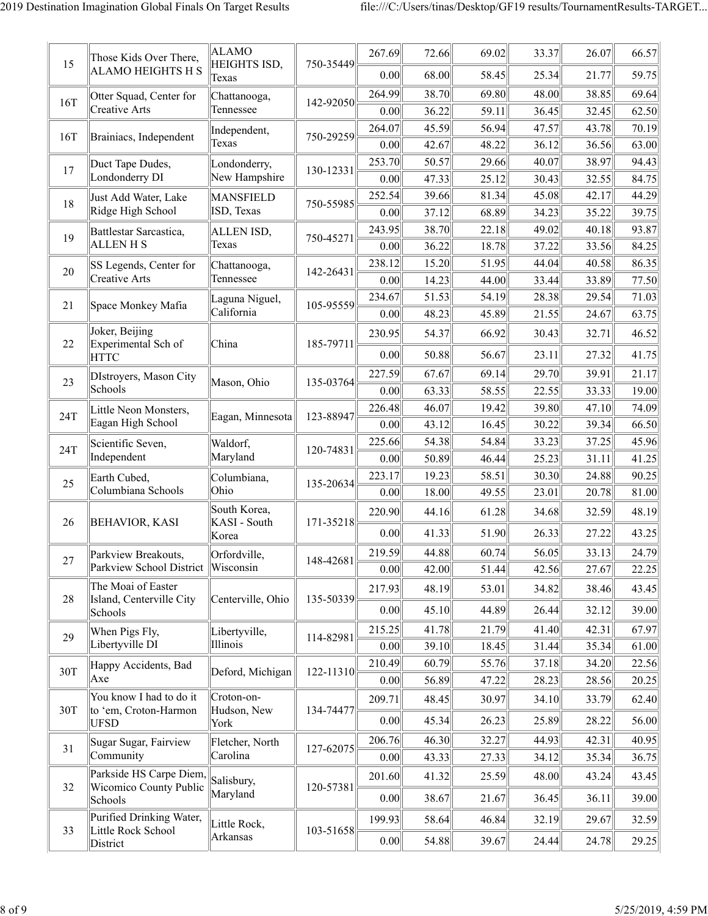| | | | | | | | | | |
|---|---|---|---|---|---|---|---|---|---|
| 15 | Those Kids Over There, ALAMO HEIGHTS H S | ALAMO HEIGHTS ISD, Texas | 750-35449 | 267.69 | 72.66 | 69.02 | 33.37 | 26.07 | 66.57 |
| | | | | 0.00 | 68.00 | 58.45 | 25.34 | 21.77 | 59.75 |
| 16T | Otter Squad, Center for Creative Arts | Chattanooga, Tennessee | 142-92050 | 264.99 | 38.70 | 69.80 | 48.00 | 38.85 | 69.64 |
| | | | | 0.00 | 36.22 | 59.11 | 36.45 | 32.45 | 62.50 |
| 16T | Brainiacs, Independent | Independent, Texas | 750-29259 | 264.07 | 45.59 | 56.94 | 47.57 | 43.78 | 70.19 |
| | | | | 0.00 | 42.67 | 48.22 | 36.12 | 36.56 | 63.00 |
| 17 | Duct Tape Dudes, Londonderry DI | Londonderry, New Hampshire | 130-12331 | 253.70 | 50.57 | 29.66 | 40.07 | 38.97 | 94.43 |
| | | | | 0.00 | 47.33 | 25.12 | 30.43 | 32.55 | 84.75 |
| 18 | Just Add Water, Lake Ridge High School | MANSFIELD ISD, Texas | 750-55985 | 252.54 | 39.66 | 81.34 | 45.08 | 42.17 | 44.29 |
| | | | | 0.00 | 37.12 | 68.89 | 34.23 | 35.22 | 39.75 |
| 19 | Battlestar Sarcastica, ALLEN H S | ALLEN ISD, Texas | 750-45271 | 243.95 | 38.70 | 22.18 | 49.02 | 40.18 | 93.87 |
| | | | | 0.00 | 36.22 | 18.78 | 37.22 | 33.56 | 84.25 |
| 20 | SS Legends, Center for Creative Arts | Chattanooga, Tennessee | 142-26431 | 238.12 | 15.20 | 51.95 | 44.04 | 40.58 | 86.35 |
| | | | | 0.00 | 14.23 | 44.00 | 33.44 | 33.89 | 77.50 |
| 21 | Space Monkey Mafia | Laguna Niguel, California | 105-95559 | 234.67 | 51.53 | 54.19 | 28.38 | 29.54 | 71.03 |
| | | | | 0.00 | 48.23 | 45.89 | 21.55 | 24.67 | 63.75 |
| 22 | Joker, Beijing Experimental Sch of HTTC | China | 185-79711 | 230.95 | 54.37 | 66.92 | 30.43 | 32.71 | 46.52 |
| | | | | 0.00 | 50.88 | 56.67 | 23.11 | 27.32 | 41.75 |
| 23 | DIstroyers, Mason City Schools | Mason, Ohio | 135-03764 | 227.59 | 67.67 | 69.14 | 29.70 | 39.91 | 21.17 |
| | | | | 0.00 | 63.33 | 58.55 | 22.55 | 33.33 | 19.00 |
| 24T | Little Neon Monsters, Eagan High School | Eagan, Minnesota | 123-88947 | 226.48 | 46.07 | 19.42 | 39.80 | 47.10 | 74.09 |
| | | | | 0.00 | 43.12 | 16.45 | 30.22 | 39.34 | 66.50 |
| 24T | Scientific Seven, Independent | Waldorf, Maryland | 120-74831 | 225.66 | 54.38 | 54.84 | 33.23 | 37.25 | 45.96 |
| | | | | 0.00 | 50.89 | 46.44 | 25.23 | 31.11 | 41.25 |
| 25 | Earth Cubed, Columbiana Schools | Columbiana, Ohio | 135-20634 | 223.17 | 19.23 | 58.51 | 30.30 | 24.88 | 90.25 |
| | | | | 0.00 | 18.00 | 49.55 | 23.01 | 20.78 | 81.00 |
| 26 | BEHAVIOR, KASI | South Korea, KASI - South Korea | 171-35218 | 220.90 | 44.16 | 61.28 | 34.68 | 32.59 | 48.19 |
| | | | | 0.00 | 41.33 | 51.90 | 26.33 | 27.22 | 43.25 |
| 27 | Parkview Breakouts, Parkview School District | Orfordville, Wisconsin | 148-42681 | 219.59 | 44.88 | 60.74 | 56.05 | 33.13 | 24.79 |
| | | | | 0.00 | 42.00 | 51.44 | 42.56 | 27.67 | 22.25 |
| 28 | The Moai of Easter Island, Centerville City Schools | Centerville, Ohio | 135-50339 | 217.93 | 48.19 | 53.01 | 34.82 | 38.46 | 43.45 |
| | | | | 0.00 | 45.10 | 44.89 | 26.44 | 32.12 | 39.00 |
| 29 | When Pigs Fly, Libertyville DI | Libertyville, Illinois | 114-82981 | 215.25 | 41.78 | 21.79 | 41.40 | 42.31 | 67.97 |
| | | | | 0.00 | 39.10 | 18.45 | 31.44 | 35.34 | 61.00 |
| 30T | Happy Accidents, Bad Axe | Deford, Michigan | 122-11310 | 210.49 | 60.79 | 55.76 | 37.18 | 34.20 | 22.56 |
| | | | | 0.00 | 56.89 | 47.22 | 28.23 | 28.56 | 20.25 |
| 30T | You know I had to do it to 'em, Croton-Harmon UFSD | Croton-on-Hudson, New York | 134-74477 | 209.71 | 48.45 | 30.97 | 34.10 | 33.79 | 62.40 |
| | | | | 0.00 | 45.34 | 26.23 | 25.89 | 28.22 | 56.00 |
| 31 | Sugar Sugar, Fairview Community | Fletcher, North Carolina | 127-62075 | 206.76 | 46.30 | 32.27 | 44.93 | 42.31 | 40.95 |
| | | | | 0.00 | 43.33 | 27.33 | 34.12 | 35.34 | 36.75 |
| 32 | Parkside HS Carpe Diem, Wicomico County Public Schools | Salisbury, Maryland | 120-57381 | 201.60 | 41.32 | 25.59 | 48.00 | 43.24 | 43.45 |
| | | | | 0.00 | 38.67 | 21.67 | 36.45 | 36.11 | 39.00 |
| 33 | Purified Drinking Water, Little Rock School District | Little Rock, Arkansas | 103-51658 | 199.93 | 58.64 | 46.84 | 32.19 | 29.67 | 32.59 |
| | | | | 0.00 | 54.88 | 39.67 | 24.44 | 24.78 | 29.25 |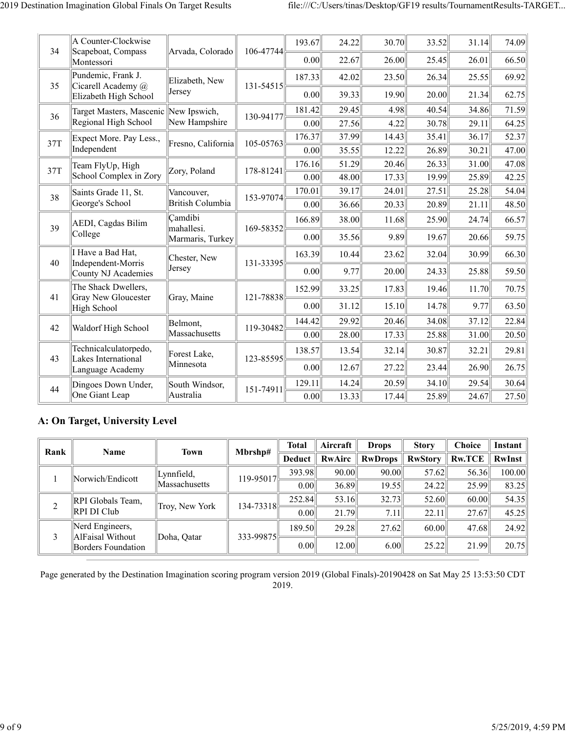| | | | | | | | | | |
|---|---|---|---|---|---|---|---|---|---|
| 34 | A Counter-Clockwise Scapeboat, Compass Montessori | Arvada, Colorado | 106-47744 | 193.67 | 24.22 | 30.70 | 33.52 | 31.14 | 74.09 |
| | | | | 0.00 | 22.67 | 26.00 | 25.45 | 26.01 | 66.50 |
| 35 | Pundemic, Frank J. Cicarell Academy @ Elizabeth High School | Elizabeth, New Jersey | 131-54515 | 187.33 | 42.02 | 23.50 | 26.34 | 25.55 | 69.92 |
| | | | | 0.00 | 39.33 | 19.90 | 20.00 | 21.34 | 62.75 |
| 36 | Target Masters, Mascenic Regional High School | New Ipswich, New Hampshire | 130-94177 | 181.42 | 29.45 | 4.98 | 40.54 | 34.86 | 71.59 |
| | | | | 0.00 | 27.56 | 4.22 | 30.78 | 29.11 | 64.25 |
| 37T | Expect More. Pay Less., Independent | Fresno, California | 105-05763 | 176.37 | 37.99 | 14.43 | 35.41 | 36.17 | 52.37 |
| | | | | 0.00 | 35.55 | 12.22 | 26.89 | 30.21 | 47.00 |
| 37T | Team FlyUp, High School Complex in Zory | Zory, Poland | 178-81241 | 176.16 | 51.29 | 20.46 | 26.33 | 31.00 | 47.08 |
| | | | | 0.00 | 48.00 | 17.33 | 19.99 | 25.89 | 42.25 |
| 38 | Saints Grade 11, St. George's School | Vancouver, British Columbia | 153-97074 | 170.01 | 39.17 | 24.01 | 27.51 | 25.28 | 54.04 |
| | | | | 0.00 | 36.66 | 20.33 | 20.89 | 21.11 | 48.50 |
| 39 | AEDI, Cagdas Bilim College | Çamdibi mahallesi. Marmaris, Turkey | 169-58352 | 166.89 | 38.00 | 11.68 | 25.90 | 24.74 | 66.57 |
| | | | | 0.00 | 35.56 | 9.89 | 19.67 | 20.66 | 59.75 |
| 40 | I Have a Bad Hat, Independent-Morris County NJ Academies | Chester, New Jersey | 131-33395 | 163.39 | 10.44 | 23.62 | 32.04 | 30.99 | 66.30 |
| | | | | 0.00 | 9.77 | 20.00 | 24.33 | 25.88 | 59.50 |
| 41 | The Shack Dwellers, Gray New Gloucester High School | Gray, Maine | 121-78838 | 152.99 | 33.25 | 17.83 | 19.46 | 11.70 | 70.75 |
| | | | | 0.00 | 31.12 | 15.10 | 14.78 | 9.77 | 63.50 |
| 42 | Waldorf High School | Belmont, Massachusetts | 119-30482 | 144.42 | 29.92 | 20.46 | 34.08 | 37.12 | 22.84 |
| | | | | 0.00 | 28.00 | 17.33 | 25.88 | 31.00 | 20.50 |
| 43 | Technicalculatorpedo, Lakes International Language Academy | Forest Lake, Minnesota | 123-85595 | 138.57 | 13.54 | 32.14 | 30.87 | 32.21 | 29.81 |
| | | | | 0.00 | 12.67 | 27.22 | 23.44 | 26.90 | 26.75 |
| 44 | Dingoes Down Under, One Giant Leap | South Windsor, Australia | 151-74911 | 129.11 | 14.24 | 20.59 | 34.10 | 29.54 | 30.64 |
| | | | | 0.00 | 13.33 | 17.44 | 25.89 | 24.67 | 27.50 |

## A: On Target, University Level

| Rank | Name | Town | Mbrshp# | Total | Aircraft | Drops | Story | Choice | Instant |
|---|---|---|---|---|---|---|---|---|---|
| | | | | Deduct | RwAirc | RwDrops | RwStory | Rw.TCE | RwInst |
| 1 | Norwich/Endicott | Lynnfield, Massachusetts | 119-95017 | 393.98 | 90.00 | 90.00 | 57.62 | 56.36 | 100.00 |
| | | | | 0.00 | 36.89 | 19.55 | 24.22 | 25.99 | 83.25 |
| 2 | RPI Globals Team, RPI DI Club | Troy, New York | 134-73318 | 252.84 | 53.16 | 32.73 | 52.60 | 60.00 | 54.35 |
| | | | | 0.00 | 21.79 | 7.11 | 22.11 | 27.67 | 45.25 |
| 3 | Nerd Engineers, AlFaisal Without Borders Foundation | Doha, Qatar | 333-99875 | 189.50 | 29.28 | 27.62 | 60.00 | 47.68 | 24.92 |
| | | | | 0.00 | 12.00 | 6.00 | 25.22 | 21.99 | 20.75 |

Page generated by the Destination Imagination scoring program version 2019 (Global Finals)-20190428 on Sat May 25 13:53:50 CDT 2019.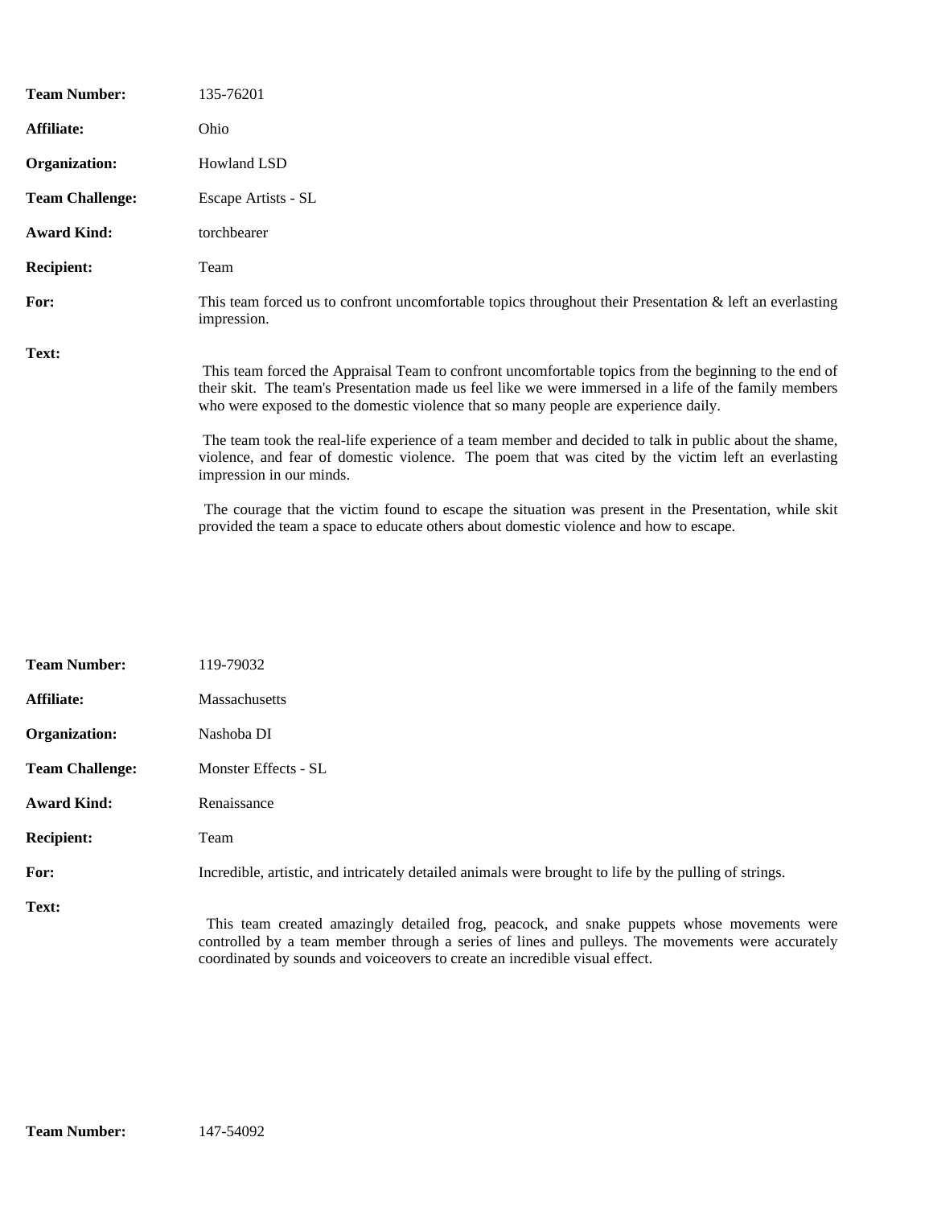**Team Number:** 135-76201

**Affiliate:** Ohio

**Organization:** Howland LSD

**Team Challenge:** Escape Artists - SL

**Award Kind:** torchbearer

**Recipient:** Team

**For:** This team forced us to confront uncomfortable topics throughout their Presentation & left an everlasting impression.

**Text:**

This team forced the Appraisal Team to confront uncomfortable topics from the beginning to the end of their skit. The team's Presentation made us feel like we were immersed in a life of the family members who were exposed to the domestic violence that so many people are experience daily.

The team took the real-life experience of a team member and decided to talk in public about the shame, violence, and fear of domestic violence. The poem that was cited by the victim left an everlasting impression in our minds.

The courage that the victim found to escape the situation was present in the Presentation, while skit provided the team a space to educate others about domestic violence and how to escape.

**Team Number:** 119-79032

**Affiliate:** Massachusetts

**Organization:** Nashoba DI

**Team Challenge:** Monster Effects - SL

**Award Kind:** Renaissance

**Recipient:** Team

**For:** Incredible, artistic, and intricately detailed animals were brought to life by the pulling of strings.

**Text:**

This team created amazingly detailed frog, peacock, and snake puppets whose movements were controlled by a team member through a series of lines and pulleys. The movements were accurately coordinated by sounds and voiceovers to create an incredible visual effect.

**Team Number:** 147-54092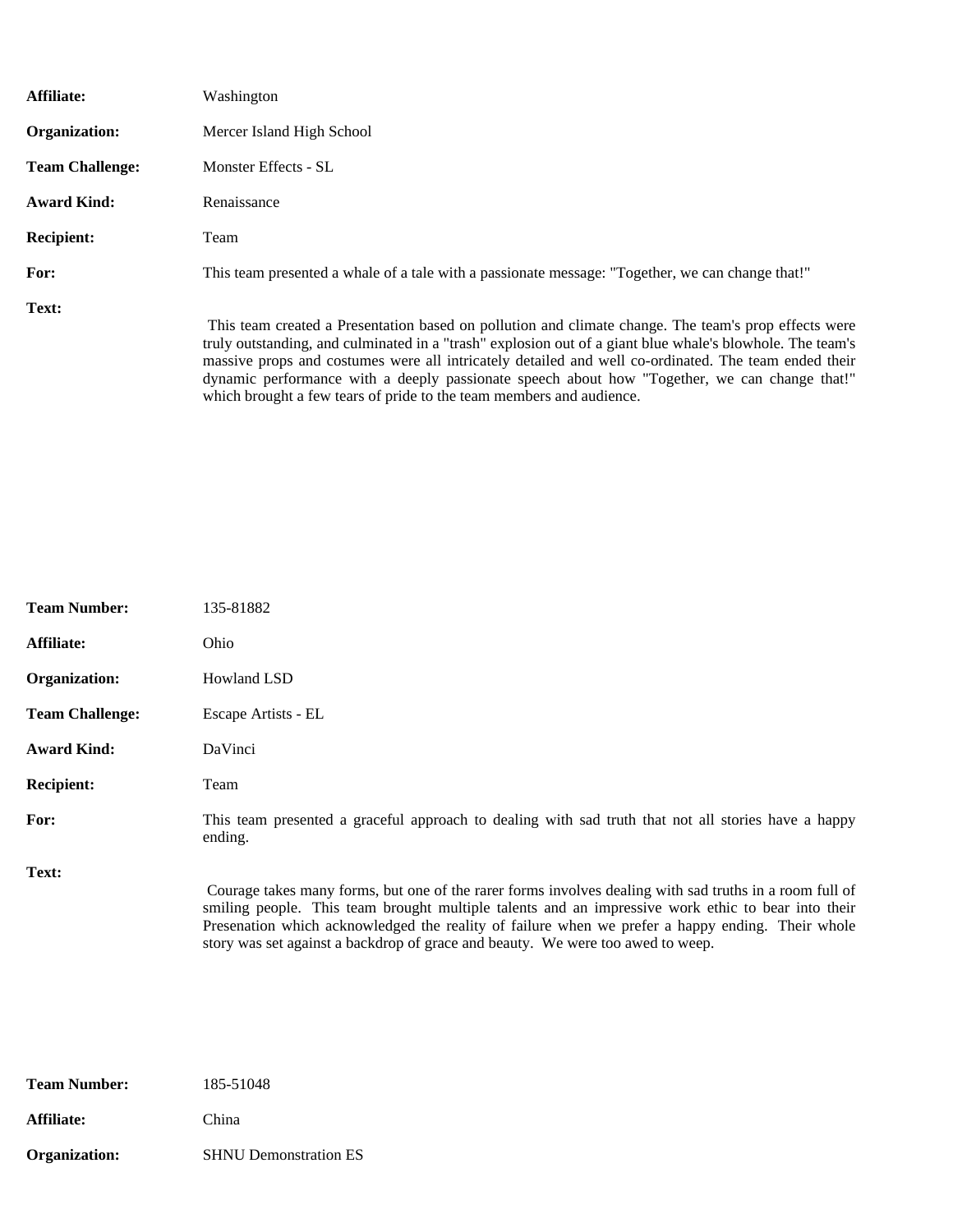**Affiliate:** Washington

**Organization:** Mercer Island High School

**Team Challenge:** Monster Effects - SL

**Award Kind:** Renaissance

**Recipient:** Team

**For:** This team presented a whale of a tale with a passionate message: "Together, we can change that!"

**Text:**

This team created a Presentation based on pollution and climate change. The team's prop effects were truly outstanding, and culminated in a "trash" explosion out of a giant blue whale's blowhole. The team's massive props and costumes were all intricately detailed and well co-ordinated. The team ended their dynamic performance with a deeply passionate speech about how "Together, we can change that!" which brought a few tears of pride to the team members and audience.

**Team Number:** 135-81882

**Affiliate:** Ohio

**Organization:** Howland LSD

**Team Challenge:** Escape Artists - EL

**Award Kind:** DaVinci

**Recipient:** Team

**For:** This team presented a graceful approach to dealing with sad truth that not all stories have a happy ending.

**Text:**

Courage takes many forms, but one of the rarer forms involves dealing with sad truths in a room full of smiling people. This team brought multiple talents and an impressive work ethic to bear into their Presenation which acknowledged the reality of failure when we prefer a happy ending. Their whole story was set against a backdrop of grace and beauty. We were too awed to weep.

**Team Number:** 185-51048

**Affiliate:** China

**Organization:** SHNU Demonstration ES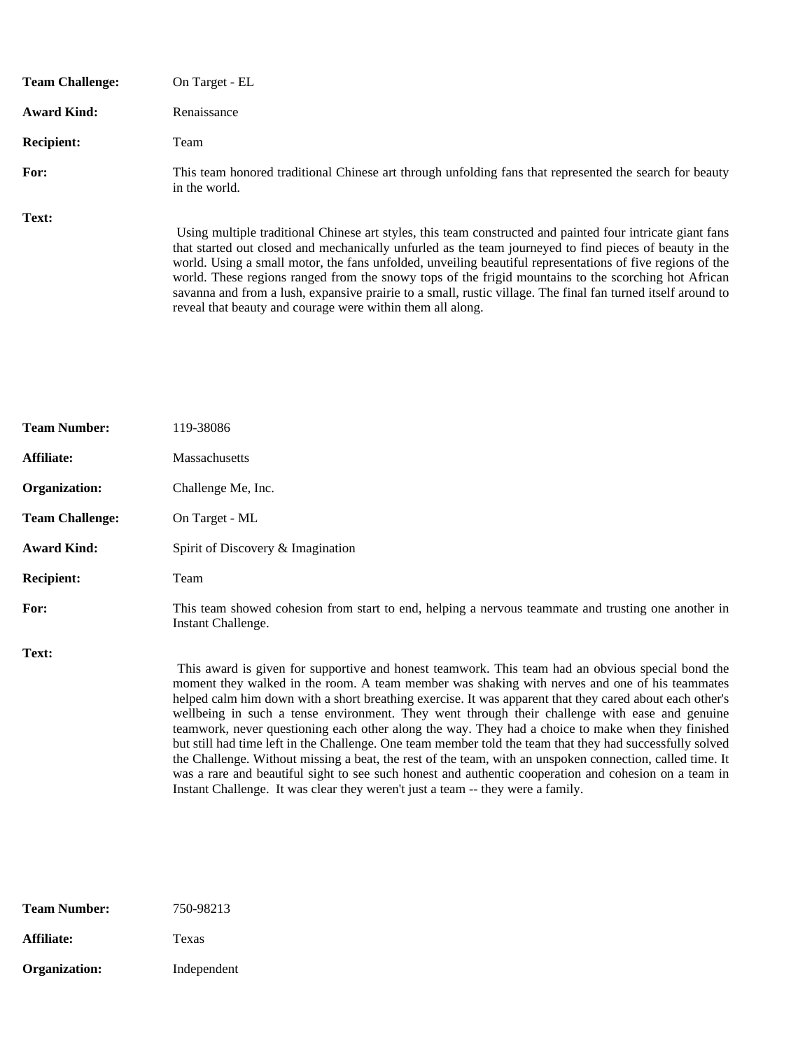**Team Challenge:** On Target - EL

**Award Kind:** Renaissance

**Recipient:** Team

**For:** This team honored traditional Chinese art through unfolding fans that represented the search for beauty in the world.

**Text:**

Using multiple traditional Chinese art styles, this team constructed and painted four intricate giant fans that started out closed and mechanically unfurled as the team journeyed to find pieces of beauty in the world. Using a small motor, the fans unfolded, unveiling beautiful representations of five regions of the world. These regions ranged from the snowy tops of the frigid mountains to the scorching hot African savanna and from a lush, expansive prairie to a small, rustic village. The final fan turned itself around to reveal that beauty and courage were within them all along.

**Team Number:** 119-38086

**Affiliate:** Massachusetts

**Organization:** Challenge Me, Inc.

**Team Challenge:** On Target - ML

**Award Kind:** Spirit of Discovery & Imagination

**Recipient:** Team

**For:** This team showed cohesion from start to end, helping a nervous teammate and trusting one another in Instant Challenge.

**Text:**

This award is given for supportive and honest teamwork. This team had an obvious special bond the moment they walked in the room. A team member was shaking with nerves and one of his teammates helped calm him down with a short breathing exercise. It was apparent that they cared about each other's wellbeing in such a tense environment. They went through their challenge with ease and genuine teamwork, never questioning each other along the way. They had a choice to make when they finished but still had time left in the Challenge. One team member told the team that they had successfully solved the Challenge. Without missing a beat, the rest of the team, with an unspoken connection, called time. It was a rare and beautiful sight to see such honest and authentic cooperation and cohesion on a team in Instant Challenge. It was clear they weren't just a team -- they were a family.

**Team Number:** 750-98213

**Affiliate:** Texas

**Organization:** Independent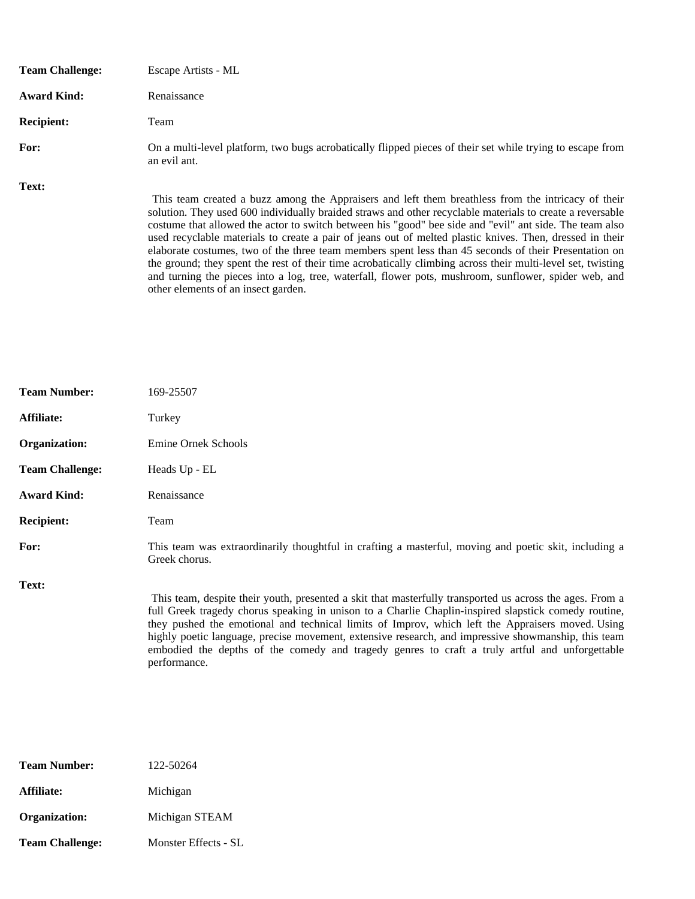**Team Challenge:** Escape Artists - ML

**Award Kind:** Renaissance

**Recipient:** Team

**For:** On a multi-level platform, two bugs acrobatically flipped pieces of their set while trying to escape from an evil ant.

**Text:**

This team created a buzz among the Appraisers and left them breathless from the intricacy of their solution. They used 600 individually braided straws and other recyclable materials to create a reversable costume that allowed the actor to switch between his "good" bee side and "evil" ant side. The team also used recyclable materials to create a pair of jeans out of melted plastic knives. Then, dressed in their elaborate costumes, two of the three team members spent less than 45 seconds of their Presentation on the ground; they spent the rest of their time acrobatically climbing across their multi-level set, twisting and turning the pieces into a log, tree, waterfall, flower pots, mushroom, sunflower, spider web, and other elements of an insect garden.

**Team Number:** 169-25507

**Affiliate:** Turkey

**Organization:** Emine Ornek Schools

**Team Challenge:** Heads Up - EL

**Award Kind:** Renaissance

**Recipient:** Team

**For:** This team was extraordinarily thoughtful in crafting a masterful, moving and poetic skit, including a Greek chorus.

**Text:**

This team, despite their youth, presented a skit that masterfully transported us across the ages. From a full Greek tragedy chorus speaking in unison to a Charlie Chaplin-inspired slapstick comedy routine, they pushed the emotional and technical limits of Improv, which left the Appraisers moved. Using highly poetic language, precise movement, extensive research, and impressive showmanship, this team embodied the depths of the comedy and tragedy genres to craft a truly artful and unforgettable performance.

**Team Number:** 122-50264

**Affiliate:** Michigan

**Organization:** Michigan STEAM

**Team Challenge:** Monster Effects - SL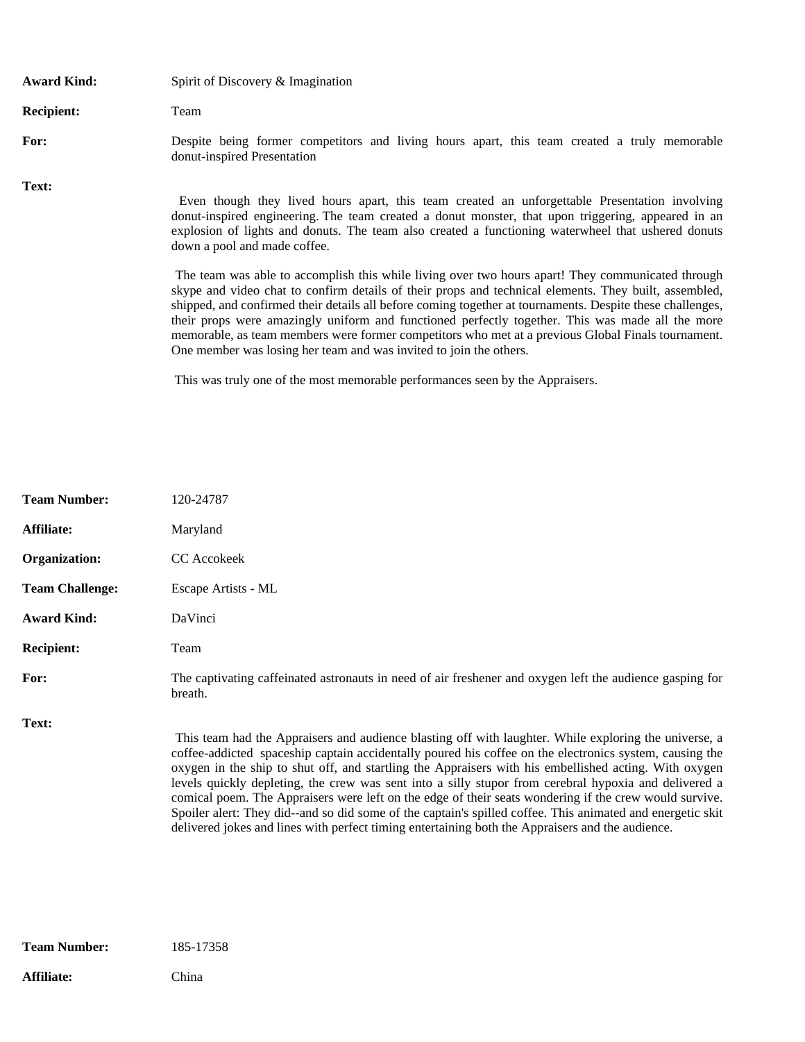**Award Kind:** Spirit of Discovery & Imagination

**Recipient:** Team

**For:** Despite being former competitors and living hours apart, this team created a truly memorable donut-inspired Presentation

**Text:**

Even though they lived hours apart, this team created an unforgettable Presentation involving donut-inspired engineering. The team created a donut monster, that upon triggering, appeared in an explosion of lights and donuts. The team also created a functioning waterwheel that ushered donuts down a pool and made coffee.

The team was able to accomplish this while living over two hours apart! They communicated through skype and video chat to confirm details of their props and technical elements. They built, assembled, shipped, and confirmed their details all before coming together at tournaments. Despite these challenges, their props were amazingly uniform and functioned perfectly together. This was made all the more memorable, as team members were former competitors who met at a previous Global Finals tournament. One member was losing her team and was invited to join the others.

This was truly one of the most memorable performances seen by the Appraisers.

**Team Number:** 120-24787

**Affiliate:** Maryland

**Organization:** CC Accokeek

**Team Challenge:** Escape Artists - ML

**Award Kind:** DaVinci

**Recipient:** Team

**For:** The captivating caffeinated astronauts in need of air freshener and oxygen left the audience gasping for breath.

**Text:**

This team had the Appraisers and audience blasting off with laughter. While exploring the universe, a coffee-addicted spaceship captain accidentally poured his coffee on the electronics system, causing the oxygen in the ship to shut off, and startling the Appraisers with his embellished acting. With oxygen levels quickly depleting, the crew was sent into a silly stupor from cerebral hypoxia and delivered a comical poem. The Appraisers were left on the edge of their seats wondering if the crew would survive. Spoiler alert: They did--and so did some of the captain's spilled coffee. This animated and energetic skit delivered jokes and lines with perfect timing entertaining both the Appraisers and the audience.

**Team Number:** 185-17358

**Affiliate:** China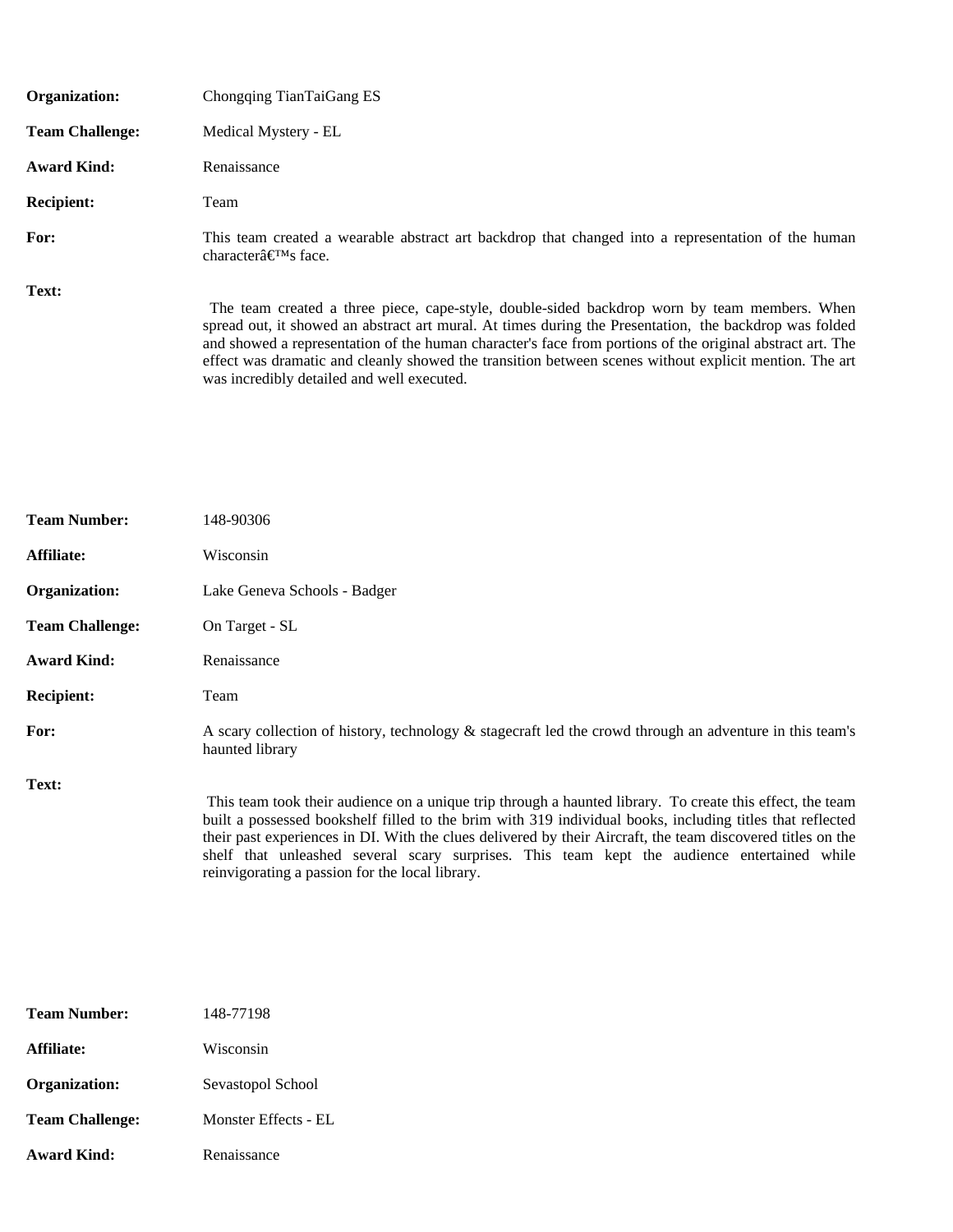**Organization:** Chongqing TianTaiGang ES

**Team Challenge:** Medical Mystery - EL

**Award Kind:** Renaissance

**Recipient:** Team

**For:** This team created a wearable abstract art backdrop that changed into a representation of the human characterâ€™s face.

**Text:**

The team created a three piece, cape-style, double-sided backdrop worn by team members. When spread out, it showed an abstract art mural. At times during the Presentation, the backdrop was folded and showed a representation of the human character's face from portions of the original abstract art. The effect was dramatic and cleanly showed the transition between scenes without explicit mention. The art was incredibly detailed and well executed.

**Team Number:** 148-90306

**Affiliate:** Wisconsin

**Organization:** Lake Geneva Schools - Badger

**Team Challenge:** On Target - SL

**Award Kind:** Renaissance

**Recipient:** Team

**For:** A scary collection of history, technology & stagecraft led the crowd through an adventure in this team's haunted library

**Text:**

This team took their audience on a unique trip through a haunted library. To create this effect, the team built a possessed bookshelf filled to the brim with 319 individual books, including titles that reflected their past experiences in DI. With the clues delivered by their Aircraft, the team discovered titles on the shelf that unleashed several scary surprises. This team kept the audience entertained while reinvigorating a passion for the local library.

**Team Number:** 148-77198

**Affiliate:** Wisconsin

**Organization:** Sevastopol School

**Team Challenge:** Monster Effects - EL

**Award Kind:** Renaissance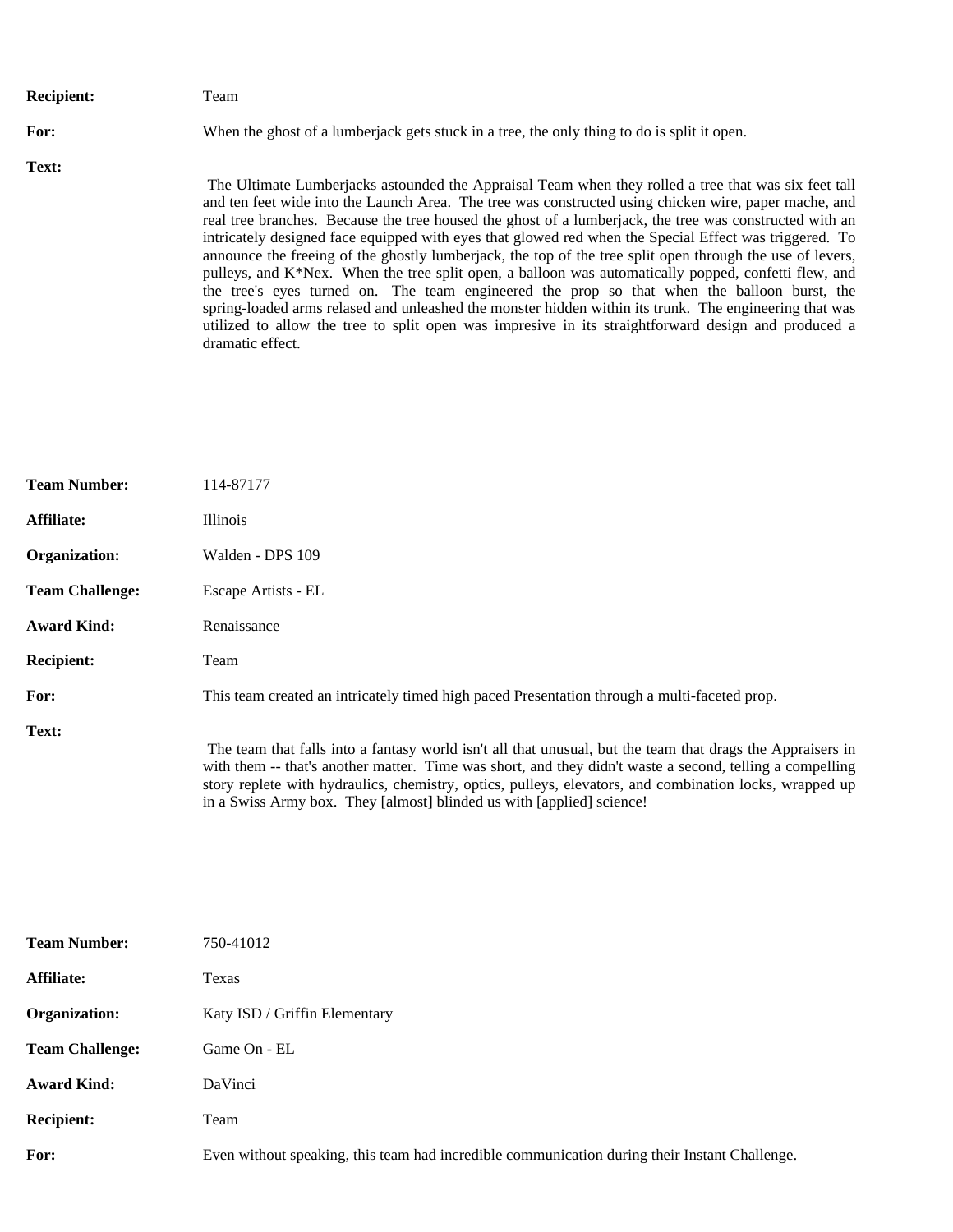**Recipient:** Team

**For:** When the ghost of a lumberjack gets stuck in a tree, the only thing to do is split it open.

**Text:**

The Ultimate Lumberjacks astounded the Appraisal Team when they rolled a tree that was six feet tall and ten feet wide into the Launch Area. The tree was constructed using chicken wire, paper mache, and real tree branches. Because the tree housed the ghost of a lumberjack, the tree was constructed with an intricately designed face equipped with eyes that glowed red when the Special Effect was triggered. To announce the freeing of the ghostly lumberjack, the top of the tree split open through the use of levers, pulleys, and K*Nex. When the tree split open, a balloon was automatically popped, confetti flew, and the tree's eyes turned on. The team engineered the prop so that when the balloon burst, the spring-loaded arms relased and unleashed the monster hidden within its trunk. The engineering that was utilized to allow the tree to split open was impresive in its straightforward design and produced a dramatic effect.

**Team Number:** 114-87177

**Affiliate:** Illinois

**Organization:** Walden - DPS 109

**Team Challenge:** Escape Artists - EL

**Award Kind:** Renaissance

**Recipient:** Team

**For:** This team created an intricately timed high paced Presentation through a multi-faceted prop.

**Text:**

The team that falls into a fantasy world isn't all that unusual, but the team that drags the Appraisers in with them -- that's another matter. Time was short, and they didn't waste a second, telling a compelling story replete with hydraulics, chemistry, optics, pulleys, elevators, and combination locks, wrapped up in a Swiss Army box. They [almost] blinded us with [applied] science!

**Team Number:** 750-41012

**Affiliate:** Texas

**Organization:** Katy ISD / Griffin Elementary

**Team Challenge:** Game On - EL

**Award Kind:** DaVinci

**Recipient:** Team

**For:** Even without speaking, this team had incredible communication during their Instant Challenge.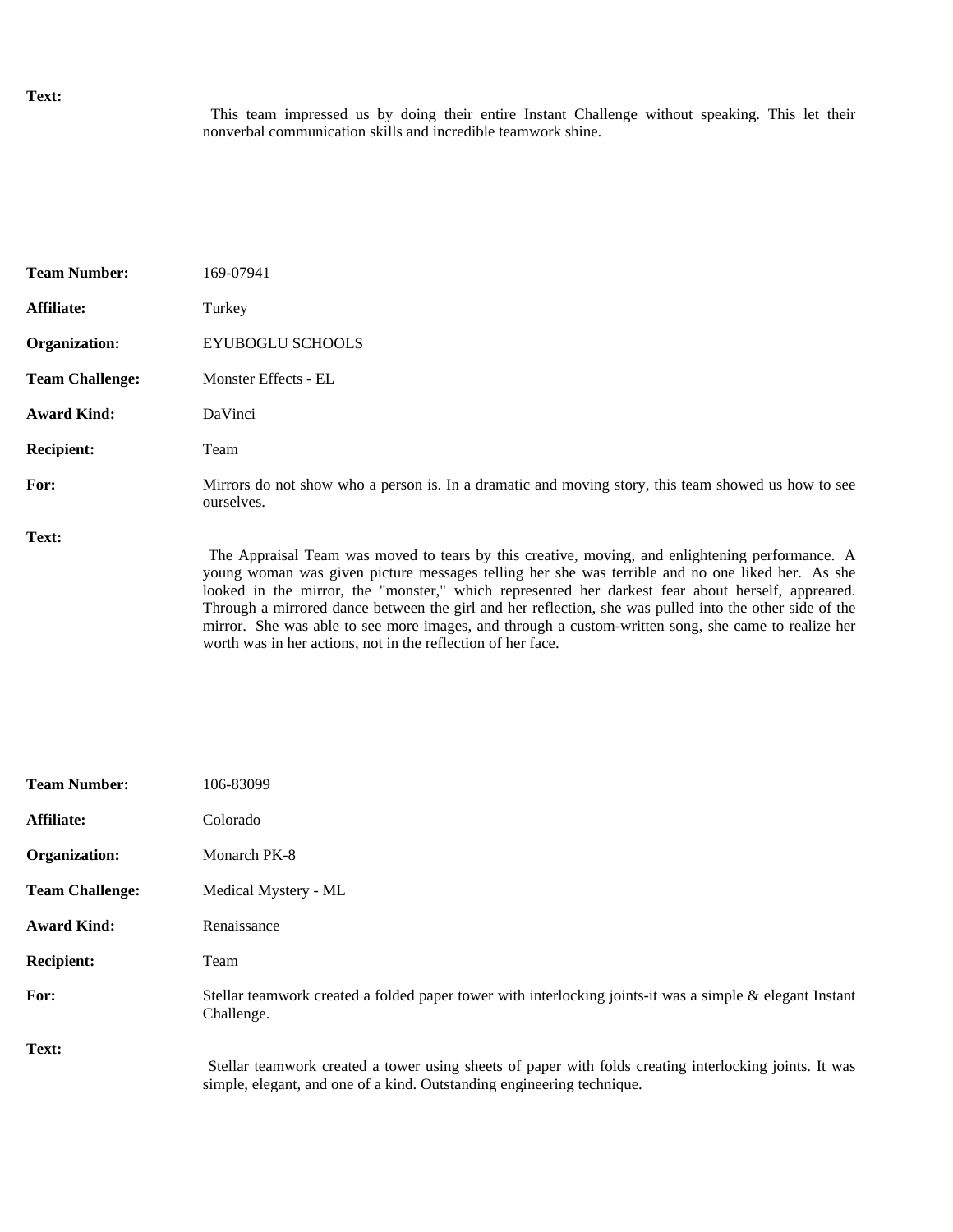**Text:**

This team impressed us by doing their entire Instant Challenge without speaking. This let their nonverbal communication skills and incredible teamwork shine.

| | |
|---|---|
| **Team Number:** | 169-07941 |
| **Affiliate:** | Turkey |
| **Organization:** | EYUBOGLU SCHOOLS |
| **Team Challenge:** | Monster Effects - EL |
| **Award Kind:** | DaVinci |
| **Recipient:** | Team |
| **For:** | Mirrors do not show who a person is. In a dramatic and moving story, this team showed us how to see ourselves. |

**Text:**

The Appraisal Team was moved to tears by this creative, moving, and enlightening performance. A young woman was given picture messages telling her she was terrible and no one liked her. As she looked in the mirror, the "monster," which represented her darkest fear about herself, appeared. Through a mirrored dance between the girl and her reflection, she was pulled into the other side of the mirror. She was able to see more images, and through a custom-written song, she came to realize her worth was in her actions, not in the reflection of her face.

| | |
|---|---|
| **Team Number:** | 106-83099 |
| **Affiliate:** | Colorado |
| **Organization:** | Monarch PK-8 |
| **Team Challenge:** | Medical Mystery - ML |
| **Award Kind:** | Renaissance |
| **Recipient:** | Team |
| **For:** | Stellar teamwork created a folded paper tower with interlocking joints-it was a simple & elegant Instant Challenge. |

**Text:**

Stellar teamwork created a tower using sheets of paper with folds creating interlocking joints. It was simple, elegant, and one of a kind. Outstanding engineering technique.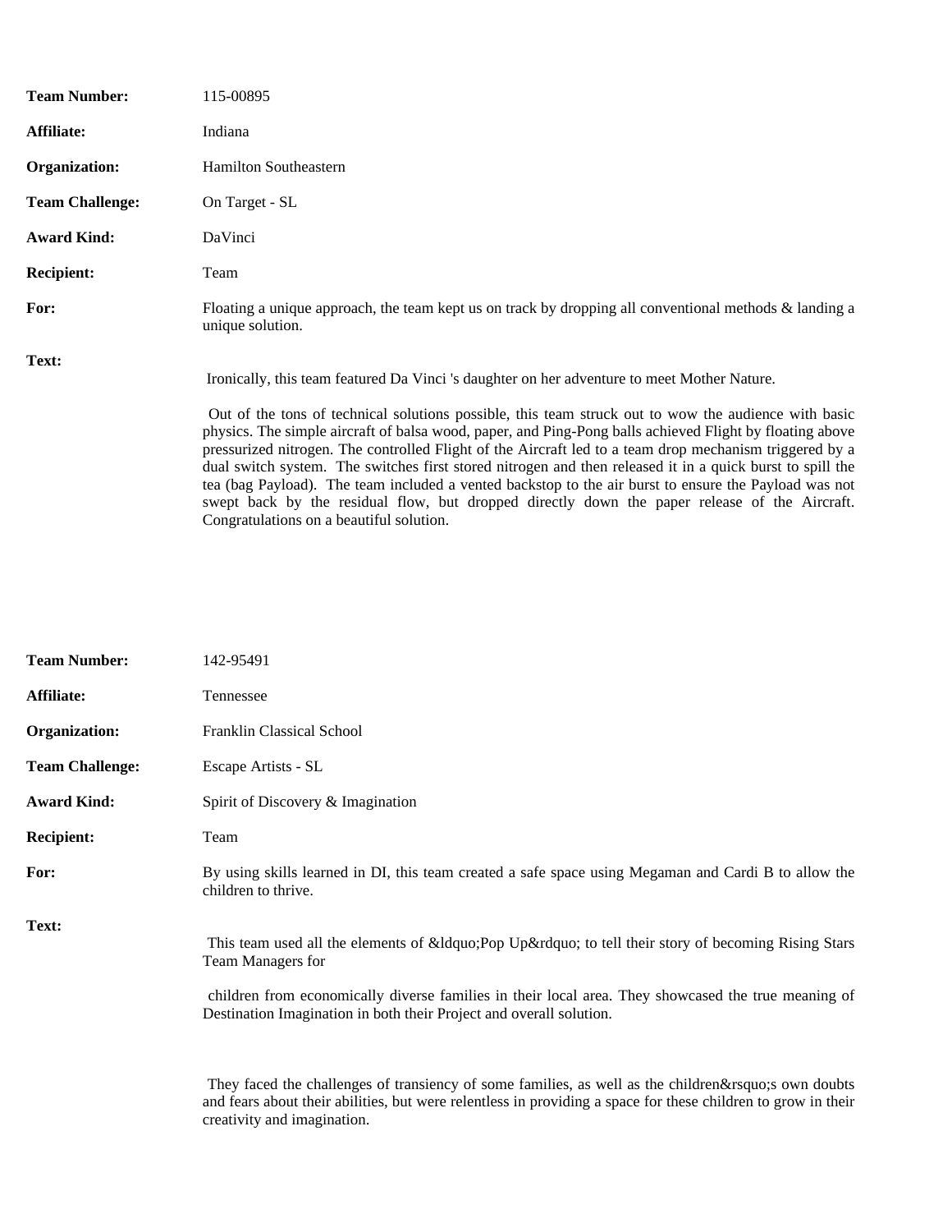**Team Number:** 115-00895

**Affiliate:** Indiana

**Organization:** Hamilton Southeastern

**Team Challenge:** On Target - SL

**Award Kind:** DaVinci

**Recipient:** Team

**For:** Floating a unique approach, the team kept us on track by dropping all conventional methods & landing a unique solution.

**Text:**

Ironically, this team featured Da Vinci 's daughter on her adventure to meet Mother Nature.

Out of the tons of technical solutions possible, this team struck out to wow the audience with basic physics. The simple aircraft of balsa wood, paper, and Ping-Pong balls achieved Flight by floating above pressurized nitrogen. The controlled Flight of the Aircraft led to a team drop mechanism triggered by a dual switch system. The switches first stored nitrogen and then released it in a quick burst to spill the tea (bag Payload). The team included a vented backstop to the air burst to ensure the Payload was not swept back by the residual flow, but dropped directly down the paper release of the Aircraft. Congratulations on a beautiful solution.

**Team Number:** 142-95491

**Affiliate:** Tennessee

**Organization:** Franklin Classical School

**Team Challenge:** Escape Artists - SL

**Award Kind:** Spirit of Discovery & Imagination

**Recipient:** Team

**For:** By using skills learned in DI, this team created a safe space using Megaman and Cardi B to allow the children to thrive.

**Text:**

This team used all the elements of &ldquo;Pop Up&rdquo; to tell their story of becoming Rising Stars Team Managers for

children from economically diverse families in their local area. They showcased the true meaning of Destination Imagination in both their Project and overall solution.

They faced the challenges of transiency of some families, as well as the children&rsquo;s own doubts and fears about their abilities, but were relentless in providing a space for these children to grow in their creativity and imagination.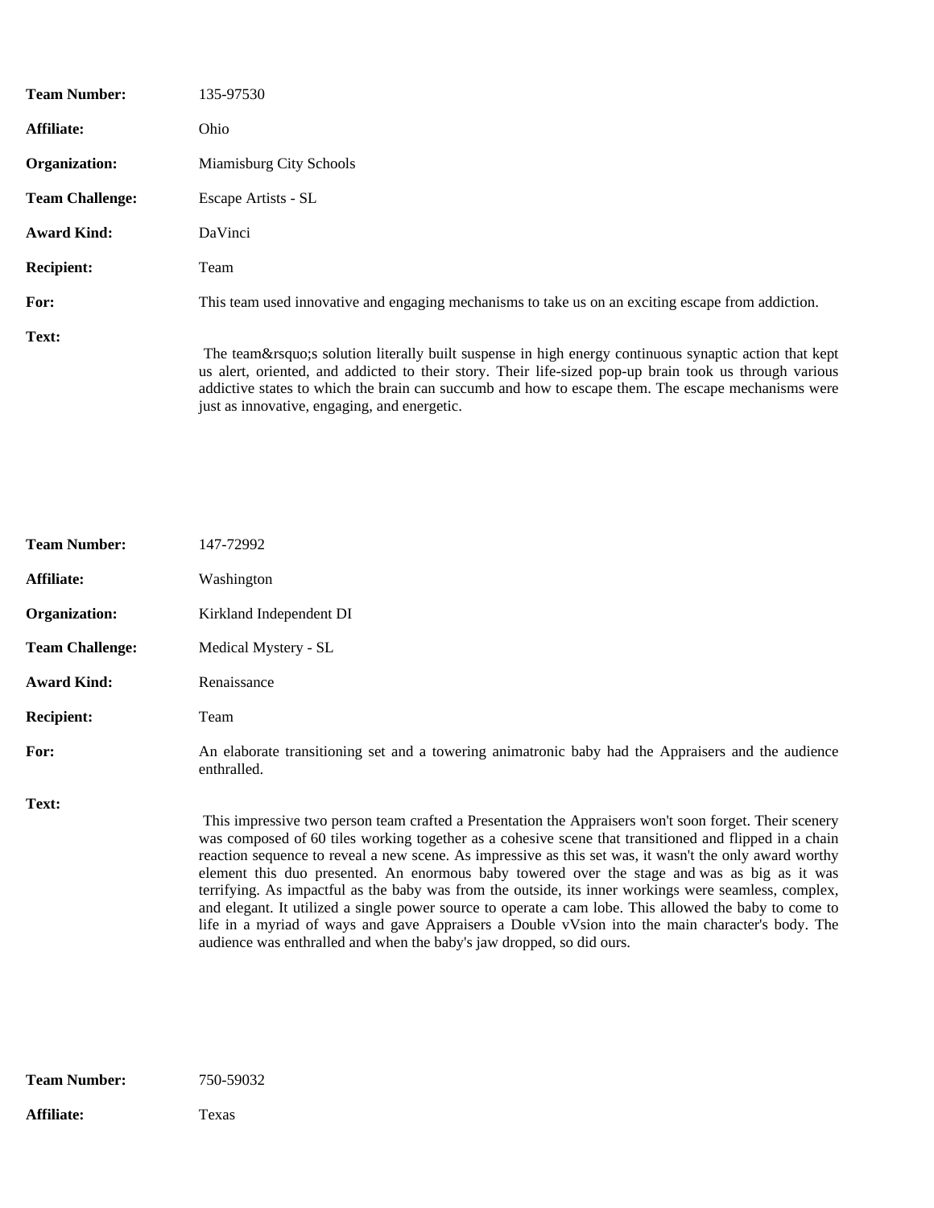**Team Number:** 135-97530

**Affiliate:** Ohio

**Organization:** Miamisburg City Schools

**Team Challenge:** Escape Artists - SL

**Award Kind:** DaVinci

**Recipient:** Team

**For:** This team used innovative and engaging mechanisms to take us on an exciting escape from addiction.

**Text:**

The team&rsquo;s solution literally built suspense in high energy continuous synaptic action that kept us alert, oriented, and addicted to their story. Their life-sized pop-up brain took us through various addictive states to which the brain can succumb and how to escape them. The escape mechanisms were just as innovative, engaging, and energetic.

**Team Number:** 147-72992

**Affiliate:** Washington

**Organization:** Kirkland Independent DI

**Team Challenge:** Medical Mystery - SL

**Award Kind:** Renaissance

**Recipient:** Team

**For:** An elaborate transitioning set and a towering animatronic baby had the Appraisers and the audience enthralled.

**Text:**

This impressive two person team crafted a Presentation the Appraisers won't soon forget. Their scenery was composed of 60 tiles working together as a cohesive scene that transitioned and flipped in a chain reaction sequence to reveal a new scene. As impressive as this set was, it wasn't the only award worthy element this duo presented. An enormous baby towered over the stage and was as big as it was terrifying. As impactful as the baby was from the outside, its inner workings were seamless, complex, and elegant. It utilized a single power source to operate a cam lobe. This allowed the baby to come to life in a myriad of ways and gave Appraisers a Double vVsion into the main character's body. The audience was enthralled and when the baby's jaw dropped, so did ours.

**Team Number:** 750-59032

**Affiliate:** Texas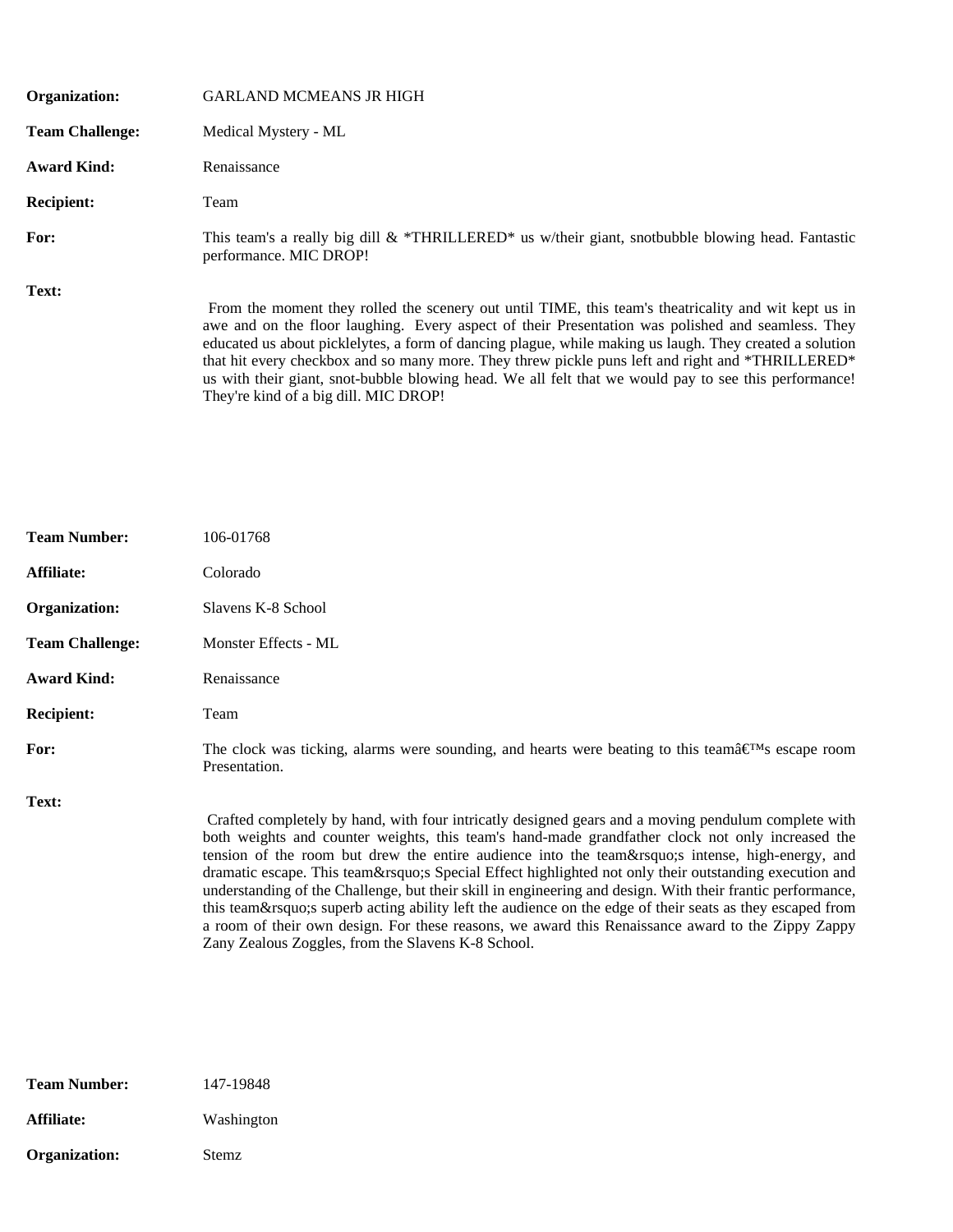**Organization:** GARLAND MCMEANS JR HIGH

**Team Challenge:** Medical Mystery - ML

**Award Kind:** Renaissance

**Recipient:** Team

**For:** This team's a really big dill & *THRILLERED* us w/their giant, snotbubble blowing head. Fantastic performance. MIC DROP!

**Text:**

From the moment they rolled the scenery out until TIME, this team's theatricality and wit kept us in awe and on the floor laughing. Every aspect of their Presentation was polished and seamless. They educated us about picklelytes, a form of dancing plague, while making us laugh. They created a solution that hit every checkbox and so many more. They threw pickle puns left and right and *THRILLERED* us with their giant, snot-bubble blowing head. We all felt that we would pay to see this performance! They're kind of a big dill. MIC DROP!

**Team Number:** 106-01768

**Affiliate:** Colorado

**Organization:** Slavens K-8 School

**Team Challenge:** Monster Effects - ML

**Award Kind:** Renaissance

**Recipient:** Team

**For:** The clock was ticking, alarms were sounding, and hearts were beating to this teamâ€™s escape room Presentation.

**Text:**

Crafted completely by hand, with four intricatly designed gears and a moving pendulum complete with both weights and counter weights, this team's hand-made grandfather clock not only increased the tension of the room but drew the entire audience into the team&rsquo;s intense, high-energy, and dramatic escape. This team&rsquo;s Special Effect highlighted not only their outstanding execution and understanding of the Challenge, but their skill in engineering and design. With their frantic performance, this team&rsquo;s superb acting ability left the audience on the edge of their seats as they escaped from a room of their own design. For these reasons, we award this Renaissance award to the Zippy Zappy Zany Zealous Zoggles, from the Slavens K-8 School.

**Team Number:** 147-19848

**Affiliate:** Washington

**Organization:** Stemz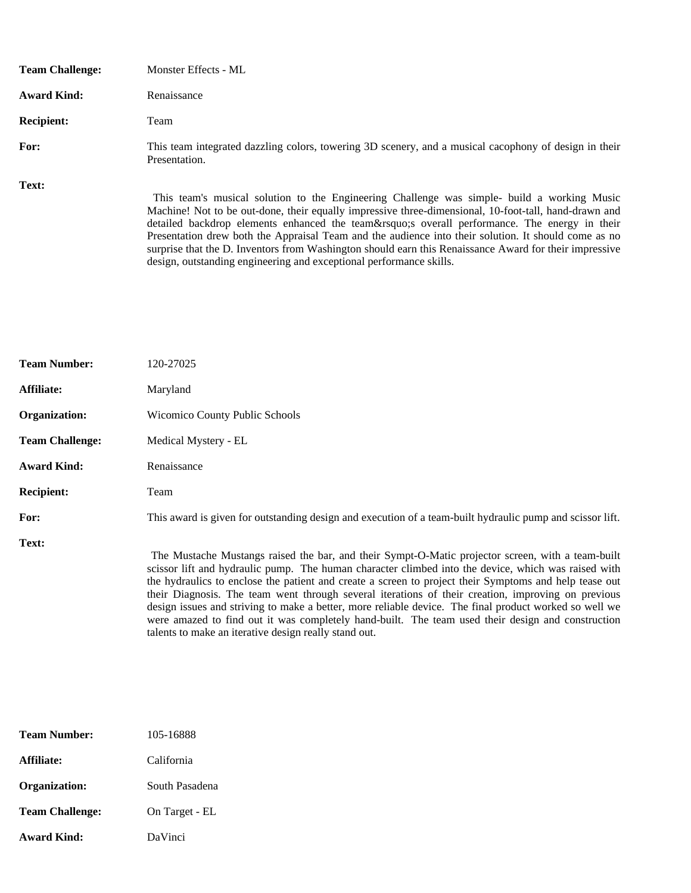**Team Challenge:** Monster Effects - ML

**Award Kind:** Renaissance

**Recipient:** Team

**For:** This team integrated dazzling colors, towering 3D scenery, and a musical cacophony of design in their Presentation.

**Text:**

This team's musical solution to the Engineering Challenge was simple- build a working Music Machine! Not to be out-done, their equally impressive three-dimensional, 10-foot-tall, hand-drawn and detailed backdrop elements enhanced the team&rsquo;s overall performance. The energy in their Presentation drew both the Appraisal Team and the audience into their solution. It should come as no surprise that the D. Inventors from Washington should earn this Renaissance Award for their impressive design, outstanding engineering and exceptional performance skills.

**Team Number:** 120-27025

**Affiliate:** Maryland

**Organization:** Wicomico County Public Schools

**Team Challenge:** Medical Mystery - EL

**Award Kind:** Renaissance

**Recipient:** Team

**For:** This award is given for outstanding design and execution of a team-built hydraulic pump and scissor lift.

**Text:**

The Mustache Mustangs raised the bar, and their Sympt-O-Matic projector screen, with a team-built scissor lift and hydraulic pump. The human character climbed into the device, which was raised with the hydraulics to enclose the patient and create a screen to project their Symptoms and help tease out their Diagnosis. The team went through several iterations of their creation, improving on previous design issues and striving to make a better, more reliable device. The final product worked so well we were amazed to find out it was completely hand-built. The team used their design and construction talents to make an iterative design really stand out.

**Team Number:** 105-16888

**Affiliate:** California

**Organization:** South Pasadena

**Team Challenge:** On Target - EL

**Award Kind:** DaVinci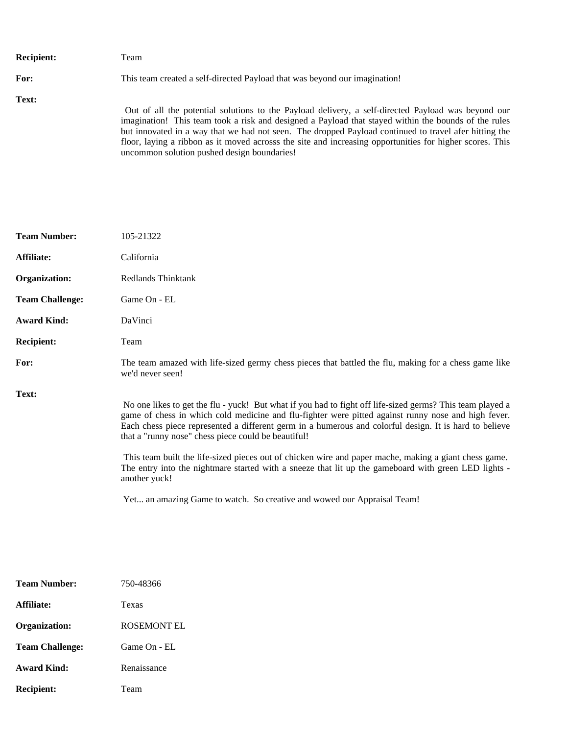**Recipient:** Team

**For:** This team created a self-directed Payload that was beyond our imagination!

**Text:**

Out of all the potential solutions to the Payload delivery, a self-directed Payload was beyond our imagination! This team took a risk and designed a Payload that stayed within the bounds of the rules but innovated in a way that we had not seen. The dropped Payload continued to travel afer hitting the floor, laying a ribbon as it moved acrosss the site and increasing opportunities for higher scores. This uncommon solution pushed design boundaries!

**Team Number:** 105-21322

**Affiliate:** California

**Organization:** Redlands Thinktank

**Team Challenge:** Game On - EL

**Award Kind:** DaVinci

**Recipient:** Team

**For:** The team amazed with life-sized germy chess pieces that battled the flu, making for a chess game like we'd never seen!

**Text:**

No one likes to get the flu - yuck! But what if you had to fight off life-sized germs? This team played a game of chess in which cold medicine and flu-fighter were pitted against runny nose and high fever. Each chess piece represented a different germ in a humerous and colorful design. It is hard to believe that a "runny nose" chess piece could be beautiful!

This team built the life-sized pieces out of chicken wire and paper mache, making a giant chess game. The entry into the nightmare started with a sneeze that lit up the gameboard with green LED lights - another yuck!

Yet... an amazing Game to watch. So creative and wowed our Appraisal Team!

**Team Number:** 750-48366

**Affiliate:** Texas

**Organization:** ROSEMONT EL

**Team Challenge:** Game On - EL

**Award Kind:** Renaissance

**Recipient:** Team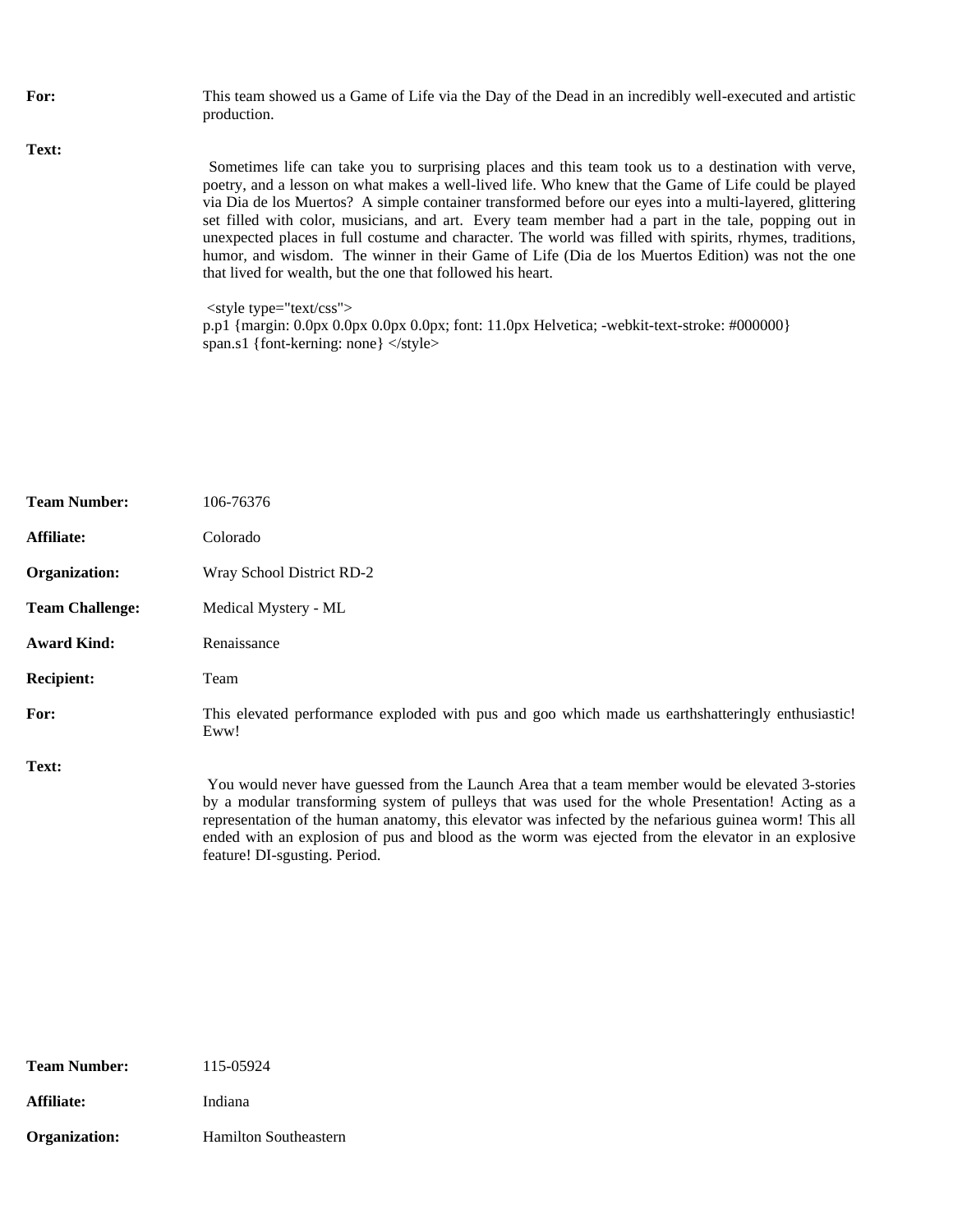**For:** This team showed us a Game of Life via the Day of the Dead in an incredibly well-executed and artistic production.

**Text:**

Sometimes life can take you to surprising places and this team took us to a destination with verve, poetry, and a lesson on what makes a well-lived life. Who knew that the Game of Life could be played via Dia de los Muertos? A simple container transformed before our eyes into a multi-layered, glittering set filled with color, musicians, and art. Every team member had a part in the tale, popping out in unexpected places in full costume and character. The world was filled with spirits, rhymes, traditions, humor, and wisdom. The winner in their Game of Life (Dia de los Muertos Edition) was not the one that lived for wealth, but the one that followed his heart.

<style type="text/css">
p.p1 {margin: 0.0px 0.0px 0.0px 0.0px; font: 11.0px Helvetica; -webkit-text-stroke: #000000}
span.s1 {font-kerning: none} </style>

**Team Number:** 106-76376

**Affiliate:** Colorado

**Organization:** Wray School District RD-2

**Team Challenge:** Medical Mystery - ML

**Award Kind:** Renaissance

**Recipient:** Team

**For:** This elevated performance exploded with pus and goo which made us earthshatteringly enthusiastic! Eww!

**Text:**

You would never have guessed from the Launch Area that a team member would be elevated 3-stories by a modular transforming system of pulleys that was used for the whole Presentation! Acting as a representation of the human anatomy, this elevator was infected by the nefarious guinea worm! This all ended with an explosion of pus and blood as the worm was ejected from the elevator in an explosive feature! DI-sgusting. Period.

**Team Number:** 115-05924

**Affiliate:** Indiana

**Organization:** Hamilton Southeastern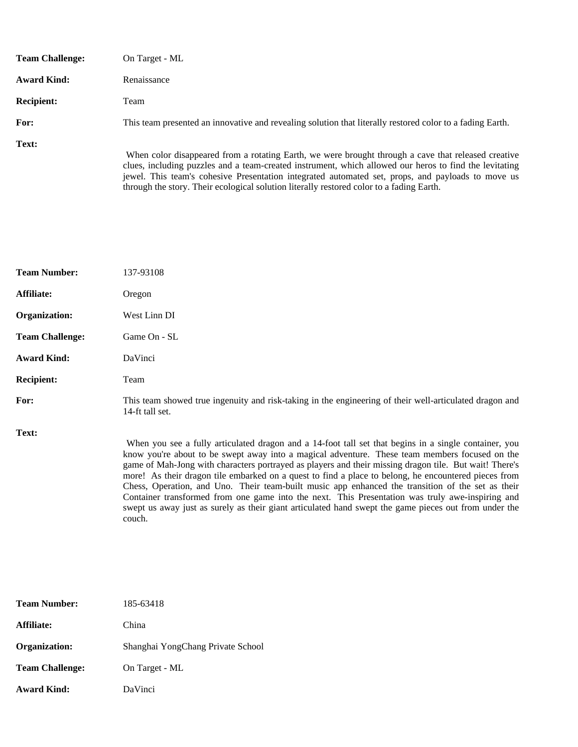**Team Challenge:** On Target - ML

**Award Kind:** Renaissance

**Recipient:** Team

**For:** This team presented an innovative and revealing solution that literally restored color to a fading Earth.

**Text:**

When color disappeared from a rotating Earth, we were brought through a cave that released creative clues, including puzzles and a team-created instrument, which allowed our heros to find the levitating jewel. This team's cohesive Presentation integrated automated set, props, and payloads to move us through the story. Their ecological solution literally restored color to a fading Earth.

**Team Number:** 137-93108

**Affiliate:** Oregon

**Organization:** West Linn DI

**Team Challenge:** Game On - SL

**Award Kind:** DaVinci

**Recipient:** Team

**For:** This team showed true ingenuity and risk-taking in the engineering of their well-articulated dragon and 14-ft tall set.

**Text:**

When you see a fully articulated dragon and a 14-foot tall set that begins in a single container, you know you're about to be swept away into a magical adventure. These team members focused on the game of Mah-Jong with characters portrayed as players and their missing dragon tile. But wait! There's more! As their dragon tile embarked on a quest to find a place to belong, he encountered pieces from Chess, Operation, and Uno. Their team-built music app enhanced the transition of the set as their Container transformed from one game into the next. This Presentation was truly awe-inspiring and swept us away just as surely as their giant articulated hand swept the game pieces out from under the couch.

**Team Number:** 185-63418

**Affiliate:** China

**Organization:** Shanghai YongChang Private School

**Team Challenge:** On Target - ML

**Award Kind:** DaVinci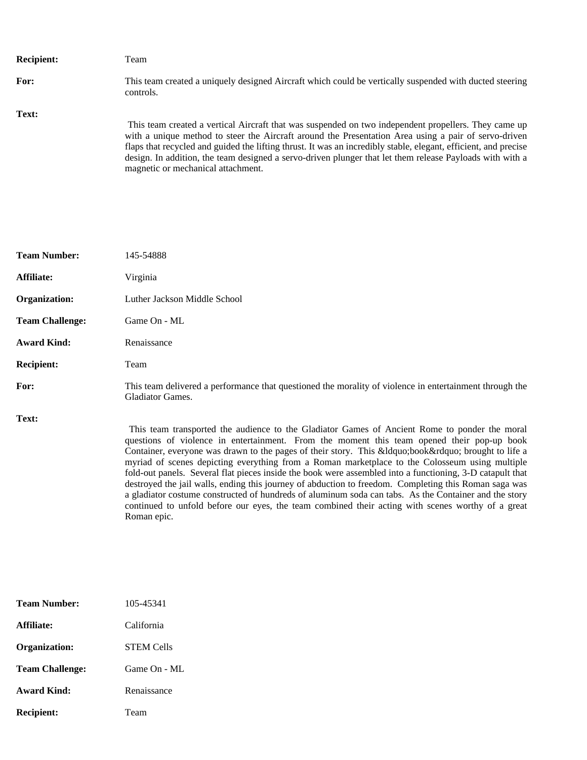**Recipient:** Team

**For:** This team created a uniquely designed Aircraft which could be vertically suspended with ducted steering controls.

**Text:**

This team created a vertical Aircraft that was suspended on two independent propellers. They came up with a unique method to steer the Aircraft around the Presentation Area using a pair of servo-driven flaps that recycled and guided the lifting thrust. It was an incredibly stable, elegant, efficient, and precise design. In addition, the team designed a servo-driven plunger that let them release Payloads with with a magnetic or mechanical attachment.

**Team Number:** 145-54888

**Affiliate:** Virginia

**Organization:** Luther Jackson Middle School

**Team Challenge:** Game On - ML

**Award Kind:** Renaissance

**Recipient:** Team

**For:** This team delivered a performance that questioned the morality of violence in entertainment through the Gladiator Games.

**Text:**

This team transported the audience to the Gladiator Games of Ancient Rome to ponder the moral questions of violence in entertainment. From the moment this team opened their pop-up book Container, everyone was drawn to the pages of their story. This &ldquo;book&rdquo; brought to life a myriad of scenes depicting everything from a Roman marketplace to the Colosseum using multiple fold-out panels. Several flat pieces inside the book were assembled into a functioning, 3-D catapult that destroyed the jail walls, ending this journey of abduction to freedom. Completing this Roman saga was a gladiator costume constructed of hundreds of aluminum soda can tabs. As the Container and the story continued to unfold before our eyes, the team combined their acting with scenes worthy of a great Roman epic.

**Team Number:** 105-45341

**Affiliate:** California

**Organization:** STEM Cells

**Team Challenge:** Game On - ML

**Award Kind:** Renaissance

**Recipient:** Team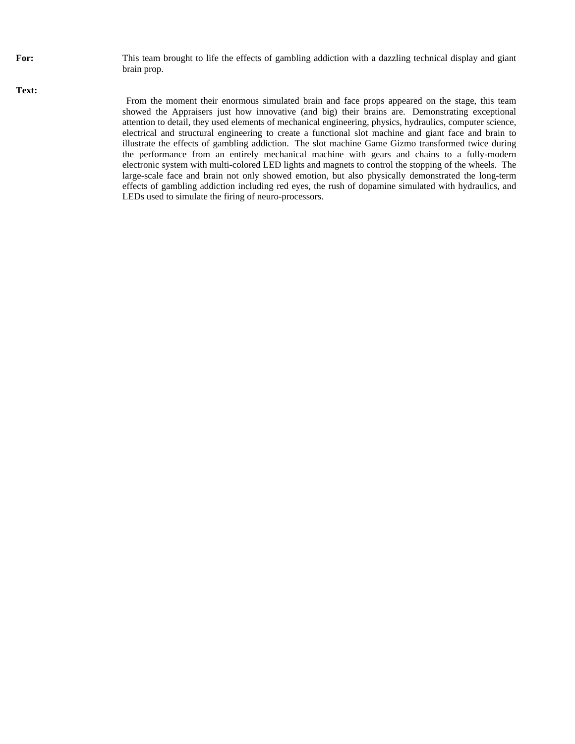**For:** This team brought to life the effects of gambling addiction with a dazzling technical display and giant brain prop.

**Text:**

From the moment their enormous simulated brain and face props appeared on the stage, this team showed the Appraisers just how innovative (and big) their brains are. Demonstrating exceptional attention to detail, they used elements of mechanical engineering, physics, hydraulics, computer science, electrical and structural engineering to create a functional slot machine and giant face and brain to illustrate the effects of gambling addiction. The slot machine Game Gizmo transformed twice during the performance from an entirely mechanical machine with gears and chains to a fully-modern electronic system with multi-colored LED lights and magnets to control the stopping of the wheels. The large-scale face and brain not only showed emotion, but also physically demonstrated the long-term effects of gambling addiction including red eyes, the rush of dopamine simulated with hydraulics, and LEDs used to simulate the firing of neuro-processors.